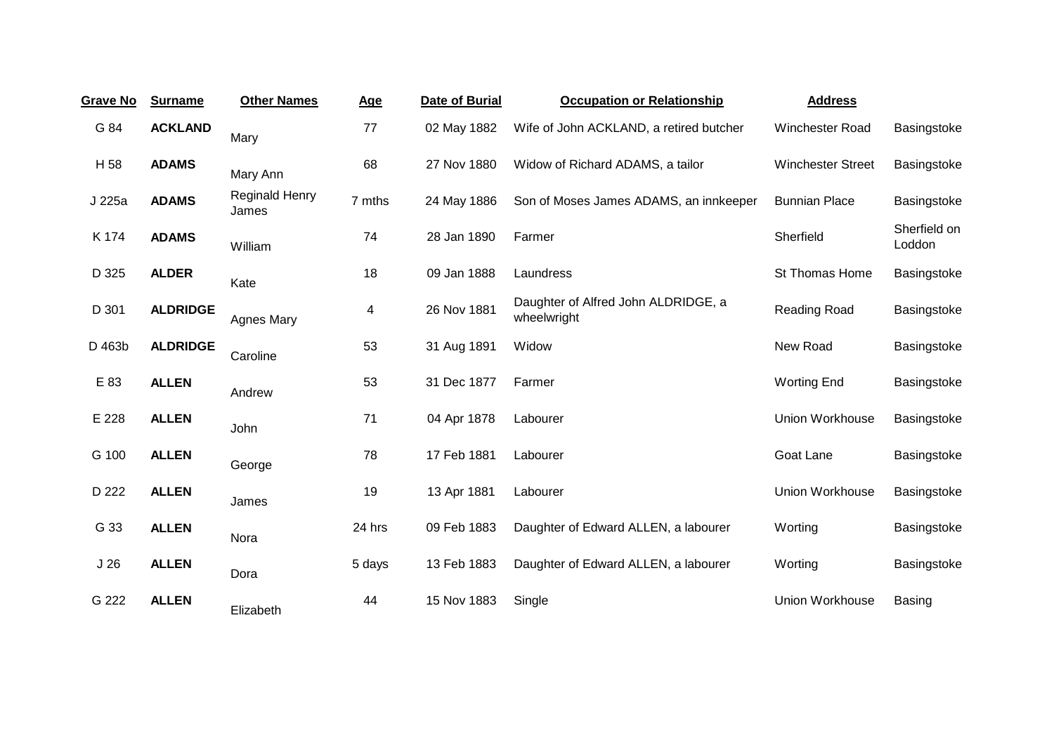| Grave No | Surname | Other Names | Age | Date of Burial | Occupation or Relationship | Address | |
|---|---|---|---|---|---|---|---|
| G 84 | **ACKLAND** | Mary | 77 | 02 May 1882 | Wife of John ACKLAND, a retired butcher | Winchester Road | Basingstoke |
| H 58 | **ADAMS** | Mary Ann | 68 | 27 Nov 1880 | Widow of Richard ADAMS, a tailor | Winchester Street | Basingstoke |
| J 225a | **ADAMS** | Reginald Henry James | 7 mths | 24 May 1886 | Son of Moses James ADAMS, an innkeeper | Bunnian Place | Basingstoke |
| K 174 | **ADAMS** | William | 74 | 28 Jan 1890 | Farmer | Sherfield | Sherfield on Loddon |
| D 325 | **ALDER** | Kate | 18 | 09 Jan 1888 | Laundress | St Thomas Home | Basingstoke |
| D 301 | **ALDRIDGE** | Agnes Mary | 4 | 26 Nov 1881 | Daughter of Alfred John ALDRIDGE, a wheelwright | Reading Road | Basingstoke |
| D 463b | **ALDRIDGE** | Caroline | 53 | 31 Aug 1891 | Widow | New Road | Basingstoke |
| E 83 | **ALLEN** | Andrew | 53 | 31 Dec 1877 | Farmer | Worting End | Basingstoke |
| E 228 | **ALLEN** | John | 71 | 04 Apr 1878 | Labourer | Union Workhouse | Basingstoke |
| G 100 | **ALLEN** | George | 78 | 17 Feb 1881 | Labourer | Goat Lane | Basingstoke |
| D 222 | **ALLEN** | James | 19 | 13 Apr 1881 | Labourer | Union Workhouse | Basingstoke |
| G 33 | **ALLEN** | Nora | 24 hrs | 09 Feb 1883 | Daughter of Edward ALLEN, a labourer | Worting | Basingstoke |
| J 26 | **ALLEN** | Dora | 5 days | 13 Feb 1883 | Daughter of Edward ALLEN, a labourer | Worting | Basingstoke |
| G 222 | **ALLEN** | Elizabeth | 44 | 15 Nov 1883 | Single | Union Workhouse | Basing |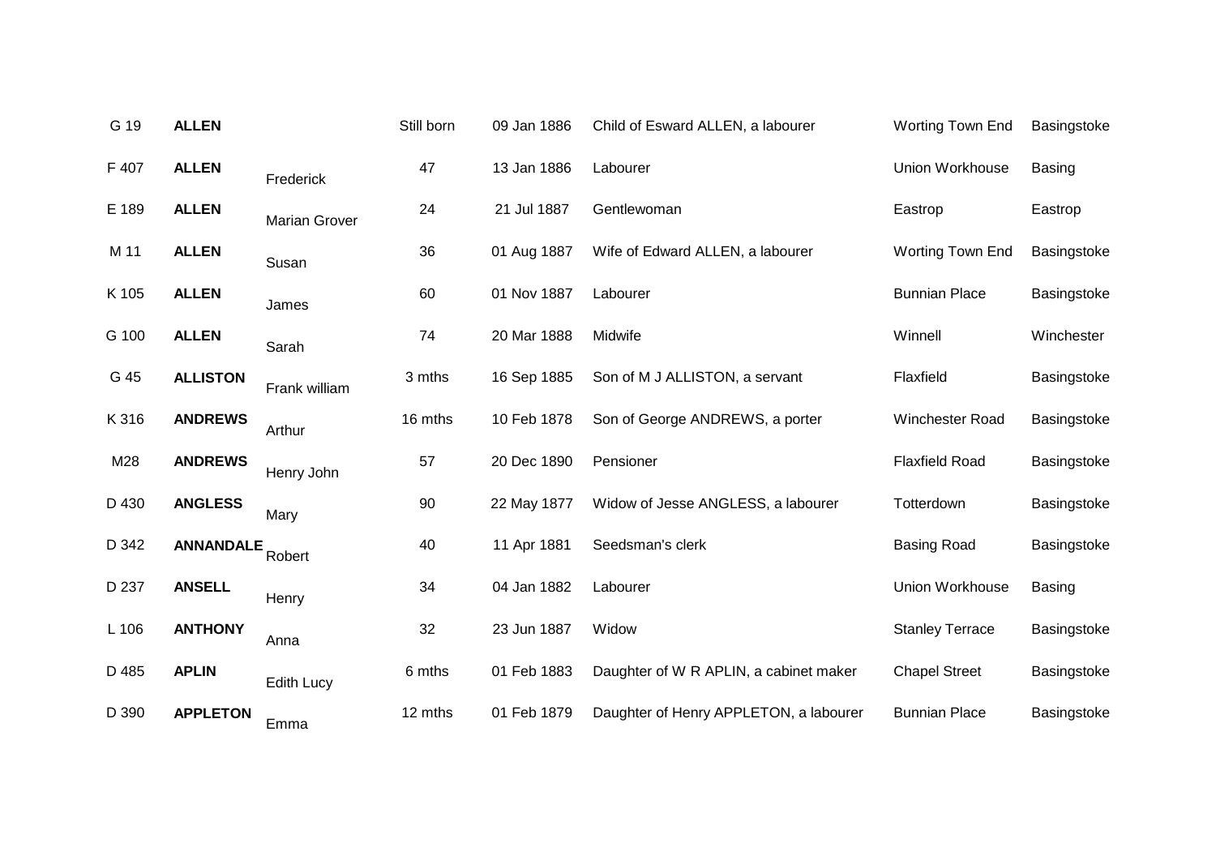| | | | | | | | |
|---|---|---|---|---|---|---|---|
| G 19 | **ALLEN** | | Still born | 09 Jan 1886 | Child of Esward ALLEN, a labourer | Worting Town End | Basingstoke |
| F 407 | **ALLEN** | Frederick | 47 | 13 Jan 1886 | Labourer | Union Workhouse | Basing |
| E 189 | **ALLEN** | Marian Grover | 24 | 21 Jul 1887 | Gentlewoman | Eastrop | Eastrop |
| M 11 | **ALLEN** | Susan | 36 | 01 Aug 1887 | Wife of Edward ALLEN, a labourer | Worting Town End | Basingstoke |
| K 105 | **ALLEN** | James | 60 | 01 Nov 1887 | Labourer | Bunnian Place | Basingstoke |
| G 100 | **ALLEN** | Sarah | 74 | 20 Mar 1888 | Midwife | Winnell | Winchester |
| G 45 | **ALLISTON** | Frank william | 3 mths | 16 Sep 1885 | Son of M J ALLISTON, a servant | Flaxfield | Basingstoke |
| K 316 | **ANDREWS** | Arthur | 16 mths | 10 Feb 1878 | Son of George ANDREWS, a porter | Winchester Road | Basingstoke |
| M28 | **ANDREWS** | Henry John | 57 | 20 Dec 1890 | Pensioner | Flaxfield Road | Basingstoke |
| D 430 | **ANGLESS** | Mary | 90 | 22 May 1877 | Widow of Jesse ANGLESS, a labourer | Totterdown | Basingstoke |
| D 342 | **ANNANDALE** | Robert | 40 | 11 Apr 1881 | Seedsman's clerk | Basing Road | Basingstoke |
| D 237 | **ANSELL** | Henry | 34 | 04 Jan 1882 | Labourer | Union Workhouse | Basing |
| L 106 | **ANTHONY** | Anna | 32 | 23 Jun 1887 | Widow | Stanley Terrace | Basingstoke |
| D 485 | **APLIN** | Edith Lucy | 6 mths | 01 Feb 1883 | Daughter of W R APLIN, a cabinet maker | Chapel Street | Basingstoke |
| D 390 | **APPLETON** | Emma | 12 mths | 01 Feb 1879 | Daughter of Henry APPLETON, a labourer | Bunnian Place | Basingstoke |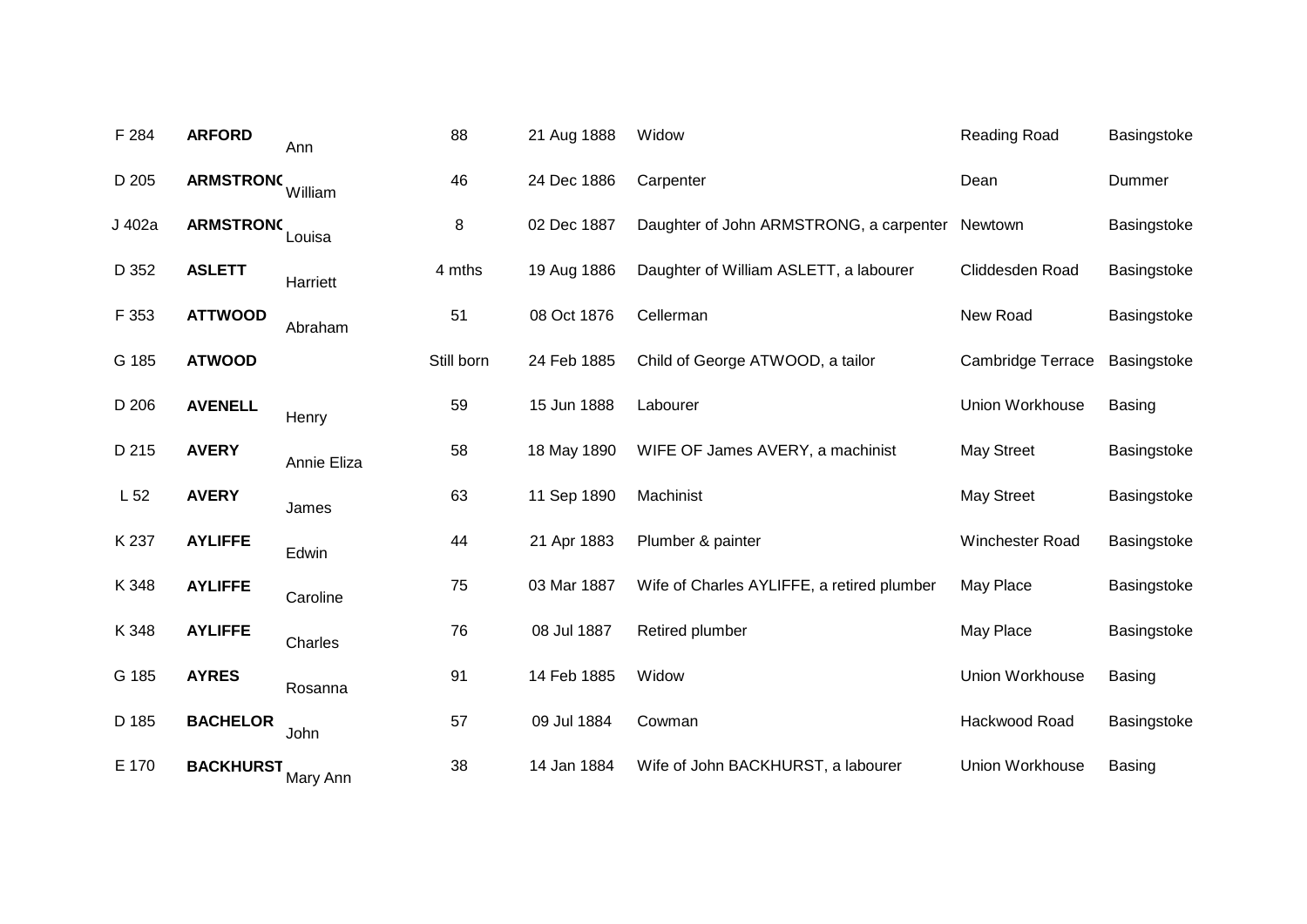| | | | | | | | |
|---|---|---|---|---|---|---|---|
| F 284 | **ARFORD** | Ann | 88 | 21 Aug 1888 | Widow | Reading Road | Basingstoke |
| D 205 | **ARMSTRONG** | William | 46 | 24 Dec 1886 | Carpenter | Dean | Dummer |
| J 402a | **ARMSTRONG** | Louisa | 8 | 02 Dec 1887 | Daughter of John ARMSTRONG, a carpenter | Newtown | Basingstoke |
| D 352 | **ASLETT** | Harriett | 4 mths | 19 Aug 1886 | Daughter of William ASLETT, a labourer | Cliddesden Road | Basingstoke |
| F 353 | **ATTWOOD** | Abraham | 51 | 08 Oct 1876 | Cellerman | New Road | Basingstoke |
| G 185 | **ATWOOD** | | Still born | 24 Feb 1885 | Child of George ATWOOD, a tailor | Cambridge Terrace | Basingstoke |
| D 206 | **AVENELL** | Henry | 59 | 15 Jun 1888 | Labourer | Union Workhouse | Basing |
| D 215 | **AVERY** | Annie Eliza | 58 | 18 May 1890 | WIFE OF James AVERY, a machinist | May Street | Basingstoke |
| L 52 | **AVERY** | James | 63 | 11 Sep 1890 | Machinist | May Street | Basingstoke |
| K 237 | **AYLIFFE** | Edwin | 44 | 21 Apr 1883 | Plumber & painter | Winchester Road | Basingstoke |
| K 348 | **AYLIFFE** | Caroline | 75 | 03 Mar 1887 | Wife of Charles AYLIFFE, a retired plumber | May Place | Basingstoke |
| K 348 | **AYLIFFE** | Charles | 76 | 08 Jul 1887 | Retired plumber | May Place | Basingstoke |
| G 185 | **AYRES** | Rosanna | 91 | 14 Feb 1885 | Widow | Union Workhouse | Basing |
| D 185 | **BACHELOR** | John | 57 | 09 Jul 1884 | Cowman | Hackwood Road | Basingstoke |
| E 170 | **BACKHURST** | Mary Ann | 38 | 14 Jan 1884 | Wife of John BACKHURST, a labourer | Union Workhouse | Basing |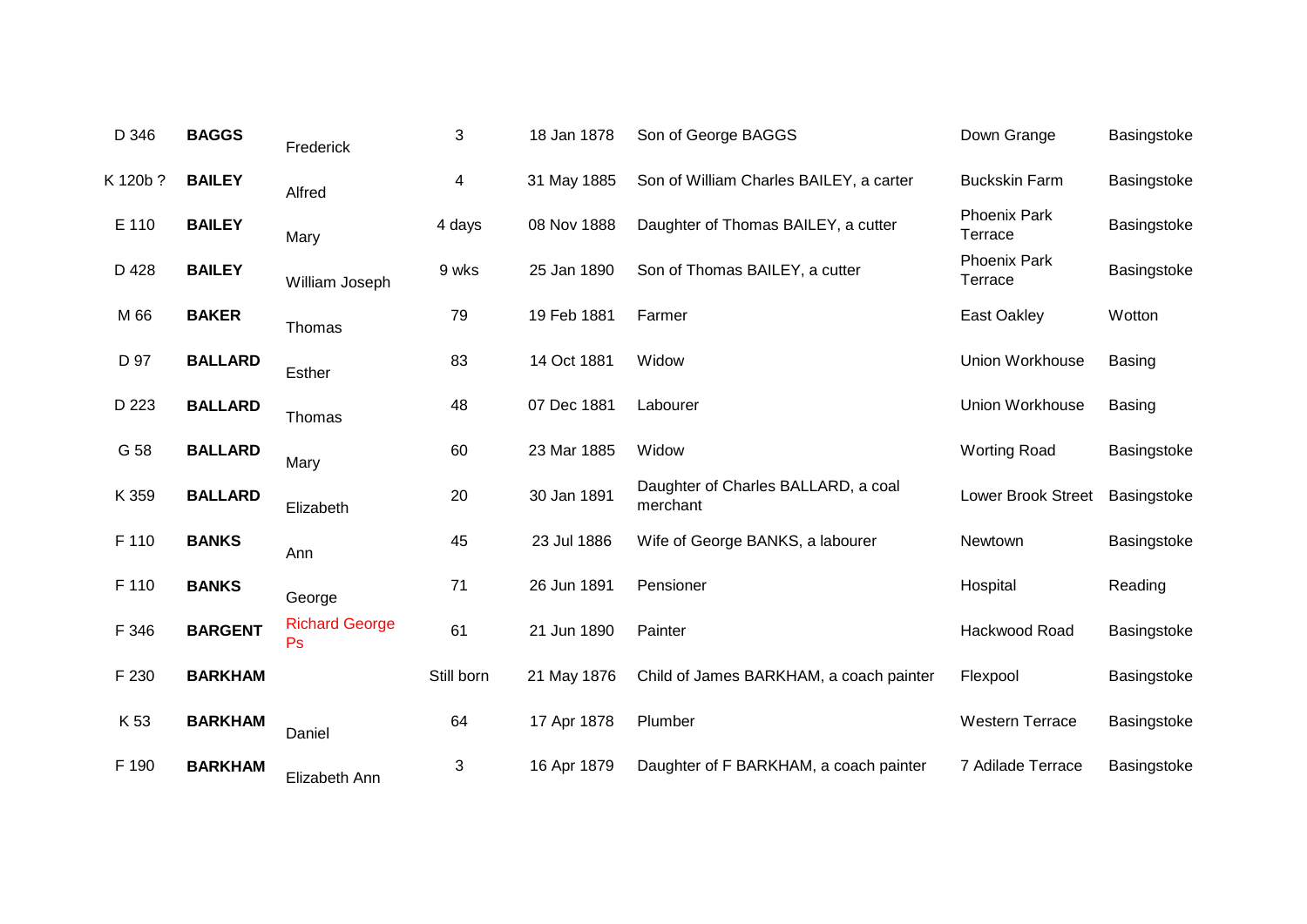| | | | | | | | |
|---|---|---|---|---|---|---|---|
| D 346 | **BAGGS** | Frederick | 3 | 18 Jan 1878 | Son of George BAGGS | Down Grange | Basingstoke |
| K 120b ? | **BAILEY** | Alfred | 4 | 31 May 1885 | Son of William Charles BAILEY, a carter | Buckskin Farm | Basingstoke |
| E 110 | **BAILEY** | Mary | 4 days | 08 Nov 1888 | Daughter of Thomas BAILEY, a cutter | Phoenix Park Terrace | Basingstoke |
| D 428 | **BAILEY** | William Joseph | 9 wks | 25 Jan 1890 | Son of Thomas BAILEY, a cutter | Phoenix Park Terrace | Basingstoke |
| M 66 | **BAKER** | Thomas | 79 | 19 Feb 1881 | Farmer | East Oakley | Wotton |
| D 97 | **BALLARD** | Esther | 83 | 14 Oct 1881 | Widow | Union Workhouse | Basing |
| D 223 | **BALLARD** | Thomas | 48 | 07 Dec 1881 | Labourer | Union Workhouse | Basing |
| G 58 | **BALLARD** | Mary | 60 | 23 Mar 1885 | Widow | Worting Road | Basingstoke |
| K 359 | **BALLARD** | Elizabeth | 20 | 30 Jan 1891 | Daughter of Charles BALLARD, a coal merchant | Lower Brook Street | Basingstoke |
| F 110 | **BANKS** | Ann | 45 | 23 Jul 1886 | Wife of George BANKS, a labourer | Newtown | Basingstoke |
| F 110 | **BANKS** | George | 71 | 26 Jun 1891 | Pensioner | Hospital | Reading |
| F 346 | **BARGENT** | Richard George Ps | 61 | 21 Jun 1890 | Painter | Hackwood Road | Basingstoke |
| F 230 | **BARKHAM** | | Still born | 21 May 1876 | Child of James BARKHAM, a coach painter | Flexpool | Basingstoke |
| K 53 | **BARKHAM** | Daniel | 64 | 17 Apr 1878 | Plumber | Western Terrace | Basingstoke |
| F 190 | **BARKHAM** | Elizabeth Ann | 3 | 16 Apr 1879 | Daughter of F BARKHAM, a coach painter | 7 Adilade Terrace | Basingstoke |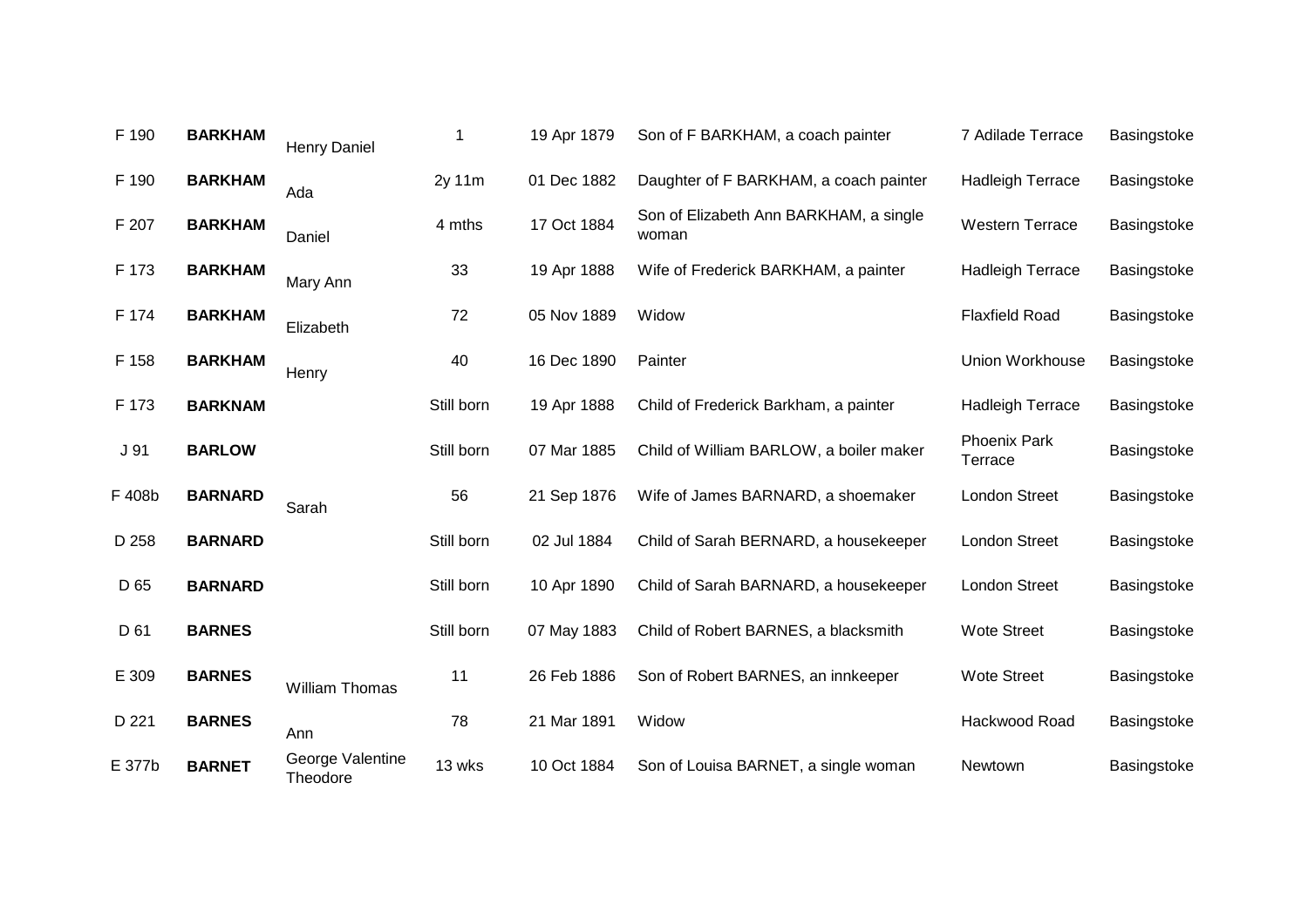| | | | | | | | |
|---|---|---|---|---|---|---|---|
| F 190 | **BARKHAM** | Henry Daniel | 1 | 19 Apr 1879 | Son of F BARKHAM, a coach painter | 7 Adilade Terrace | Basingstoke |
| F 190 | **BARKHAM** | Ada | 2y 11m | 01 Dec 1882 | Daughter of F BARKHAM, a coach painter | Hadleigh Terrace | Basingstoke |
| F 207 | **BARKHAM** | Daniel | 4 mths | 17 Oct 1884 | Son of Elizabeth Ann BARKHAM, a single woman | Western Terrace | Basingstoke |
| F 173 | **BARKHAM** | Mary Ann | 33 | 19 Apr 1888 | Wife of Frederick BARKHAM, a painter | Hadleigh Terrace | Basingstoke |
| F 174 | **BARKHAM** | Elizabeth | 72 | 05 Nov 1889 | Widow | Flaxfield Road | Basingstoke |
| F 158 | **BARKHAM** | Henry | 40 | 16 Dec 1890 | Painter | Union Workhouse | Basingstoke |
| F 173 | **BARKNAM** | | Still born | 19 Apr 1888 | Child of Frederick Barkham, a painter | Hadleigh Terrace | Basingstoke |
| J 91 | **BARLOW** | | Still born | 07 Mar 1885 | Child of William BARLOW, a boiler maker | Phoenix Park Terrace | Basingstoke |
| F 408b | **BARNARD** | Sarah | 56 | 21 Sep 1876 | Wife of James BARNARD, a shoemaker | London Street | Basingstoke |
| D 258 | **BARNARD** | | Still born | 02 Jul 1884 | Child of Sarah BERNARD, a housekeeper | London Street | Basingstoke |
| D 65 | **BARNARD** | | Still born | 10 Apr 1890 | Child of Sarah BARNARD, a housekeeper | London Street | Basingstoke |
| D 61 | **BARNES** | | Still born | 07 May 1883 | Child of Robert BARNES, a blacksmith | Wote Street | Basingstoke |
| E 309 | **BARNES** | William Thomas | 11 | 26 Feb 1886 | Son of Robert BARNES, an innkeeper | Wote Street | Basingstoke |
| D 221 | **BARNES** | Ann | 78 | 21 Mar 1891 | Widow | Hackwood Road | Basingstoke |
| E 377b | **BARNET** | George Valentine Theodore | 13 wks | 10 Oct 1884 | Son of Louisa BARNET, a single woman | Newtown | Basingstoke |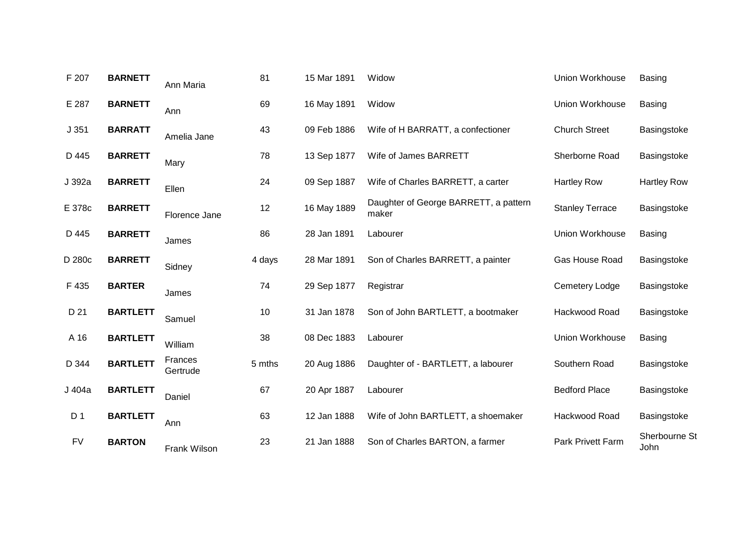| | | | | | | | |
|---|---|---|---|---|---|---|---|
| F 207 | **BARNETT** | Ann Maria | 81 | 15 Mar 1891 | Widow | Union Workhouse | Basing |
| E 287 | **BARNETT** | Ann | 69 | 16 May 1891 | Widow | Union Workhouse | Basing |
| J 351 | **BARRATT** | Amelia Jane | 43 | 09 Feb 1886 | Wife of H BARRATT, a confectioner | Church Street | Basingstoke |
| D 445 | **BARRETT** | Mary | 78 | 13 Sep 1877 | Wife of James BARRETT | Sherborne Road | Basingstoke |
| J 392a | **BARRETT** | Ellen | 24 | 09 Sep 1887 | Wife of Charles BARRETT, a carter | Hartley Row | Hartley Row |
| E 378c | **BARRETT** | Florence Jane | 12 | 16 May 1889 | Daughter of George BARRETT, a pattern maker | Stanley Terrace | Basingstoke |
| D 445 | **BARRETT** | James | 86 | 28 Jan 1891 | Labourer | Union Workhouse | Basing |
| D 280c | **BARRETT** | Sidney | 4 days | 28 Mar 1891 | Son of Charles BARRETT, a painter | Gas House Road | Basingstoke |
| F 435 | **BARTER** | James | 74 | 29 Sep 1877 | Registrar | Cemetery Lodge | Basingstoke |
| D 21 | **BARTLETT** | Samuel | 10 | 31 Jan 1878 | Son of John BARTLETT, a bootmaker | Hackwood Road | Basingstoke |
| A 16 | **BARTLETT** | William | 38 | 08 Dec 1883 | Labourer | Union Workhouse | Basing |
| D 344 | **BARTLETT** | Frances Gertrude | 5 mths | 20 Aug 1886 | Daughter of - BARTLETT, a labourer | Southern Road | Basingstoke |
| J 404a | **BARTLETT** | Daniel | 67 | 20 Apr 1887 | Labourer | Bedford Place | Basingstoke |
| D 1 | **BARTLETT** | Ann | 63 | 12 Jan 1888 | Wife of John BARTLETT, a shoemaker | Hackwood Road | Basingstoke |
| FV | **BARTON** | Frank Wilson | 23 | 21 Jan 1888 | Son of Charles BARTON, a farmer | Park Privett Farm | Sherbourne St John |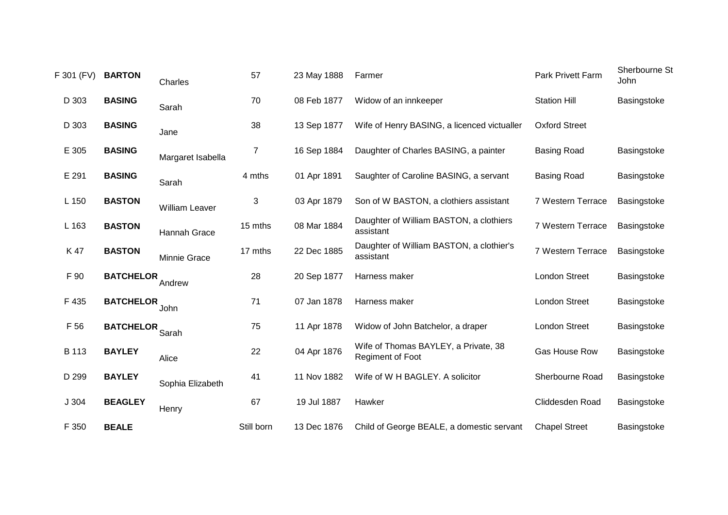| | | | | | | | |
|---|---|---|---|---|---|---|---|
| F 301 (FV) | **BARTON** | Charles | 57 | 23 May 1888 | Farmer | Park Privett Farm | Sherbourne St John |
| D 303 | **BASING** | Sarah | 70 | 08 Feb 1877 | Widow of an innkeeper | Station Hill | Basingstoke |
| D 303 | **BASING** | Jane | 38 | 13 Sep 1877 | Wife of Henry BASING, a licenced victualler | Oxford Street | |
| E 305 | **BASING** | Margaret Isabella | 7 | 16 Sep 1884 | Daughter of Charles BASING, a painter | Basing Road | Basingstoke |
| E 291 | **BASING** | Sarah | 4 mths | 01 Apr 1891 | Saughter of Caroline BASING, a servant | Basing Road | Basingstoke |
| L 150 | **BASTON** | William Leaver | 3 | 03 Apr 1879 | Son of W BASTON, a clothiers assistant | 7 Western Terrace | Basingstoke |
| L 163 | **BASTON** | Hannah Grace | 15 mths | 08 Mar 1884 | Daughter of William BASTON, a clothiers assistant | 7 Western Terrace | Basingstoke |
| K 47 | **BASTON** | Minnie Grace | 17 mths | 22 Dec 1885 | Daughter of William BASTON, a clothier's assistant | 7 Western Terrace | Basingstoke |
| F 90 | **BATCHELOR** | Andrew | 28 | 20 Sep 1877 | Harness maker | London Street | Basingstoke |
| F 435 | **BATCHELOR** | John | 71 | 07 Jan 1878 | Harness maker | London Street | Basingstoke |
| F 56 | **BATCHELOR** | Sarah | 75 | 11 Apr 1878 | Widow of John Batchelor, a draper | London Street | Basingstoke |
| B 113 | **BAYLEY** | Alice | 22 | 04 Apr 1876 | Wife of Thomas BAYLEY, a Private, 38 Regiment of Foot | Gas House Row | Basingstoke |
| D 299 | **BAYLEY** | Sophia Elizabeth | 41 | 11 Nov 1882 | Wife of W H BAGLEY. A solicitor | Sherbourne Road | Basingstoke |
| J 304 | **BEAGLEY** | Henry | 67 | 19 Jul 1887 | Hawker | Cliddesden Road | Basingstoke |
| F 350 | **BEALE** | | Still born | 13 Dec 1876 | Child of George BEALE, a domestic servant | Chapel Street | Basingstoke |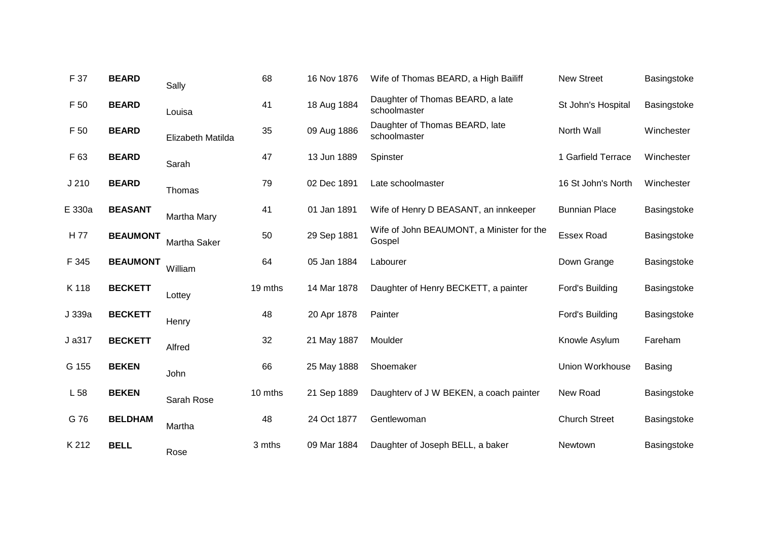| | | | | | | | |
|---|---|---|---|---|---|---|---|
| F 37 | **BEARD** | Sally | 68 | 16 Nov 1876 | Wife of Thomas BEARD, a High Bailiff | New Street | Basingstoke |
| F 50 | **BEARD** | Louisa | 41 | 18 Aug 1884 | Daughter of Thomas BEARD, a late schoolmaster | St John's Hospital | Basingstoke |
| F 50 | **BEARD** | Elizabeth Matilda | 35 | 09 Aug 1886 | Daughter of Thomas BEARD, late schoolmaster | North Wall | Winchester |
| F 63 | **BEARD** | Sarah | 47 | 13 Jun 1889 | Spinster | 1 Garfield Terrace | Winchester |
| J 210 | **BEARD** | Thomas | 79 | 02 Dec 1891 | Late schoolmaster | 16 St John's North | Winchester |
| E 330a | **BEASANT** | Martha Mary | 41 | 01 Jan 1891 | Wife of Henry D BEASANT, an innkeeper | Bunnian Place | Basingstoke |
| H 77 | **BEAUMONT** | Martha Saker | 50 | 29 Sep 1881 | Wife of John BEAUMONT, a Minister for the Gospel | Essex Road | Basingstoke |
| F 345 | **BEAUMONT** | William | 64 | 05 Jan 1884 | Labourer | Down Grange | Basingstoke |
| K 118 | **BECKETT** | Lottey | 19 mths | 14 Mar 1878 | Daughter of Henry BECKETT, a painter | Ford's Building | Basingstoke |
| J 339a | **BECKETT** | Henry | 48 | 20 Apr 1878 | Painter | Ford's Building | Basingstoke |
| J a317 | **BECKETT** | Alfred | 32 | 21 May 1887 | Moulder | Knowle Asylum | Fareham |
| G 155 | **BEKEN** | John | 66 | 25 May 1888 | Shoemaker | Union Workhouse | Basing |
| L 58 | **BEKEN** | Sarah Rose | 10 mths | 21 Sep 1889 | Daughterv of J W BEKEN, a coach painter | New Road | Basingstoke |
| G 76 | **BELDHAM** | Martha | 48 | 24 Oct 1877 | Gentlewoman | Church Street | Basingstoke |
| K 212 | **BELL** | Rose | 3 mths | 09 Mar 1884 | Daughter of Joseph BELL, a baker | Newtown | Basingstoke |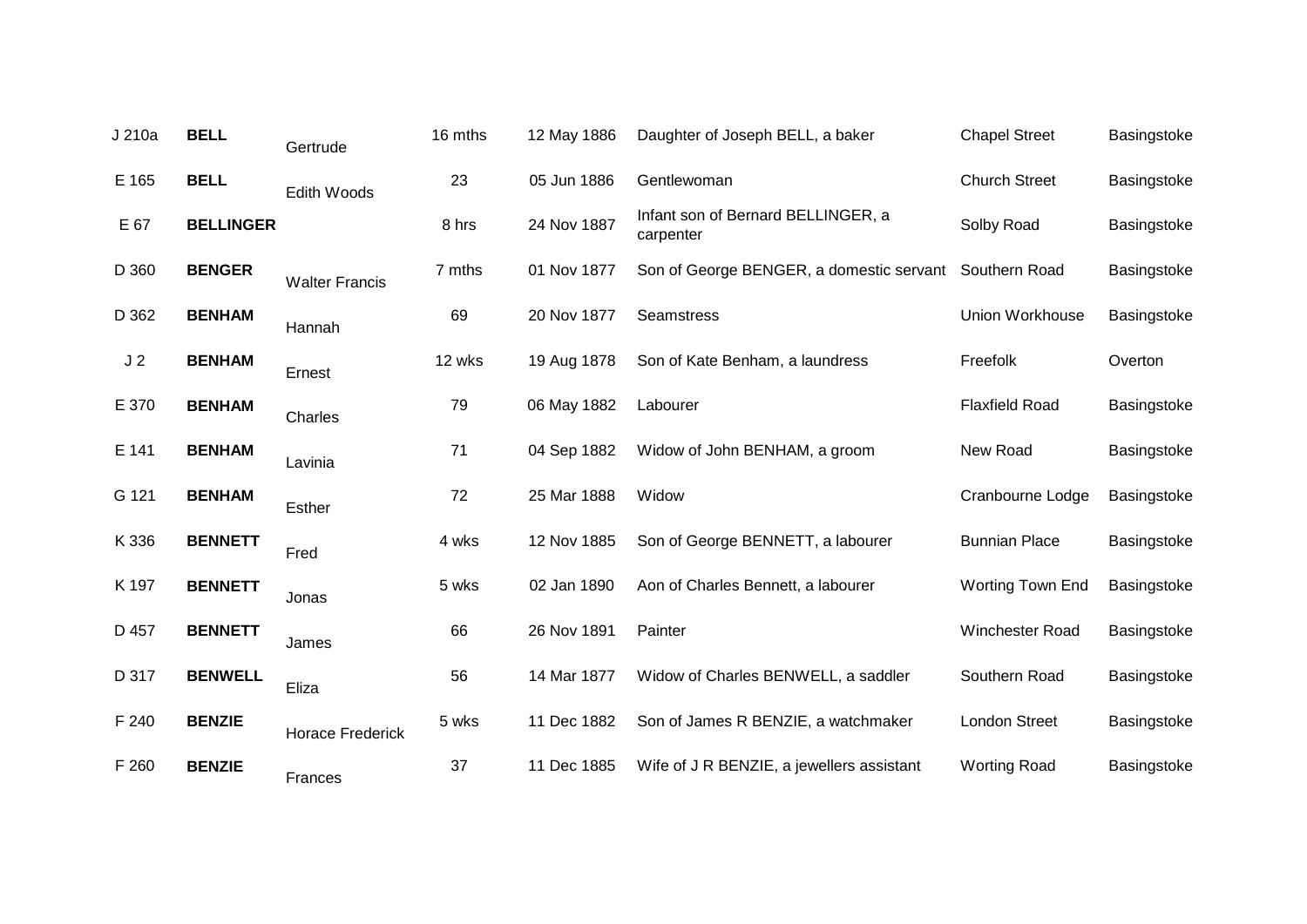| | | | | | | | |
|---|---|---|---|---|---|---|---|
| J 210a | **BELL** | Gertrude | 16 mths | 12 May 1886 | Daughter of Joseph BELL, a baker | Chapel Street | Basingstoke |
| E 165 | **BELL** | Edith Woods | 23 | 05 Jun 1886 | Gentlewoman | Church Street | Basingstoke |
| E 67 | **BELLINGER** | | 8 hrs | 24 Nov 1887 | Infant son of Bernard BELLINGER, a carpenter | Solby Road | Basingstoke |
| D 360 | **BENGER** | Walter Francis | 7 mths | 01 Nov 1877 | Son of George BENGER, a domestic servant | Southern Road | Basingstoke |
| D 362 | **BENHAM** | Hannah | 69 | 20 Nov 1877 | Seamstress | Union Workhouse | Basingstoke |
| J 2 | **BENHAM** | Ernest | 12 wks | 19 Aug 1878 | Son of Kate Benham, a laundress | Freefolk | Overton |
| E 370 | **BENHAM** | Charles | 79 | 06 May 1882 | Labourer | Flaxfield Road | Basingstoke |
| E 141 | **BENHAM** | Lavinia | 71 | 04 Sep 1882 | Widow of John BENHAM, a groom | New Road | Basingstoke |
| G 121 | **BENHAM** | Esther | 72 | 25 Mar 1888 | Widow | Cranbourne Lodge | Basingstoke |
| K 336 | **BENNETT** | Fred | 4 wks | 12 Nov 1885 | Son of George BENNETT, a labourer | Bunnian Place | Basingstoke |
| K 197 | **BENNETT** | Jonas | 5 wks | 02 Jan 1890 | Aon of Charles Bennett, a labourer | Worting Town End | Basingstoke |
| D 457 | **BENNETT** | James | 66 | 26 Nov 1891 | Painter | Winchester Road | Basingstoke |
| D 317 | **BENWELL** | Eliza | 56 | 14 Mar 1877 | Widow of Charles BENWELL, a saddler | Southern Road | Basingstoke |
| F 240 | **BENZIE** | Horace Frederick | 5 wks | 11 Dec 1882 | Son of James R BENZIE, a watchmaker | London Street | Basingstoke |
| F 260 | **BENZIE** | Frances | 37 | 11 Dec 1885 | Wife of J R BENZIE, a jewellers assistant | Worting Road | Basingstoke |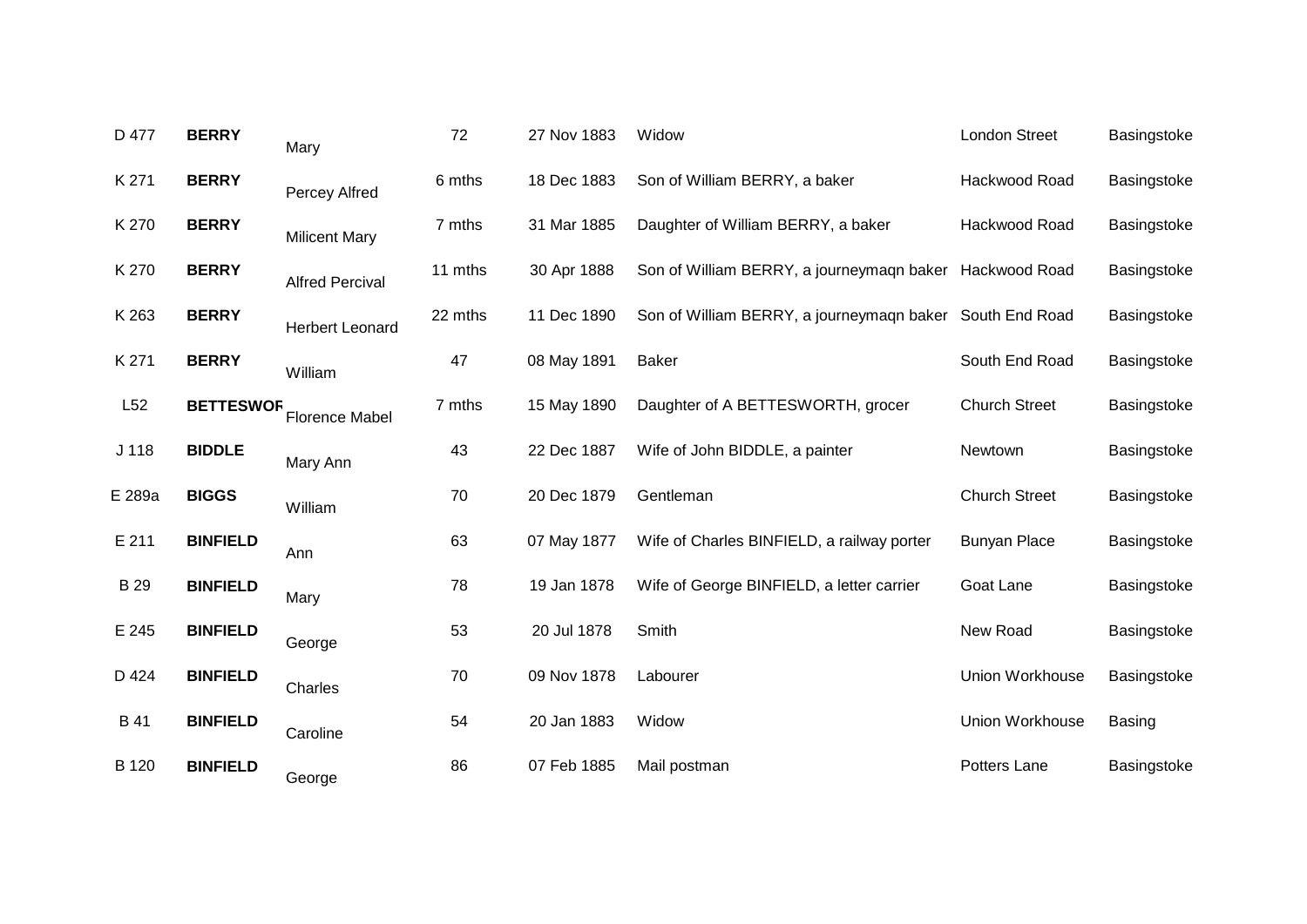| | | | | | | | |
|---|---|---|---|---|---|---|---|
| D 477 | **BERRY** | Mary | 72 | 27 Nov 1883 | Widow | London Street | Basingstoke |
| K 271 | **BERRY** | Percey Alfred | 6 mths | 18 Dec 1883 | Son of William BERRY, a baker | Hackwood Road | Basingstoke |
| K 270 | **BERRY** | Milicent Mary | 7 mths | 31 Mar 1885 | Daughter of William BERRY, a baker | Hackwood Road | Basingstoke |
| K 270 | **BERRY** | Alfred Percival | 11 mths | 30 Apr 1888 | Son of William BERRY, a journeymaqn baker | Hackwood Road | Basingstoke |
| K 263 | **BERRY** | Herbert Leonard | 22 mths | 11 Dec 1890 | Son of William BERRY, a journeymaqn baker | South End Road | Basingstoke |
| K 271 | **BERRY** | William | 47 | 08 May 1891 | Baker | South End Road | Basingstoke |
| L52 | **BETTESWOR** | Florence Mabel | 7 mths | 15 May 1890 | Daughter of A BETTESWORTH, grocer | Church Street | Basingstoke |
| J 118 | **BIDDLE** | Mary Ann | 43 | 22 Dec 1887 | Wife of John BIDDLE, a painter | Newtown | Basingstoke |
| E 289a | **BIGGS** | William | 70 | 20 Dec 1879 | Gentleman | Church Street | Basingstoke |
| E 211 | **BINFIELD** | Ann | 63 | 07 May 1877 | Wife of Charles BINFIELD, a railway porter | Bunyan Place | Basingstoke |
| B 29 | **BINFIELD** | Mary | 78 | 19 Jan 1878 | Wife of George BINFIELD, a letter carrier | Goat Lane | Basingstoke |
| E 245 | **BINFIELD** | George | 53 | 20 Jul 1878 | Smith | New Road | Basingstoke |
| D 424 | **BINFIELD** | Charles | 70 | 09 Nov 1878 | Labourer | Union Workhouse | Basingstoke |
| B 41 | **BINFIELD** | Caroline | 54 | 20 Jan 1883 | Widow | Union Workhouse | Basing |
| B 120 | **BINFIELD** | George | 86 | 07 Feb 1885 | Mail postman | Potters Lane | Basingstoke |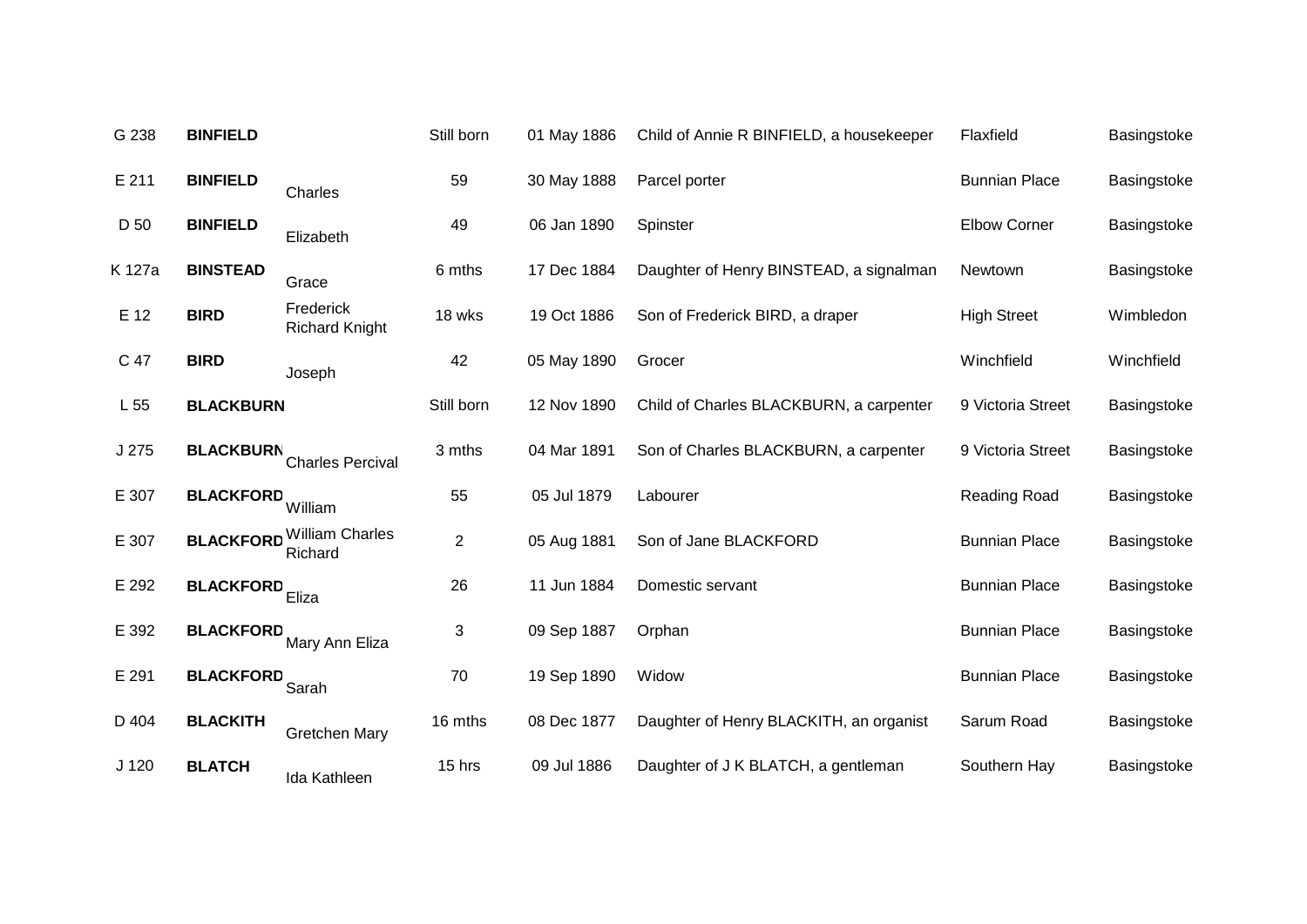| | | | | | | | |
|---|---|---|---|---|---|---|---|
| G 238 | **BINFIELD** | | Still born | 01 May 1886 | Child of Annie R BINFIELD, a housekeeper | Flaxfield | Basingstoke |
| E 211 | **BINFIELD** | Charles | 59 | 30 May 1888 | Parcel porter | Bunnian Place | Basingstoke |
| D 50 | **BINFIELD** | Elizabeth | 49 | 06 Jan 1890 | Spinster | Elbow Corner | Basingstoke |
| K 127a | **BINSTEAD** | Grace | 6 mths | 17 Dec 1884 | Daughter of Henry BINSTEAD, a signalman | Newtown | Basingstoke |
| E 12 | **BIRD** | Frederick Richard Knight | 18 wks | 19 Oct 1886 | Son of Frederick BIRD, a draper | High Street | Wimbledon |
| C 47 | **BIRD** | Joseph | 42 | 05 May 1890 | Grocer | Winchfield | Winchfield |
| L 55 | **BLACKBURN** | | Still born | 12 Nov 1890 | Child of Charles BLACKBURN, a carpenter | 9 Victoria Street | Basingstoke |
| J 275 | **BLACKBURN** | Charles Percival | 3 mths | 04 Mar 1891 | Son of Charles BLACKBURN, a carpenter | 9 Victoria Street | Basingstoke |
| E 307 | **BLACKFORD** | William | 55 | 05 Jul 1879 | Labourer | Reading Road | Basingstoke |
| E 307 | **BLACKFORD** | William Charles Richard | 2 | 05 Aug 1881 | Son of Jane BLACKFORD | Bunnian Place | Basingstoke |
| E 292 | **BLACKFORD** | Eliza | 26 | 11 Jun 1884 | Domestic servant | Bunnian Place | Basingstoke |
| E 392 | **BLACKFORD** | Mary Ann Eliza | 3 | 09 Sep 1887 | Orphan | Bunnian Place | Basingstoke |
| E 291 | **BLACKFORD** | Sarah | 70 | 19 Sep 1890 | Widow | Bunnian Place | Basingstoke |
| D 404 | **BLACKITH** | Gretchen Mary | 16 mths | 08 Dec 1877 | Daughter of Henry BLACKITH, an organist | Sarum Road | Basingstoke |
| J 120 | **BLATCH** | Ida Kathleen | 15 hrs | 09 Jul 1886 | Daughter of J K BLATCH, a gentleman | Southern Hay | Basingstoke |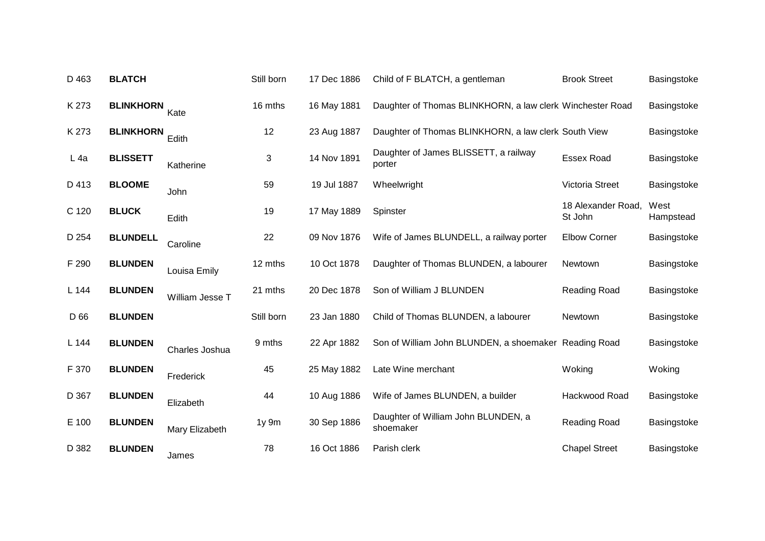| | | | | | | | |
|---|---|---|---|---|---|---|---|
| D 463 | **BLATCH** | | Still born | 17 Dec 1886 | Child of F BLATCH, a gentleman | Brook Street | Basingstoke |
| K 273 | **BLINKHORN** | Kate | 16 mths | 16 May 1881 | Daughter of Thomas BLINKHORN, a law clerk | Winchester Road | Basingstoke |
| K 273 | **BLINKHORN** | Edith | 12 | 23 Aug 1887 | Daughter of Thomas BLINKHORN, a law clerk | South View | Basingstoke |
| L 4a | **BLISSETT** | Katherine | 3 | 14 Nov 1891 | Daughter of James BLISSETT, a railway porter | Essex Road | Basingstoke |
| D 413 | **BLOOME** | John | 59 | 19 Jul 1887 | Wheelwright | Victoria Street | Basingstoke |
| C 120 | **BLUCK** | Edith | 19 | 17 May 1889 | Spinster | 18 Alexander Road, St John | West Hampstead |
| D 254 | **BLUNDELL** | Caroline | 22 | 09 Nov 1876 | Wife of James BLUNDELL, a railway porter | Elbow Corner | Basingstoke |
| F 290 | **BLUNDEN** | Louisa Emily | 12 mths | 10 Oct 1878 | Daughter of Thomas BLUNDEN, a labourer | Newtown | Basingstoke |
| L 144 | **BLUNDEN** | William Jesse T | 21 mths | 20 Dec 1878 | Son of William J BLUNDEN | Reading Road | Basingstoke |
| D 66 | **BLUNDEN** | | Still born | 23 Jan 1880 | Child of Thomas BLUNDEN, a labourer | Newtown | Basingstoke |
| L 144 | **BLUNDEN** | Charles Joshua | 9 mths | 22 Apr 1882 | Son of William John BLUNDEN, a shoemaker | Reading Road | Basingstoke |
| F 370 | **BLUNDEN** | Frederick | 45 | 25 May 1882 | Late Wine merchant | Woking | Woking |
| D 367 | **BLUNDEN** | Elizabeth | 44 | 10 Aug 1886 | Wife of James BLUNDEN, a builder | Hackwood Road | Basingstoke |
| E 100 | **BLUNDEN** | Mary Elizabeth | 1y 9m | 30 Sep 1886 | Daughter of William John BLUNDEN, a shoemaker | Reading Road | Basingstoke |
| D 382 | **BLUNDEN** | James | 78 | 16 Oct 1886 | Parish clerk | Chapel Street | Basingstoke |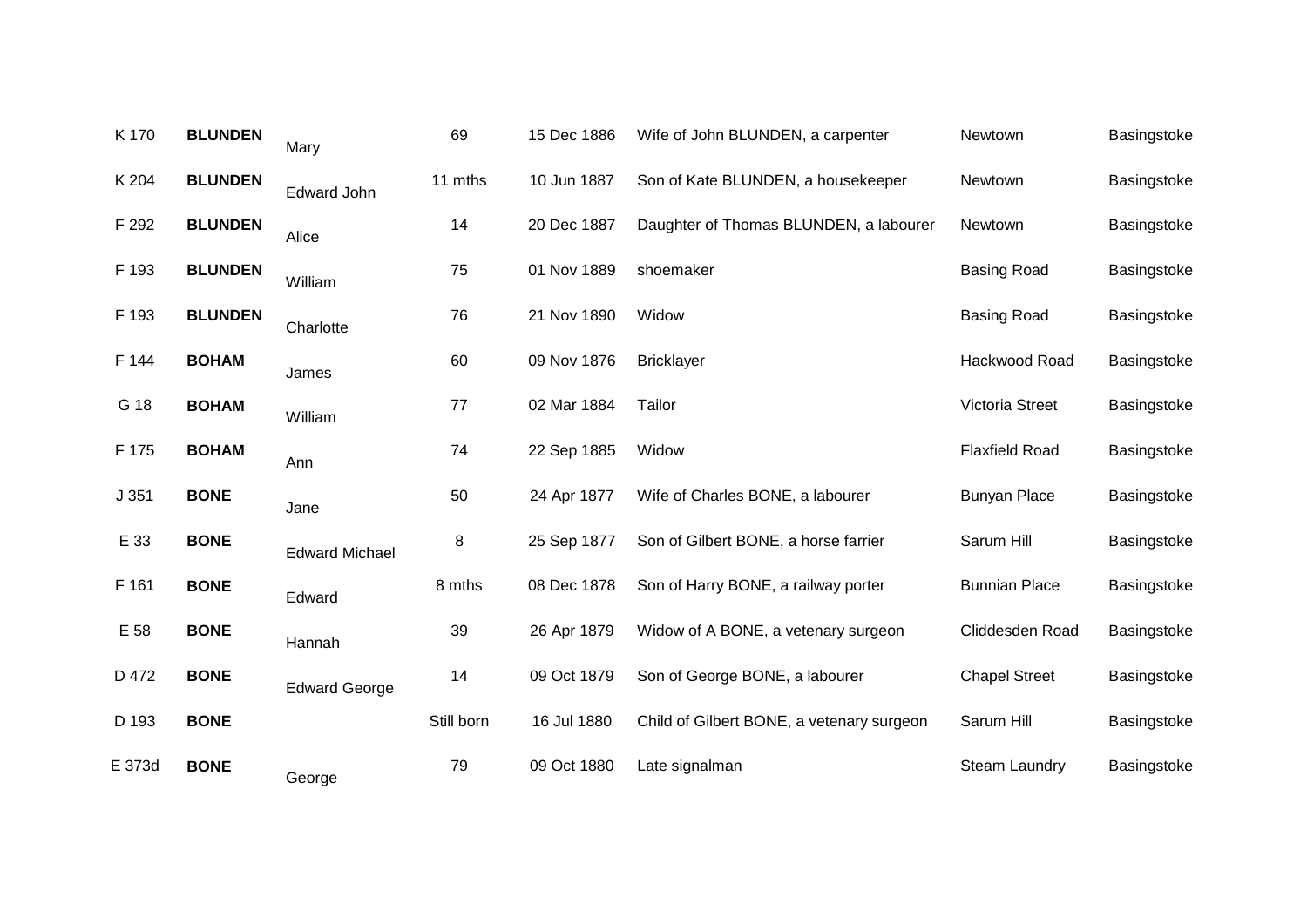| | | | | | | | |
|---|---|---|---|---|---|---|---|
| K 170 | **BLUNDEN** | Mary | 69 | 15 Dec 1886 | Wife of John BLUNDEN, a carpenter | Newtown | Basingstoke |
| K 204 | **BLUNDEN** | Edward John | 11 mths | 10 Jun 1887 | Son of Kate BLUNDEN, a housekeeper | Newtown | Basingstoke |
| F 292 | **BLUNDEN** | Alice | 14 | 20 Dec 1887 | Daughter of Thomas BLUNDEN, a labourer | Newtown | Basingstoke |
| F 193 | **BLUNDEN** | William | 75 | 01 Nov 1889 | shoemaker | Basing Road | Basingstoke |
| F 193 | **BLUNDEN** | Charlotte | 76 | 21 Nov 1890 | Widow | Basing Road | Basingstoke |
| F 144 | **BOHAM** | James | 60 | 09 Nov 1876 | Bricklayer | Hackwood Road | Basingstoke |
| G 18 | **BOHAM** | William | 77 | 02 Mar 1884 | Tailor | Victoria Street | Basingstoke |
| F 175 | **BOHAM** | Ann | 74 | 22 Sep 1885 | Widow | Flaxfield Road | Basingstoke |
| J 351 | **BONE** | Jane | 50 | 24 Apr 1877 | Wife of Charles BONE, a labourer | Bunyan Place | Basingstoke |
| E 33 | **BONE** | Edward Michael | 8 | 25 Sep 1877 | Son of Gilbert BONE, a horse farrier | Sarum Hill | Basingstoke |
| F 161 | **BONE** | Edward | 8 mths | 08 Dec 1878 | Son of Harry BONE, a railway porter | Bunnian Place | Basingstoke |
| E 58 | **BONE** | Hannah | 39 | 26 Apr 1879 | Widow of A BONE, a vetenary surgeon | Cliddesden Road | Basingstoke |
| D 472 | **BONE** | Edward George | 14 | 09 Oct 1879 | Son of George BONE, a labourer | Chapel Street | Basingstoke |
| D 193 | **BONE** | | Still born | 16 Jul 1880 | Child of Gilbert BONE, a vetenary surgeon | Sarum Hill | Basingstoke |
| E 373d | **BONE** | George | 79 | 09 Oct 1880 | Late signalman | Steam Laundry | Basingstoke |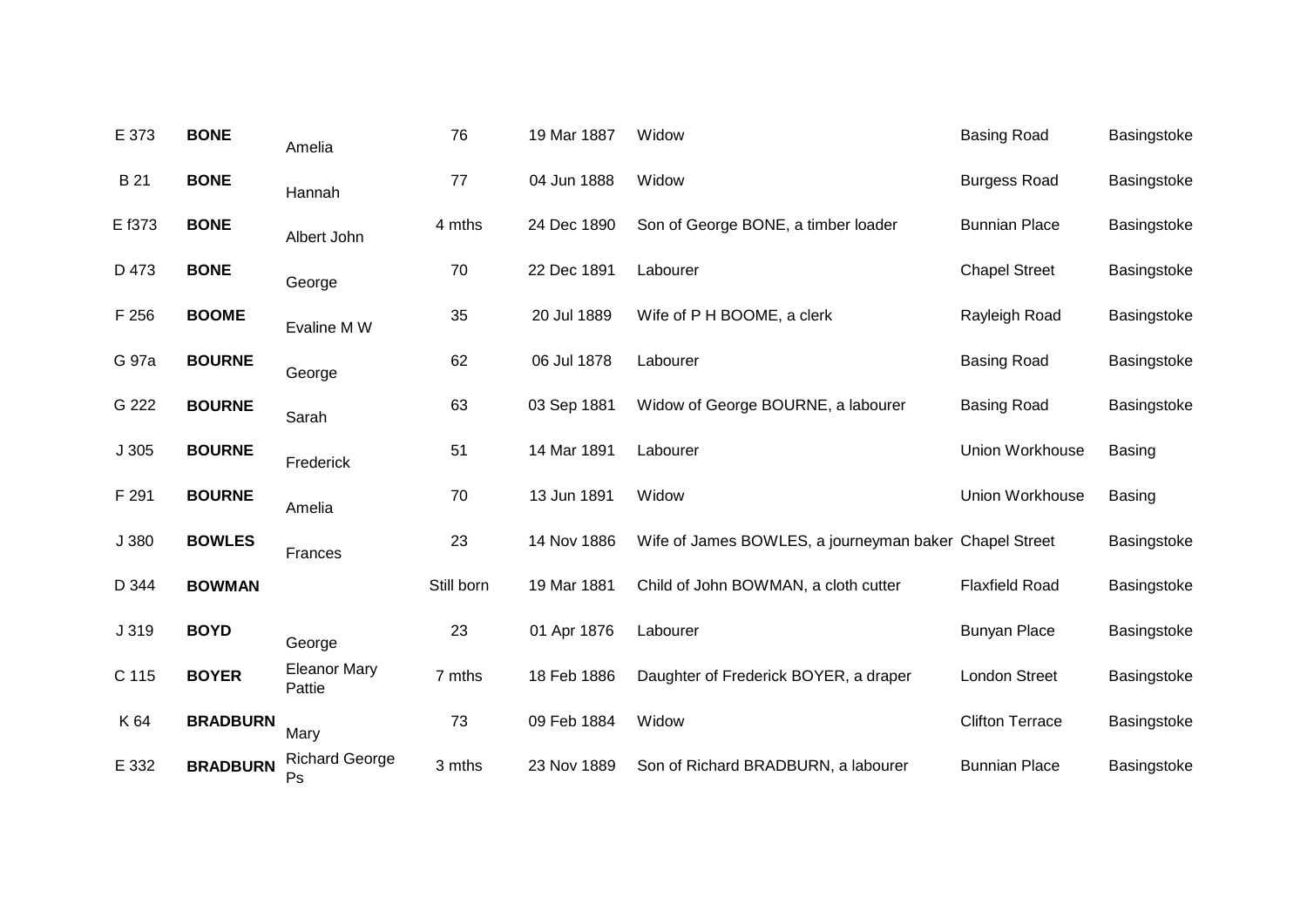| | | | | | | | |
|---|---|---|---|---|---|---|---|
| E 373 | **BONE** | Amelia | 76 | 19 Mar 1887 | Widow | Basing Road | Basingstoke |
| B 21 | **BONE** | Hannah | 77 | 04 Jun 1888 | Widow | Burgess Road | Basingstoke |
| E f373 | **BONE** | Albert John | 4 mths | 24 Dec 1890 | Son of George BONE, a timber loader | Bunnian Place | Basingstoke |
| D 473 | **BONE** | George | 70 | 22 Dec 1891 | Labourer | Chapel Street | Basingstoke |
| F 256 | **BOOME** | Evaline M W | 35 | 20 Jul 1889 | Wife of P H BOOME, a clerk | Rayleigh Road | Basingstoke |
| G 97a | **BOURNE** | George | 62 | 06 Jul 1878 | Labourer | Basing Road | Basingstoke |
| G 222 | **BOURNE** | Sarah | 63 | 03 Sep 1881 | Widow of George BOURNE, a labourer | Basing Road | Basingstoke |
| J 305 | **BOURNE** | Frederick | 51 | 14 Mar 1891 | Labourer | Union Workhouse | Basing |
| F 291 | **BOURNE** | Amelia | 70 | 13 Jun 1891 | Widow | Union Workhouse | Basing |
| J 380 | **BOWLES** | Frances | 23 | 14 Nov 1886 | Wife of James BOWLES, a journeyman baker | Chapel Street | Basingstoke |
| D 344 | **BOWMAN** | | Still born | 19 Mar 1881 | Child of John BOWMAN, a cloth cutter | Flaxfield Road | Basingstoke |
| J 319 | **BOYD** | George | 23 | 01 Apr 1876 | Labourer | Bunyan Place | Basingstoke |
| C 115 | **BOYER** | Eleanor Mary Pattie | 7 mths | 18 Feb 1886 | Daughter of Frederick BOYER, a draper | London Street | Basingstoke |
| K 64 | **BRADBURN** | Mary | 73 | 09 Feb 1884 | Widow | Clifton Terrace | Basingstoke |
| E 332 | **BRADBURN** | Richard George Ps | 3 mths | 23 Nov 1889 | Son of Richard BRADBURN, a labourer | Bunnian Place | Basingstoke |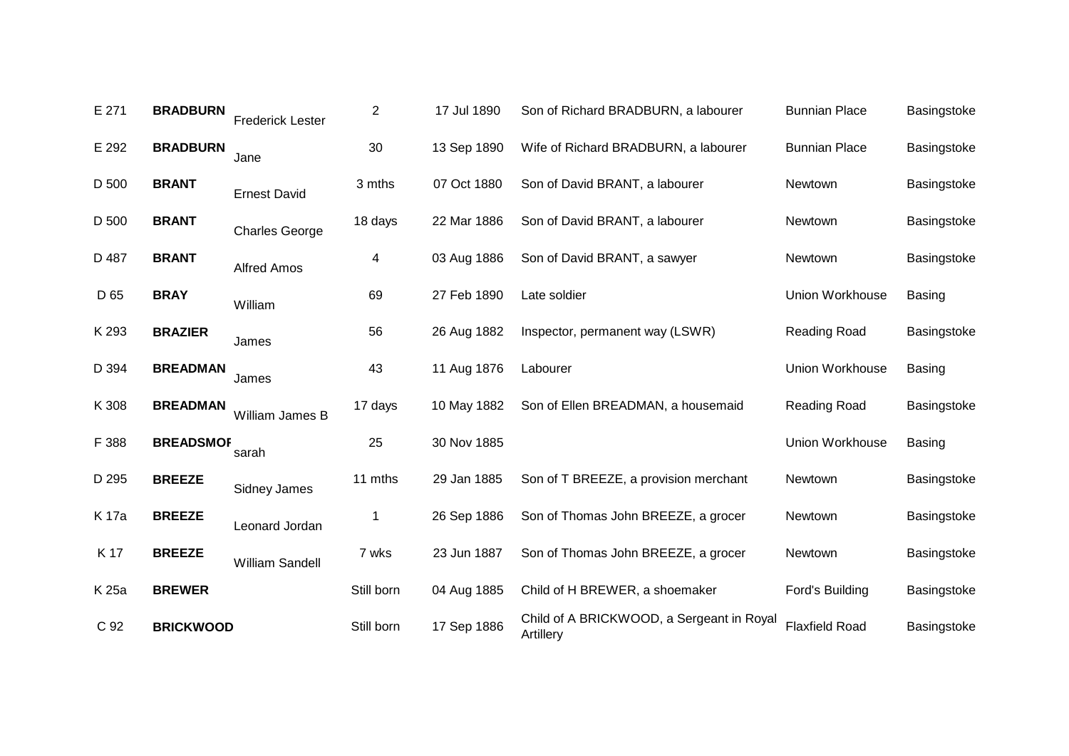| | | | | | | | |
|---|---|---|---|---|---|---|---|
| E 271 | **BRADBURN** | Frederick Lester | 2 | 17 Jul 1890 | Son of Richard BRADBURN, a labourer | Bunnian Place | Basingstoke |
| E 292 | **BRADBURN** | Jane | 30 | 13 Sep 1890 | Wife of Richard BRADBURN, a labourer | Bunnian Place | Basingstoke |
| D 500 | **BRANT** | Ernest David | 3 mths | 07 Oct 1880 | Son of David BRANT, a labourer | Newtown | Basingstoke |
| D 500 | **BRANT** | Charles George | 18 days | 22 Mar 1886 | Son of David BRANT, a labourer | Newtown | Basingstoke |
| D 487 | **BRANT** | Alfred Amos | 4 | 03 Aug 1886 | Son of David BRANT, a sawyer | Newtown | Basingstoke |
| D 65 | **BRAY** | William | 69 | 27 Feb 1890 | Late soldier | Union Workhouse | Basing |
| K 293 | **BRAZIER** | James | 56 | 26 Aug 1882 | Inspector, permanent way (LSWR) | Reading Road | Basingstoke |
| D 394 | **BREADMAN** | James | 43 | 11 Aug 1876 | Labourer | Union Workhouse | Basing |
| K 308 | **BREADMAN** | William James B | 17 days | 10 May 1882 | Son of Ellen BREADMAN, a housemaid | Reading Road | Basingstoke |
| F 388 | **BREADSMOI** | sarah | 25 | 30 Nov 1885 | | Union Workhouse | Basing |
| D 295 | **BREEZE** | Sidney James | 11 mths | 29 Jan 1885 | Son of T BREEZE, a provision merchant | Newtown | Basingstoke |
| K 17a | **BREEZE** | Leonard Jordan | 1 | 26 Sep 1886 | Son of Thomas John BREEZE, a grocer | Newtown | Basingstoke |
| K 17 | **BREEZE** | William Sandell | 7 wks | 23 Jun 1887 | Son of Thomas John BREEZE, a grocer | Newtown | Basingstoke |
| K 25a | **BREWER** | | Still born | 04 Aug 1885 | Child of H BREWER, a shoemaker | Ford's Building | Basingstoke |
| C 92 | **BRICKWOOD** | | Still born | 17 Sep 1886 | Child of A BRICKWOOD, a Sergeant in Royal Artillery | Flaxfield Road | Basingstoke |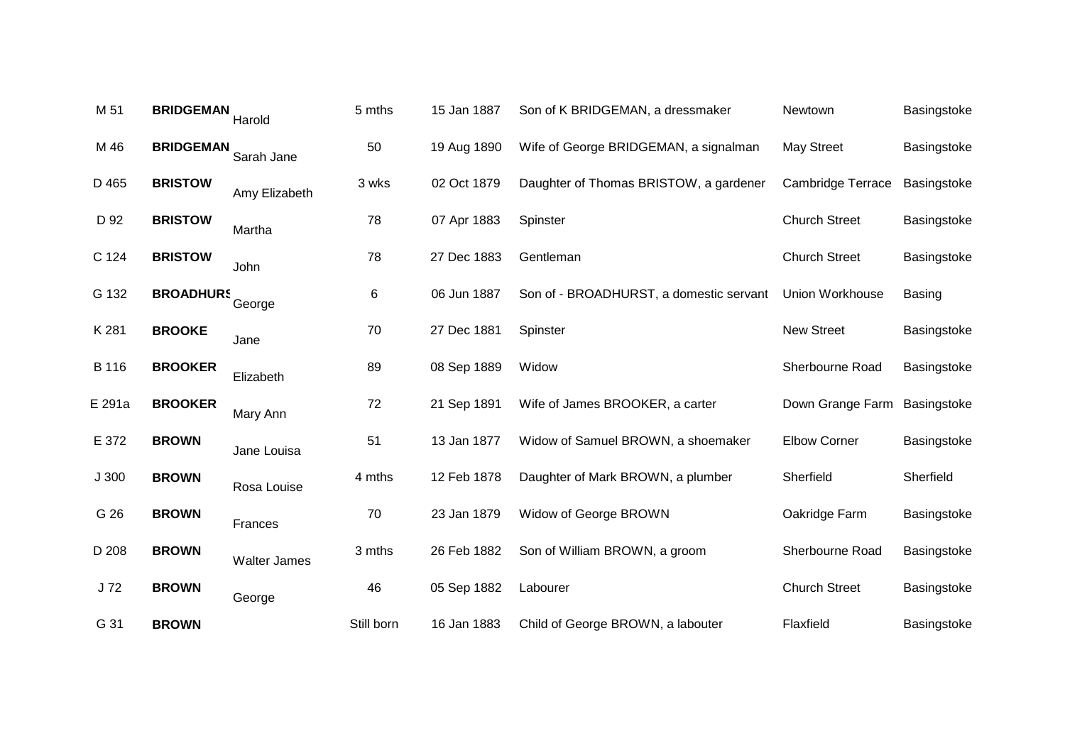| | | | | | | | |
|---|---|---|---|---|---|---|---|
| M 51 | **BRIDGEMAN** | Harold | 5 mths | 15 Jan 1887 | Son of K BRIDGEMAN, a dressmaker | Newtown | Basingstoke |
| M 46 | **BRIDGEMAN** | Sarah Jane | 50 | 19 Aug 1890 | Wife of George BRIDGEMAN, a signalman | May Street | Basingstoke |
| D 465 | **BRISTOW** | Amy Elizabeth | 3 wks | 02 Oct 1879 | Daughter of Thomas BRISTOW, a gardener | Cambridge Terrace | Basingstoke |
| D 92 | **BRISTOW** | Martha | 78 | 07 Apr 1883 | Spinster | Church Street | Basingstoke |
| C 124 | **BRISTOW** | John | 78 | 27 Dec 1883 | Gentleman | Church Street | Basingstoke |
| G 132 | **BROADHURS** | George | 6 | 06 Jun 1887 | Son of - BROADHURST, a domestic servant | Union Workhouse | Basing |
| K 281 | **BROOKE** | Jane | 70 | 27 Dec 1881 | Spinster | New Street | Basingstoke |
| B 116 | **BROOKER** | Elizabeth | 89 | 08 Sep 1889 | Widow | Sherbourne Road | Basingstoke |
| E 291a | **BROOKER** | Mary Ann | 72 | 21 Sep 1891 | Wife of James BROOKER, a carter | Down Grange Farm | Basingstoke |
| E 372 | **BROWN** | Jane Louisa | 51 | 13 Jan 1877 | Widow of Samuel BROWN, a shoemaker | Elbow Corner | Basingstoke |
| J 300 | **BROWN** | Rosa Louise | 4 mths | 12 Feb 1878 | Daughter of Mark BROWN, a plumber | Sherfield | Sherfield |
| G 26 | **BROWN** | Frances | 70 | 23 Jan 1879 | Widow of George BROWN | Oakridge Farm | Basingstoke |
| D 208 | **BROWN** | Walter James | 3 mths | 26 Feb 1882 | Son of William BROWN, a groom | Sherbourne Road | Basingstoke |
| J 72 | **BROWN** | George | 46 | 05 Sep 1882 | Labourer | Church Street | Basingstoke |
| G 31 | **BROWN** | | Still born | 16 Jan 1883 | Child of George BROWN, a labouter | Flaxfield | Basingstoke |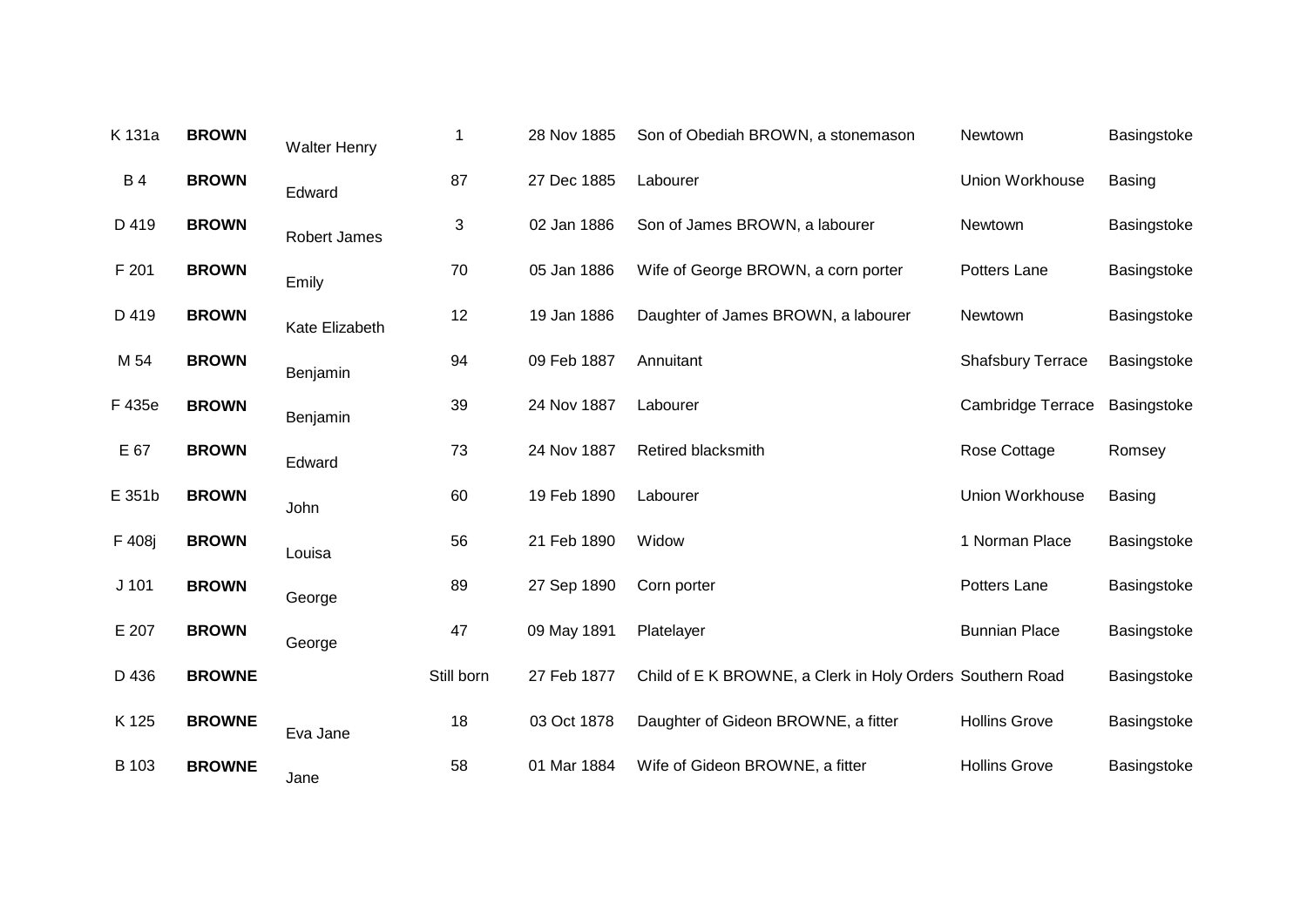| | | | | | | | |
|---|---|---|---|---|---|---|---|
| K 131a | **BROWN** | Walter Henry | 1 | 28 Nov 1885 | Son of Obediah BROWN, a stonemason | Newtown | Basingstoke |
| B 4 | **BROWN** | Edward | 87 | 27 Dec 1885 | Labourer | Union Workhouse | Basing |
| D 419 | **BROWN** | Robert James | 3 | 02 Jan 1886 | Son of James BROWN, a labourer | Newtown | Basingstoke |
| F 201 | **BROWN** | Emily | 70 | 05 Jan 1886 | Wife of George BROWN, a corn porter | Potters Lane | Basingstoke |
| D 419 | **BROWN** | Kate Elizabeth | 12 | 19 Jan 1886 | Daughter of James BROWN, a labourer | Newtown | Basingstoke |
| M 54 | **BROWN** | Benjamin | 94 | 09 Feb 1887 | Annuitant | Shafsbury Terrace | Basingstoke |
| F 435e | **BROWN** | Benjamin | 39 | 24 Nov 1887 | Labourer | Cambridge Terrace | Basingstoke |
| E 67 | **BROWN** | Edward | 73 | 24 Nov 1887 | Retired blacksmith | Rose Cottage | Romsey |
| E 351b | **BROWN** | John | 60 | 19 Feb 1890 | Labourer | Union Workhouse | Basing |
| F 408j | **BROWN** | Louisa | 56 | 21 Feb 1890 | Widow | 1 Norman Place | Basingstoke |
| J 101 | **BROWN** | George | 89 | 27 Sep 1890 | Corn porter | Potters Lane | Basingstoke |
| E 207 | **BROWN** | George | 47 | 09 May 1891 | Platelayer | Bunnian Place | Basingstoke |
| D 436 | **BROWNE** | | Still born | 27 Feb 1877 | Child of E K BROWNE, a Clerk in Holy Orders | Southern Road | Basingstoke |
| K 125 | **BROWNE** | Eva Jane | 18 | 03 Oct 1878 | Daughter of Gideon BROWNE, a fitter | Hollins Grove | Basingstoke |
| B 103 | **BROWNE** | Jane | 58 | 01 Mar 1884 | Wife of Gideon BROWNE, a fitter | Hollins Grove | Basingstoke |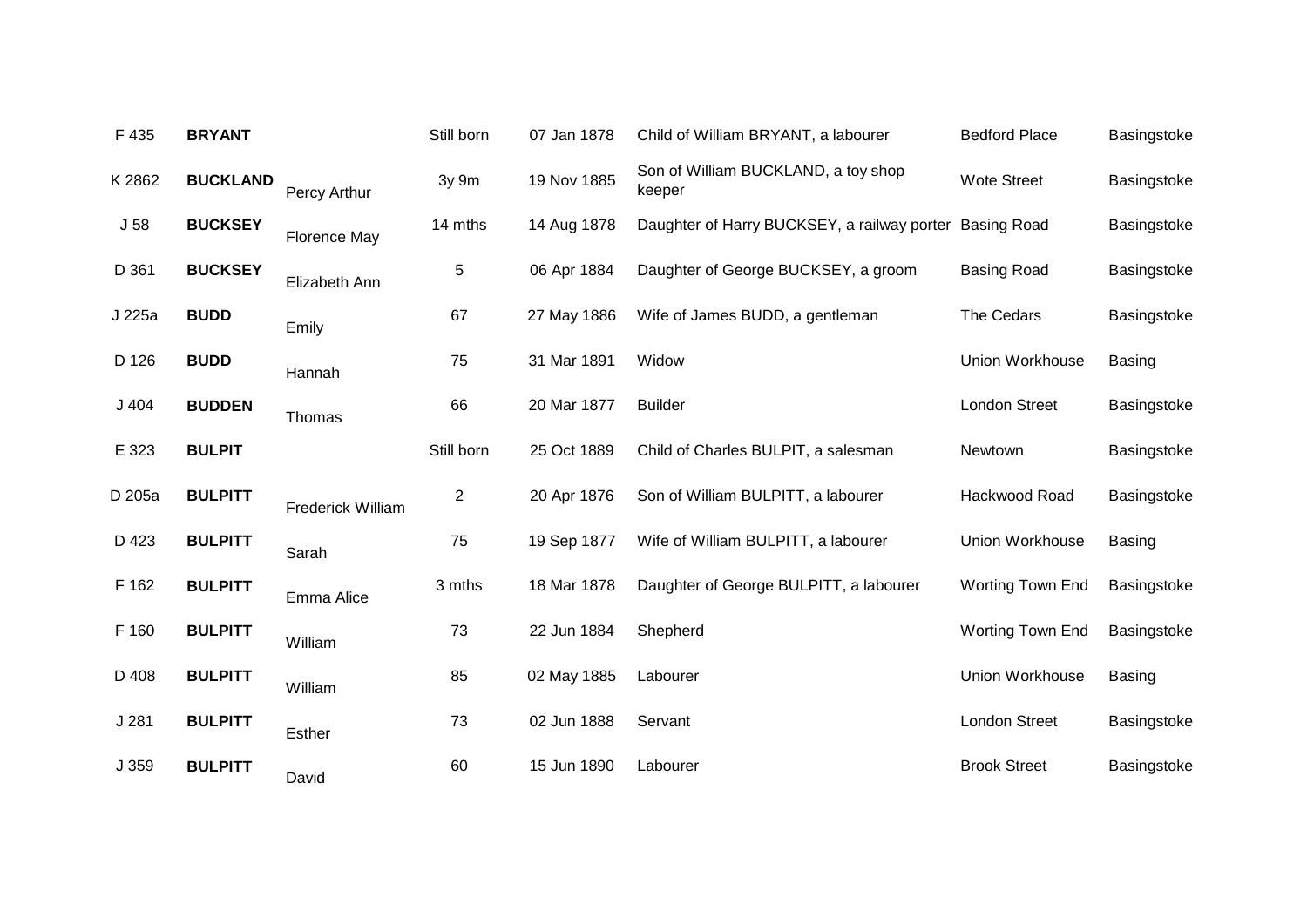| | | | | | | | |
|---|---|---|---|---|---|---|---|
| F 435 | **BRYANT** | | Still born | 07 Jan 1878 | Child of William BRYANT, a labourer | Bedford Place | Basingstoke |
| K 2862 | **BUCKLAND** | Percy Arthur | 3y 9m | 19 Nov 1885 | Son of William BUCKLAND, a toy shop keeper | Wote Street | Basingstoke |
| J 58 | **BUCKSEY** | Florence May | 14 mths | 14 Aug 1878 | Daughter of Harry BUCKSEY, a railway porter | Basing Road | Basingstoke |
| D 361 | **BUCKSEY** | Elizabeth Ann | 5 | 06 Apr 1884 | Daughter of George BUCKSEY, a groom | Basing Road | Basingstoke |
| J 225a | **BUDD** | Emily | 67 | 27 May 1886 | Wife of James BUDD, a gentleman | The Cedars | Basingstoke |
| D 126 | **BUDD** | Hannah | 75 | 31 Mar 1891 | Widow | Union Workhouse | Basing |
| J 404 | **BUDDEN** | Thomas | 66 | 20 Mar 1877 | Builder | London Street | Basingstoke |
| E 323 | **BULPIT** | | Still born | 25 Oct 1889 | Child of Charles BULPIT, a salesman | Newtown | Basingstoke |
| D 205a | **BULPITT** | Frederick William | 2 | 20 Apr 1876 | Son of William BULPITT, a labourer | Hackwood Road | Basingstoke |
| D 423 | **BULPITT** | Sarah | 75 | 19 Sep 1877 | Wife of William BULPITT, a labourer | Union Workhouse | Basing |
| F 162 | **BULPITT** | Emma Alice | 3 mths | 18 Mar 1878 | Daughter of George BULPITT, a labourer | Worting Town End | Basingstoke |
| F 160 | **BULPITT** | William | 73 | 22 Jun 1884 | Shepherd | Worting Town End | Basingstoke |
| D 408 | **BULPITT** | William | 85 | 02 May 1885 | Labourer | Union Workhouse | Basing |
| J 281 | **BULPITT** | Esther | 73 | 02 Jun 1888 | Servant | London Street | Basingstoke |
| J 359 | **BULPITT** | David | 60 | 15 Jun 1890 | Labourer | Brook Street | Basingstoke |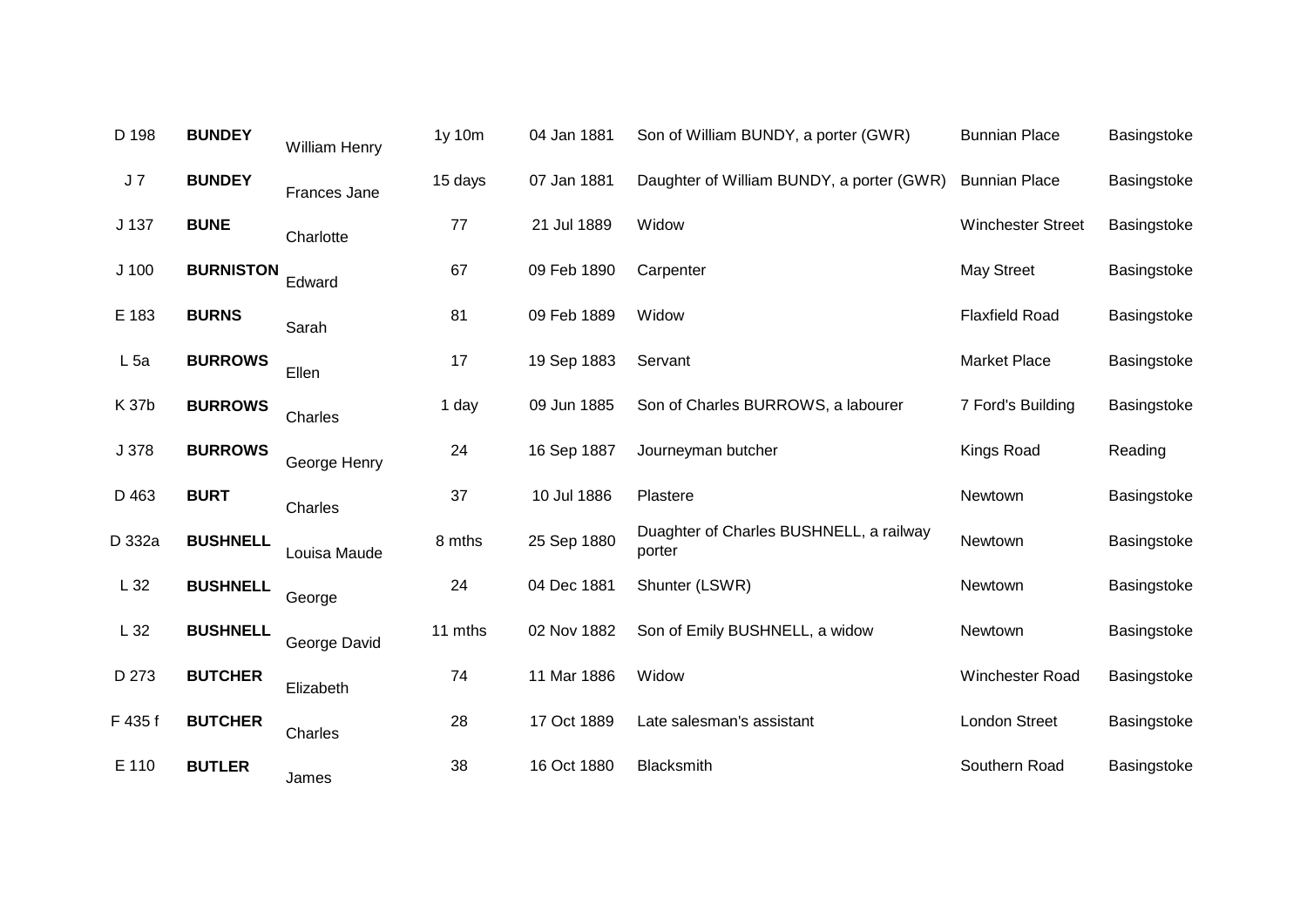| | | | | | | | |
|---|---|---|---|---|---|---|---|
| D 198 | **BUNDEY** | William Henry | 1y 10m | 04 Jan 1881 | Son of William BUNDY, a porter (GWR) | Bunnian Place | Basingstoke |
| J 7 | **BUNDEY** | Frances Jane | 15 days | 07 Jan 1881 | Daughter of William BUNDY, a porter (GWR) | Bunnian Place | Basingstoke |
| J 137 | **BUNE** | Charlotte | 77 | 21 Jul 1889 | Widow | Winchester Street | Basingstoke |
| J 100 | **BURNISTON** | Edward | 67 | 09 Feb 1890 | Carpenter | May Street | Basingstoke |
| E 183 | **BURNS** | Sarah | 81 | 09 Feb 1889 | Widow | Flaxfield Road | Basingstoke |
| L 5a | **BURROWS** | Ellen | 17 | 19 Sep 1883 | Servant | Market Place | Basingstoke |
| K 37b | **BURROWS** | Charles | 1 day | 09 Jun 1885 | Son of Charles BURROWS, a labourer | 7 Ford's Building | Basingstoke |
| J 378 | **BURROWS** | George Henry | 24 | 16 Sep 1887 | Journeyman butcher | Kings Road | Reading |
| D 463 | **BURT** | Charles | 37 | 10 Jul 1886 | Plastere | Newtown | Basingstoke |
| D 332a | **BUSHNELL** | Louisa Maude | 8 mths | 25 Sep 1880 | Duaghter of Charles BUSHNELL, a railway porter | Newtown | Basingstoke |
| L 32 | **BUSHNELL** | George | 24 | 04 Dec 1881 | Shunter (LSWR) | Newtown | Basingstoke |
| L 32 | **BUSHNELL** | George David | 11 mths | 02 Nov 1882 | Son of Emily BUSHNELL, a widow | Newtown | Basingstoke |
| D 273 | **BUTCHER** | Elizabeth | 74 | 11 Mar 1886 | Widow | Winchester Road | Basingstoke |
| F 435 f | **BUTCHER** | Charles | 28 | 17 Oct 1889 | Late salesman's assistant | London Street | Basingstoke |
| E 110 | **BUTLER** | James | 38 | 16 Oct 1880 | Blacksmith | Southern Road | Basingstoke |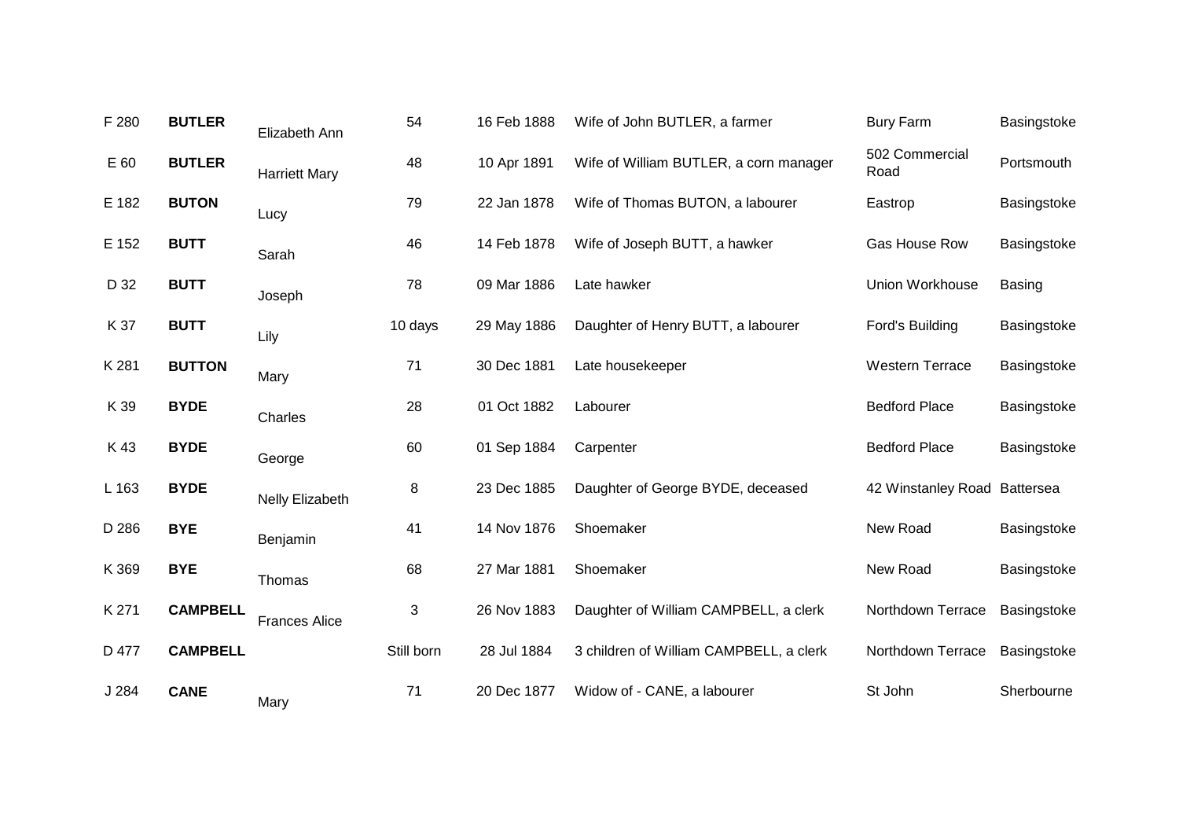| | | | | | | | |
|---|---|---|---|---|---|---|---|
| F 280 | **BUTLER** | Elizabeth Ann | 54 | 16 Feb 1888 | Wife of John BUTLER, a farmer | Bury Farm | Basingstoke |
| E 60 | **BUTLER** | Harriett Mary | 48 | 10 Apr 1891 | Wife of William BUTLER, a corn manager | 502 Commercial Road | Portsmouth |
| E 182 | **BUTON** | Lucy | 79 | 22 Jan 1878 | Wife of Thomas BUTON, a labourer | Eastrop | Basingstoke |
| E 152 | **BUTT** | Sarah | 46 | 14 Feb 1878 | Wife of Joseph BUTT, a hawker | Gas House Row | Basingstoke |
| D 32 | **BUTT** | Joseph | 78 | 09 Mar 1886 | Late hawker | Union Workhouse | Basing |
| K 37 | **BUTT** | Lily | 10 days | 29 May 1886 | Daughter of Henry BUTT, a labourer | Ford's Building | Basingstoke |
| K 281 | **BUTTON** | Mary | 71 | 30 Dec 1881 | Late housekeeper | Western Terrace | Basingstoke |
| K 39 | **BYDE** | Charles | 28 | 01 Oct 1882 | Labourer | Bedford Place | Basingstoke |
| K 43 | **BYDE** | George | 60 | 01 Sep 1884 | Carpenter | Bedford Place | Basingstoke |
| L 163 | **BYDE** | Nelly Elizabeth | 8 | 23 Dec 1885 | Daughter of George BYDE, deceased | 42 Winstanley Road | Battersea |
| D 286 | **BYE** | Benjamin | 41 | 14 Nov 1876 | Shoemaker | New Road | Basingstoke |
| K 369 | **BYE** | Thomas | 68 | 27 Mar 1881 | Shoemaker | New Road | Basingstoke |
| K 271 | **CAMPBELL** | Frances Alice | 3 | 26 Nov 1883 | Daughter of William CAMPBELL, a clerk | Northdown Terrace | Basingstoke |
| D 477 | **CAMPBELL** | | Still born | 28 Jul 1884 | 3 children of William CAMPBELL, a clerk | Northdown Terrace | Basingstoke |
| J 284 | **CANE** | Mary | 71 | 20 Dec 1877 | Widow of - CANE, a labourer | St John | Sherbourne |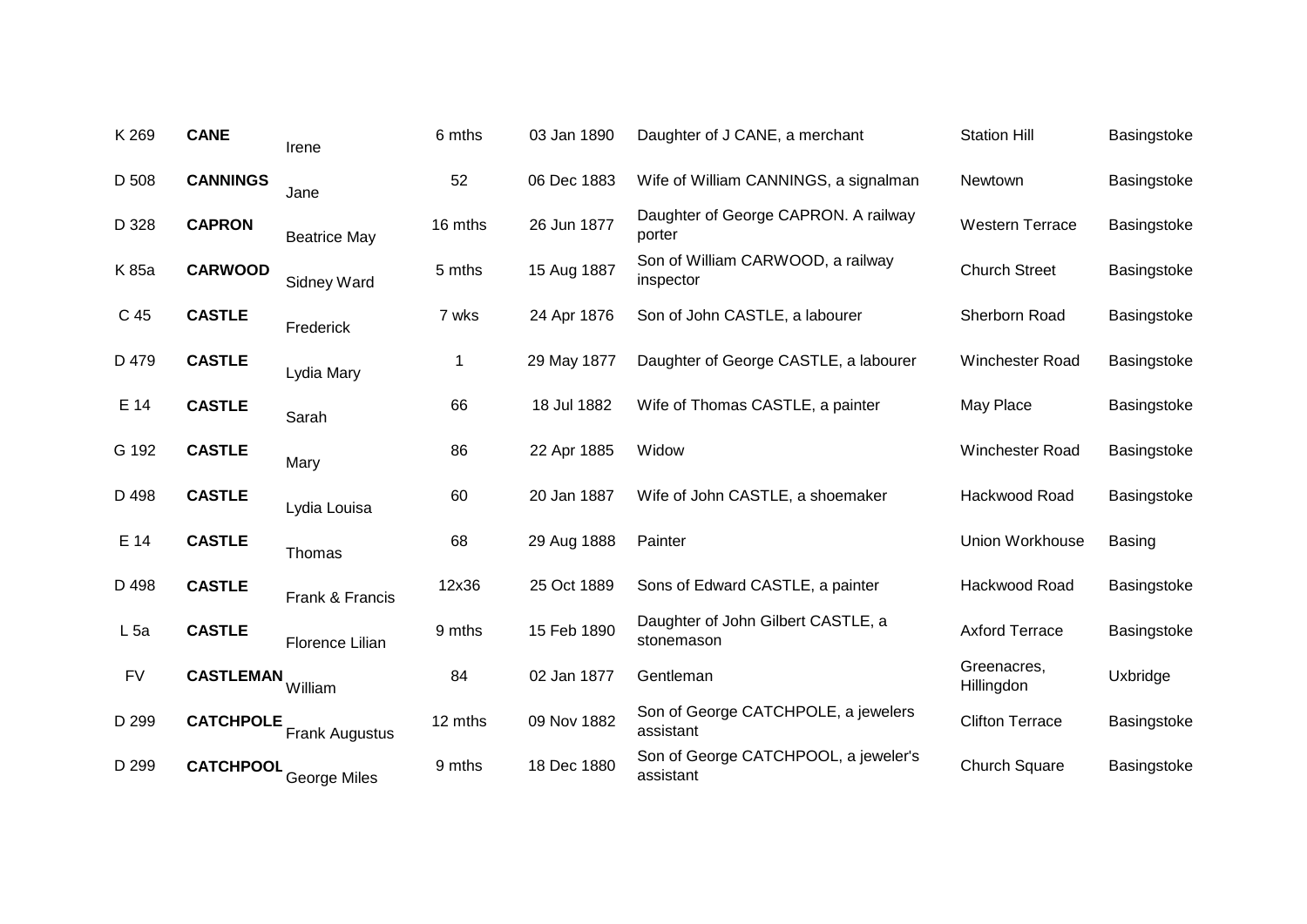| | | | | | | | |
|---|---|---|---|---|---|---|---|
| K 269 | **CANE** | Irene | 6 mths | 03 Jan 1890 | Daughter of J CANE, a merchant | Station Hill | Basingstoke |
| D 508 | **CANNINGS** | Jane | 52 | 06 Dec 1883 | Wife of William CANNINGS, a signalman | Newtown | Basingstoke |
| D 328 | **CAPRON** | Beatrice May | 16 mths | 26 Jun 1877 | Daughter of George CAPRON. A railway porter | Western Terrace | Basingstoke |
| K 85a | **CARWOOD** | Sidney Ward | 5 mths | 15 Aug 1887 | Son of William CARWOOD, a railway inspector | Church Street | Basingstoke |
| C 45 | **CASTLE** | Frederick | 7 wks | 24 Apr 1876 | Son of John CASTLE, a labourer | Sherborn Road | Basingstoke |
| D 479 | **CASTLE** | Lydia Mary | 1 | 29 May 1877 | Daughter of George CASTLE, a labourer | Winchester Road | Basingstoke |
| E 14 | **CASTLE** | Sarah | 66 | 18 Jul 1882 | Wife of Thomas CASTLE, a painter | May Place | Basingstoke |
| G 192 | **CASTLE** | Mary | 86 | 22 Apr 1885 | Widow | Winchester Road | Basingstoke |
| D 498 | **CASTLE** | Lydia Louisa | 60 | 20 Jan 1887 | Wife of John CASTLE, a shoemaker | Hackwood Road | Basingstoke |
| E 14 | **CASTLE** | Thomas | 68 | 29 Aug 1888 | Painter | Union Workhouse | Basing |
| D 498 | **CASTLE** | Frank & Francis | 12x36 | 25 Oct 1889 | Sons of Edward CASTLE, a painter | Hackwood Road | Basingstoke |
| L 5a | **CASTLE** | Florence Lilian | 9 mths | 15 Feb 1890 | Daughter of John Gilbert CASTLE, a stonemason | Axford Terrace | Basingstoke |
| FV | **CASTLEMAN** | William | 84 | 02 Jan 1877 | Gentleman | Greenacres, Hillingdon | Uxbridge |
| D 299 | **CATCHPOLE** | Frank Augustus | 12 mths | 09 Nov 1882 | Son of George CATCHPOLE, a jewelers assistant | Clifton Terrace | Basingstoke |
| D 299 | **CATCHPOOL** | George Miles | 9 mths | 18 Dec 1880 | Son of George CATCHPOOL, a jeweler's assistant | Church Square | Basingstoke |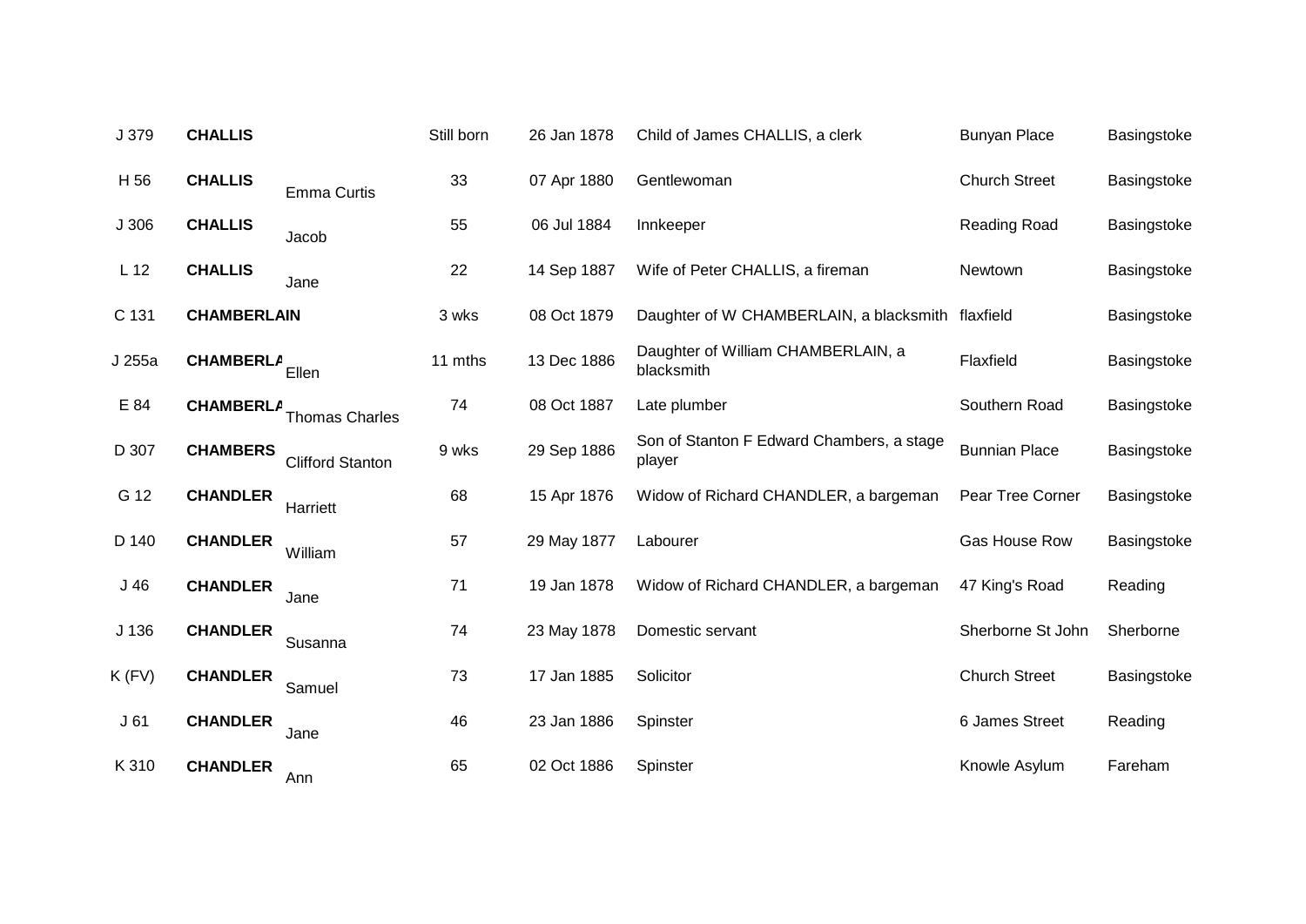| | | | | | | | |
|---|---|---|---|---|---|---|---|
| J 379 | **CHALLIS** | | Still born | 26 Jan 1878 | Child of James CHALLIS, a clerk | Bunyan Place | Basingstoke |
| H 56 | **CHALLIS** | Emma Curtis | 33 | 07 Apr 1880 | Gentlewoman | Church Street | Basingstoke |
| J 306 | **CHALLIS** | Jacob | 55 | 06 Jul 1884 | Innkeeper | Reading Road | Basingstoke |
| L 12 | **CHALLIS** | Jane | 22 | 14 Sep 1887 | Wife of Peter CHALLIS, a fireman | Newtown | Basingstoke |
| C 131 | **CHAMBERLAIN** | | 3 wks | 08 Oct 1879 | Daughter of W CHAMBERLAIN, a blacksmith | flaxfield | Basingstoke |
| J 255a | **CHAMBERLA** | Ellen | 11 mths | 13 Dec 1886 | Daughter of William CHAMBERLAIN, a blacksmith | Flaxfield | Basingstoke |
| E 84 | **CHAMBERLA** | Thomas Charles | 74 | 08 Oct 1887 | Late plumber | Southern Road | Basingstoke |
| D 307 | **CHAMBERS** | Clifford Stanton | 9 wks | 29 Sep 1886 | Son of Stanton F Edward Chambers, a stage player | Bunnian Place | Basingstoke |
| G 12 | **CHANDLER** | Harriett | 68 | 15 Apr 1876 | Widow of Richard CHANDLER, a bargeman | Pear Tree Corner | Basingstoke |
| D 140 | **CHANDLER** | William | 57 | 29 May 1877 | Labourer | Gas House Row | Basingstoke |
| J 46 | **CHANDLER** | Jane | 71 | 19 Jan 1878 | Widow of Richard CHANDLER, a bargeman | 47 King's Road | Reading |
| J 136 | **CHANDLER** | Susanna | 74 | 23 May 1878 | Domestic servant | Sherborne St John | Sherborne |
| K (FV) | **CHANDLER** | Samuel | 73 | 17 Jan 1885 | Solicitor | Church Street | Basingstoke |
| J 61 | **CHANDLER** | Jane | 46 | 23 Jan 1886 | Spinster | 6 James Street | Reading |
| K 310 | **CHANDLER** | Ann | 65 | 02 Oct 1886 | Spinster | Knowle Asylum | Fareham |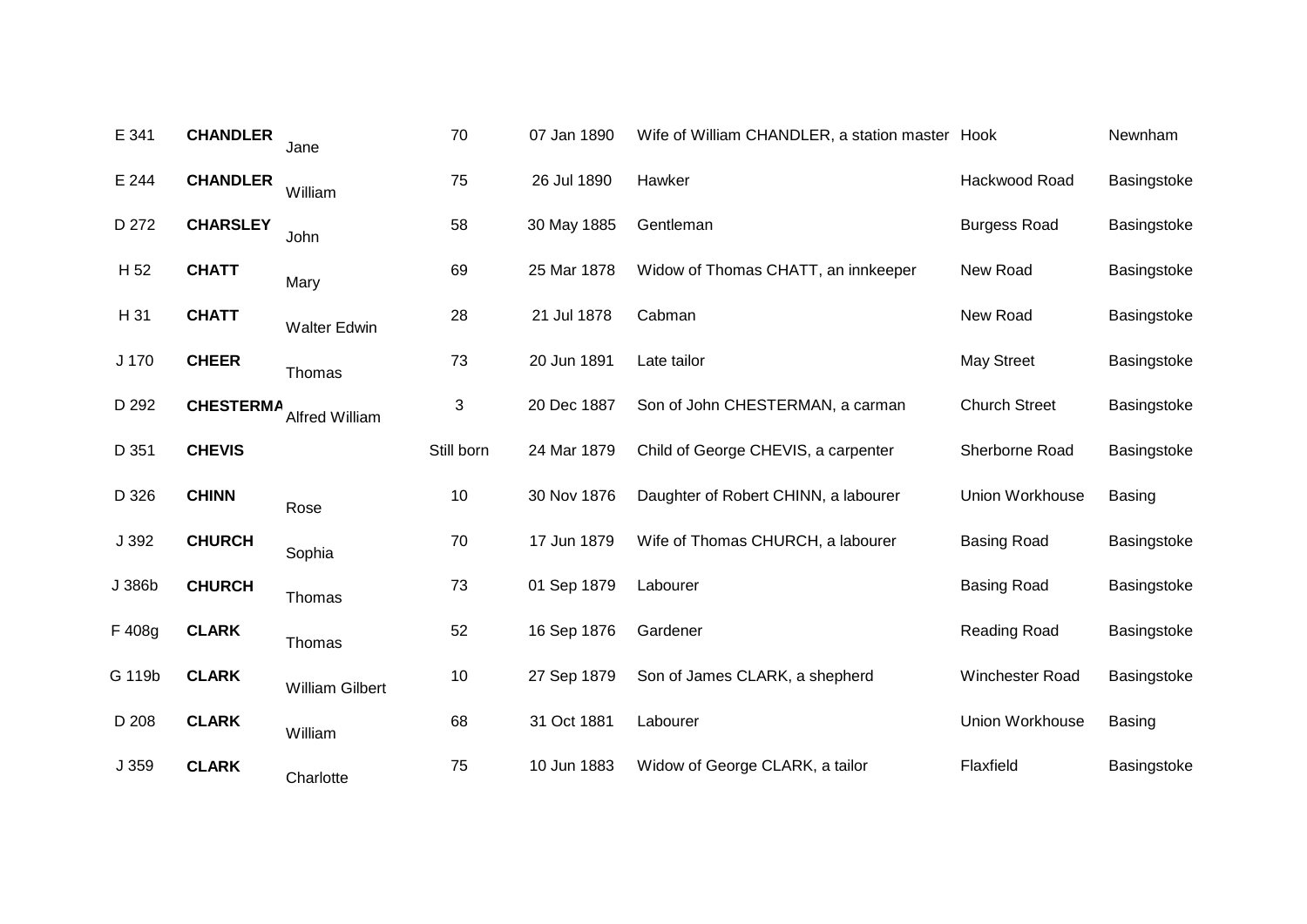| | | | | | | | |
|---|---|---|---|---|---|---|---|
| E 341 | **CHANDLER** | Jane | 70 | 07 Jan 1890 | Wife of William CHANDLER, a station master | Hook | Newnham |
| E 244 | **CHANDLER** | William | 75 | 26 Jul 1890 | Hawker | Hackwood Road | Basingstoke |
| D 272 | **CHARSLEY** | John | 58 | 30 May 1885 | Gentleman | Burgess Road | Basingstoke |
| H 52 | **CHATT** | Mary | 69 | 25 Mar 1878 | Widow of Thomas CHATT, an innkeeper | New Road | Basingstoke |
| H 31 | **CHATT** | Walter Edwin | 28 | 21 Jul 1878 | Cabman | New Road | Basingstoke |
| J 170 | **CHEER** | Thomas | 73 | 20 Jun 1891 | Late tailor | May Street | Basingstoke |
| D 292 | **CHESTERMA** | Alfred William | 3 | 20 Dec 1887 | Son of John CHESTERMAN, a carman | Church Street | Basingstoke |
| D 351 | **CHEVIS** | | Still born | 24 Mar 1879 | Child of George CHEVIS, a carpenter | Sherborne Road | Basingstoke |
| D 326 | **CHINN** | Rose | 10 | 30 Nov 1876 | Daughter of Robert CHINN, a labourer | Union Workhouse | Basing |
| J 392 | **CHURCH** | Sophia | 70 | 17 Jun 1879 | Wife of Thomas CHURCH, a labourer | Basing Road | Basingstoke |
| J 386b | **CHURCH** | Thomas | 73 | 01 Sep 1879 | Labourer | Basing Road | Basingstoke |
| F 408g | **CLARK** | Thomas | 52 | 16 Sep 1876 | Gardener | Reading Road | Basingstoke |
| G 119b | **CLARK** | William Gilbert | 10 | 27 Sep 1879 | Son of James CLARK, a shepherd | Winchester Road | Basingstoke |
| D 208 | **CLARK** | William | 68 | 31 Oct 1881 | Labourer | Union Workhouse | Basing |
| J 359 | **CLARK** | Charlotte | 75 | 10 Jun 1883 | Widow of George CLARK, a tailor | Flaxfield | Basingstoke |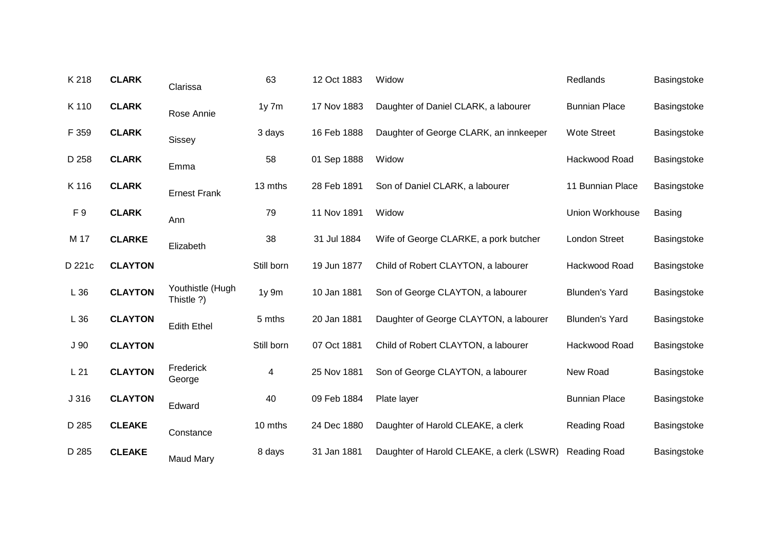| | | | | | | | |
|---|---|---|---|---|---|---|---|
| K 218 | **CLARK** | Clarissa | 63 | 12 Oct 1883 | Widow | Redlands | Basingstoke |
| K 110 | **CLARK** | Rose Annie | 1y 7m | 17 Nov 1883 | Daughter of Daniel CLARK, a labourer | Bunnian Place | Basingstoke |
| F 359 | **CLARK** | Sissey | 3 days | 16 Feb 1888 | Daughter of George CLARK, an innkeeper | Wote Street | Basingstoke |
| D 258 | **CLARK** | Emma | 58 | 01 Sep 1888 | Widow | Hackwood Road | Basingstoke |
| K 116 | **CLARK** | Ernest Frank | 13 mths | 28 Feb 1891 | Son of Daniel CLARK, a labourer | 11 Bunnian Place | Basingstoke |
| F 9 | **CLARK** | Ann | 79 | 11 Nov 1891 | Widow | Union Workhouse | Basing |
| M 17 | **CLARKE** | Elizabeth | 38 | 31 Jul 1884 | Wife of George CLARKE, a pork butcher | London Street | Basingstoke |
| D 221c | **CLAYTON** | | Still born | 19 Jun 1877 | Child of Robert CLAYTON, a labourer | Hackwood Road | Basingstoke |
| L 36 | **CLAYTON** | Youthistle (Hugh Thistle ?) | 1y 9m | 10 Jan 1881 | Son of George CLAYTON, a labourer | Blunden's Yard | Basingstoke |
| L 36 | **CLAYTON** | Edith Ethel | 5 mths | 20 Jan 1881 | Daughter of George CLAYTON, a labourer | Blunden's Yard | Basingstoke |
| J 90 | **CLAYTON** | | Still born | 07 Oct 1881 | Child of Robert CLAYTON, a labourer | Hackwood Road | Basingstoke |
| L 21 | **CLAYTON** | Frederick George | 4 | 25 Nov 1881 | Son of George CLAYTON, a labourer | New Road | Basingstoke |
| J 316 | **CLAYTON** | Edward | 40 | 09 Feb 1884 | Plate layer | Bunnian Place | Basingstoke |
| D 285 | **CLEAKE** | Constance | 10 mths | 24 Dec 1880 | Daughter of Harold CLEAKE, a clerk | Reading Road | Basingstoke |
| D 285 | **CLEAKE** | Maud Mary | 8 days | 31 Jan 1881 | Daughter of Harold CLEAKE, a clerk (LSWR) | Reading Road | Basingstoke |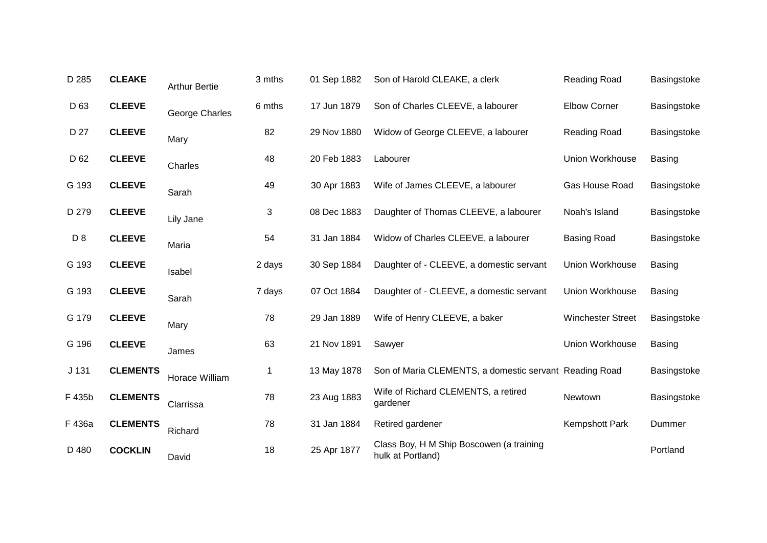| | | | | | | | |
|---|---|---|---|---|---|---|---|
| D 285 | **CLEAKE** | Arthur Bertie | 3 mths | 01 Sep 1882 | Son of Harold CLEAKE, a clerk | Reading Road | Basingstoke |
| D 63 | **CLEEVE** | George Charles | 6 mths | 17 Jun 1879 | Son of Charles CLEEVE, a labourer | Elbow Corner | Basingstoke |
| D 27 | **CLEEVE** | Mary | 82 | 29 Nov 1880 | Widow of George CLEEVE, a labourer | Reading Road | Basingstoke |
| D 62 | **CLEEVE** | Charles | 48 | 20 Feb 1883 | Labourer | Union Workhouse | Basing |
| G 193 | **CLEEVE** | Sarah | 49 | 30 Apr 1883 | Wife of James CLEEVE, a labourer | Gas House Road | Basingstoke |
| D 279 | **CLEEVE** | Lily Jane | 3 | 08 Dec 1883 | Daughter of Thomas CLEEVE, a labourer | Noah's Island | Basingstoke |
| D 8 | **CLEEVE** | Maria | 54 | 31 Jan 1884 | Widow of Charles CLEEVE, a labourer | Basing Road | Basingstoke |
| G 193 | **CLEEVE** | Isabel | 2 days | 30 Sep 1884 | Daughter of - CLEEVE, a domestic servant | Union Workhouse | Basing |
| G 193 | **CLEEVE** | Sarah | 7 days | 07 Oct 1884 | Daughter of - CLEEVE, a domestic servant | Union Workhouse | Basing |
| G 179 | **CLEEVE** | Mary | 78 | 29 Jan 1889 | Wife of Henry CLEEVE, a baker | Winchester Street | Basingstoke |
| G 196 | **CLEEVE** | James | 63 | 21 Nov 1891 | Sawyer | Union Workhouse | Basing |
| J 131 | **CLEMENTS** | Horace William | 1 | 13 May 1878 | Son of Maria CLEMENTS, a domestic servant | Reading Road | Basingstoke |
| F 435b | **CLEMENTS** | Clarrissa | 78 | 23 Aug 1883 | Wife of Richard CLEMENTS, a retired gardener | Newtown | Basingstoke |
| F 436a | **CLEMENTS** | Richard | 78 | 31 Jan 1884 | Retired gardener | Kempshott Park | Dummer |
| D 480 | **COCKLIN** | David | 18 | 25 Apr 1877 | Class Boy, H M Ship Boscowen (a training hulk at Portland) | | Portland |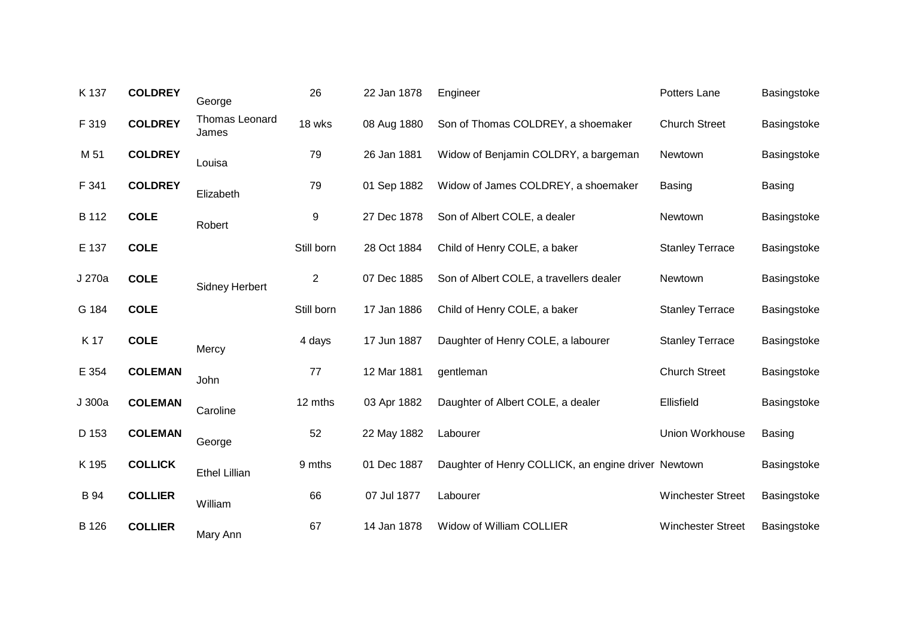| | | | | | | | |
|---|---|---|---|---|---|---|---|
| K 137 | **COLDREY** | George | 26 | 22 Jan 1878 | Engineer | Potters Lane | Basingstoke |
| F 319 | **COLDREY** | Thomas Leonard James | 18 wks | 08 Aug 1880 | Son of Thomas COLDREY, a shoemaker | Church Street | Basingstoke |
| M 51 | **COLDREY** | Louisa | 79 | 26 Jan 1881 | Widow of Benjamin COLDRY, a bargeman | Newtown | Basingstoke |
| F 341 | **COLDREY** | Elizabeth | 79 | 01 Sep 1882 | Widow of James COLDREY, a shoemaker | Basing | Basing |
| B 112 | **COLE** | Robert | 9 | 27 Dec 1878 | Son of Albert COLE, a dealer | Newtown | Basingstoke |
| E 137 | **COLE** | | Still born | 28 Oct 1884 | Child of Henry COLE, a baker | Stanley Terrace | Basingstoke |
| J 270a | **COLE** | Sidney Herbert | 2 | 07 Dec 1885 | Son of Albert COLE, a travellers dealer | Newtown | Basingstoke |
| G 184 | **COLE** | | Still born | 17 Jan 1886 | Child of Henry COLE, a baker | Stanley Terrace | Basingstoke |
| K 17 | **COLE** | Mercy | 4 days | 17 Jun 1887 | Daughter of Henry COLE, a labourer | Stanley Terrace | Basingstoke |
| E 354 | **COLEMAN** | John | 77 | 12 Mar 1881 | gentleman | Church Street | Basingstoke |
| J 300a | **COLEMAN** | Caroline | 12 mths | 03 Apr 1882 | Daughter of Albert COLE, a dealer | Ellisfield | Basingstoke |
| D 153 | **COLEMAN** | George | 52 | 22 May 1882 | Labourer | Union Workhouse | Basing |
| K 195 | **COLLICK** | Ethel Lillian | 9 mths | 01 Dec 1887 | Daughter of Henry COLLICK, an engine driver | Newtown | Basingstoke |
| B 94 | **COLLIER** | William | 66 | 07 Jul 1877 | Labourer | Winchester Street | Basingstoke |
| B 126 | **COLLIER** | Mary Ann | 67 | 14 Jan 1878 | Widow of William COLLIER | Winchester Street | Basingstoke |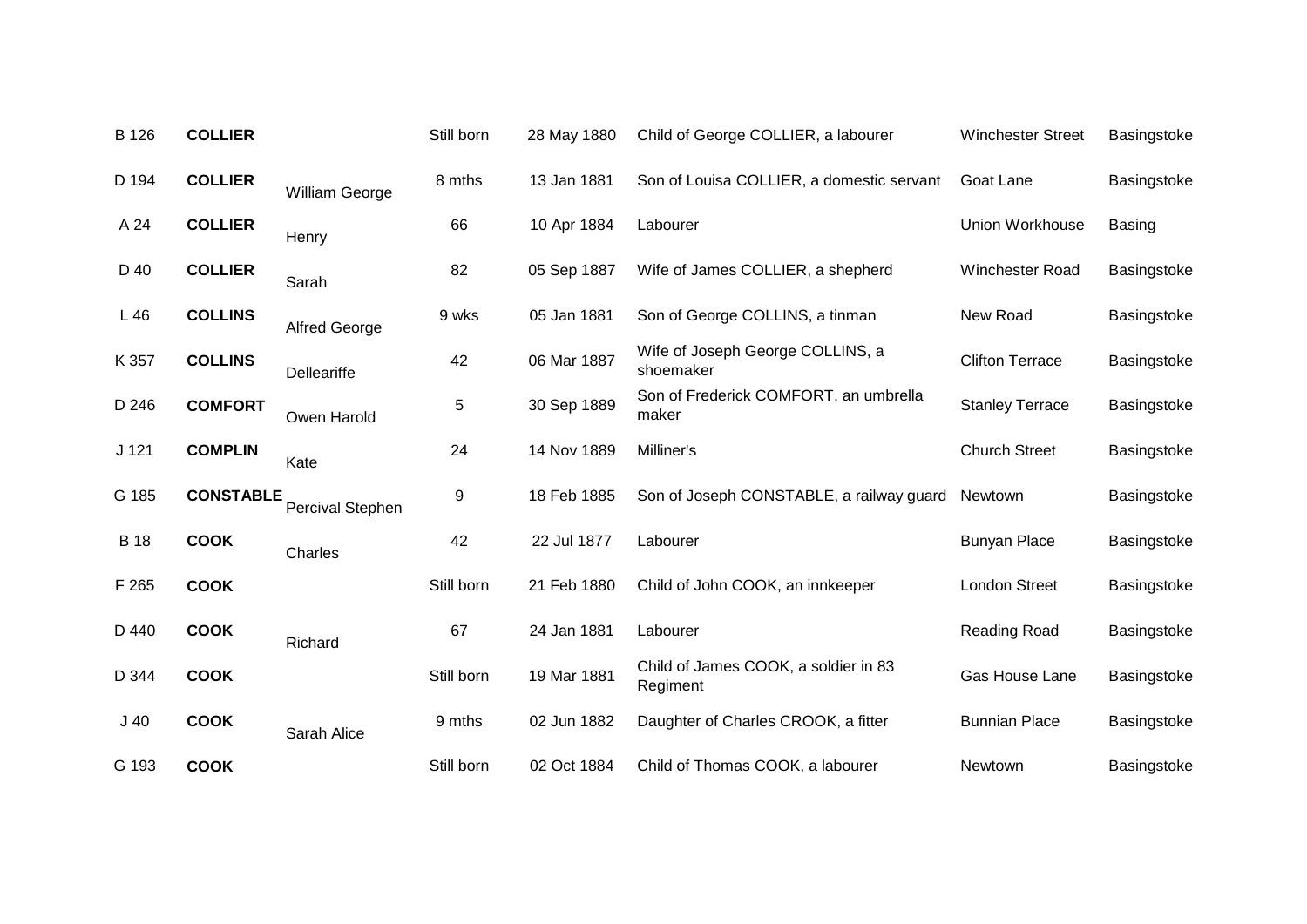| | | | | | | | |
|---|---|---|---|---|---|---|---|
| B 126 | **COLLIER** | | Still born | 28 May 1880 | Child of George COLLIER, a labourer | Winchester Street | Basingstoke |
| D 194 | **COLLIER** | William George | 8 mths | 13 Jan 1881 | Son of Louisa COLLIER, a domestic servant | Goat Lane | Basingstoke |
| A 24 | **COLLIER** | Henry | 66 | 10 Apr 1884 | Labourer | Union Workhouse | Basing |
| D 40 | **COLLIER** | Sarah | 82 | 05 Sep 1887 | Wife of James COLLIER, a shepherd | Winchester Road | Basingstoke |
| L 46 | **COLLINS** | Alfred George | 9 wks | 05 Jan 1881 | Son of George COLLINS, a tinman | New Road | Basingstoke |
| K 357 | **COLLINS** | Dellear iffe | 42 | 06 Mar 1887 | Wife of Joseph George COLLINS, a shoemaker | Clifton Terrace | Basingstoke |
| D 246 | **COMFORT** | Owen Harold | 5 | 30 Sep 1889 | Son of Frederick COMFORT, an umbrella maker | Stanley Terrace | Basingstoke |
| J 121 | **COMPLIN** | Kate | 24 | 14 Nov 1889 | Milliner's | Church Street | Basingstoke |
| G 185 | **CONSTABLE** | Percival Stephen | 9 | 18 Feb 1885 | Son of Joseph CONSTABLE, a railway guard | Newtown | Basingstoke |
| B 18 | **COOK** | Charles | 42 | 22 Jul 1877 | Labourer | Bunyan Place | Basingstoke |
| F 265 | **COOK** | | Still born | 21 Feb 1880 | Child of John COOK, an innkeeper | London Street | Basingstoke |
| D 440 | **COOK** | Richard | 67 | 24 Jan 1881 | Labourer | Reading Road | Basingstoke |
| D 344 | **COOK** | | Still born | 19 Mar 1881 | Child of James COOK, a soldier in 83 Regiment | Gas House Lane | Basingstoke |
| J 40 | **COOK** | Sarah Alice | 9 mths | 02 Jun 1882 | Daughter of Charles CROOK, a fitter | Bunnian Place | Basingstoke |
| G 193 | **COOK** | | Still born | 02 Oct 1884 | Child of Thomas COOK, a labourer | Newtown | Basingstoke |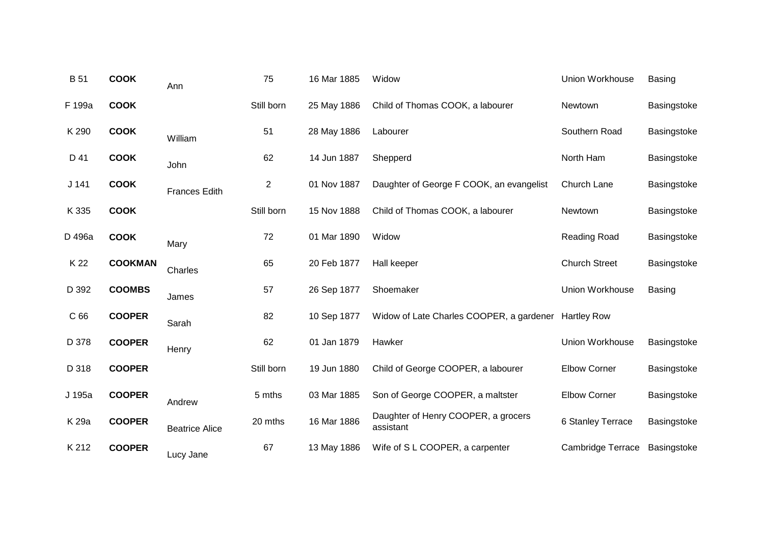| | | | | | | | |
|---|---|---|---|---|---|---|---|
| B 51 | **COOK** | Ann | 75 | 16 Mar 1885 | Widow | Union Workhouse | Basing |
| F 199a | **COOK** | | Still born | 25 May 1886 | Child of Thomas COOK, a labourer | Newtown | Basingstoke |
| K 290 | **COOK** | William | 51 | 28 May 1886 | Labourer | Southern Road | Basingstoke |
| D 41 | **COOK** | John | 62 | 14 Jun 1887 | Shepperd | North Ham | Basingstoke |
| J 141 | **COOK** | Frances Edith | 2 | 01 Nov 1887 | Daughter of George F COOK, an evangelist | Church Lane | Basingstoke |
| K 335 | **COOK** | | Still born | 15 Nov 1888 | Child of Thomas COOK, a labourer | Newtown | Basingstoke |
| D 496a | **COOK** | Mary | 72 | 01 Mar 1890 | Widow | Reading Road | Basingstoke |
| K 22 | **COOKMAN** | Charles | 65 | 20 Feb 1877 | Hall keeper | Church Street | Basingstoke |
| D 392 | **COOMBS** | James | 57 | 26 Sep 1877 | Shoemaker | Union Workhouse | Basing |
| C 66 | **COOPER** | Sarah | 82 | 10 Sep 1877 | Widow of Late Charles COOPER, a gardener | Hartley Row | |
| D 378 | **COOPER** | Henry | 62 | 01 Jan 1879 | Hawker | Union Workhouse | Basingstoke |
| D 318 | **COOPER** | | Still born | 19 Jun 1880 | Child of George COOPER, a labourer | Elbow Corner | Basingstoke |
| J 195a | **COOPER** | Andrew | 5 mths | 03 Mar 1885 | Son of George COOPER, a maltster | Elbow Corner | Basingstoke |
| K 29a | **COOPER** | Beatrice Alice | 20 mths | 16 Mar 1886 | Daughter of Henry COOPER, a grocers assistant | 6 Stanley Terrace | Basingstoke |
| K 212 | **COOPER** | Lucy Jane | 67 | 13 May 1886 | Wife of S L COOPER, a carpenter | Cambridge Terrace | Basingstoke |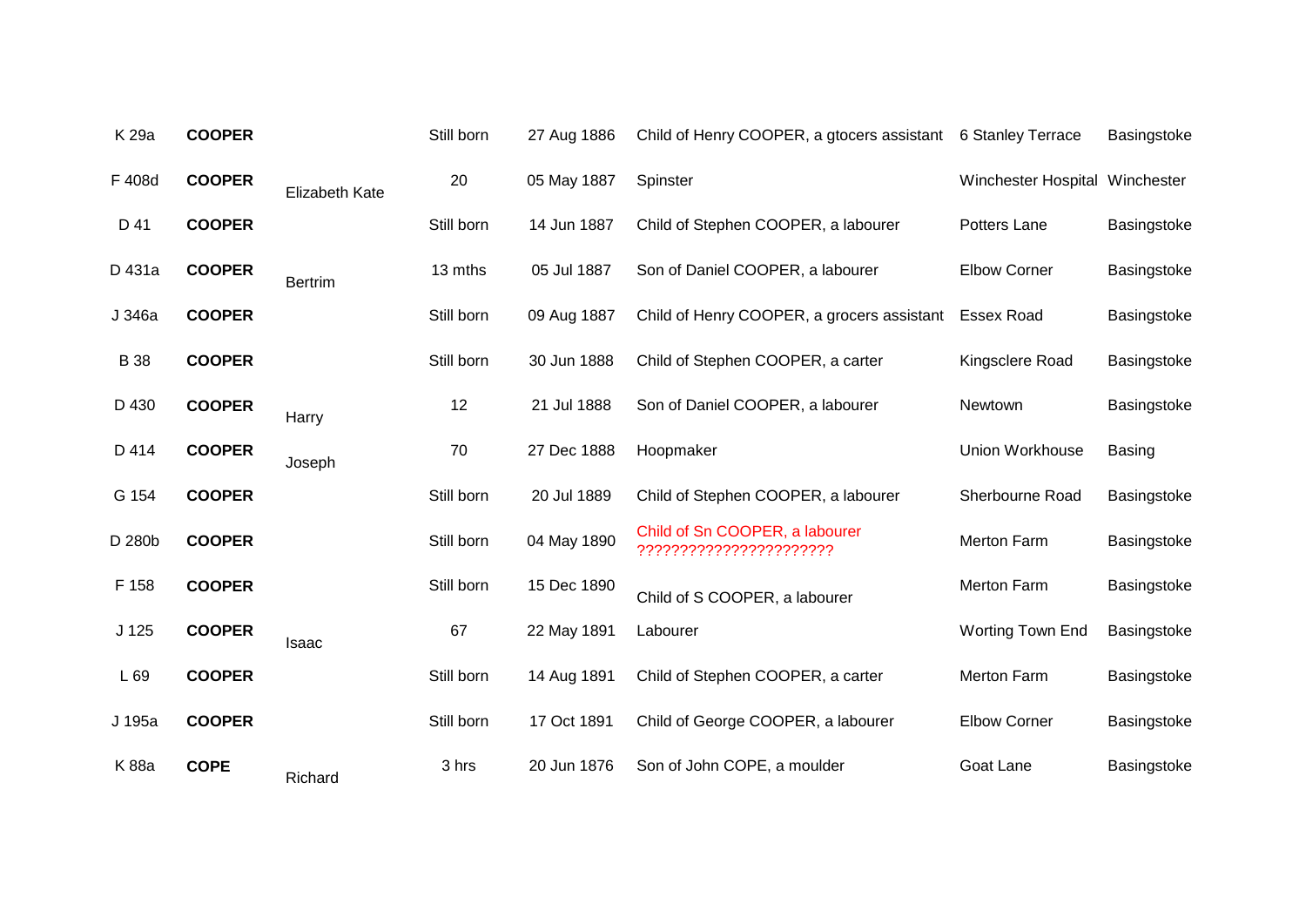| | | | | | | | |
|---|---|---|---|---|---|---|---|
| K 29a | **COOPER** | | Still born | 27 Aug 1886 | Child of Henry COOPER, a gtocers assistant | 6 Stanley Terrace | Basingstoke |
| F 408d | **COOPER** | Elizabeth Kate | 20 | 05 May 1887 | Spinster | Winchester Hospital | Winchester |
| D 41 | **COOPER** | | Still born | 14 Jun 1887 | Child of Stephen COOPER, a labourer | Potters Lane | Basingstoke |
| D 431a | **COOPER** | Bertrim | 13 mths | 05 Jul 1887 | Son of Daniel COOPER, a labourer | Elbow Corner | Basingstoke |
| J 346a | **COOPER** | | Still born | 09 Aug 1887 | Child of Henry COOPER, a grocers assistant | Essex Road | Basingstoke |
| B 38 | **COOPER** | | Still born | 30 Jun 1888 | Child of Stephen COOPER, a carter | Kingsclere Road | Basingstoke |
| D 430 | **COOPER** | Harry | 12 | 21 Jul 1888 | Son of Daniel COOPER, a labourer | Newtown | Basingstoke |
| D 414 | **COOPER** | Joseph | 70 | 27 Dec 1888 | Hoopmaker | Union Workhouse | Basing |
| G 154 | **COOPER** | | Still born | 20 Jul 1889 | Child of Stephen COOPER, a labourer | Sherbourne Road | Basingstoke |
| D 280b | **COOPER** | | Still born | 04 May 1890 | Child of Sn COOPER, a labourer ?????????????????????? | Merton Farm | Basingstoke |
| F 158 | **COOPER** | | Still born | 15 Dec 1890 | Child of S COOPER, a labourer | Merton Farm | Basingstoke |
| J 125 | **COOPER** | Isaac | 67 | 22 May 1891 | Labourer | Worting Town End | Basingstoke |
| L 69 | **COOPER** | | Still born | 14 Aug 1891 | Child of Stephen COOPER, a carter | Merton Farm | Basingstoke |
| J 195a | **COOPER** | | Still born | 17 Oct 1891 | Child of George COOPER, a labourer | Elbow Corner | Basingstoke |
| K 88a | **COPE** | Richard | 3 hrs | 20 Jun 1876 | Son of John COPE, a moulder | Goat Lane | Basingstoke |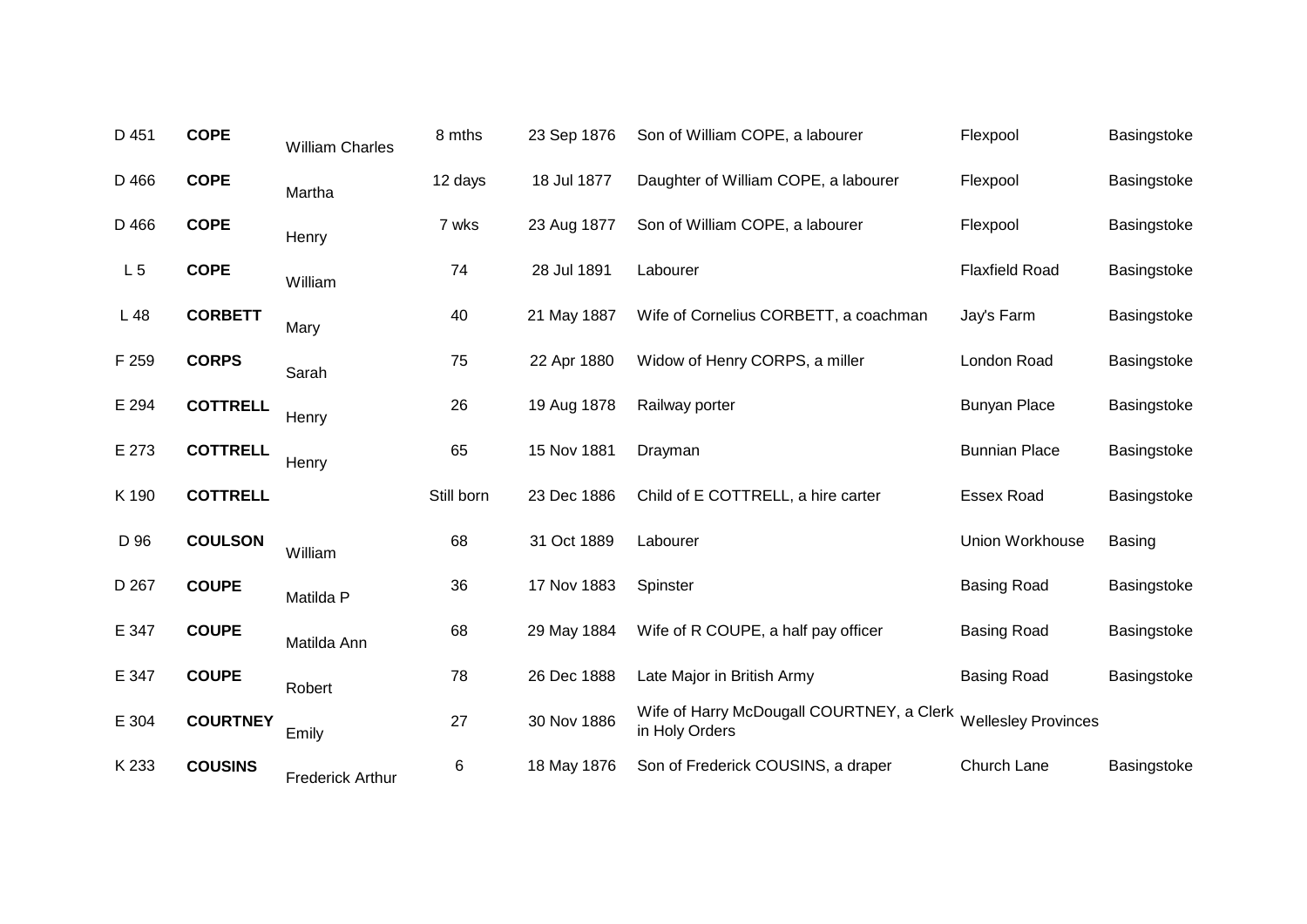| | | | | | | | |
|---|---|---|---|---|---|---|---|
| D 451 | **COPE** | William Charles | 8 mths | 23 Sep 1876 | Son of William COPE, a labourer | Flexpool | Basingstoke |
| D 466 | **COPE** | Martha | 12 days | 18 Jul 1877 | Daughter of William COPE, a labourer | Flexpool | Basingstoke |
| D 466 | **COPE** | Henry | 7 wks | 23 Aug 1877 | Son of William COPE, a labourer | Flexpool | Basingstoke |
| L 5 | **COPE** | William | 74 | 28 Jul 1891 | Labourer | Flaxfield Road | Basingstoke |
| L 48 | **CORBETT** | Mary | 40 | 21 May 1887 | Wife of Cornelius CORBETT, a coachman | Jay's Farm | Basingstoke |
| F 259 | **CORPS** | Sarah | 75 | 22 Apr 1880 | Widow of Henry CORPS, a miller | London Road | Basingstoke |
| E 294 | **COTTRELL** | Henry | 26 | 19 Aug 1878 | Railway porter | Bunyan Place | Basingstoke |
| E 273 | **COTTRELL** | Henry | 65 | 15 Nov 1881 | Drayman | Bunnian Place | Basingstoke |
| K 190 | **COTTRELL** | | Still born | 23 Dec 1886 | Child of E COTTRELL, a hire carter | Essex Road | Basingstoke |
| D 96 | **COULSON** | William | 68 | 31 Oct 1889 | Labourer | Union Workhouse | Basing |
| D 267 | **COUPE** | Matilda P | 36 | 17 Nov 1883 | Spinster | Basing Road | Basingstoke |
| E 347 | **COUPE** | Matilda Ann | 68 | 29 May 1884 | Wife of R COUPE, a half pay officer | Basing Road | Basingstoke |
| E 347 | **COUPE** | Robert | 78 | 26 Dec 1888 | Late Major in British Army | Basing Road | Basingstoke |
| E 304 | **COURTNEY** | Emily | 27 | 30 Nov 1886 | Wife of Harry McDougall COURTNEY, a Clerk in Holy Orders | Wellesley Provinces | |
| K 233 | **COUSINS** | Frederick Arthur | 6 | 18 May 1876 | Son of Frederick COUSINS, a draper | Church Lane | Basingstoke |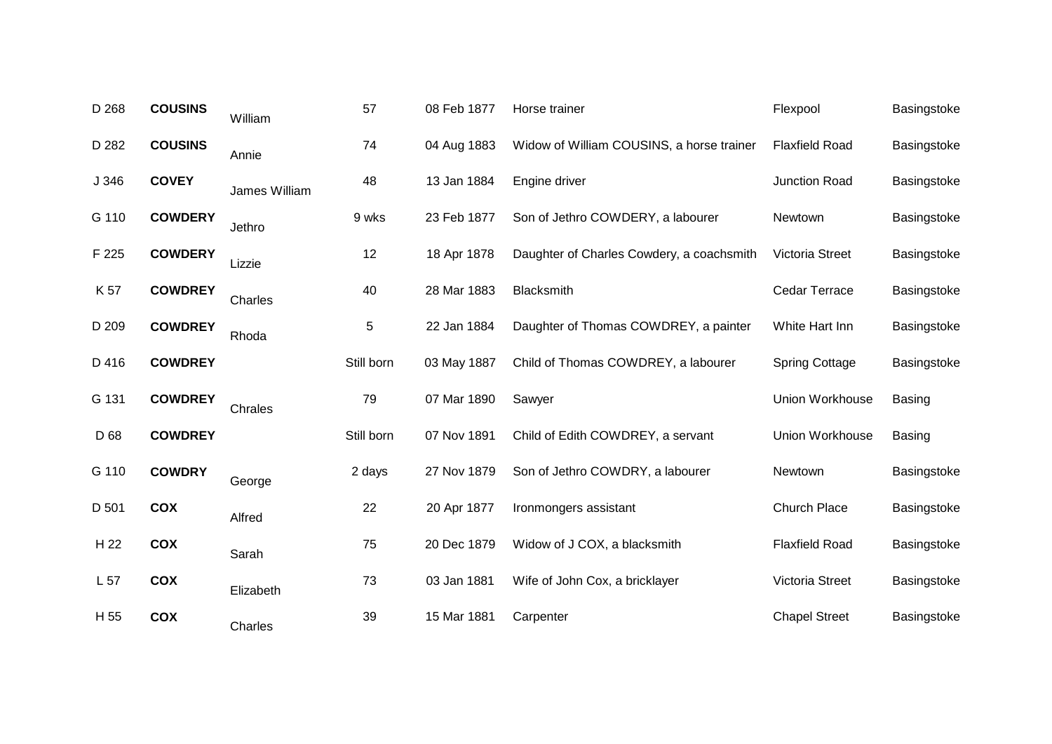| | | | | | | | |
|---|---|---|---|---|---|---|---|
| D 268 | **COUSINS** | William | 57 | 08 Feb 1877 | Horse trainer | Flexpool | Basingstoke |
| D 282 | **COUSINS** | Annie | 74 | 04 Aug 1883 | Widow of William COUSINS, a horse trainer | Flaxfield Road | Basingstoke |
| J 346 | **COVEY** | James William | 48 | 13 Jan 1884 | Engine driver | Junction Road | Basingstoke |
| G 110 | **COWDERY** | Jethro | 9 wks | 23 Feb 1877 | Son of Jethro COWDERY, a labourer | Newtown | Basingstoke |
| F 225 | **COWDERY** | Lizzie | 12 | 18 Apr 1878 | Daughter of Charles Cowdery, a coachsmith | Victoria Street | Basingstoke |
| K 57 | **COWDREY** | Charles | 40 | 28 Mar 1883 | Blacksmith | Cedar Terrace | Basingstoke |
| D 209 | **COWDREY** | Rhoda | 5 | 22 Jan 1884 | Daughter of Thomas COWDREY, a painter | White Hart Inn | Basingstoke |
| D 416 | **COWDREY** | | Still born | 03 May 1887 | Child of Thomas COWDREY, a labourer | Spring Cottage | Basingstoke |
| G 131 | **COWDREY** | Chrales | 79 | 07 Mar 1890 | Sawyer | Union Workhouse | Basing |
| D 68 | **COWDREY** | | Still born | 07 Nov 1891 | Child of Edith COWDREY, a servant | Union Workhouse | Basing |
| G 110 | **COWDRY** | George | 2 days | 27 Nov 1879 | Son of Jethro COWDRY, a labourer | Newtown | Basingstoke |
| D 501 | **COX** | Alfred | 22 | 20 Apr 1877 | Ironmongers assistant | Church Place | Basingstoke |
| H 22 | **COX** | Sarah | 75 | 20 Dec 1879 | Widow of J COX, a blacksmith | Flaxfield Road | Basingstoke |
| L 57 | **COX** | Elizabeth | 73 | 03 Jan 1881 | Wife of John Cox, a bricklayer | Victoria Street | Basingstoke |
| H 55 | **COX** | Charles | 39 | 15 Mar 1881 | Carpenter | Chapel Street | Basingstoke |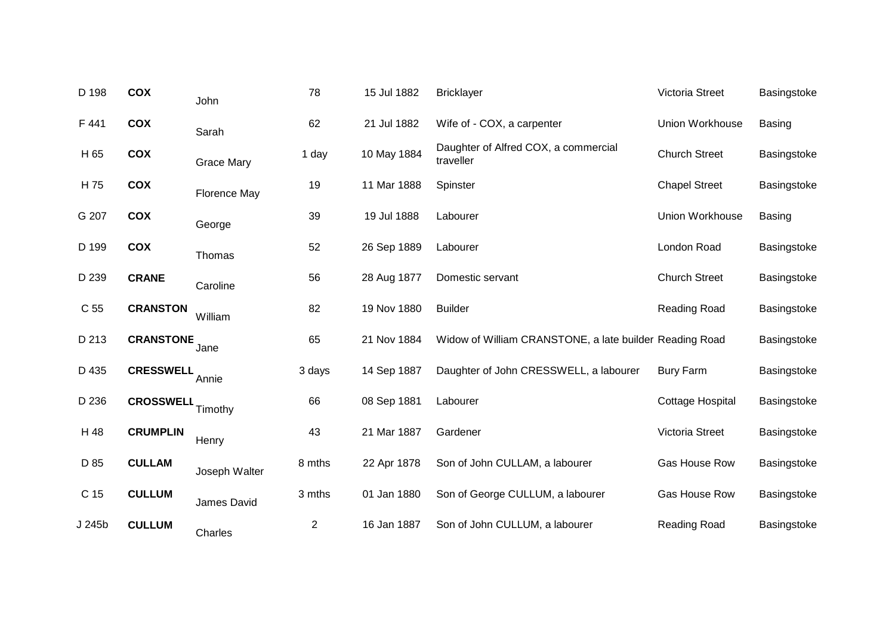| | | | | | | | |
|---|---|---|---|---|---|---|---|
| D 198 | **COX** | John | 78 | 15 Jul 1882 | Bricklayer | Victoria Street | Basingstoke |
| F 441 | **COX** | Sarah | 62 | 21 Jul 1882 | Wife of - COX, a carpenter | Union Workhouse | Basing |
| H 65 | **COX** | Grace Mary | 1 day | 10 May 1884 | Daughter of Alfred COX, a commercial traveller | Church Street | Basingstoke |
| H 75 | **COX** | Florence May | 19 | 11 Mar 1888 | Spinster | Chapel Street | Basingstoke |
| G 207 | **COX** | George | 39 | 19 Jul 1888 | Labourer | Union Workhouse | Basing |
| D 199 | **COX** | Thomas | 52 | 26 Sep 1889 | Labourer | London Road | Basingstoke |
| D 239 | **CRANE** | Caroline | 56 | 28 Aug 1877 | Domestic servant | Church Street | Basingstoke |
| C 55 | **CRANSTON** | William | 82 | 19 Nov 1880 | Builder | Reading Road | Basingstoke |
| D 213 | **CRANSTONE** | Jane | 65 | 21 Nov 1884 | Widow of William CRANSTONE, a late builder | Reading Road | Basingstoke |
| D 435 | **CRESSWELL** | Annie | 3 days | 14 Sep 1887 | Daughter of John CRESSWELL, a labourer | Bury Farm | Basingstoke |
| D 236 | **CROSSWELL** | Timothy | 66 | 08 Sep 1881 | Labourer | Cottage Hospital | Basingstoke |
| H 48 | **CRUMPLIN** | Henry | 43 | 21 Mar 1887 | Gardener | Victoria Street | Basingstoke |
| D 85 | **CULLAM** | Joseph Walter | 8 mths | 22 Apr 1878 | Son of John CULLAM, a labourer | Gas House Row | Basingstoke |
| C 15 | **CULLUM** | James David | 3 mths | 01 Jan 1880 | Son of George CULLUM, a labourer | Gas House Row | Basingstoke |
| J 245b | **CULLUM** | Charles | 2 | 16 Jan 1887 | Son of John CULLUM, a labourer | Reading Road | Basingstoke |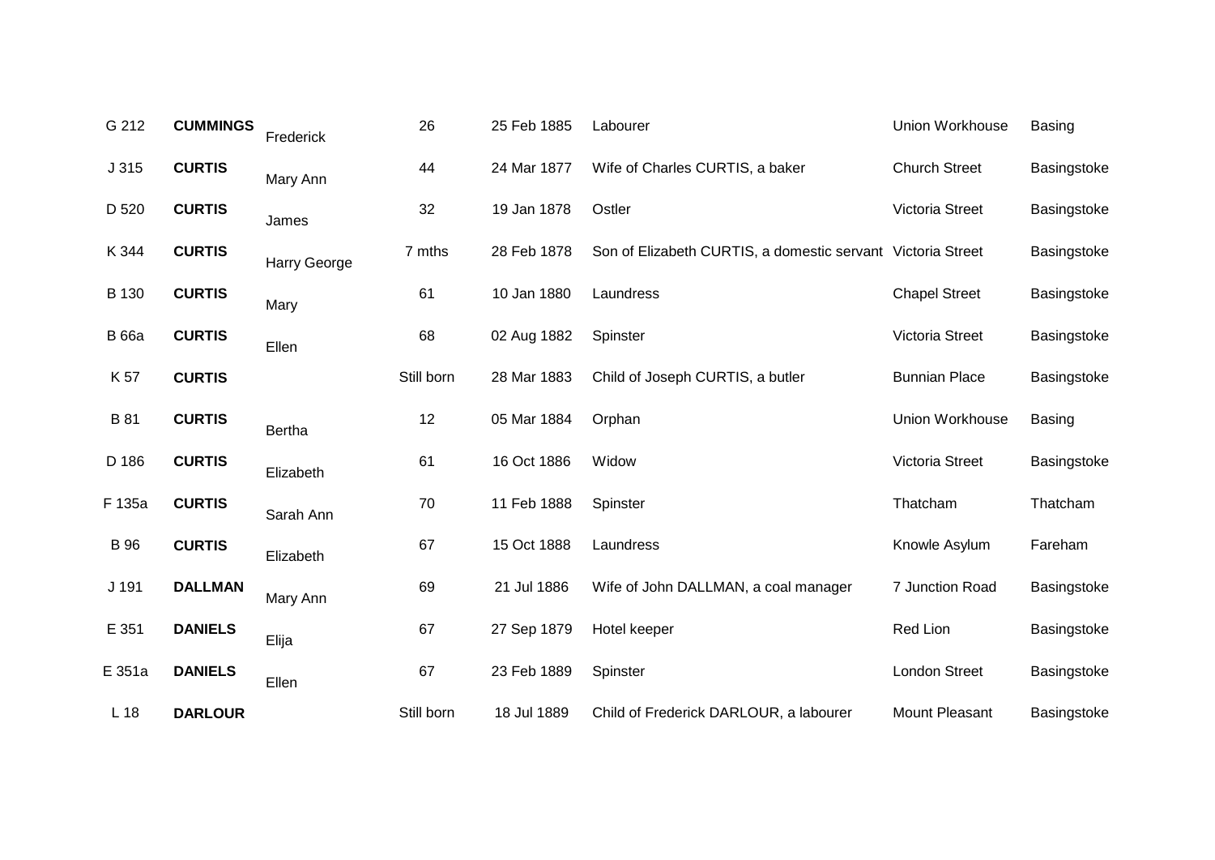| | | | | | | | |
|---|---|---|---|---|---|---|---|
| G 212 | **CUMMINGS** | Frederick | 26 | 25 Feb 1885 | Labourer | Union Workhouse | Basing |
| J 315 | **CURTIS** | Mary Ann | 44 | 24 Mar 1877 | Wife of Charles CURTIS, a baker | Church Street | Basingstoke |
| D 520 | **CURTIS** | James | 32 | 19 Jan 1878 | Ostler | Victoria Street | Basingstoke |
| K 344 | **CURTIS** | Harry George | 7 mths | 28 Feb 1878 | Son of Elizabeth CURTIS, a domestic servant | Victoria Street | Basingstoke |
| B 130 | **CURTIS** | Mary | 61 | 10 Jan 1880 | Laundress | Chapel Street | Basingstoke |
| B 66a | **CURTIS** | Ellen | 68 | 02 Aug 1882 | Spinster | Victoria Street | Basingstoke |
| K 57 | **CURTIS** | | Still born | 28 Mar 1883 | Child of Joseph CURTIS, a butler | Bunnian Place | Basingstoke |
| B 81 | **CURTIS** | Bertha | 12 | 05 Mar 1884 | Orphan | Union Workhouse | Basing |
| D 186 | **CURTIS** | Elizabeth | 61 | 16 Oct 1886 | Widow | Victoria Street | Basingstoke |
| F 135a | **CURTIS** | Sarah Ann | 70 | 11 Feb 1888 | Spinster | Thatcham | Thatcham |
| B 96 | **CURTIS** | Elizabeth | 67 | 15 Oct 1888 | Laundress | Knowle Asylum | Fareham |
| J 191 | **DALLMAN** | Mary Ann | 69 | 21 Jul 1886 | Wife of John DALLMAN, a coal manager | 7 Junction Road | Basingstoke |
| E 351 | **DANIELS** | Elija | 67 | 27 Sep 1879 | Hotel keeper | Red Lion | Basingstoke |
| E 351a | **DANIELS** | Ellen | 67 | 23 Feb 1889 | Spinster | London Street | Basingstoke |
| L 18 | **DARLOUR** | | Still born | 18 Jul 1889 | Child of Frederick DARLOUR, a labourer | Mount Pleasant | Basingstoke |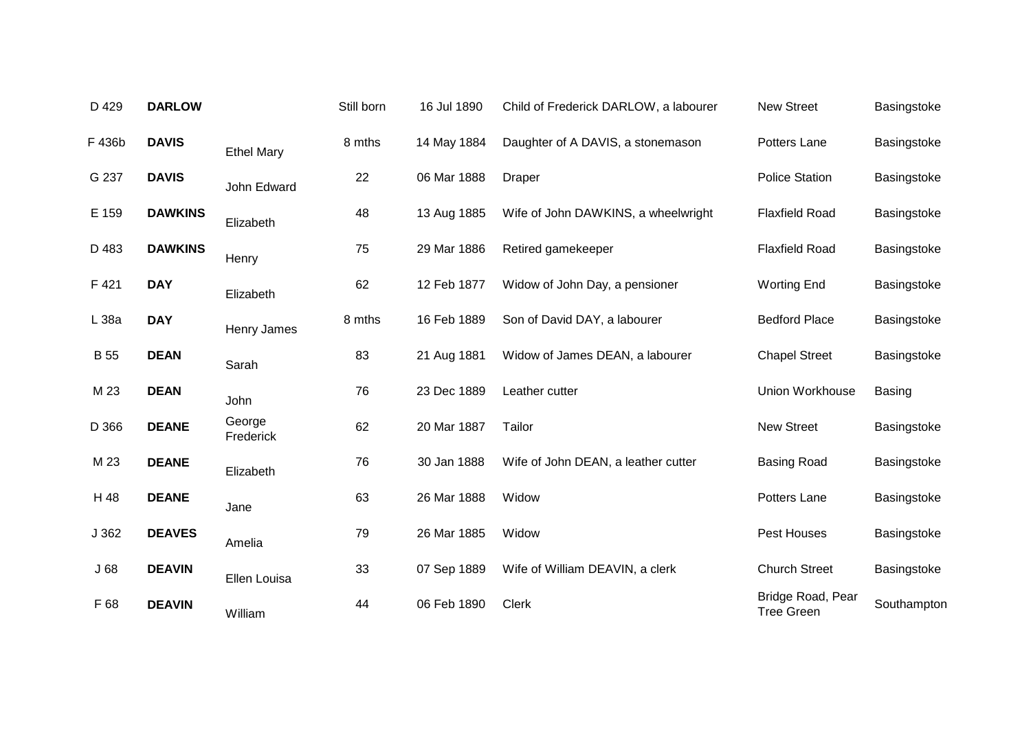| | | | | | | | |
|---|---|---|---|---|---|---|---|
| D 429 | **DARLOW** | | Still born | 16 Jul 1890 | Child of Frederick DARLOW, a labourer | New Street | Basingstoke |
| F 436b | **DAVIS** | Ethel Mary | 8 mths | 14 May 1884 | Daughter of A DAVIS, a stonemason | Potters Lane | Basingstoke |
| G 237 | **DAVIS** | John Edward | 22 | 06 Mar 1888 | Draper | Police Station | Basingstoke |
| E 159 | **DAWKINS** | Elizabeth | 48 | 13 Aug 1885 | Wife of John DAWKINS, a wheelwright | Flaxfield Road | Basingstoke |
| D 483 | **DAWKINS** | Henry | 75 | 29 Mar 1886 | Retired gamekeeper | Flaxfield Road | Basingstoke |
| F 421 | **DAY** | Elizabeth | 62 | 12 Feb 1877 | Widow of John Day, a pensioner | Worting End | Basingstoke |
| L 38a | **DAY** | Henry James | 8 mths | 16 Feb 1889 | Son of David DAY, a labourer | Bedford Place | Basingstoke |
| B 55 | **DEAN** | Sarah | 83 | 21 Aug 1881 | Widow of James DEAN, a labourer | Chapel Street | Basingstoke |
| M 23 | **DEAN** | John | 76 | 23 Dec 1889 | Leather cutter | Union Workhouse | Basing |
| D 366 | **DEANE** | George Frederick | 62 | 20 Mar 1887 | Tailor | New Street | Basingstoke |
| M 23 | **DEANE** | Elizabeth | 76 | 30 Jan 1888 | Wife of John DEAN, a leather cutter | Basing Road | Basingstoke |
| H 48 | **DEANE** | Jane | 63 | 26 Mar 1888 | Widow | Potters Lane | Basingstoke |
| J 362 | **DEAVES** | Amelia | 79 | 26 Mar 1885 | Widow | Pest Houses | Basingstoke |
| J 68 | **DEAVIN** | Ellen Louisa | 33 | 07 Sep 1889 | Wife of William DEAVIN, a clerk | Church Street | Basingstoke |
| F 68 | **DEAVIN** | William | 44 | 06 Feb 1890 | Clerk | Bridge Road, Pear Tree Green | Southampton |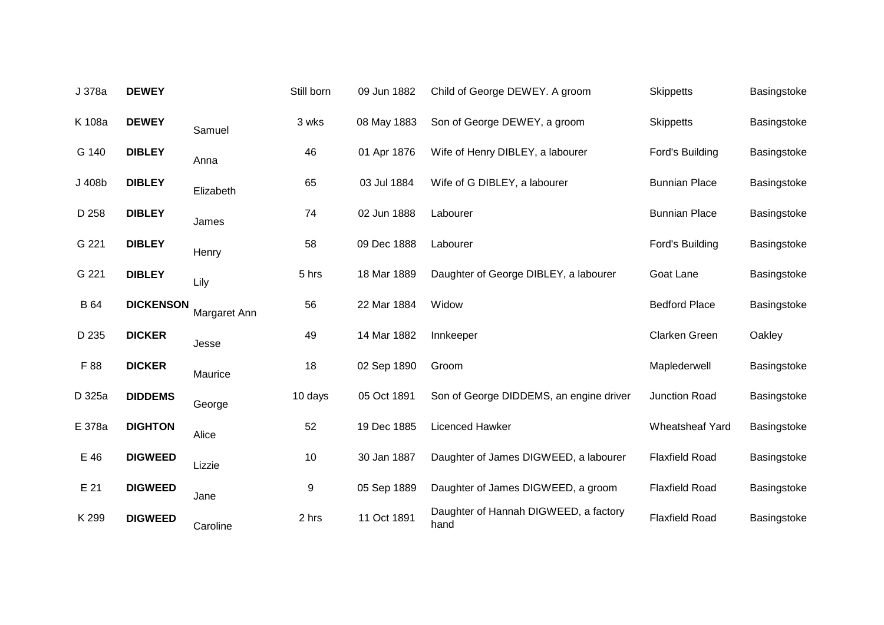| | | | | | | | |
|---|---|---|---|---|---|---|---|
| J 378a | **DEWEY** | | Still born | 09 Jun 1882 | Child of George DEWEY. A groom | Skippetts | Basingstoke |
| K 108a | **DEWEY** | Samuel | 3 wks | 08 May 1883 | Son of George DEWEY, a groom | Skippetts | Basingstoke |
| G 140 | **DIBLEY** | Anna | 46 | 01 Apr 1876 | Wife of Henry DIBLEY, a labourer | Ford's Building | Basingstoke |
| J 408b | **DIBLEY** | Elizabeth | 65 | 03 Jul 1884 | Wife of G DIBLEY, a labourer | Bunnian Place | Basingstoke |
| D 258 | **DIBLEY** | James | 74 | 02 Jun 1888 | Labourer | Bunnian Place | Basingstoke |
| G 221 | **DIBLEY** | Henry | 58 | 09 Dec 1888 | Labourer | Ford's Building | Basingstoke |
| G 221 | **DIBLEY** | Lily | 5 hrs | 18 Mar 1889 | Daughter of George DIBLEY, a labourer | Goat Lane | Basingstoke |
| B 64 | **DICKENSON** | Margaret Ann | 56 | 22 Mar 1884 | Widow | Bedford Place | Basingstoke |
| D 235 | **DICKER** | Jesse | 49 | 14 Mar 1882 | Innkeeper | Clarken Green | Oakley |
| F 88 | **DICKER** | Maurice | 18 | 02 Sep 1890 | Groom | Maplederwell | Basingstoke |
| D 325a | **DIDDEMS** | George | 10 days | 05 Oct 1891 | Son of George DIDDEMS, an engine driver | Junction Road | Basingstoke |
| E 378a | **DIGHTON** | Alice | 52 | 19 Dec 1885 | Licenced Hawker | Wheatsheaf Yard | Basingstoke |
| E 46 | **DIGWEED** | Lizzie | 10 | 30 Jan 1887 | Daughter of James DIGWEED, a labourer | Flaxfield Road | Basingstoke |
| E 21 | **DIGWEED** | Jane | 9 | 05 Sep 1889 | Daughter of James DIGWEED, a groom | Flaxfield Road | Basingstoke |
| K 299 | **DIGWEED** | Caroline | 2 hrs | 11 Oct 1891 | Daughter of Hannah DIGWEED, a factory hand | Flaxfield Road | Basingstoke |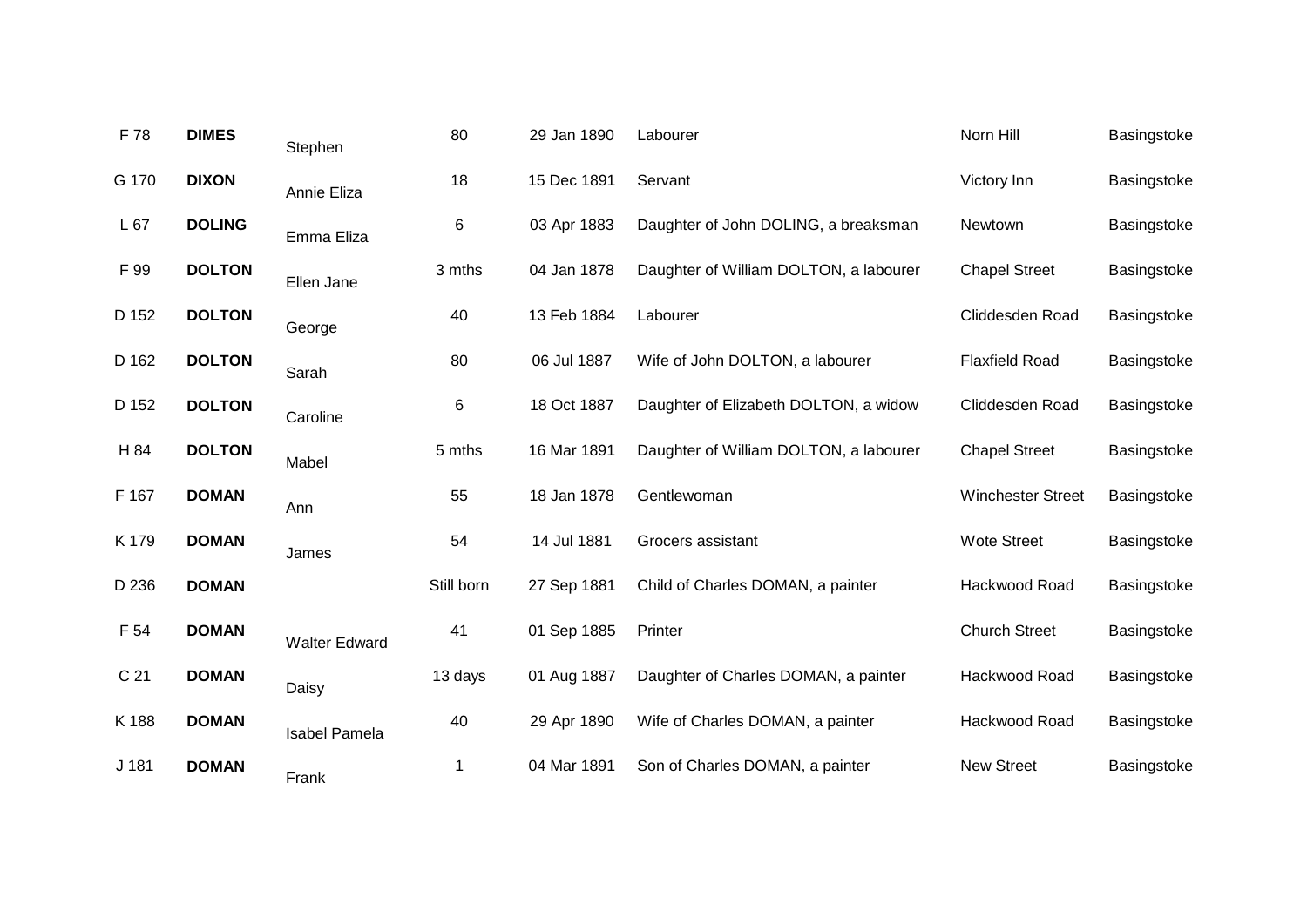| | | | | | | | |
|---|---|---|---|---|---|---|---|
| F 78 | **DIMES** | Stephen | 80 | 29 Jan 1890 | Labourer | Norn Hill | Basingstoke |
| G 170 | **DIXON** | Annie Eliza | 18 | 15 Dec 1891 | Servant | Victory Inn | Basingstoke |
| L 67 | **DOLING** | Emma Eliza | 6 | 03 Apr 1883 | Daughter of John DOLING, a breaksman | Newtown | Basingstoke |
| F 99 | **DOLTON** | Ellen Jane | 3 mths | 04 Jan 1878 | Daughter of William DOLTON, a labourer | Chapel Street | Basingstoke |
| D 152 | **DOLTON** | George | 40 | 13 Feb 1884 | Labourer | Cliddesden Road | Basingstoke |
| D 162 | **DOLTON** | Sarah | 80 | 06 Jul 1887 | Wife of John DOLTON, a labourer | Flaxfield Road | Basingstoke |
| D 152 | **DOLTON** | Caroline | 6 | 18 Oct 1887 | Daughter of Elizabeth DOLTON, a widow | Cliddesden Road | Basingstoke |
| H 84 | **DOLTON** | Mabel | 5 mths | 16 Mar 1891 | Daughter of William DOLTON, a labourer | Chapel Street | Basingstoke |
| F 167 | **DOMAN** | Ann | 55 | 18 Jan 1878 | Gentlewoman | Winchester Street | Basingstoke |
| K 179 | **DOMAN** | James | 54 | 14 Jul 1881 | Grocers assistant | Wote Street | Basingstoke |
| D 236 | **DOMAN** | | Still born | 27 Sep 1881 | Child of Charles DOMAN, a painter | Hackwood Road | Basingstoke |
| F 54 | **DOMAN** | Walter Edward | 41 | 01 Sep 1885 | Printer | Church Street | Basingstoke |
| C 21 | **DOMAN** | Daisy | 13 days | 01 Aug 1887 | Daughter of Charles DOMAN, a painter | Hackwood Road | Basingstoke |
| K 188 | **DOMAN** | Isabel Pamela | 40 | 29 Apr 1890 | Wife of Charles DOMAN, a painter | Hackwood Road | Basingstoke |
| J 181 | **DOMAN** | Frank | 1 | 04 Mar 1891 | Son of Charles DOMAN, a painter | New Street | Basingstoke |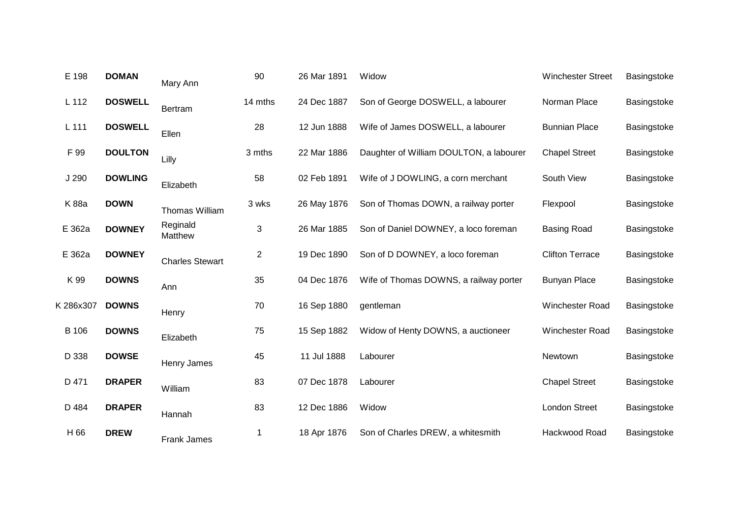| | | | | | | | |
|---|---|---|---|---|---|---|---|
| E 198 | **DOMAN** | Mary Ann | 90 | 26 Mar 1891 | Widow | Winchester Street | Basingstoke |
| L 112 | **DOSWELL** | Bertram | 14 mths | 24 Dec 1887 | Son of George DOSWELL, a labourer | Norman Place | Basingstoke |
| L 111 | **DOSWELL** | Ellen | 28 | 12 Jun 1888 | Wife of James DOSWELL, a labourer | Bunnian Place | Basingstoke |
| F 99 | **DOULTON** | Lilly | 3 mths | 22 Mar 1886 | Daughter of William DOULTON, a labourer | Chapel Street | Basingstoke |
| J 290 | **DOWLING** | Elizabeth | 58 | 02 Feb 1891 | Wife of J DOWLING, a corn merchant | South View | Basingstoke |
| K 88a | **DOWN** | Thomas William | 3 wks | 26 May 1876 | Son of Thomas DOWN, a railway porter | Flexpool | Basingstoke |
| E 362a | **DOWNEY** | Reginald Matthew | 3 | 26 Mar 1885 | Son of Daniel DOWNEY, a loco foreman | Basing Road | Basingstoke |
| E 362a | **DOWNEY** | Charles Stewart | 2 | 19 Dec 1890 | Son of D DOWNEY, a loco foreman | Clifton Terrace | Basingstoke |
| K 99 | **DOWNS** | Ann | 35 | 04 Dec 1876 | Wife of Thomas DOWNS, a railway porter | Bunyan Place | Basingstoke |
| K 286x307 | **DOWNS** | Henry | 70 | 16 Sep 1880 | gentleman | Winchester Road | Basingstoke |
| B 106 | **DOWNS** | Elizabeth | 75 | 15 Sep 1882 | Widow of Henty DOWNS, a auctioneer | Winchester Road | Basingstoke |
| D 338 | **DOWSE** | Henry James | 45 | 11 Jul 1888 | Labourer | Newtown | Basingstoke |
| D 471 | **DRAPER** | William | 83 | 07 Dec 1878 | Labourer | Chapel Street | Basingstoke |
| D 484 | **DRAPER** | Hannah | 83 | 12 Dec 1886 | Widow | London Street | Basingstoke |
| H 66 | **DREW** | Frank James | 1 | 18 Apr 1876 | Son of Charles DREW, a whitesmith | Hackwood Road | Basingstoke |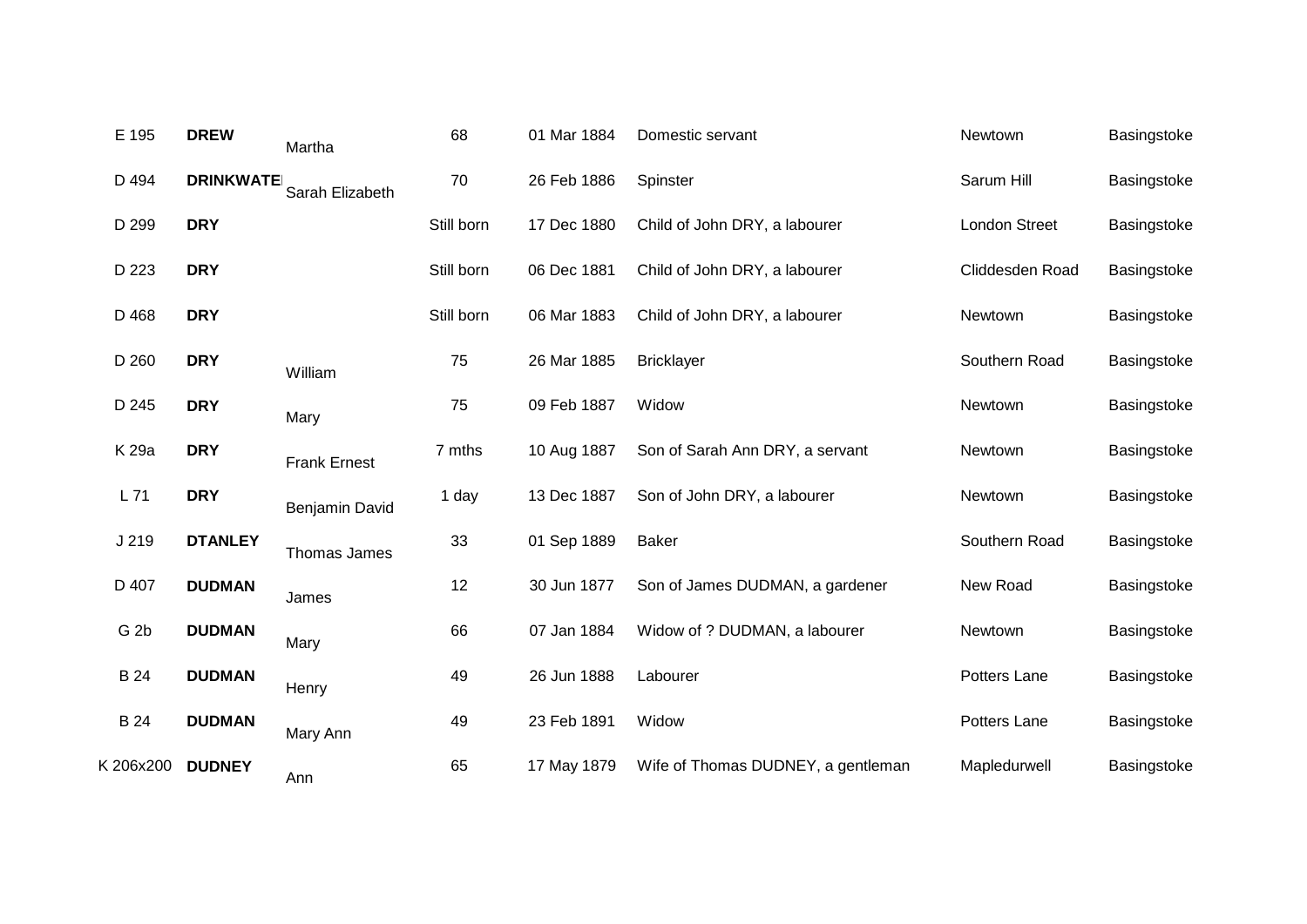| | | | | | | | |
|---|---|---|---|---|---|---|---|
| E 195 | **DREW** | Martha | 68 | 01 Mar 1884 | Domestic servant | Newtown | Basingstoke |
| D 494 | **DRINKWATE** | Sarah Elizabeth | 70 | 26 Feb 1886 | Spinster | Sarum Hill | Basingstoke |
| D 299 | **DRY** | | Still born | 17 Dec 1880 | Child of John DRY, a labourer | London Street | Basingstoke |
| D 223 | **DRY** | | Still born | 06 Dec 1881 | Child of John DRY, a labourer | Cliddesden Road | Basingstoke |
| D 468 | **DRY** | | Still born | 06 Mar 1883 | Child of John DRY, a labourer | Newtown | Basingstoke |
| D 260 | **DRY** | William | 75 | 26 Mar 1885 | Bricklayer | Southern Road | Basingstoke |
| D 245 | **DRY** | Mary | 75 | 09 Feb 1887 | Widow | Newtown | Basingstoke |
| K 29a | **DRY** | Frank Ernest | 7 mths | 10 Aug 1887 | Son of Sarah Ann DRY, a servant | Newtown | Basingstoke |
| L 71 | **DRY** | Benjamin David | 1 day | 13 Dec 1887 | Son of John DRY, a labourer | Newtown | Basingstoke |
| J 219 | **DTANLEY** | Thomas James | 33 | 01 Sep 1889 | Baker | Southern Road | Basingstoke |
| D 407 | **DUDMAN** | James | 12 | 30 Jun 1877 | Son of James DUDMAN, a gardener | New Road | Basingstoke |
| G 2b | **DUDMAN** | Mary | 66 | 07 Jan 1884 | Widow of ? DUDMAN, a labourer | Newtown | Basingstoke |
| B 24 | **DUDMAN** | Henry | 49 | 26 Jun 1888 | Labourer | Potters Lane | Basingstoke |
| B 24 | **DUDMAN** | Mary Ann | 49 | 23 Feb 1891 | Widow | Potters Lane | Basingstoke |
| K 206x200 | **DUDNEY** | Ann | 65 | 17 May 1879 | Wife of Thomas DUDNEY, a gentleman | Mapledurwell | Basingstoke |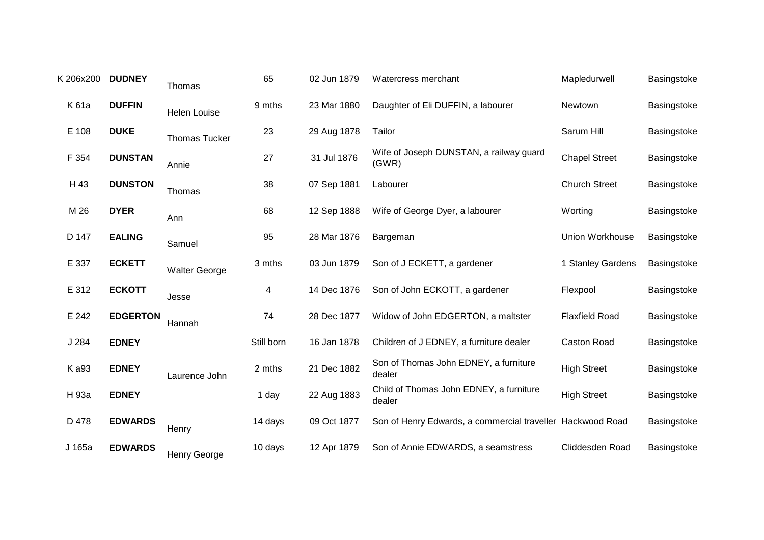| | | | | | | | |
|---|---|---|---|---|---|---|---|
| K 206x200 | **DUDNEY** | Thomas | 65 | 02 Jun 1879 | Watercress merchant | Mapledurwell | Basingstoke |
| K 61a | **DUFFIN** | Helen Louise | 9 mths | 23 Mar 1880 | Daughter of Eli DUFFIN, a labourer | Newtown | Basingstoke |
| E 108 | **DUKE** | Thomas Tucker | 23 | 29 Aug 1878 | Tailor | Sarum Hill | Basingstoke |
| F 354 | **DUNSTAN** | Annie | 27 | 31 Jul 1876 | Wife of Joseph DUNSTAN, a railway guard (GWR) | Chapel Street | Basingstoke |
| H 43 | **DUNSTON** | Thomas | 38 | 07 Sep 1881 | Labourer | Church Street | Basingstoke |
| M 26 | **DYER** | Ann | 68 | 12 Sep 1888 | Wife of George Dyer, a labourer | Worting | Basingstoke |
| D 147 | **EALING** | Samuel | 95 | 28 Mar 1876 | Bargeman | Union Workhouse | Basingstoke |
| E 337 | **ECKETT** | Walter George | 3 mths | 03 Jun 1879 | Son of J ECKETT, a gardener | 1 Stanley Gardens | Basingstoke |
| E 312 | **ECKOTT** | Jesse | 4 | 14 Dec 1876 | Son of John ECKOTT, a gardener | Flexpool | Basingstoke |
| E 242 | **EDGERTON** | Hannah | 74 | 28 Dec 1877 | Widow of John EDGERTON, a maltster | Flaxfield Road | Basingstoke |
| J 284 | **EDNEY** | | Still born | 16 Jan 1878 | Children of J EDNEY, a furniture dealer | Caston Road | Basingstoke |
| K a93 | **EDNEY** | Laurence John | 2 mths | 21 Dec 1882 | Son of Thomas John EDNEY, a furniture dealer | High Street | Basingstoke |
| H 93a | **EDNEY** | | 1 day | 22 Aug 1883 | Child of Thomas John EDNEY, a furniture dealer | High Street | Basingstoke |
| D 478 | **EDWARDS** | Henry | 14 days | 09 Oct 1877 | Son of Henry Edwards, a commercial traveller | Hackwood Road | Basingstoke |
| J 165a | **EDWARDS** | Henry George | 10 days | 12 Apr 1879 | Son of Annie EDWARDS, a seamstress | Cliddesden Road | Basingstoke |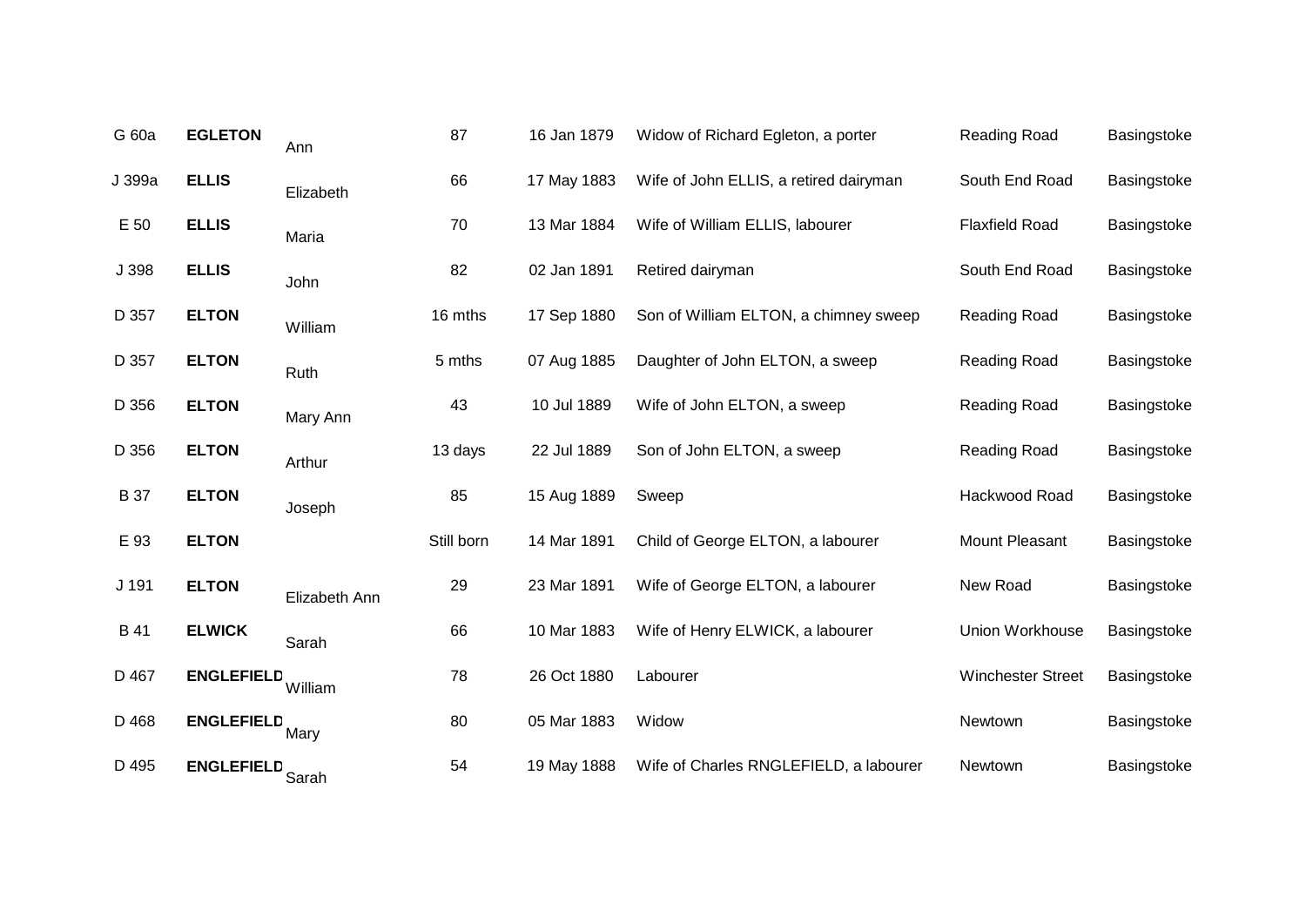| | | | | | | | |
|---|---|---|---|---|---|---|---|
| G 60a | **EGLETON** | Ann | 87 | 16 Jan 1879 | Widow of Richard Egleton, a porter | Reading Road | Basingstoke |
| J 399a | **ELLIS** | Elizabeth | 66 | 17 May 1883 | Wife of John ELLIS, a retired dairyman | South End Road | Basingstoke |
| E 50 | **ELLIS** | Maria | 70 | 13 Mar 1884 | Wife of William ELLIS, labourer | Flaxfield Road | Basingstoke |
| J 398 | **ELLIS** | John | 82 | 02 Jan 1891 | Retired dairyman | South End Road | Basingstoke |
| D 357 | **ELTON** | William | 16 mths | 17 Sep 1880 | Son of William ELTON, a chimney sweep | Reading Road | Basingstoke |
| D 357 | **ELTON** | Ruth | 5 mths | 07 Aug 1885 | Daughter of John ELTON, a sweep | Reading Road | Basingstoke |
| D 356 | **ELTON** | Mary Ann | 43 | 10 Jul 1889 | Wife of John ELTON, a sweep | Reading Road | Basingstoke |
| D 356 | **ELTON** | Arthur | 13 days | 22 Jul 1889 | Son of John ELTON, a sweep | Reading Road | Basingstoke |
| B 37 | **ELTON** | Joseph | 85 | 15 Aug 1889 | Sweep | Hackwood Road | Basingstoke |
| E 93 | **ELTON** | | Still born | 14 Mar 1891 | Child of George ELTON, a labourer | Mount Pleasant | Basingstoke |
| J 191 | **ELTON** | Elizabeth Ann | 29 | 23 Mar 1891 | Wife of George ELTON, a labourer | New Road | Basingstoke |
| B 41 | **ELWICK** | Sarah | 66 | 10 Mar 1883 | Wife of Henry ELWICK, a labourer | Union Workhouse | Basingstoke |
| D 467 | **ENGLEFIELD** | William | 78 | 26 Oct 1880 | Labourer | Winchester Street | Basingstoke |
| D 468 | **ENGLEFIELD** | Mary | 80 | 05 Mar 1883 | Widow | Newtown | Basingstoke |
| D 495 | **ENGLEFIELD** | Sarah | 54 | 19 May 1888 | Wife of Charles RNGLEFIELD, a labourer | Newtown | Basingstoke |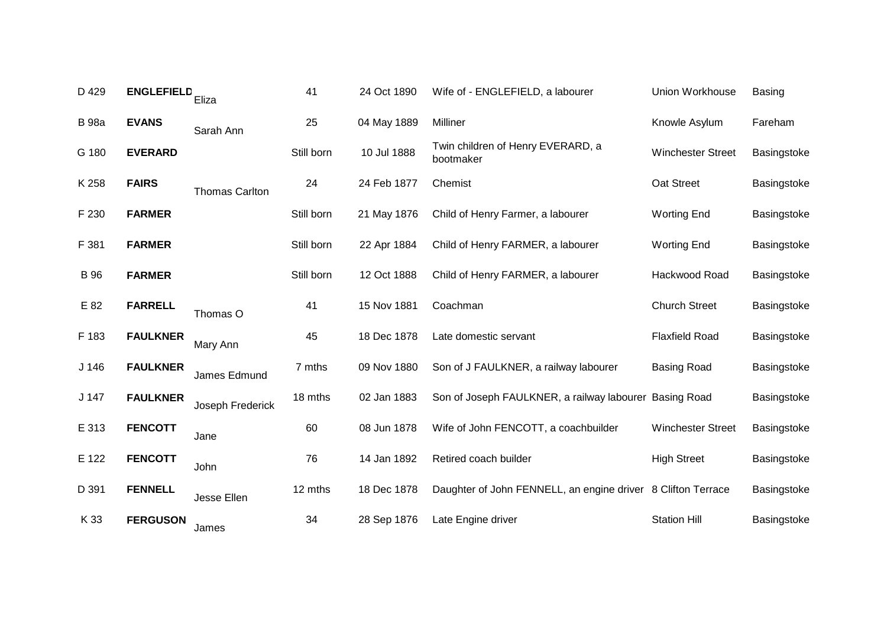| | | | | | | | |
|---|---|---|---|---|---|---|---|
| D 429 | **ENGLEFIELD** | Eliza | 41 | 24 Oct 1890 | Wife of - ENGLEFIELD, a labourer | Union Workhouse | Basing |
| B 98a | **EVANS** | Sarah Ann | 25 | 04 May 1889 | Milliner | Knowle Asylum | Fareham |
| G 180 | **EVERARD** | | Still born | 10 Jul 1888 | Twin children of Henry EVERARD, a bootmaker | Winchester Street | Basingstoke |
| K 258 | **FAIRS** | Thomas Carlton | 24 | 24 Feb 1877 | Chemist | Oat Street | Basingstoke |
| F 230 | **FARMER** | | Still born | 21 May 1876 | Child of Henry Farmer, a labourer | Worting End | Basingstoke |
| F 381 | **FARMER** | | Still born | 22 Apr 1884 | Child of Henry FARMER, a labourer | Worting End | Basingstoke |
| B 96 | **FARMER** | | Still born | 12 Oct 1888 | Child of Henry FARMER, a labourer | Hackwood Road | Basingstoke |
| E 82 | **FARRELL** | Thomas O | 41 | 15 Nov 1881 | Coachman | Church Street | Basingstoke |
| F 183 | **FAULKNER** | Mary Ann | 45 | 18 Dec 1878 | Late domestic servant | Flaxfield Road | Basingstoke |
| J 146 | **FAULKNER** | James Edmund | 7 mths | 09 Nov 1880 | Son of J FAULKNER, a railway labourer | Basing Road | Basingstoke |
| J 147 | **FAULKNER** | Joseph Frederick | 18 mths | 02 Jan 1883 | Son of Joseph FAULKNER, a railway labourer | Basing Road | Basingstoke |
| E 313 | **FENCOTT** | Jane | 60 | 08 Jun 1878 | Wife of John FENCOTT, a coachbuilder | Winchester Street | Basingstoke |
| E 122 | **FENCOTT** | John | 76 | 14 Jan 1892 | Retired coach builder | High Street | Basingstoke |
| D 391 | **FENNELL** | Jesse Ellen | 12 mths | 18 Dec 1878 | Daughter of John FENNELL, an engine driver | 8 Clifton Terrace | Basingstoke |
| K 33 | **FERGUSON** | James | 34 | 28 Sep 1876 | Late Engine driver | Station Hill | Basingstoke |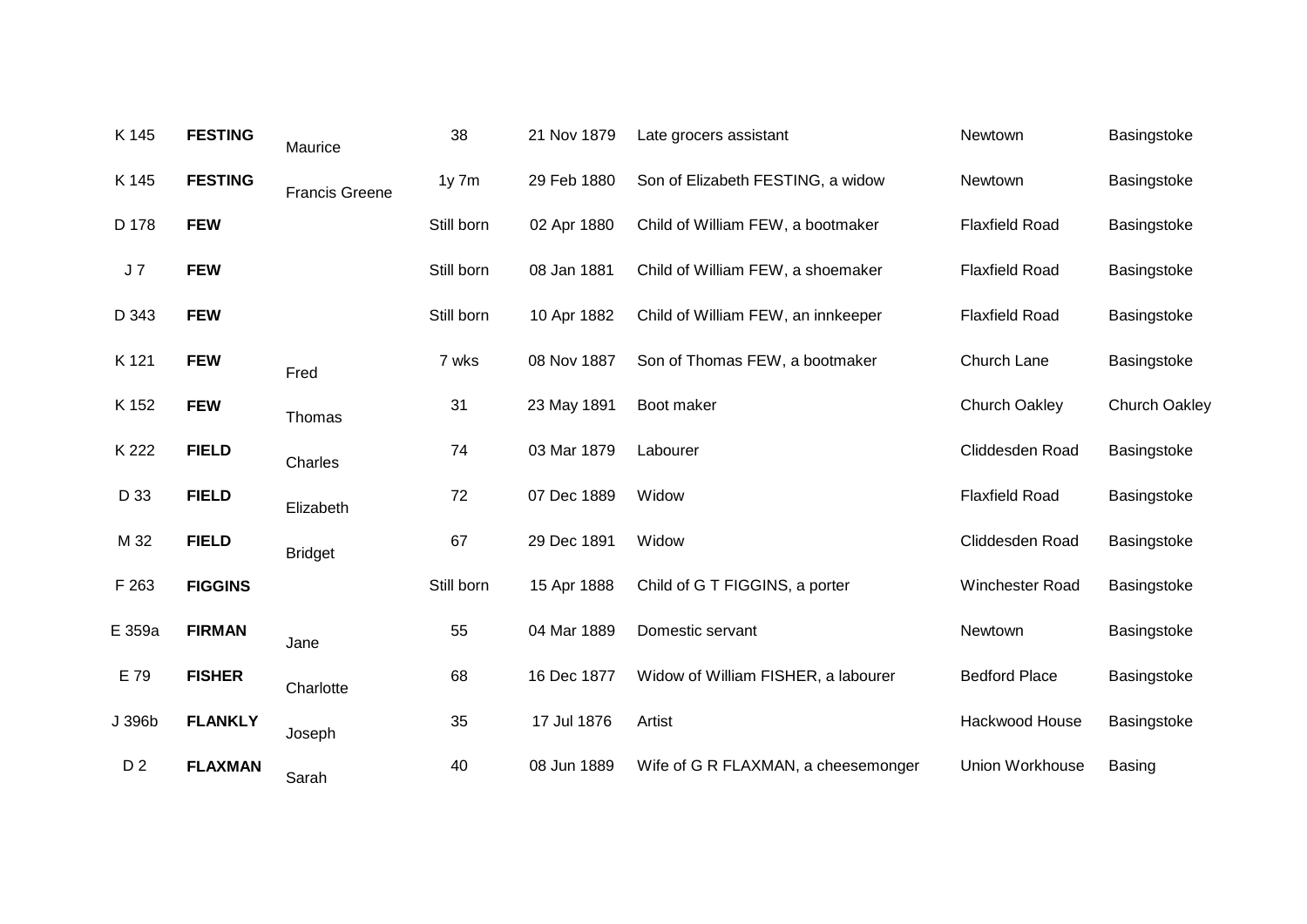| | | | | | | | |
|---|---|---|---|---|---|---|---|
| K 145 | **FESTING** | Maurice | 38 | 21 Nov 1879 | Late grocers assistant | Newtown | Basingstoke |
| K 145 | **FESTING** | Francis Greene | 1y 7m | 29 Feb 1880 | Son of Elizabeth FESTING, a widow | Newtown | Basingstoke |
| D 178 | **FEW** | | Still born | 02 Apr 1880 | Child of William FEW, a bootmaker | Flaxfield Road | Basingstoke |
| J 7 | **FEW** | | Still born | 08 Jan 1881 | Child of William FEW, a shoemaker | Flaxfield Road | Basingstoke |
| D 343 | **FEW** | | Still born | 10 Apr 1882 | Child of William FEW, an innkeeper | Flaxfield Road | Basingstoke |
| K 121 | **FEW** | Fred | 7 wks | 08 Nov 1887 | Son of Thomas FEW, a bootmaker | Church Lane | Basingstoke |
| K 152 | **FEW** | Thomas | 31 | 23 May 1891 | Boot maker | Church Oakley | Church Oakley |
| K 222 | **FIELD** | Charles | 74 | 03 Mar 1879 | Labourer | Cliddesden Road | Basingstoke |
| D 33 | **FIELD** | Elizabeth | 72 | 07 Dec 1889 | Widow | Flaxfield Road | Basingstoke |
| M 32 | **FIELD** | Bridget | 67 | 29 Dec 1891 | Widow | Cliddesden Road | Basingstoke |
| F 263 | **FIGGINS** | | Still born | 15 Apr 1888 | Child of G T FIGGINS, a porter | Winchester Road | Basingstoke |
| E 359a | **FIRMAN** | Jane | 55 | 04 Mar 1889 | Domestic servant | Newtown | Basingstoke |
| E 79 | **FISHER** | Charlotte | 68 | 16 Dec 1877 | Widow of William FISHER, a labourer | Bedford Place | Basingstoke |
| J 396b | **FLANKLY** | Joseph | 35 | 17 Jul 1876 | Artist | Hackwood House | Basingstoke |
| D 2 | **FLAXMAN** | Sarah | 40 | 08 Jun 1889 | Wife of G R FLAXMAN, a cheesemonger | Union Workhouse | Basing |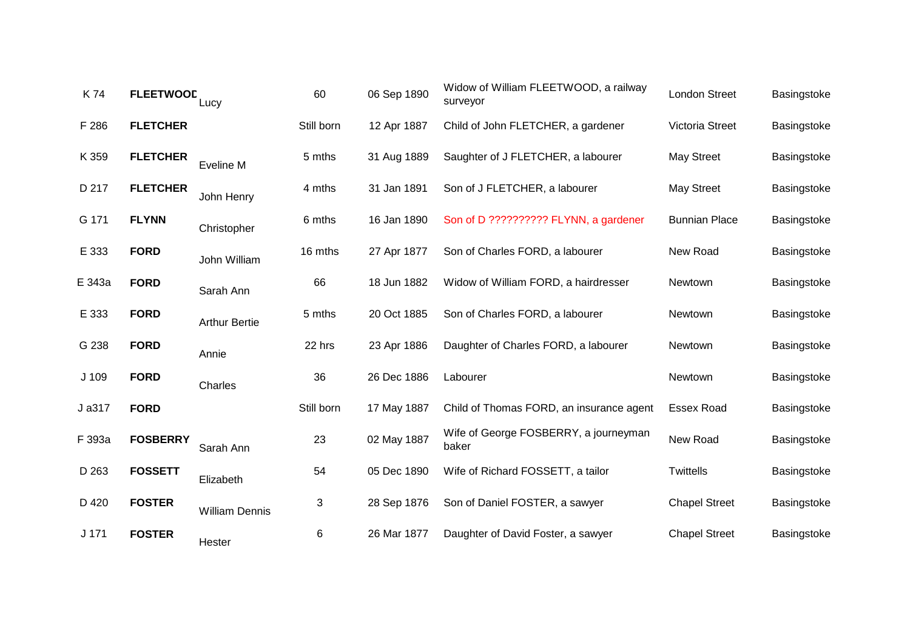| K 74 | FLEETWOOD | Lucy | 60 | 06 Sep 1890 | Widow of William FLEETWOOD, a railway surveyor | London Street | Basingstoke |
|---|---|---|---|---|---|---|---|
| F 286 | **FLETCHER** | | Still born | 12 Apr 1887 | Child of John FLETCHER, a gardener | Victoria Street | Basingstoke |
| K 359 | **FLETCHER** | Eveline M | 5 mths | 31 Aug 1889 | Saughter of J FLETCHER, a labourer | May Street | Basingstoke |
| D 217 | **FLETCHER** | John Henry | 4 mths | 31 Jan 1891 | Son of J FLETCHER, a labourer | May Street | Basingstoke |
| G 171 | **FLYNN** | Christopher | 6 mths | 16 Jan 1890 | Son of D ?????????? FLYNN, a gardener | Bunnian Place | Basingstoke |
| E 333 | **FORD** | John William | 16 mths | 27 Apr 1877 | Son of Charles FORD, a labourer | New Road | Basingstoke |
| E 343a | **FORD** | Sarah Ann | 66 | 18 Jun 1882 | Widow of William FORD, a hairdresser | Newtown | Basingstoke |
| E 333 | **FORD** | Arthur Bertie | 5 mths | 20 Oct 1885 | Son of Charles FORD, a labourer | Newtown | Basingstoke |
| G 238 | **FORD** | Annie | 22 hrs | 23 Apr 1886 | Daughter of Charles FORD, a labourer | Newtown | Basingstoke |
| J 109 | **FORD** | Charles | 36 | 26 Dec 1886 | Labourer | Newtown | Basingstoke |
| J a317 | **FORD** | | Still born | 17 May 1887 | Child of Thomas FORD, an insurance agent | Essex Road | Basingstoke |
| F 393a | **FOSBERRY** | Sarah Ann | 23 | 02 May 1887 | Wife of George FOSBERRY, a journeyman baker | New Road | Basingstoke |
| D 263 | **FOSSETT** | Elizabeth | 54 | 05 Dec 1890 | Wife of Richard FOSSETT, a tailor | Twittells | Basingstoke |
| D 420 | **FOSTER** | William Dennis | 3 | 28 Sep 1876 | Son of Daniel FOSTER, a sawyer | Chapel Street | Basingstoke |
| J 171 | **FOSTER** | Hester | 6 | 26 Mar 1877 | Daughter of David Foster, a sawyer | Chapel Street | Basingstoke |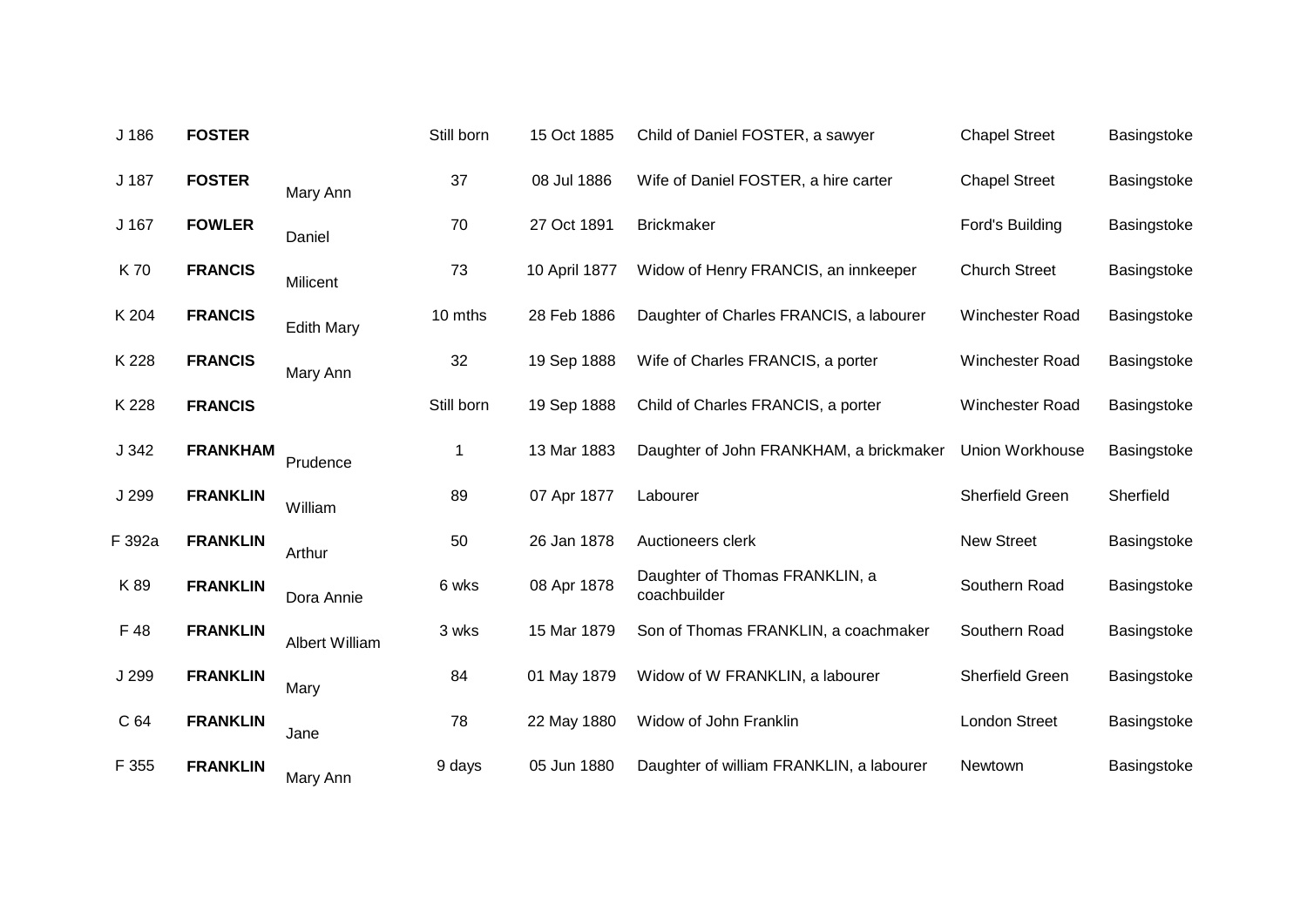| | | | | | | | |
|---|---|---|---|---|---|---|---|
| J 186 | **FOSTER** | | Still born | 15 Oct 1885 | Child of Daniel FOSTER, a sawyer | Chapel Street | Basingstoke |
| J 187 | **FOSTER** | Mary Ann | 37 | 08 Jul 1886 | Wife of Daniel FOSTER, a hire carter | Chapel Street | Basingstoke |
| J 167 | **FOWLER** | Daniel | 70 | 27 Oct 1891 | Brickmaker | Ford's Building | Basingstoke |
| K 70 | **FRANCIS** | Milicent | 73 | 10 April 1877 | Widow of Henry FRANCIS, an innkeeper | Church Street | Basingstoke |
| K 204 | **FRANCIS** | Edith Mary | 10 mths | 28 Feb 1886 | Daughter of Charles FRANCIS, a labourer | Winchester Road | Basingstoke |
| K 228 | **FRANCIS** | Mary Ann | 32 | 19 Sep 1888 | Wife of Charles FRANCIS, a porter | Winchester Road | Basingstoke |
| K 228 | **FRANCIS** | | Still born | 19 Sep 1888 | Child of Charles FRANCIS, a porter | Winchester Road | Basingstoke |
| J 342 | **FRANKHAM** | Prudence | 1 | 13 Mar 1883 | Daughter of John FRANKHAM, a brickmaker | Union Workhouse | Basingstoke |
| J 299 | **FRANKLIN** | William | 89 | 07 Apr 1877 | Labourer | Sherfield Green | Sherfield |
| F 392a | **FRANKLIN** | Arthur | 50 | 26 Jan 1878 | Auctioneers clerk | New Street | Basingstoke |
| K 89 | **FRANKLIN** | Dora Annie | 6 wks | 08 Apr 1878 | Daughter of Thomas FRANKLIN, a coachbuilder | Southern Road | Basingstoke |
| F 48 | **FRANKLIN** | Albert William | 3 wks | 15 Mar 1879 | Son of Thomas FRANKLIN, a coachmaker | Southern Road | Basingstoke |
| J 299 | **FRANKLIN** | Mary | 84 | 01 May 1879 | Widow of W FRANKLIN, a labourer | Sherfield Green | Basingstoke |
| C 64 | **FRANKLIN** | Jane | 78 | 22 May 1880 | Widow of John Franklin | London Street | Basingstoke |
| F 355 | **FRANKLIN** | Mary Ann | 9 days | 05 Jun 1880 | Daughter of william FRANKLIN, a labourer | Newtown | Basingstoke |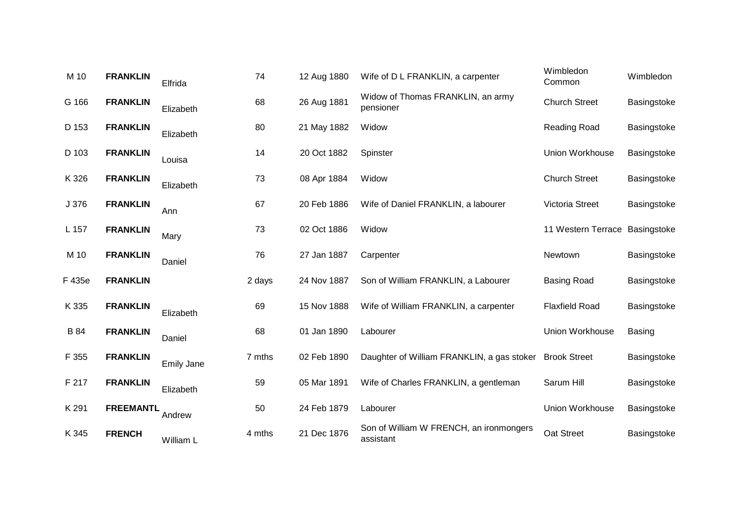| | | | | | | | |
|---|---|---|---|---|---|---|---|
| M 10 | **FRANKLIN** | Elfrida | 74 | 12 Aug 1880 | Wife of D L FRANKLIN, a carpenter | Wimbledon Common | Wimbledon |
| G 166 | **FRANKLIN** | Elizabeth | 68 | 26 Aug 1881 | Widow of Thomas FRANKLIN, an army pensioner | Church Street | Basingstoke |
| D 153 | **FRANKLIN** | Elizabeth | 80 | 21 May 1882 | Widow | Reading Road | Basingstoke |
| D 103 | **FRANKLIN** | Louisa | 14 | 20 Oct 1882 | Spinster | Union Workhouse | Basingstoke |
| K 326 | **FRANKLIN** | Elizabeth | 73 | 08 Apr 1884 | Widow | Church Street | Basingstoke |
| J 376 | **FRANKLIN** | Ann | 67 | 20 Feb 1886 | Wife of Daniel FRANKLIN, a labourer | Victoria Street | Basingstoke |
| L 157 | **FRANKLIN** | Mary | 73 | 02 Oct 1886 | Widow | 11 Western Terrace | Basingstoke |
| M 10 | **FRANKLIN** | Daniel | 76 | 27 Jan 1887 | Carpenter | Newtown | Basingstoke |
| F 435e | **FRANKLIN** | | 2 days | 24 Nov 1887 | Son of William FRANKLIN, a Labourer | Basing Road | Basingstoke |
| K 335 | **FRANKLIN** | Elizabeth | 69 | 15 Nov 1888 | Wife of William FRANKLIN, a carpenter | Flaxfield Road | Basingstoke |
| B 84 | **FRANKLIN** | Daniel | 68 | 01 Jan 1890 | Labourer | Union Workhouse | Basing |
| F 355 | **FRANKLIN** | Emily Jane | 7 mths | 02 Feb 1890 | Daughter of William FRANKLIN, a gas stoker | Brook Street | Basingstoke |
| F 217 | **FRANKLIN** | Elizabeth | 59 | 05 Mar 1891 | Wife of Charles FRANKLIN, a gentleman | Sarum Hill | Basingstoke |
| K 291 | **FREEMANTL** | Andrew | 50 | 24 Feb 1879 | Labourer | Union Workhouse | Basingstoke |
| K 345 | **FRENCH** | William L | 4 mths | 21 Dec 1876 | Son of William W FRENCH, an ironmongers assistant | Oat Street | Basingstoke |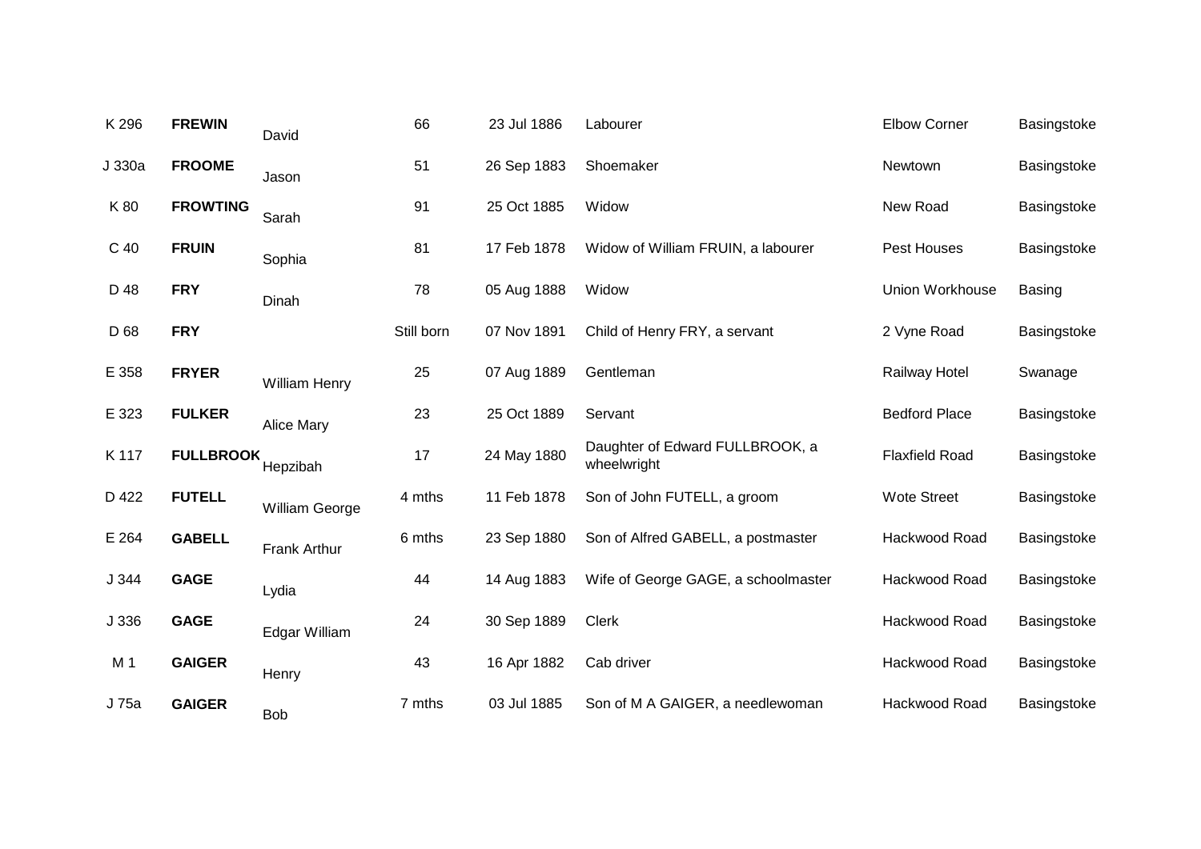| | | | | | | | |
|---|---|---|---|---|---|---|---|
| K 296 | **FREWIN** | David | 66 | 23 Jul 1886 | Labourer | Elbow Corner | Basingstoke |
| J 330a | **FROOME** | Jason | 51 | 26 Sep 1883 | Shoemaker | Newtown | Basingstoke |
| K 80 | **FROWTING** | Sarah | 91 | 25 Oct 1885 | Widow | New Road | Basingstoke |
| C 40 | **FRUIN** | Sophia | 81 | 17 Feb 1878 | Widow of William FRUIN, a labourer | Pest Houses | Basingstoke |
| D 48 | **FRY** | Dinah | 78 | 05 Aug 1888 | Widow | Union Workhouse | Basing |
| D 68 | **FRY** | | Still born | 07 Nov 1891 | Child of Henry FRY, a servant | 2 Vyne Road | Basingstoke |
| E 358 | **FRYER** | William Henry | 25 | 07 Aug 1889 | Gentleman | Railway Hotel | Swanage |
| E 323 | **FULKER** | Alice Mary | 23 | 25 Oct 1889 | Servant | Bedford Place | Basingstoke |
| K 117 | **FULLBROOK** | Hepzibah | 17 | 24 May 1880 | Daughter of Edward FULLBROOK, a wheelwright | Flaxfield Road | Basingstoke |
| D 422 | **FUTELL** | William George | 4 mths | 11 Feb 1878 | Son of John FUTELL, a groom | Wote Street | Basingstoke |
| E 264 | **GABELL** | Frank Arthur | 6 mths | 23 Sep 1880 | Son of Alfred GABELL, a postmaster | Hackwood Road | Basingstoke |
| J 344 | **GAGE** | Lydia | 44 | 14 Aug 1883 | Wife of George GAGE, a schoolmaster | Hackwood Road | Basingstoke |
| J 336 | **GAGE** | Edgar William | 24 | 30 Sep 1889 | Clerk | Hackwood Road | Basingstoke |
| M 1 | **GAIGER** | Henry | 43 | 16 Apr 1882 | Cab driver | Hackwood Road | Basingstoke |
| J 75a | **GAIGER** | Bob | 7 mths | 03 Jul 1885 | Son of M A GAIGER, a needlewoman | Hackwood Road | Basingstoke |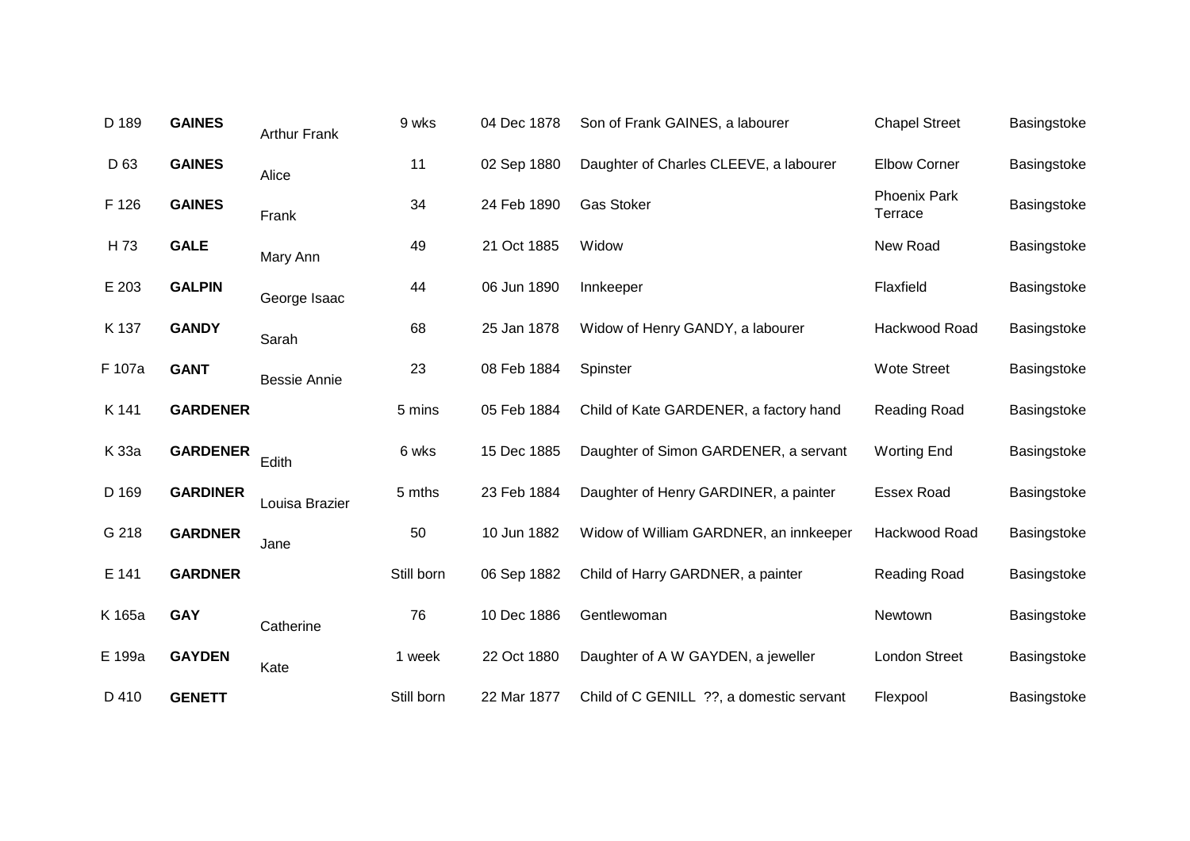| | | | | | | | |
|---|---|---|---|---|---|---|---|
| D 189 | **GAINES** | Arthur Frank | 9 wks | 04 Dec 1878 | Son of Frank GAINES, a labourer | Chapel Street | Basingstoke |
| D 63 | **GAINES** | Alice | 11 | 02 Sep 1880 | Daughter of Charles CLEEVE, a labourer | Elbow Corner | Basingstoke |
| F 126 | **GAINES** | Frank | 34 | 24 Feb 1890 | Gas Stoker | Phoenix Park Terrace | Basingstoke |
| H 73 | **GALE** | Mary Ann | 49 | 21 Oct 1885 | Widow | New Road | Basingstoke |
| E 203 | **GALPIN** | George Isaac | 44 | 06 Jun 1890 | Innkeeper | Flaxfield | Basingstoke |
| K 137 | **GANDY** | Sarah | 68 | 25 Jan 1878 | Widow of Henry GANDY, a labourer | Hackwood Road | Basingstoke |
| F 107a | **GANT** | Bessie Annie | 23 | 08 Feb 1884 | Spinster | Wote Street | Basingstoke |
| K 141 | **GARDENER** | | 5 mins | 05 Feb 1884 | Child of Kate GARDENER, a factory hand | Reading Road | Basingstoke |
| K 33a | **GARDENER** | Edith | 6 wks | 15 Dec 1885 | Daughter of Simon GARDENER, a servant | Worting End | Basingstoke |
| D 169 | **GARDINER** | Louisa Brazier | 5 mths | 23 Feb 1884 | Daughter of Henry GARDINER, a painter | Essex Road | Basingstoke |
| G 218 | **GARDNER** | Jane | 50 | 10 Jun 1882 | Widow of William GARDNER, an innkeeper | Hackwood Road | Basingstoke |
| E 141 | **GARDNER** | | Still born | 06 Sep 1882 | Child of Harry GARDNER, a painter | Reading Road | Basingstoke |
| K 165a | **GAY** | Catherine | 76 | 10 Dec 1886 | Gentlewoman | Newtown | Basingstoke |
| E 199a | **GAYDEN** | Kate | 1 week | 22 Oct 1880 | Daughter of A W GAYDEN, a jeweller | London Street | Basingstoke |
| D 410 | **GENETT** | | Still born | 22 Mar 1877 | Child of C GENILL ??, a domestic servant | Flexpool | Basingstoke |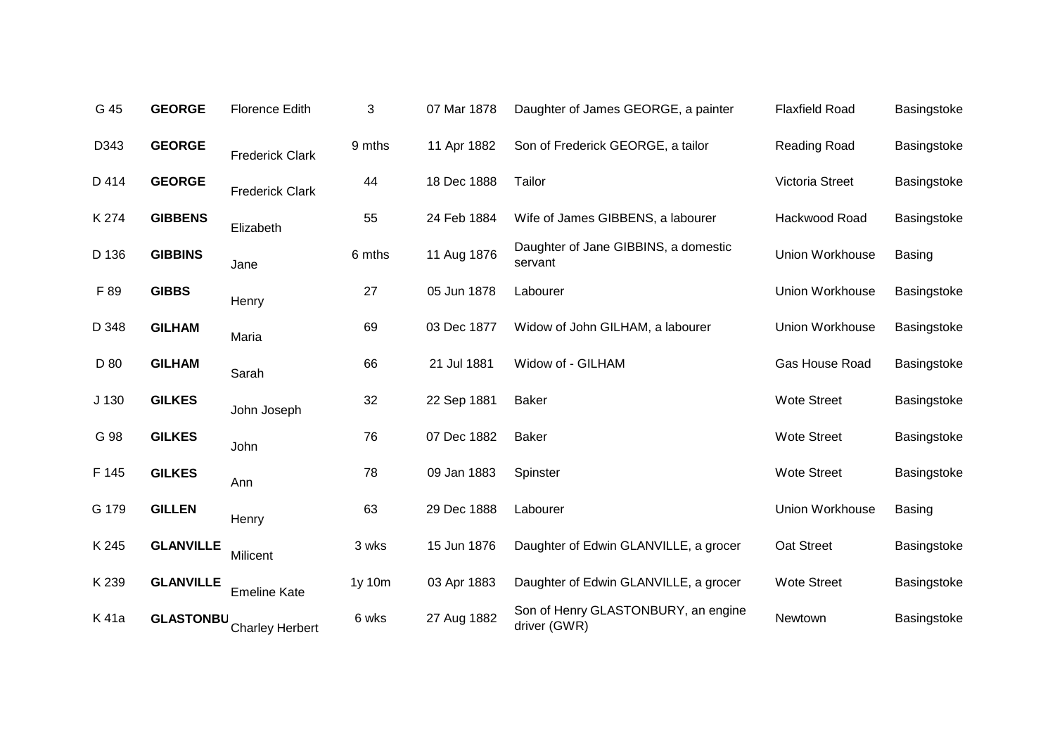| | | | | | | | |
|---|---|---|---|---|---|---|---|
| G 45 | **GEORGE** | Florence Edith | 3 | 07 Mar 1878 | Daughter of James GEORGE, a painter | Flaxfield Road | Basingstoke |
| D343 | **GEORGE** | Frederick Clark | 9 mths | 11 Apr 1882 | Son of Frederick GEORGE, a tailor | Reading Road | Basingstoke |
| D 414 | **GEORGE** | Frederick Clark | 44 | 18 Dec 1888 | Tailor | Victoria Street | Basingstoke |
| K 274 | **GIBBENS** | Elizabeth | 55 | 24 Feb 1884 | Wife of James GIBBENS, a labourer | Hackwood Road | Basingstoke |
| D 136 | **GIBBINS** | Jane | 6 mths | 11 Aug 1876 | Daughter of Jane GIBBINS, a domestic servant | Union Workhouse | Basing |
| F 89 | **GIBBS** | Henry | 27 | 05 Jun 1878 | Labourer | Union Workhouse | Basingstoke |
| D 348 | **GILHAM** | Maria | 69 | 03 Dec 1877 | Widow of John GILHAM, a labourer | Union Workhouse | Basingstoke |
| D 80 | **GILHAM** | Sarah | 66 | 21 Jul 1881 | Widow of - GILHAM | Gas House Road | Basingstoke |
| J 130 | **GILKES** | John Joseph | 32 | 22 Sep 1881 | Baker | Wote Street | Basingstoke |
| G 98 | **GILKES** | John | 76 | 07 Dec 1882 | Baker | Wote Street | Basingstoke |
| F 145 | **GILKES** | Ann | 78 | 09 Jan 1883 | Spinster | Wote Street | Basingstoke |
| G 179 | **GILLEN** | Henry | 63 | 29 Dec 1888 | Labourer | Union Workhouse | Basing |
| K 245 | **GLANVILLE** | Milicent | 3 wks | 15 Jun 1876 | Daughter of Edwin GLANVILLE, a grocer | Oat Street | Basingstoke |
| K 239 | **GLANVILLE** | Emeline Kate | 1y 10m | 03 Apr 1883 | Daughter of Edwin GLANVILLE, a grocer | Wote Street | Basingstoke |
| K 41a | **GLASTONBU** | Charley Herbert | 6 wks | 27 Aug 1882 | Son of Henry GLASTONBURY, an engine driver (GWR) | Newtown | Basingstoke |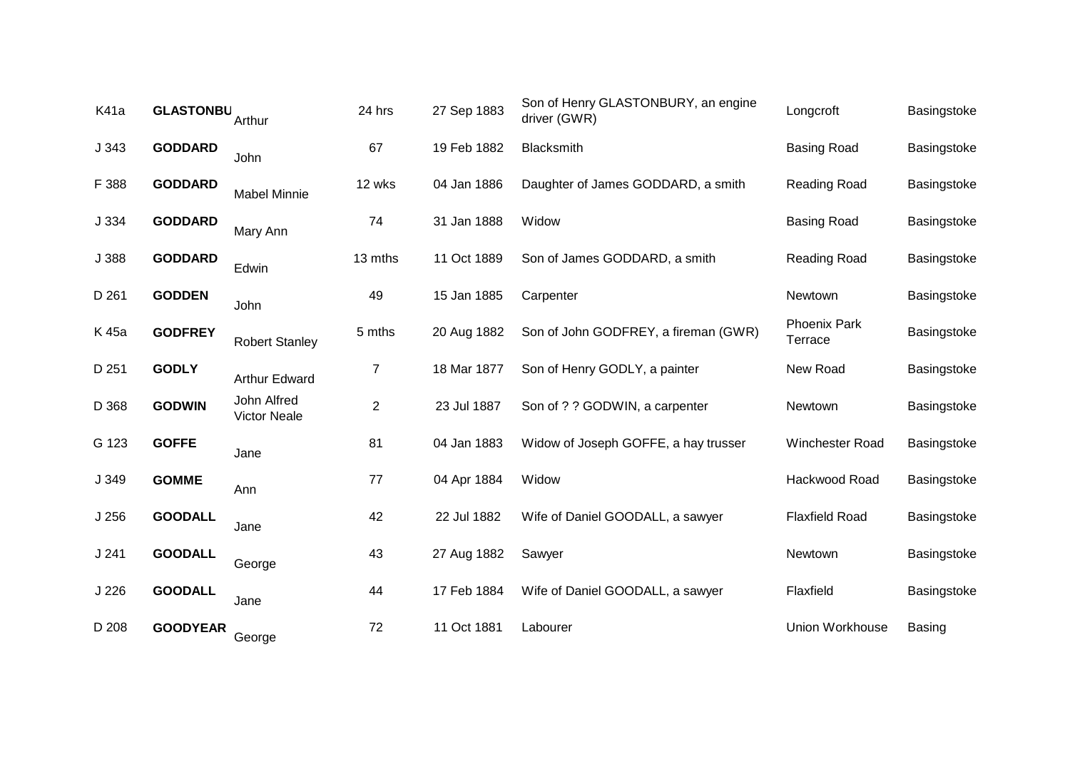| | | | | | | | |
|---|---|---|---|---|---|---|---|
| K41a | **GLASTONBU** | Arthur | 24 hrs | 27 Sep 1883 | Son of Henry GLASTONBURY, an engine driver (GWR) | Longcroft | Basingstoke |
| J 343 | **GODDARD** | John | 67 | 19 Feb 1882 | Blacksmith | Basing Road | Basingstoke |
| F 388 | **GODDARD** | Mabel Minnie | 12 wks | 04 Jan 1886 | Daughter of James GODDARD, a smith | Reading Road | Basingstoke |
| J 334 | **GODDARD** | Mary Ann | 74 | 31 Jan 1888 | Widow | Basing Road | Basingstoke |
| J 388 | **GODDARD** | Edwin | 13 mths | 11 Oct 1889 | Son of James GODDARD, a smith | Reading Road | Basingstoke |
| D 261 | **GODDEN** | John | 49 | 15 Jan 1885 | Carpenter | Newtown | Basingstoke |
| K 45a | **GODFREY** | Robert Stanley | 5 mths | 20 Aug 1882 | Son of John GODFREY, a fireman (GWR) | Phoenix Park Terrace | Basingstoke |
| D 251 | **GODLY** | Arthur Edward | 7 | 18 Mar 1877 | Son of Henry GODLY, a painter | New Road | Basingstoke |
| D 368 | **GODWIN** | John Alfred Victor Neale | 2 | 23 Jul 1887 | Son of ? ? GODWIN, a carpenter | Newtown | Basingstoke |
| G 123 | **GOFFE** | Jane | 81 | 04 Jan 1883 | Widow of Joseph GOFFE, a hay trusser | Winchester Road | Basingstoke |
| J 349 | **GOMME** | Ann | 77 | 04 Apr 1884 | Widow | Hackwood Road | Basingstoke |
| J 256 | **GOODALL** | Jane | 42 | 22 Jul 1882 | Wife of Daniel GOODALL, a sawyer | Flaxfield Road | Basingstoke |
| J 241 | **GOODALL** | George | 43 | 27 Aug 1882 | Sawyer | Newtown | Basingstoke |
| J 226 | **GOODALL** | Jane | 44 | 17 Feb 1884 | Wife of Daniel GOODALL, a sawyer | Flaxfield | Basingstoke |
| D 208 | **GOODYEAR** | George | 72 | 11 Oct 1881 | Labourer | Union Workhouse | Basing |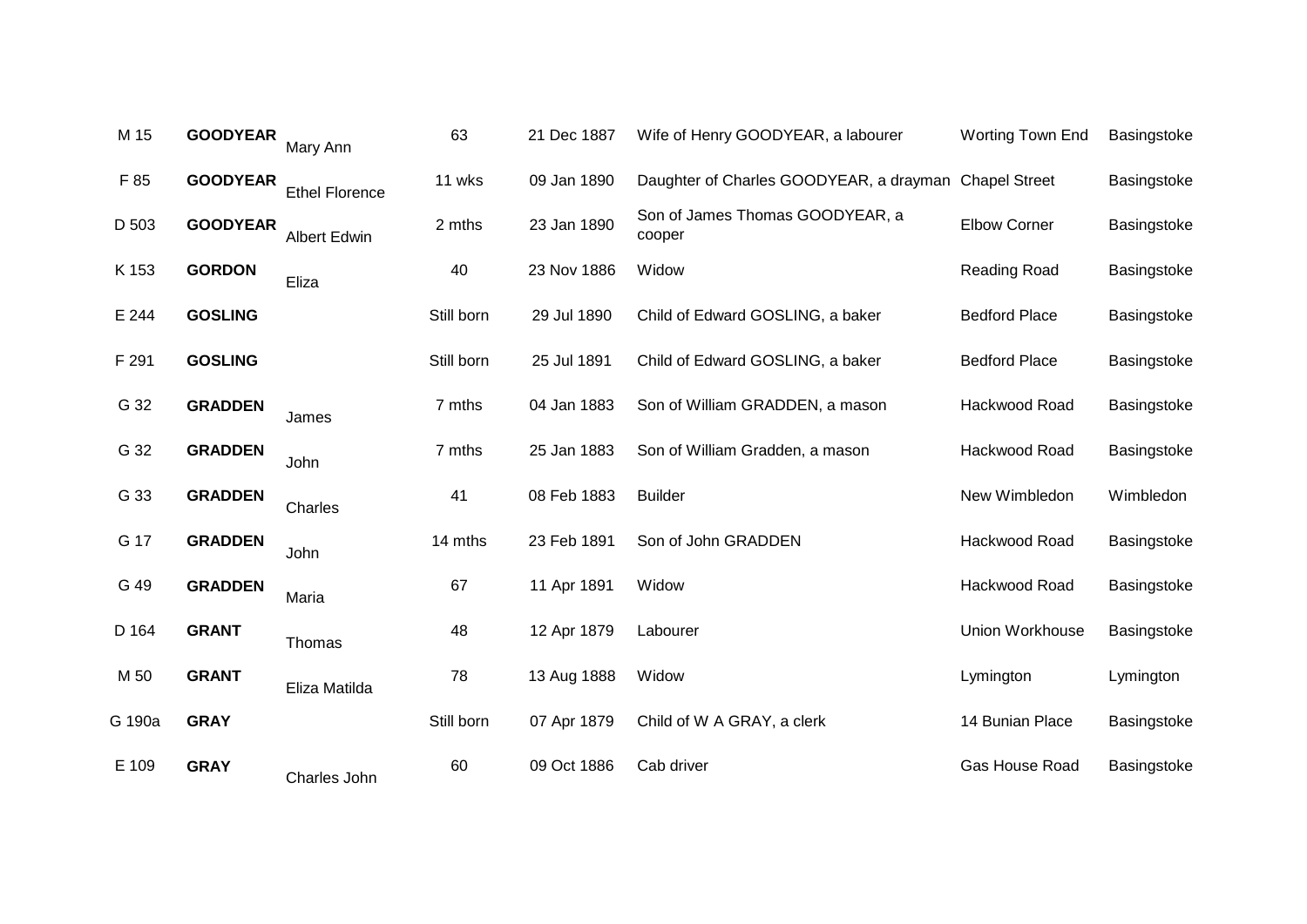| | | | | | | | |
|---|---|---|---|---|---|---|---|
| M 15 | **GOODYEAR** | Mary Ann | 63 | 21 Dec 1887 | Wife of Henry GOODYEAR, a labourer | Worting Town End | Basingstoke |
| F 85 | **GOODYEAR** | Ethel Florence | 11 wks | 09 Jan 1890 | Daughter of Charles GOODYEAR, a drayman | Chapel Street | Basingstoke |
| D 503 | **GOODYEAR** | Albert Edwin | 2 mths | 23 Jan 1890 | Son of James Thomas GOODYEAR, a cooper | Elbow Corner | Basingstoke |
| K 153 | **GORDON** | Eliza | 40 | 23 Nov 1886 | Widow | Reading Road | Basingstoke |
| E 244 | **GOSLING** | | Still born | 29 Jul 1890 | Child of Edward GOSLING, a baker | Bedford Place | Basingstoke |
| F 291 | **GOSLING** | | Still born | 25 Jul 1891 | Child of Edward GOSLING, a baker | Bedford Place | Basingstoke |
| G 32 | **GRADDEN** | James | 7 mths | 04 Jan 1883 | Son of William GRADDEN, a mason | Hackwood Road | Basingstoke |
| G 32 | **GRADDEN** | John | 7 mths | 25 Jan 1883 | Son of William Gradden, a mason | Hackwood Road | Basingstoke |
| G 33 | **GRADDEN** | Charles | 41 | 08 Feb 1883 | Builder | New Wimbledon | Wimbledon |
| G 17 | **GRADDEN** | John | 14 mths | 23 Feb 1891 | Son of John GRADDEN | Hackwood Road | Basingstoke |
| G 49 | **GRADDEN** | Maria | 67 | 11 Apr 1891 | Widow | Hackwood Road | Basingstoke |
| D 164 | **GRANT** | Thomas | 48 | 12 Apr 1879 | Labourer | Union Workhouse | Basingstoke |
| M 50 | **GRANT** | Eliza Matilda | 78 | 13 Aug 1888 | Widow | Lymington | Lymington |
| G 190a | **GRAY** | | Still born | 07 Apr 1879 | Child of W A GRAY, a clerk | 14 Bunian Place | Basingstoke |
| E 109 | **GRAY** | Charles John | 60 | 09 Oct 1886 | Cab driver | Gas House Road | Basingstoke |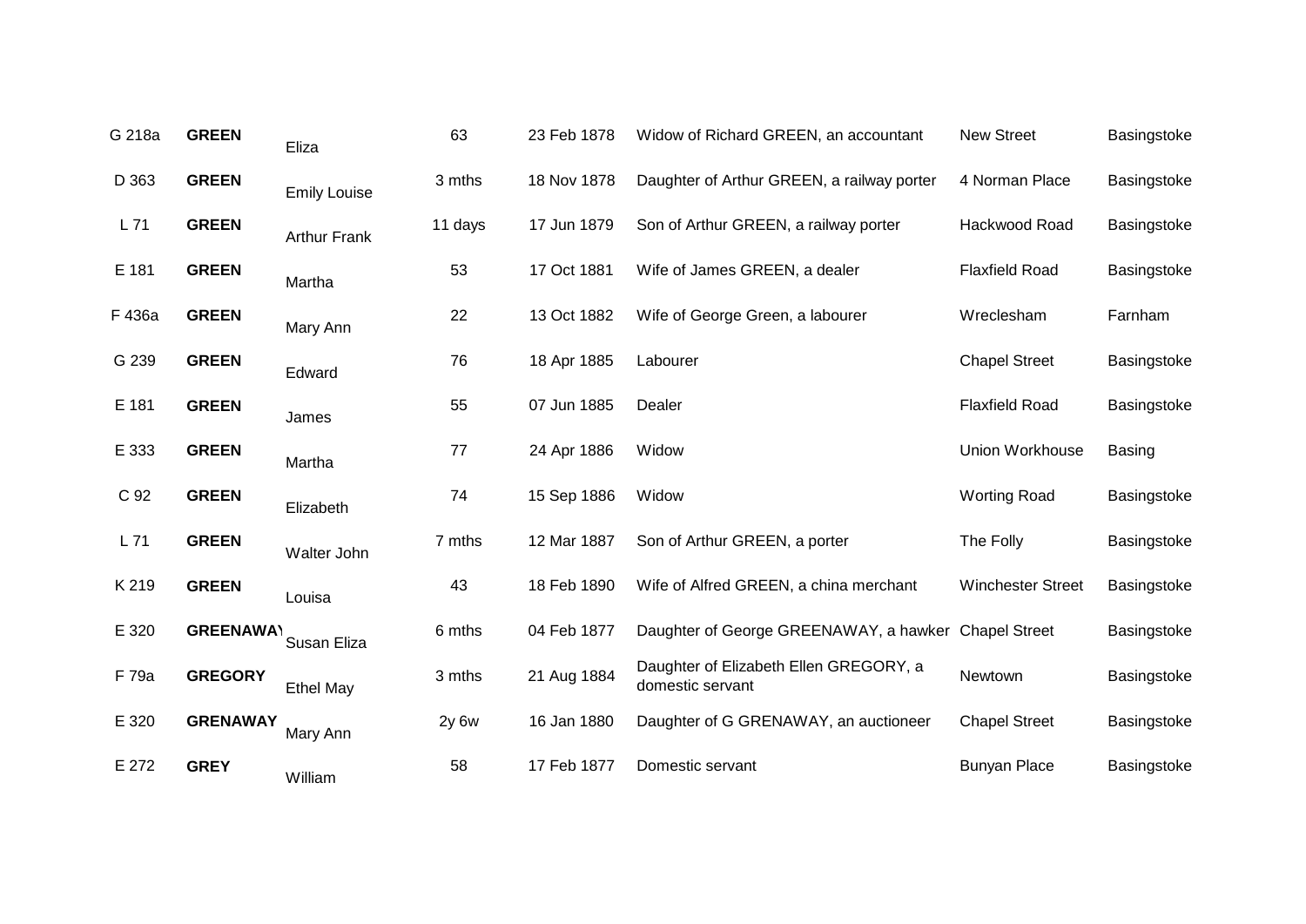| | | | | | | | |
|---|---|---|---|---|---|---|---|
| G 218a | **GREEN** | Eliza | 63 | 23 Feb 1878 | Widow of Richard GREEN, an accountant | New Street | Basingstoke |
| D 363 | **GREEN** | Emily Louise | 3 mths | 18 Nov 1878 | Daughter of Arthur GREEN, a railway porter | 4 Norman Place | Basingstoke |
| L 71 | **GREEN** | Arthur Frank | 11 days | 17 Jun 1879 | Son of Arthur GREEN, a railway porter | Hackwood Road | Basingstoke |
| E 181 | **GREEN** | Martha | 53 | 17 Oct 1881 | Wife of James GREEN, a dealer | Flaxfield Road | Basingstoke |
| F 436a | **GREEN** | Mary Ann | 22 | 13 Oct 1882 | Wife of George Green, a labourer | Wreclesham | Farnham |
| G 239 | **GREEN** | Edward | 76 | 18 Apr 1885 | Labourer | Chapel Street | Basingstoke |
| E 181 | **GREEN** | James | 55 | 07 Jun 1885 | Dealer | Flaxfield Road | Basingstoke |
| E 333 | **GREEN** | Martha | 77 | 24 Apr 1886 | Widow | Union Workhouse | Basing |
| C 92 | **GREEN** | Elizabeth | 74 | 15 Sep 1886 | Widow | Worting Road | Basingstoke |
| L 71 | **GREEN** | Walter John | 7 mths | 12 Mar 1887 | Son of Arthur GREEN, a porter | The Folly | Basingstoke |
| K 219 | **GREEN** | Louisa | 43 | 18 Feb 1890 | Wife of Alfred GREEN, a china merchant | Winchester Street | Basingstoke |
| E 320 | **GREENAWAY** | Susan Eliza | 6 mths | 04 Feb 1877 | Daughter of George GREENAWAY, a hawker | Chapel Street | Basingstoke |
| F 79a | **GREGORY** | Ethel May | 3 mths | 21 Aug 1884 | Daughter of Elizabeth Ellen GREGORY, a domestic servant | Newtown | Basingstoke |
| E 320 | **GRENAWAY** | Mary Ann | 2y 6w | 16 Jan 1880 | Daughter of G GRENAWAY, an auctioneer | Chapel Street | Basingstoke |
| E 272 | **GREY** | William | 58 | 17 Feb 1877 | Domestic servant | Bunyan Place | Basingstoke |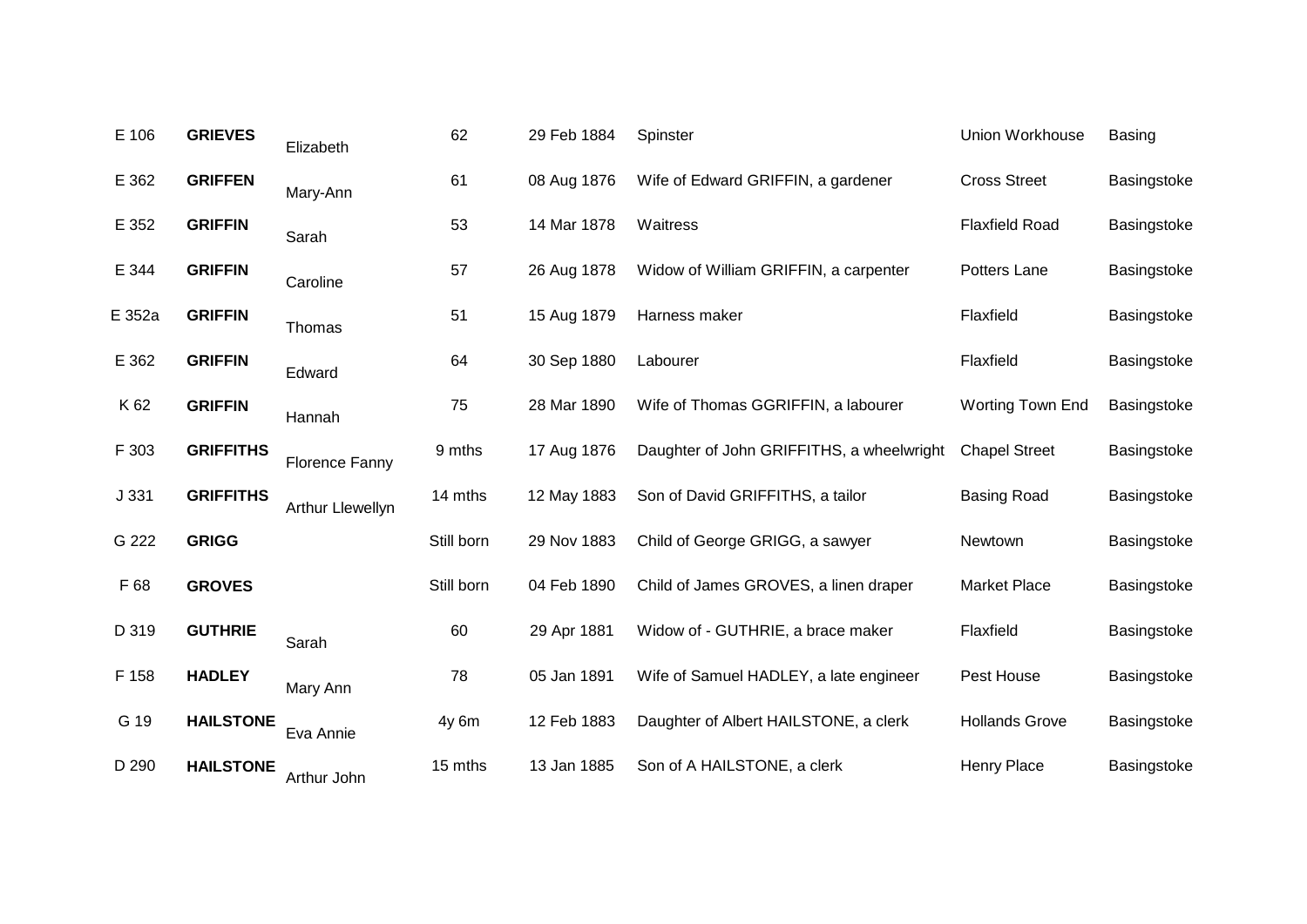| | | | | | | | |
|---|---|---|---|---|---|---|---|
| E 106 | **GRIEVES** | Elizabeth | 62 | 29 Feb 1884 | Spinster | Union Workhouse | Basing |
| E 362 | **GRIFFEN** | Mary-Ann | 61 | 08 Aug 1876 | Wife of Edward GRIFFIN, a gardener | Cross Street | Basingstoke |
| E 352 | **GRIFFIN** | Sarah | 53 | 14 Mar 1878 | Waitress | Flaxfield Road | Basingstoke |
| E 344 | **GRIFFIN** | Caroline | 57 | 26 Aug 1878 | Widow of William GRIFFIN, a carpenter | Potters Lane | Basingstoke |
| E 352a | **GRIFFIN** | Thomas | 51 | 15 Aug 1879 | Harness maker | Flaxfield | Basingstoke |
| E 362 | **GRIFFIN** | Edward | 64 | 30 Sep 1880 | Labourer | Flaxfield | Basingstoke |
| K 62 | **GRIFFIN** | Hannah | 75 | 28 Mar 1890 | Wife of Thomas GGRIFFIN, a labourer | Worting Town End | Basingstoke |
| F 303 | **GRIFFITHS** | Florence Fanny | 9 mths | 17 Aug 1876 | Daughter of John GRIFFITHS, a wheelwright | Chapel Street | Basingstoke |
| J 331 | **GRIFFITHS** | Arthur Llewellyn | 14 mths | 12 May 1883 | Son of David GRIFFITHS, a tailor | Basing Road | Basingstoke |
| G 222 | **GRIGG** | | Still born | 29 Nov 1883 | Child of George GRIGG, a sawyer | Newtown | Basingstoke |
| F 68 | **GROVES** | | Still born | 04 Feb 1890 | Child of James GROVES, a linen draper | Market Place | Basingstoke |
| D 319 | **GUTHRIE** | Sarah | 60 | 29 Apr 1881 | Widow of - GUTHRIE, a brace maker | Flaxfield | Basingstoke |
| F 158 | **HADLEY** | Mary Ann | 78 | 05 Jan 1891 | Wife of Samuel HADLEY, a late engineer | Pest House | Basingstoke |
| G 19 | **HAILSTONE** | Eva Annie | 4y 6m | 12 Feb 1883 | Daughter of Albert HAILSTONE, a clerk | Hollands Grove | Basingstoke |
| D 290 | **HAILSTONE** | Arthur John | 15 mths | 13 Jan 1885 | Son of A HAILSTONE, a clerk | Henry Place | Basingstoke |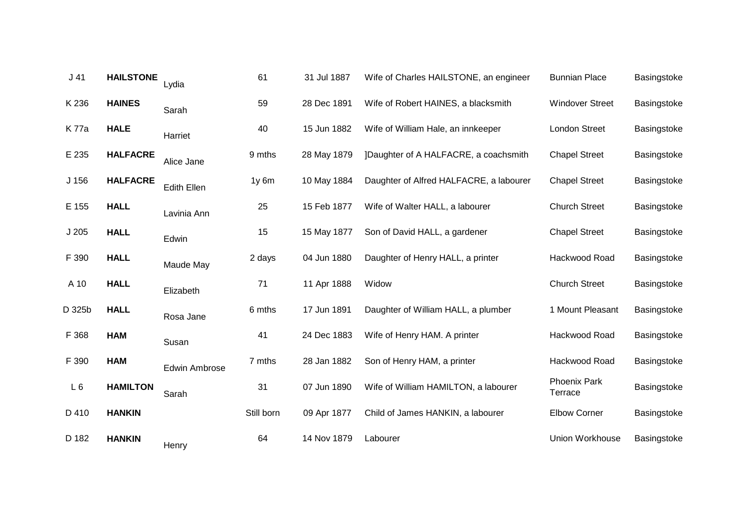| | | | | | | | |
|---|---|---|---|---|---|---|---|
| J 41 | **HAILSTONE** | Lydia | 61 | 31 Jul 1887 | Wife of Charles HAILSTONE, an engineer | Bunnian Place | Basingstoke |
| K 236 | **HAINES** | Sarah | 59 | 28 Dec 1891 | Wife of Robert HAINES, a blacksmith | Windover Street | Basingstoke |
| K 77a | **HALE** | Harriet | 40 | 15 Jun 1882 | Wife of William Hale, an innkeeper | London Street | Basingstoke |
| E 235 | **HALFACRE** | Alice Jane | 9 mths | 28 May 1879 | ]Daughter of A HALFACRE, a coachsmith | Chapel Street | Basingstoke |
| J 156 | **HALFACRE** | Edith Ellen | 1y 6m | 10 May 1884 | Daughter of Alfred HALFACRE, a labourer | Chapel Street | Basingstoke |
| E 155 | **HALL** | Lavinia Ann | 25 | 15 Feb 1877 | Wife of Walter HALL, a labourer | Church Street | Basingstoke |
| J 205 | **HALL** | Edwin | 15 | 15 May 1877 | Son of David HALL, a gardener | Chapel Street | Basingstoke |
| F 390 | **HALL** | Maude May | 2 days | 04 Jun 1880 | Daughter of Henry HALL, a printer | Hackwood Road | Basingstoke |
| A 10 | **HALL** | Elizabeth | 71 | 11 Apr 1888 | Widow | Church Street | Basingstoke |
| D 325b | **HALL** | Rosa Jane | 6 mths | 17 Jun 1891 | Daughter of William HALL, a plumber | 1 Mount Pleasant | Basingstoke |
| F 368 | **HAM** | Susan | 41 | 24 Dec 1883 | Wife of Henry HAM. A printer | Hackwood Road | Basingstoke |
| F 390 | **HAM** | Edwin Ambrose | 7 mths | 28 Jan 1882 | Son of Henry HAM, a printer | Hackwood Road | Basingstoke |
| L 6 | **HAMILTON** | Sarah | 31 | 07 Jun 1890 | Wife of William HAMILTON, a labourer | Phoenix Park Terrace | Basingstoke |
| D 410 | **HANKIN** | | Still born | 09 Apr 1877 | Child of James HANKIN, a labourer | Elbow Corner | Basingstoke |
| D 182 | **HANKIN** | Henry | 64 | 14 Nov 1879 | Labourer | Union Workhouse | Basingstoke |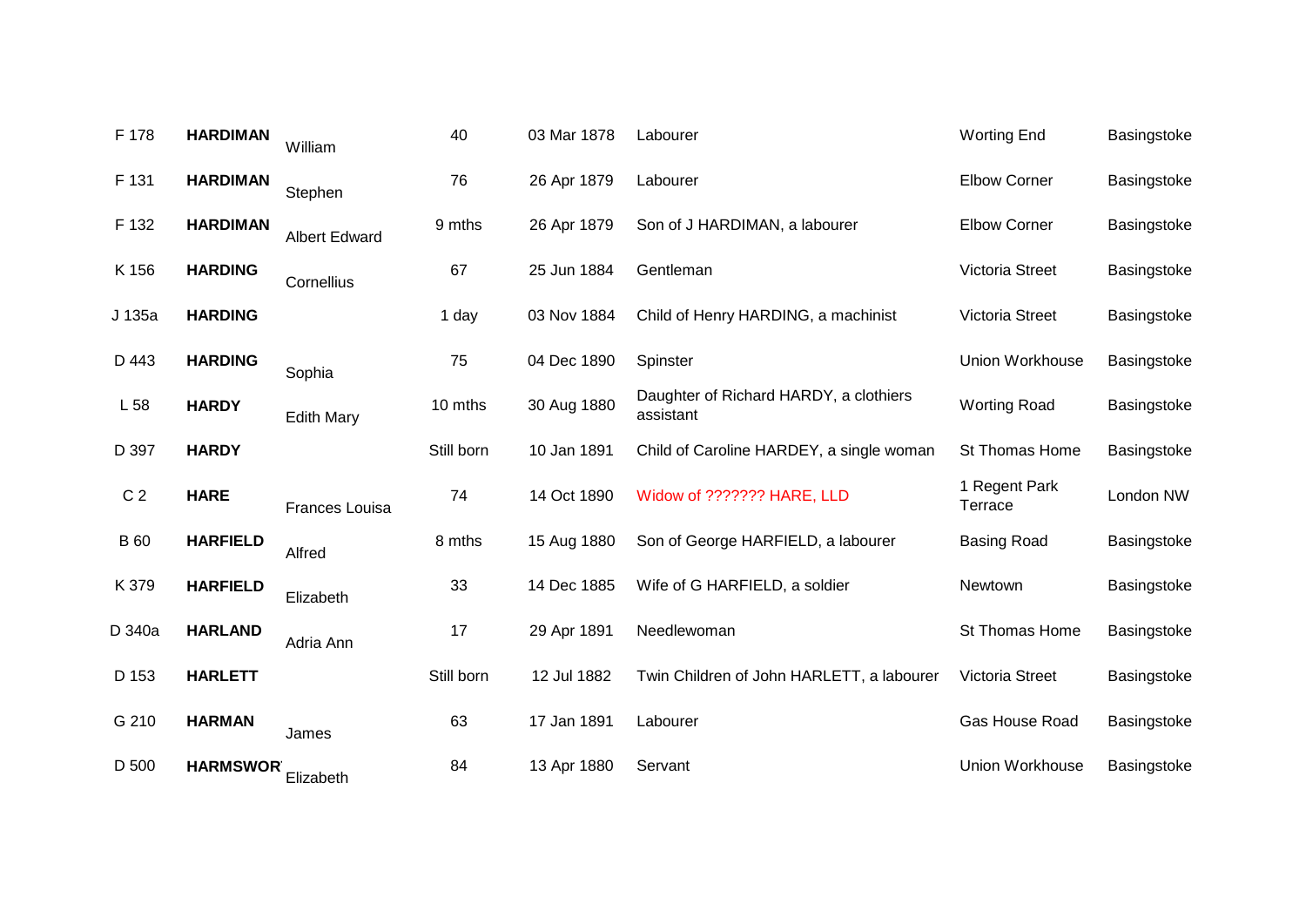| | | | | | | | |
|---|---|---|---|---|---|---|---|
| F 178 | **HARDIMAN** | William | 40 | 03 Mar 1878 | Labourer | Worting End | Basingstoke |
| F 131 | **HARDIMAN** | Stephen | 76 | 26 Apr 1879 | Labourer | Elbow Corner | Basingstoke |
| F 132 | **HARDIMAN** | Albert Edward | 9 mths | 26 Apr 1879 | Son of J HARDIMAN, a labourer | Elbow Corner | Basingstoke |
| K 156 | **HARDING** | Cornellius | 67 | 25 Jun 1884 | Gentleman | Victoria Street | Basingstoke |
| J 135a | **HARDING** | | 1 day | 03 Nov 1884 | Child of Henry HARDING, a machinist | Victoria Street | Basingstoke |
| D 443 | **HARDING** | Sophia | 75 | 04 Dec 1890 | Spinster | Union Workhouse | Basingstoke |
| L 58 | **HARDY** | Edith Mary | 10 mths | 30 Aug 1880 | Daughter of Richard HARDY, a clothiers assistant | Worting Road | Basingstoke |
| D 397 | **HARDY** | | Still born | 10 Jan 1891 | Child of Caroline HARDEY, a single woman | St Thomas Home | Basingstoke |
| C 2 | **HARE** | Frances Louisa | 74 | 14 Oct 1890 | Widow of ??????? HARE, LLD | 1 Regent Park Terrace | London NW |
| B 60 | **HARFIELD** | Alfred | 8 mths | 15 Aug 1880 | Son of George HARFIELD, a labourer | Basing Road | Basingstoke |
| K 379 | **HARFIELD** | Elizabeth | 33 | 14 Dec 1885 | Wife of G HARFIELD, a soldier | Newtown | Basingstoke |
| D 340a | **HARLAND** | Adria Ann | 17 | 29 Apr 1891 | Needlewoman | St Thomas Home | Basingstoke |
| D 153 | **HARLETT** | | Still born | 12 Jul 1882 | Twin Children of John HARLETT, a labourer | Victoria Street | Basingstoke |
| G 210 | **HARMAN** | James | 63 | 17 Jan 1891 | Labourer | Gas House Road | Basingstoke |
| D 500 | **HARMSWOR** | Elizabeth | 84 | 13 Apr 1880 | Servant | Union Workhouse | Basingstoke |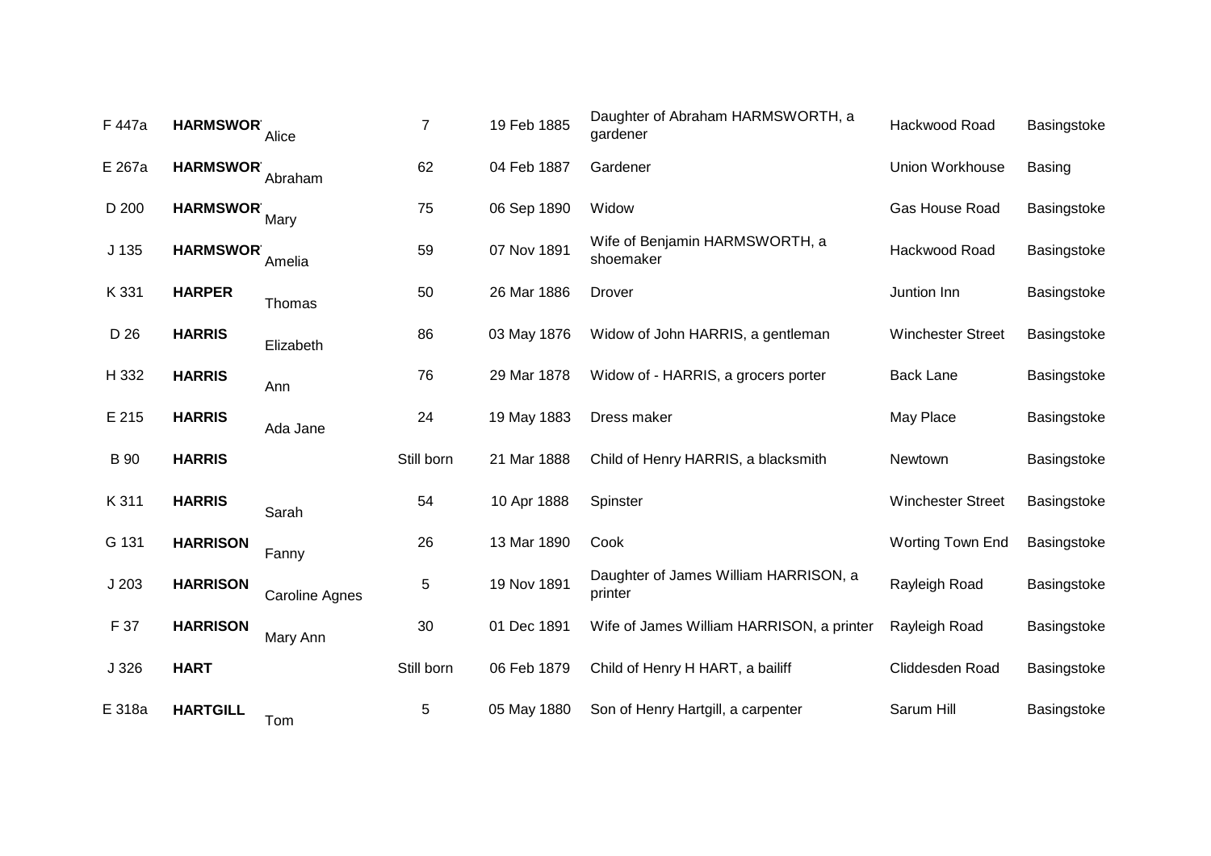| | | | | | | | |
|---|---|---|---|---|---|---|---|
| F 447a | **HARMSWOR** | Alice | 7 | 19 Feb 1885 | Daughter of Abraham HARMSWORTH, a gardener | Hackwood Road | Basingstoke |
| E 267a | **HARMSWOR** | Abraham | 62 | 04 Feb 1887 | Gardener | Union Workhouse | Basing |
| D 200 | **HARMSWOR** | Mary | 75 | 06 Sep 1890 | Widow | Gas House Road | Basingstoke |
| J 135 | **HARMSWOR** | Amelia | 59 | 07 Nov 1891 | Wife of Benjamin HARMSWORTH, a shoemaker | Hackwood Road | Basingstoke |
| K 331 | **HARPER** | Thomas | 50 | 26 Mar 1886 | Drover | Juntion Inn | Basingstoke |
| D 26 | **HARRIS** | Elizabeth | 86 | 03 May 1876 | Widow of John HARRIS, a gentleman | Winchester Street | Basingstoke |
| H 332 | **HARRIS** | Ann | 76 | 29 Mar 1878 | Widow of - HARRIS, a grocers porter | Back Lane | Basingstoke |
| E 215 | **HARRIS** | Ada Jane | 24 | 19 May 1883 | Dress maker | May Place | Basingstoke |
| B 90 | **HARRIS** | | Still born | 21 Mar 1888 | Child of Henry HARRIS, a blacksmith | Newtown | Basingstoke |
| K 311 | **HARRIS** | Sarah | 54 | 10 Apr 1888 | Spinster | Winchester Street | Basingstoke |
| G 131 | **HARRISON** | Fanny | 26 | 13 Mar 1890 | Cook | Worting Town End | Basingstoke |
| J 203 | **HARRISON** | Caroline Agnes | 5 | 19 Nov 1891 | Daughter of James William HARRISON, a printer | Rayleigh Road | Basingstoke |
| F 37 | **HARRISON** | Mary Ann | 30 | 01 Dec 1891 | Wife of James William HARRISON, a printer | Rayleigh Road | Basingstoke |
| J 326 | **HART** | | Still born | 06 Feb 1879 | Child of Henry H HART, a bailiff | Cliddesden Road | Basingstoke |
| E 318a | **HARTGILL** | Tom | 5 | 05 May 1880 | Son of Henry Hartgill, a carpenter | Sarum Hill | Basingstoke |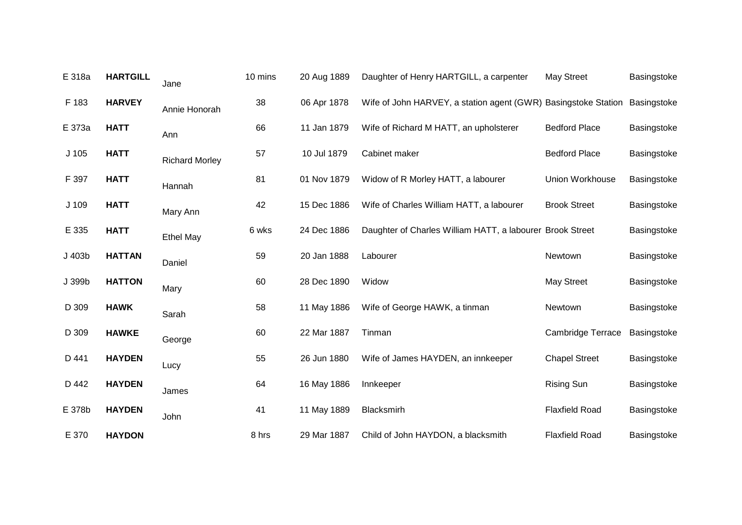| | | | | | | | |
|---|---|---|---|---|---|---|---|
| E 318a | **HARTGILL** | Jane | 10 mins | 20 Aug 1889 | Daughter of Henry HARTGILL, a carpenter | May Street | Basingstoke |
| F 183 | **HARVEY** | Annie Honorah | 38 | 06 Apr 1878 | Wife of John HARVEY, a station agent (GWR) | Basingstoke Station | Basingstoke |
| E 373a | **HATT** | Ann | 66 | 11 Jan 1879 | Wife of Richard M HATT, an upholsterer | Bedford Place | Basingstoke |
| J 105 | **HATT** | Richard Morley | 57 | 10 Jul 1879 | Cabinet maker | Bedford Place | Basingstoke |
| F 397 | **HATT** | Hannah | 81 | 01 Nov 1879 | Widow of R Morley HATT, a labourer | Union Workhouse | Basingstoke |
| J 109 | **HATT** | Mary Ann | 42 | 15 Dec 1886 | Wife of Charles William HATT, a labourer | Brook Street | Basingstoke |
| E 335 | **HATT** | Ethel May | 6 wks | 24 Dec 1886 | Daughter of Charles William HATT, a labourer | Brook Street | Basingstoke |
| J 403b | **HATTAN** | Daniel | 59 | 20 Jan 1888 | Labourer | Newtown | Basingstoke |
| J 399b | **HATTON** | Mary | 60 | 28 Dec 1890 | Widow | May Street | Basingstoke |
| D 309 | **HAWK** | Sarah | 58 | 11 May 1886 | Wife of George HAWK, a tinman | Newtown | Basingstoke |
| D 309 | **HAWKE** | George | 60 | 22 Mar 1887 | Tinman | Cambridge Terrace | Basingstoke |
| D 441 | **HAYDEN** | Lucy | 55 | 26 Jun 1880 | Wife of James HAYDEN, an innkeeper | Chapel Street | Basingstoke |
| D 442 | **HAYDEN** | James | 64 | 16 May 1886 | Innkeeper | Rising Sun | Basingstoke |
| E 378b | **HAYDEN** | John | 41 | 11 May 1889 | Blacksmirh | Flaxfield Road | Basingstoke |
| E 370 | **HAYDON** | | 8 hrs | 29 Mar 1887 | Child of John HAYDON, a blacksmith | Flaxfield Road | Basingstoke |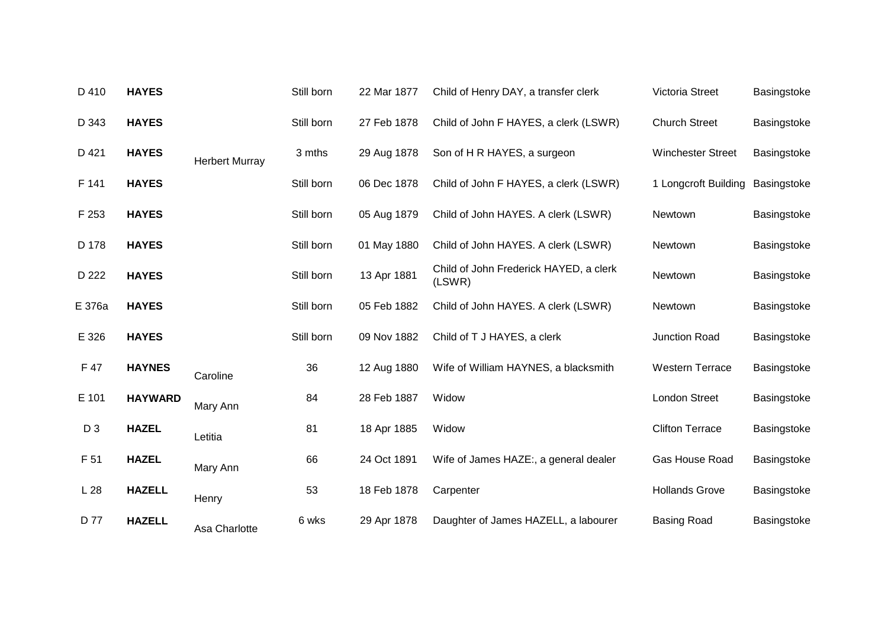| | | | | | | | |
|---|---|---|---|---|---|---|---|
| D 410 | **HAYES** | | Still born | 22 Mar 1877 | Child of Henry DAY, a transfer clerk | Victoria Street | Basingstoke |
| D 343 | **HAYES** | | Still born | 27 Feb 1878 | Child of John F HAYES, a clerk (LSWR) | Church Street | Basingstoke |
| D 421 | **HAYES** | Herbert Murray | 3 mths | 29 Aug 1878 | Son of H R HAYES, a surgeon | Winchester Street | Basingstoke |
| F 141 | **HAYES** | | Still born | 06 Dec 1878 | Child of John F HAYES, a clerk (LSWR) | 1 Longcroft Building | Basingstoke |
| F 253 | **HAYES** | | Still born | 05 Aug 1879 | Child of John HAYES. A clerk (LSWR) | Newtown | Basingstoke |
| D 178 | **HAYES** | | Still born | 01 May 1880 | Child of John HAYES. A clerk (LSWR) | Newtown | Basingstoke |
| D 222 | **HAYES** | | Still born | 13 Apr 1881 | Child of John Frederick HAYED, a clerk (LSWR) | Newtown | Basingstoke |
| E 376a | **HAYES** | | Still born | 05 Feb 1882 | Child of John HAYES. A clerk (LSWR) | Newtown | Basingstoke |
| E 326 | **HAYES** | | Still born | 09 Nov 1882 | Child of T J HAYES, a clerk | Junction Road | Basingstoke |
| F 47 | **HAYNES** | Caroline | 36 | 12 Aug 1880 | Wife of William HAYNES, a blacksmith | Western Terrace | Basingstoke |
| E 101 | **HAYWARD** | Mary Ann | 84 | 28 Feb 1887 | Widow | London Street | Basingstoke |
| D 3 | **HAZEL** | Letitia | 81 | 18 Apr 1885 | Widow | Clifton Terrace | Basingstoke |
| F 51 | **HAZEL** | Mary Ann | 66 | 24 Oct 1891 | Wife of James HAZE:, a general dealer | Gas House Road | Basingstoke |
| L 28 | **HAZELL** | Henry | 53 | 18 Feb 1878 | Carpenter | Hollands Grove | Basingstoke |
| D 77 | **HAZELL** | Asa Charlotte | 6 wks | 29 Apr 1878 | Daughter of James HAZELL, a labourer | Basing Road | Basingstoke |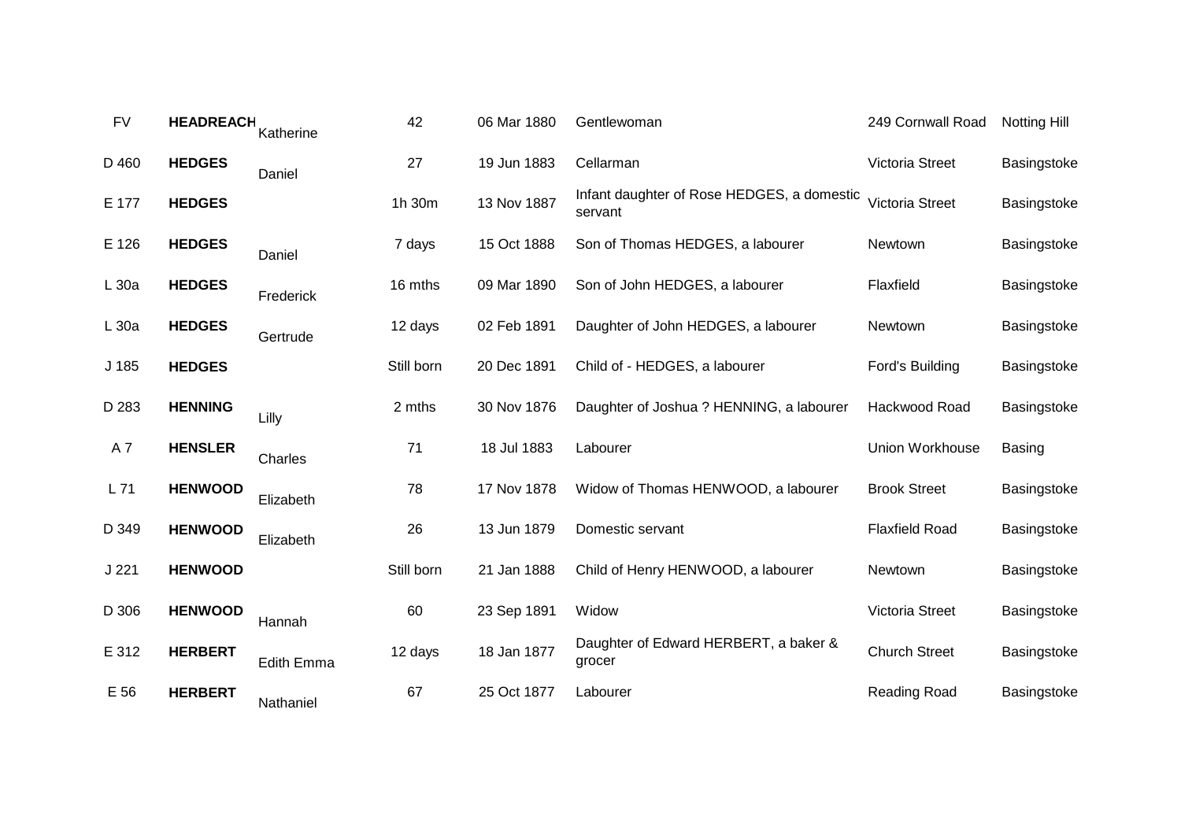| | | | | | | | |
|---|---|---|---|---|---|---|---|
| FV | **HEADREACH** | Katherine | 42 | 06 Mar 1880 | Gentlewoman | 249 Cornwall Road | Notting Hill |
| D 460 | **HEDGES** | Daniel | 27 | 19 Jun 1883 | Cellarman | Victoria Street | Basingstoke |
| E 177 | **HEDGES** | | 1h 30m | 13 Nov 1887 | Infant daughter of Rose HEDGES, a domestic servant | Victoria Street | Basingstoke |
| E 126 | **HEDGES** | Daniel | 7 days | 15 Oct 1888 | Son of Thomas HEDGES, a labourer | Newtown | Basingstoke |
| L 30a | **HEDGES** | Frederick | 16 mths | 09 Mar 1890 | Son of John HEDGES, a labourer | Flaxfield | Basingstoke |
| L 30a | **HEDGES** | Gertrude | 12 days | 02 Feb 1891 | Daughter of John HEDGES, a labourer | Newtown | Basingstoke |
| J 185 | **HEDGES** | | Still born | 20 Dec 1891 | Child of - HEDGES, a labourer | Ford's Building | Basingstoke |
| D 283 | **HENNING** | Lilly | 2 mths | 30 Nov 1876 | Daughter of Joshua ? HENNING, a labourer | Hackwood Road | Basingstoke |
| A 7 | **HENSLER** | Charles | 71 | 18 Jul 1883 | Labourer | Union Workhouse | Basing |
| L 71 | **HENWOOD** | Elizabeth | 78 | 17 Nov 1878 | Widow of Thomas HENWOOD, a labourer | Brook Street | Basingstoke |
| D 349 | **HENWOOD** | Elizabeth | 26 | 13 Jun 1879 | Domestic servant | Flaxfield Road | Basingstoke |
| J 221 | **HENWOOD** | | Still born | 21 Jan 1888 | Child of Henry HENWOOD, a labourer | Newtown | Basingstoke |
| D 306 | **HENWOOD** | Hannah | 60 | 23 Sep 1891 | Widow | Victoria Street | Basingstoke |
| E 312 | **HERBERT** | Edith Emma | 12 days | 18 Jan 1877 | Daughter of Edward HERBERT, a baker & grocer | Church Street | Basingstoke |
| E 56 | **HERBERT** | Nathaniel | 67 | 25 Oct 1877 | Labourer | Reading Road | Basingstoke |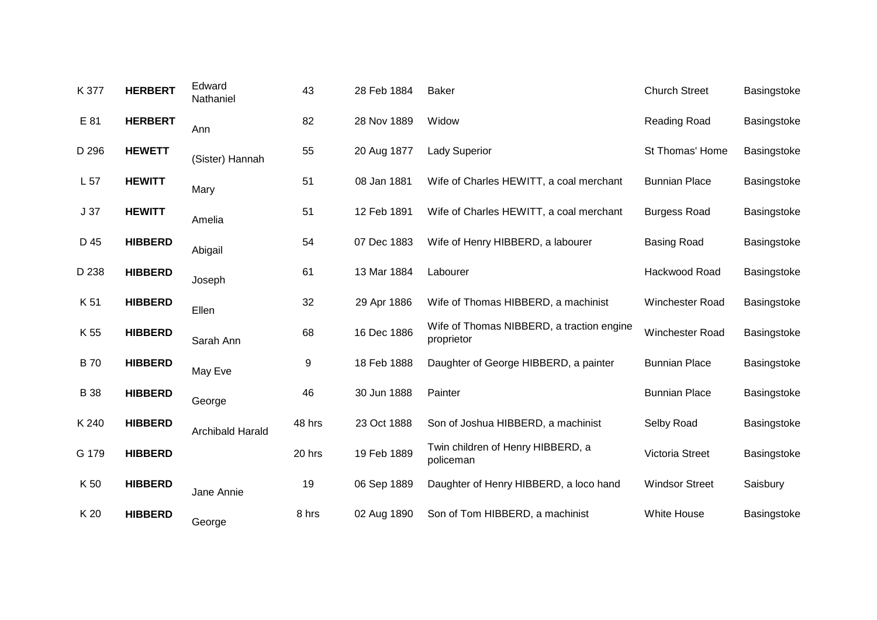| K 377 | **HERBERT** | Edward Nathaniel | 43 | 28 Feb 1884 | Baker | Church Street | Basingstoke |
|---|---|---|---|---|---|---|---|
| E 81 | **HERBERT** | Ann | 82 | 28 Nov 1889 | Widow | Reading Road | Basingstoke |
| D 296 | **HEWETT** | (Sister) Hannah | 55 | 20 Aug 1877 | Lady Superior | St Thomas' Home | Basingstoke |
| L 57 | **HEWITT** | Mary | 51 | 08 Jan 1881 | Wife of Charles HEWITT, a coal merchant | Bunnian Place | Basingstoke |
| J 37 | **HEWITT** | Amelia | 51 | 12 Feb 1891 | Wife of Charles HEWITT, a coal merchant | Burgess Road | Basingstoke |
| D 45 | **HIBBERD** | Abigail | 54 | 07 Dec 1883 | Wife of Henry HIBBERD, a labourer | Basing Road | Basingstoke |
| D 238 | **HIBBERD** | Joseph | 61 | 13 Mar 1884 | Labourer | Hackwood Road | Basingstoke |
| K 51 | **HIBBERD** | Ellen | 32 | 29 Apr 1886 | Wife of Thomas HIBBERD, a machinist | Winchester Road | Basingstoke |
| K 55 | **HIBBERD** | Sarah Ann | 68 | 16 Dec 1886 | Wife of Thomas NIBBERD, a traction engine proprietor | Winchester Road | Basingstoke |
| B 70 | **HIBBERD** | May Eve | 9 | 18 Feb 1888 | Daughter of George HIBBERD, a painter | Bunnian Place | Basingstoke |
| B 38 | **HIBBERD** | George | 46 | 30 Jun 1888 | Painter | Bunnian Place | Basingstoke |
| K 240 | **HIBBERD** | Archibald Harald | 48 hrs | 23 Oct 1888 | Son of Joshua HIBBERD, a machinist | Selby Road | Basingstoke |
| G 179 | **HIBBERD** | | 20 hrs | 19 Feb 1889 | Twin children of Henry HIBBERD, a policeman | Victoria Street | Basingstoke |
| K 50 | **HIBBERD** | Jane Annie | 19 | 06 Sep 1889 | Daughter of Henry HIBBERD, a loco hand | Windsor Street | Saisbury |
| K 20 | **HIBBERD** | George | 8 hrs | 02 Aug 1890 | Son of Tom HIBBERD, a machinist | White House | Basingstoke |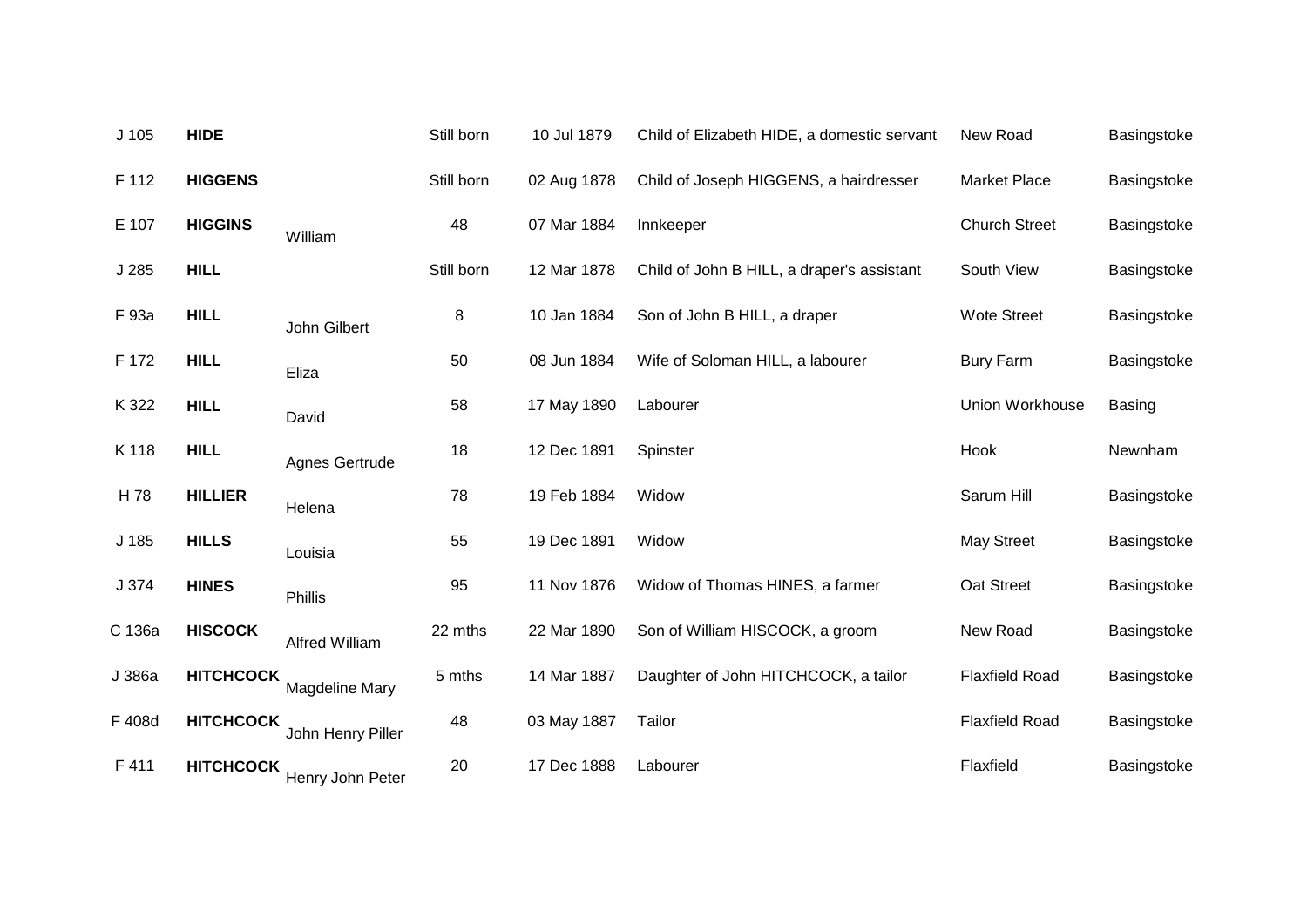| | | | | | | | |
|---|---|---|---|---|---|---|---|
| J 105 | **HIDE** | | Still born | 10 Jul 1879 | Child of Elizabeth HIDE, a domestic servant | New Road | Basingstoke |
| F 112 | **HIGGENS** | | Still born | 02 Aug 1878 | Child of Joseph HIGGENS, a hairdresser | Market Place | Basingstoke |
| E 107 | **HIGGINS** | William | 48 | 07 Mar 1884 | Innkeeper | Church Street | Basingstoke |
| J 285 | **HILL** | | Still born | 12 Mar 1878 | Child of John B HILL, a draper's assistant | South View | Basingstoke |
| F 93a | **HILL** | John Gilbert | 8 | 10 Jan 1884 | Son of John B HILL, a draper | Wote Street | Basingstoke |
| F 172 | **HILL** | Eliza | 50 | 08 Jun 1884 | Wife of Soloman HILL, a labourer | Bury Farm | Basingstoke |
| K 322 | **HILL** | David | 58 | 17 May 1890 | Labourer | Union Workhouse | Basing |
| K 118 | **HILL** | Agnes Gertrude | 18 | 12 Dec 1891 | Spinster | Hook | Newnham |
| H 78 | **HILLIER** | Helena | 78 | 19 Feb 1884 | Widow | Sarum Hill | Basingstoke |
| J 185 | **HILLS** | Louisia | 55 | 19 Dec 1891 | Widow | May Street | Basingstoke |
| J 374 | **HINES** | Phillis | 95 | 11 Nov 1876 | Widow of Thomas HINES, a farmer | Oat Street | Basingstoke |
| C 136a | **HISCOCK** | Alfred William | 22 mths | 22 Mar 1890 | Son of William HISCOCK, a groom | New Road | Basingstoke |
| J 386a | **HITCHCOCK** | Magdeline Mary | 5 mths | 14 Mar 1887 | Daughter of John HITCHCOCK, a tailor | Flaxfield Road | Basingstoke |
| F 408d | **HITCHCOCK** | John Henry Piller | 48 | 03 May 1887 | Tailor | Flaxfield Road | Basingstoke |
| F 411 | **HITCHCOCK** | Henry John Peter | 20 | 17 Dec 1888 | Labourer | Flaxfield | Basingstoke |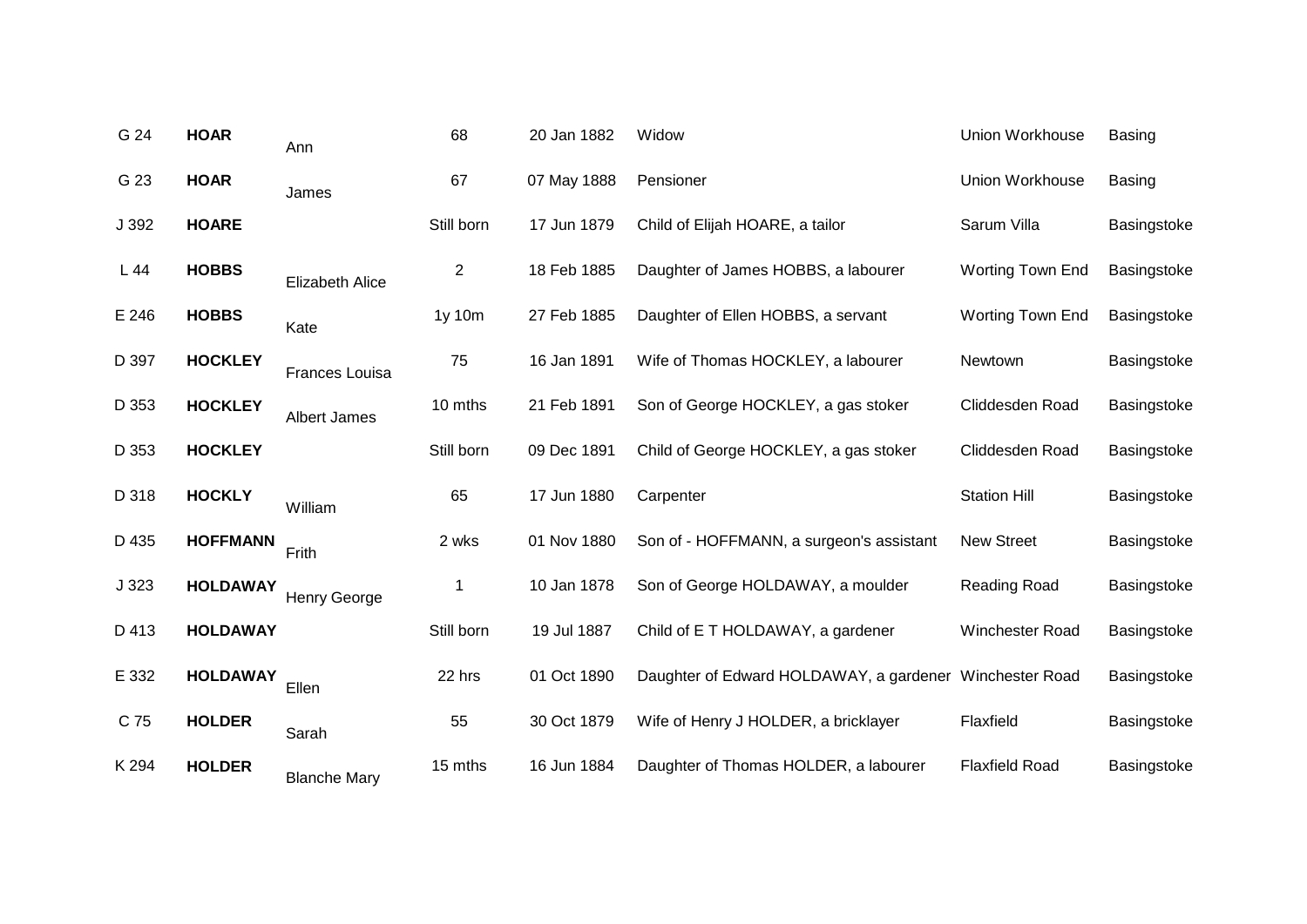| | | | | | | | |
|---|---|---|---|---|---|---|---|
| G 24 | **HOAR** | Ann | 68 | 20 Jan 1882 | Widow | Union Workhouse | Basing |
| G 23 | **HOAR** | James | 67 | 07 May 1888 | Pensioner | Union Workhouse | Basing |
| J 392 | **HOARE** | | Still born | 17 Jun 1879 | Child of Elijah HOARE, a tailor | Sarum Villa | Basingstoke |
| L 44 | **HOBBS** | Elizabeth Alice | 2 | 18 Feb 1885 | Daughter of James HOBBS, a labourer | Worting Town End | Basingstoke |
| E 246 | **HOBBS** | Kate | 1y 10m | 27 Feb 1885 | Daughter of Ellen HOBBS, a servant | Worting Town End | Basingstoke |
| D 397 | **HOCKLEY** | Frances Louisa | 75 | 16 Jan 1891 | Wife of Thomas HOCKLEY, a labourer | Newtown | Basingstoke |
| D 353 | **HOCKLEY** | Albert James | 10 mths | 21 Feb 1891 | Son of George HOCKLEY, a gas stoker | Cliddesden Road | Basingstoke |
| D 353 | **HOCKLEY** | | Still born | 09 Dec 1891 | Child of George HOCKLEY, a gas stoker | Cliddesden Road | Basingstoke |
| D 318 | **HOCKLY** | William | 65 | 17 Jun 1880 | Carpenter | Station Hill | Basingstoke |
| D 435 | **HOFFMANN** | Frith | 2 wks | 01 Nov 1880 | Son of - HOFFMANN, a surgeon's assistant | New Street | Basingstoke |
| J 323 | **HOLDAWAY** | Henry George | 1 | 10 Jan 1878 | Son of George HOLDAWAY, a moulder | Reading Road | Basingstoke |
| D 413 | **HOLDAWAY** | | Still born | 19 Jul 1887 | Child of E T HOLDAWAY, a gardener | Winchester Road | Basingstoke |
| E 332 | **HOLDAWAY** | Ellen | 22 hrs | 01 Oct 1890 | Daughter of Edward HOLDAWAY, a gardener | Winchester Road | Basingstoke |
| C 75 | **HOLDER** | Sarah | 55 | 30 Oct 1879 | Wife of Henry J HOLDER, a bricklayer | Flaxfield | Basingstoke |
| K 294 | **HOLDER** | Blanche Mary | 15 mths | 16 Jun 1884 | Daughter of Thomas HOLDER, a labourer | Flaxfield Road | Basingstoke |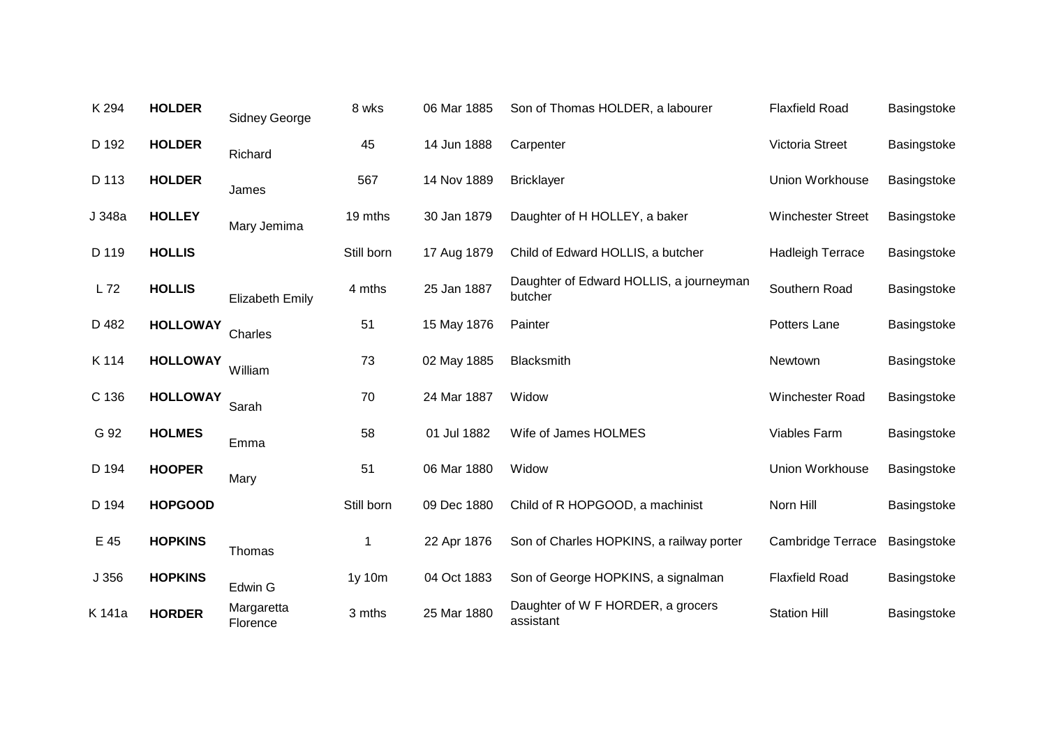| | | | | | | | |
|---|---|---|---|---|---|---|---|
| K 294 | **HOLDER** | Sidney George | 8 wks | 06 Mar 1885 | Son of Thomas HOLDER, a labourer | Flaxfield Road | Basingstoke |
| D 192 | **HOLDER** | Richard | 45 | 14 Jun 1888 | Carpenter | Victoria Street | Basingstoke |
| D 113 | **HOLDER** | James | 567 | 14 Nov 1889 | Bricklayer | Union Workhouse | Basingstoke |
| J 348a | **HOLLEY** | Mary Jemima | 19 mths | 30 Jan 1879 | Daughter of H HOLLEY, a baker | Winchester Street | Basingstoke |
| D 119 | **HOLLIS** | | Still born | 17 Aug 1879 | Child of Edward HOLLIS, a butcher | Hadleigh Terrace | Basingstoke |
| L 72 | **HOLLIS** | Elizabeth Emily | 4 mths | 25 Jan 1887 | Daughter of Edward HOLLIS, a journeyman butcher | Southern Road | Basingstoke |
| D 482 | **HOLLOWAY** | Charles | 51 | 15 May 1876 | Painter | Potters Lane | Basingstoke |
| K 114 | **HOLLOWAY** | William | 73 | 02 May 1885 | Blacksmith | Newtown | Basingstoke |
| C 136 | **HOLLOWAY** | Sarah | 70 | 24 Mar 1887 | Widow | Winchester Road | Basingstoke |
| G 92 | **HOLMES** | Emma | 58 | 01 Jul 1882 | Wife of James HOLMES | Viables Farm | Basingstoke |
| D 194 | **HOOPER** | Mary | 51 | 06 Mar 1880 | Widow | Union Workhouse | Basingstoke |
| D 194 | **HOPGOOD** | | Still born | 09 Dec 1880 | Child of R HOPGOOD, a machinist | Norn Hill | Basingstoke |
| E 45 | **HOPKINS** | Thomas | 1 | 22 Apr 1876 | Son of Charles HOPKINS, a railway porter | Cambridge Terrace | Basingstoke |
| J 356 | **HOPKINS** | Edwin G | 1y 10m | 04 Oct 1883 | Son of George HOPKINS, a signalman | Flaxfield Road | Basingstoke |
| K 141a | **HORDER** | Margaretta Florence | 3 mths | 25 Mar 1880 | Daughter of W F HORDER, a grocers assistant | Station Hill | Basingstoke |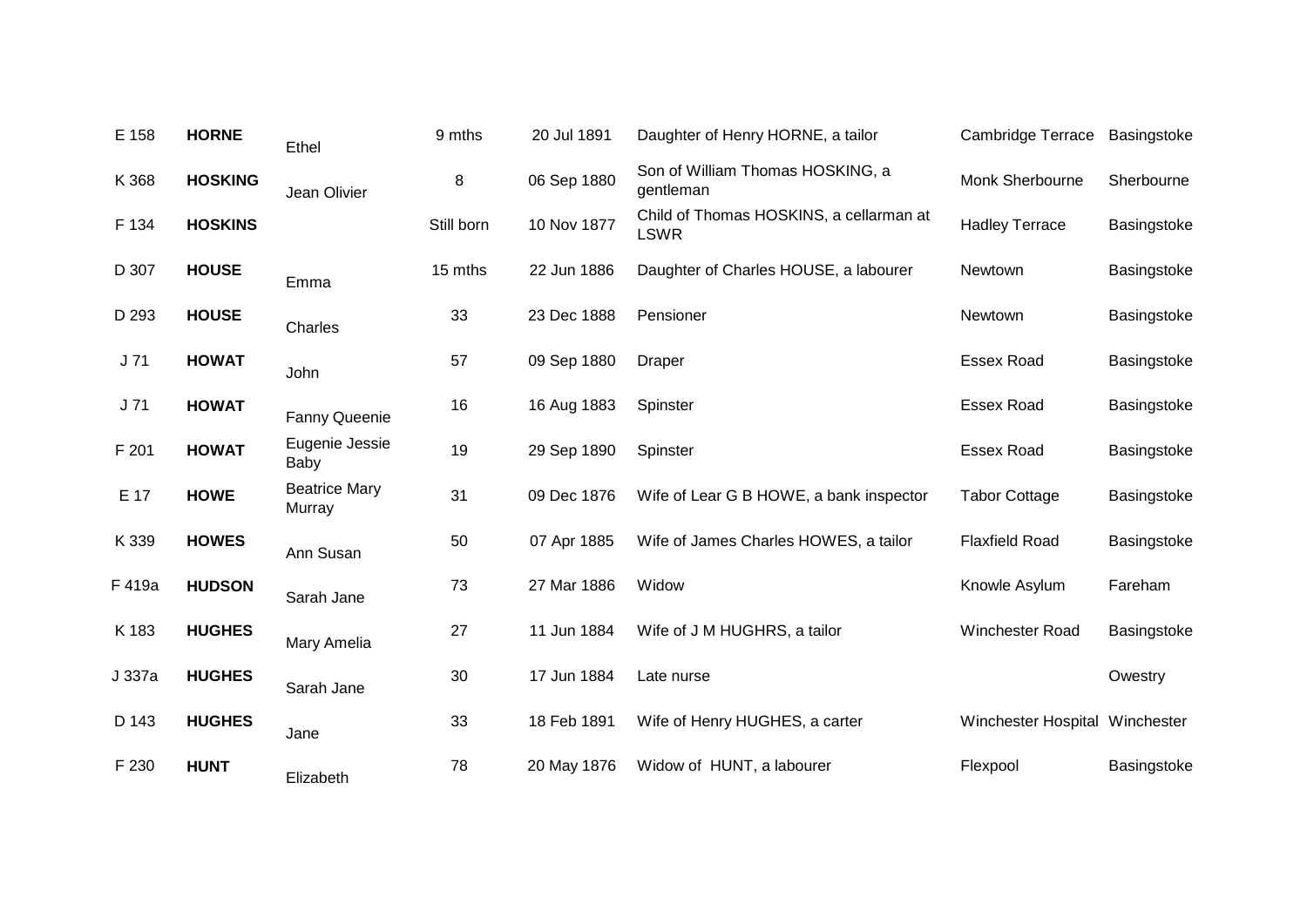| | | | | | | | |
|---|---|---|---|---|---|---|---|
| E 158 | **HORNE** | Ethel | 9 mths | 20 Jul 1891 | Daughter of Henry HORNE, a tailor | Cambridge Terrace | Basingstoke |
| K 368 | **HOSKING** | Jean Olivier | 8 | 06 Sep 1880 | Son of William Thomas HOSKING, a gentleman | Monk Sherbourne | Sherbourne |
| F 134 | **HOSKINS** | | Still born | 10 Nov 1877 | Child of Thomas HOSKINS, a cellarman at LSWR | Hadley Terrace | Basingstoke |
| D 307 | **HOUSE** | Emma | 15 mths | 22 Jun 1886 | Daughter of Charles HOUSE, a labourer | Newtown | Basingstoke |
| D 293 | **HOUSE** | Charles | 33 | 23 Dec 1888 | Pensioner | Newtown | Basingstoke |
| J 71 | **HOWAT** | John | 57 | 09 Sep 1880 | Draper | Essex Road | Basingstoke |
| J 71 | **HOWAT** | Fanny Queenie | 16 | 16 Aug 1883 | Spinster | Essex Road | Basingstoke |
| F 201 | **HOWAT** | Eugenie Jessie Baby | 19 | 29 Sep 1890 | Spinster | Essex Road | Basingstoke |
| E 17 | **HOWE** | Beatrice Mary Murray | 31 | 09 Dec 1876 | Wife of Lear G B HOWE, a bank inspector | Tabor Cottage | Basingstoke |
| K 339 | **HOWES** | Ann Susan | 50 | 07 Apr 1885 | Wife of James Charles HOWES, a tailor | Flaxfield Road | Basingstoke |
| F 419a | **HUDSON** | Sarah Jane | 73 | 27 Mar 1886 | Widow | Knowle Asylum | Fareham |
| K 183 | **HUGHES** | Mary Amelia | 27 | 11 Jun 1884 | Wife of J M HUGHRS, a tailor | Winchester Road | Basingstoke |
| J 337a | **HUGHES** | Sarah Jane | 30 | 17 Jun 1884 | Late nurse | | Owestry |
| D 143 | **HUGHES** | Jane | 33 | 18 Feb 1891 | Wife of Henry HUGHES, a carter | Winchester Hospital | Winchester |
| F 230 | **HUNT** | Elizabeth | 78 | 20 May 1876 | Widow of  HUNT, a labourer | Flexpool | Basingstoke |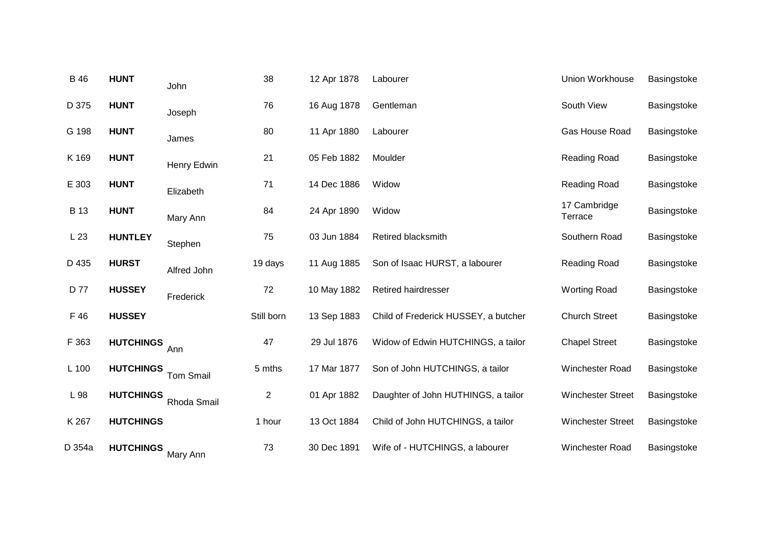| | | | | | | | |
|---|---|---|---|---|---|---|---|
| B 46 | **HUNT** | John | 38 | 12 Apr 1878 | Labourer | Union Workhouse | Basingstoke |
| D 375 | **HUNT** | Joseph | 76 | 16 Aug 1878 | Gentleman | South View | Basingstoke |
| G 198 | **HUNT** | James | 80 | 11 Apr 1880 | Labourer | Gas House Road | Basingstoke |
| K 169 | **HUNT** | Henry Edwin | 21 | 05 Feb 1882 | Moulder | Reading Road | Basingstoke |
| E 303 | **HUNT** | Elizabeth | 71 | 14 Dec 1886 | Widow | Reading Road | Basingstoke |
| B 13 | **HUNT** | Mary Ann | 84 | 24 Apr 1890 | Widow | 17 Cambridge Terrace | Basingstoke |
| L 23 | **HUNTLEY** | Stephen | 75 | 03 Jun 1884 | Retired blacksmith | Southern Road | Basingstoke |
| D 435 | **HURST** | Alfred John | 19 days | 11 Aug 1885 | Son of Isaac HURST, a labourer | Reading Road | Basingstoke |
| D 77 | **HUSSEY** | Frederick | 72 | 10 May 1882 | Retired hairdresser | Worting Road | Basingstoke |
| F 46 | **HUSSEY** | | Still born | 13 Sep 1883 | Child of Frederick HUSSEY, a butcher | Church Street | Basingstoke |
| F 363 | **HUTCHINGS** | Ann | 47 | 29 Jul 1876 | Widow of Edwin HUTCHINGS, a tailor | Chapel Street | Basingstoke |
| L 100 | **HUTCHINGS** | Tom Smail | 5 mths | 17 Mar 1877 | Son of John HUTCHINGS, a tailor | Winchester Road | Basingstoke |
| L 98 | **HUTCHINGS** | Rhoda Smail | 2 | 01 Apr 1882 | Daughter of John HUTHINGS, a tailor | Winchester Street | Basingstoke |
| K 267 | **HUTCHINGS** | | 1 hour | 13 Oct 1884 | Child of John HUTCHINGS, a tailor | Winchester Street | Basingstoke |
| D 354a | **HUTCHINGS** | Mary Ann | 73 | 30 Dec 1891 | Wife of - HUTCHINGS, a labourer | Winchester Road | Basingstoke |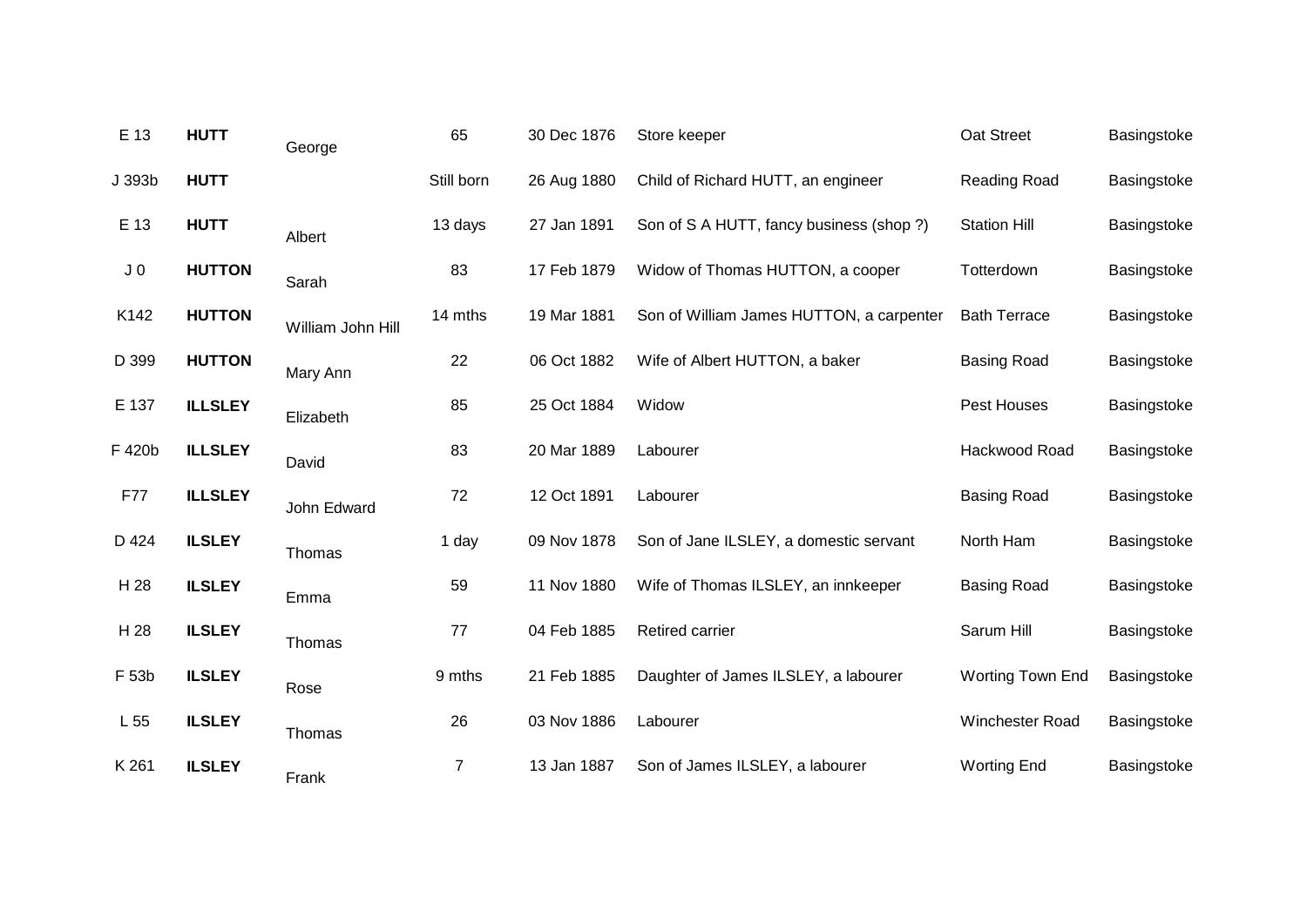| | | | | | | | |
|---|---|---|---|---|---|---|---|
| E 13 | **HUTT** | George | 65 | 30 Dec 1876 | Store keeper | Oat Street | Basingstoke |
| J 393b | **HUTT** | | Still born | 26 Aug 1880 | Child of Richard HUTT, an engineer | Reading Road | Basingstoke |
| E 13 | **HUTT** | Albert | 13 days | 27 Jan 1891 | Son of S A HUTT, fancy business (shop ?) | Station Hill | Basingstoke |
| J 0 | **HUTTON** | Sarah | 83 | 17 Feb 1879 | Widow of Thomas HUTTON, a cooper | Totterdown | Basingstoke |
| K142 | **HUTTON** | William John Hill | 14 mths | 19 Mar 1881 | Son of William James HUTTON, a carpenter | Bath Terrace | Basingstoke |
| D 399 | **HUTTON** | Mary Ann | 22 | 06 Oct 1882 | Wife of Albert HUTTON, a baker | Basing Road | Basingstoke |
| E 137 | **ILLSLEY** | Elizabeth | 85 | 25 Oct 1884 | Widow | Pest Houses | Basingstoke |
| F 420b | **ILLSLEY** | David | 83 | 20 Mar 1889 | Labourer | Hackwood Road | Basingstoke |
| F77 | **ILLSLEY** | John Edward | 72 | 12 Oct 1891 | Labourer | Basing Road | Basingstoke |
| D 424 | **ILSLEY** | Thomas | 1 day | 09 Nov 1878 | Son of Jane ILSLEY, a domestic servant | North Ham | Basingstoke |
| H 28 | **ILSLEY** | Emma | 59 | 11 Nov 1880 | Wife of Thomas ILSLEY, an innkeeper | Basing Road | Basingstoke |
| H 28 | **ILSLEY** | Thomas | 77 | 04 Feb 1885 | Retired carrier | Sarum Hill | Basingstoke |
| F 53b | **ILSLEY** | Rose | 9 mths | 21 Feb 1885 | Daughter of James ILSLEY, a labourer | Worting Town End | Basingstoke |
| L 55 | **ILSLEY** | Thomas | 26 | 03 Nov 1886 | Labourer | Winchester Road | Basingstoke |
| K 261 | **ILSLEY** | Frank | 7 | 13 Jan 1887 | Son of James ILSLEY, a labourer | Worting End | Basingstoke |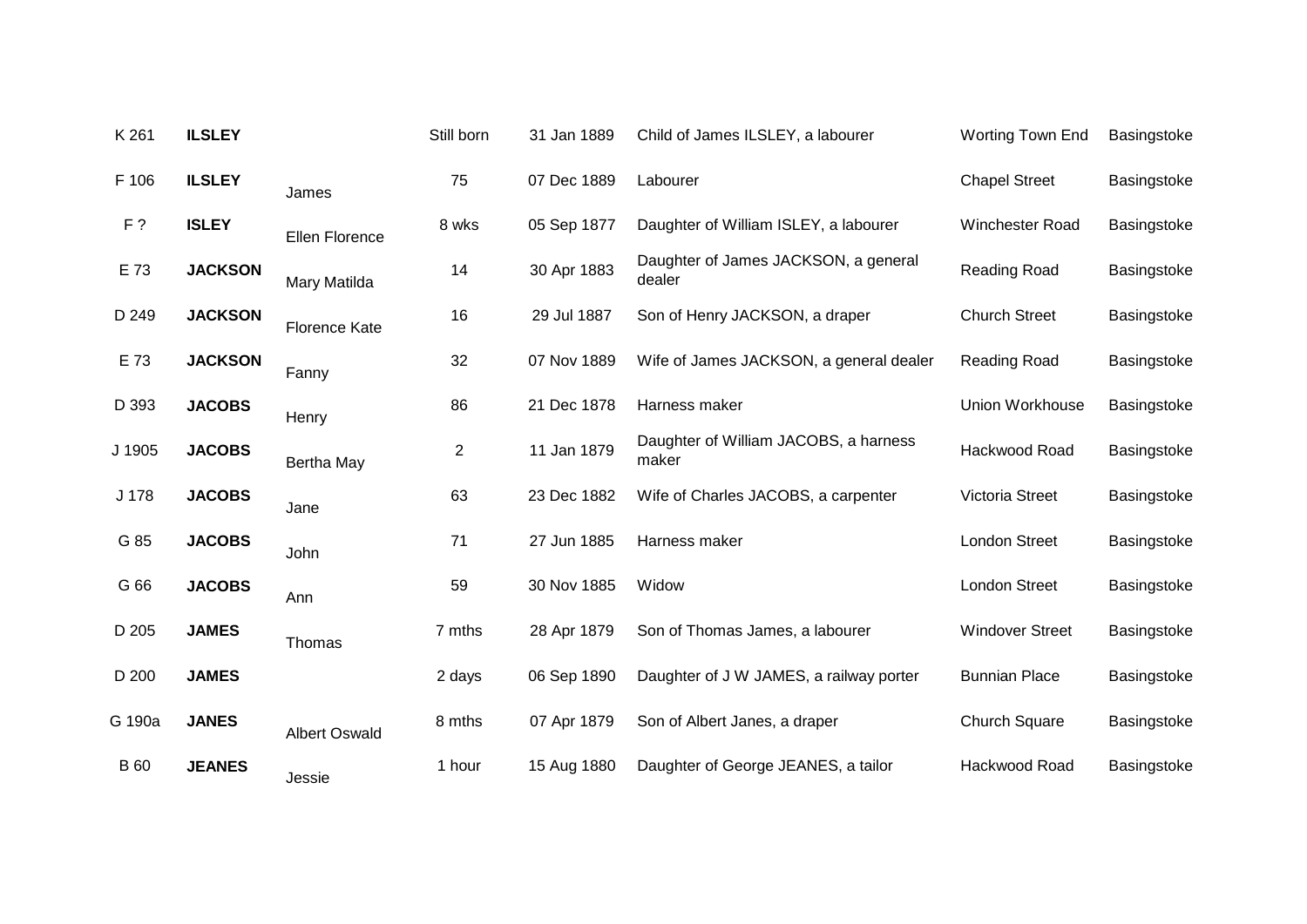| | | | | | | | |
|---|---|---|---|---|---|---|---|
| K 261 | **ILSLEY** | | Still born | 31 Jan 1889 | Child of James ILSLEY, a labourer | Worting Town End | Basingstoke |
| F 106 | **ILSLEY** | James | 75 | 07 Dec 1889 | Labourer | Chapel Street | Basingstoke |
| F ? | **ISLEY** | Ellen Florence | 8 wks | 05 Sep 1877 | Daughter of William ISLEY, a labourer | Winchester Road | Basingstoke |
| E 73 | **JACKSON** | Mary Matilda | 14 | 30 Apr 1883 | Daughter of James JACKSON, a general dealer | Reading Road | Basingstoke |
| D 249 | **JACKSON** | Florence Kate | 16 | 29 Jul 1887 | Son of Henry JACKSON, a draper | Church Street | Basingstoke |
| E 73 | **JACKSON** | Fanny | 32 | 07 Nov 1889 | Wife of James JACKSON, a general dealer | Reading Road | Basingstoke |
| D 393 | **JACOBS** | Henry | 86 | 21 Dec 1878 | Harness maker | Union Workhouse | Basingstoke |
| J 1905 | **JACOBS** | Bertha May | 2 | 11 Jan 1879 | Daughter of William JACOBS, a harness maker | Hackwood Road | Basingstoke |
| J 178 | **JACOBS** | Jane | 63 | 23 Dec 1882 | Wife of Charles JACOBS, a carpenter | Victoria Street | Basingstoke |
| G 85 | **JACOBS** | John | 71 | 27 Jun 1885 | Harness maker | London Street | Basingstoke |
| G 66 | **JACOBS** | Ann | 59 | 30 Nov 1885 | Widow | London Street | Basingstoke |
| D 205 | **JAMES** | Thomas | 7 mths | 28 Apr 1879 | Son of Thomas James, a labourer | Windover Street | Basingstoke |
| D 200 | **JAMES** | | 2 days | 06 Sep 1890 | Daughter of J W JAMES, a railway porter | Bunnian Place | Basingstoke |
| G 190a | **JANES** | Albert Oswald | 8 mths | 07 Apr 1879 | Son of Albert Janes, a draper | Church Square | Basingstoke |
| B 60 | **JEANES** | Jessie | 1 hour | 15 Aug 1880 | Daughter of George JEANES, a tailor | Hackwood Road | Basingstoke |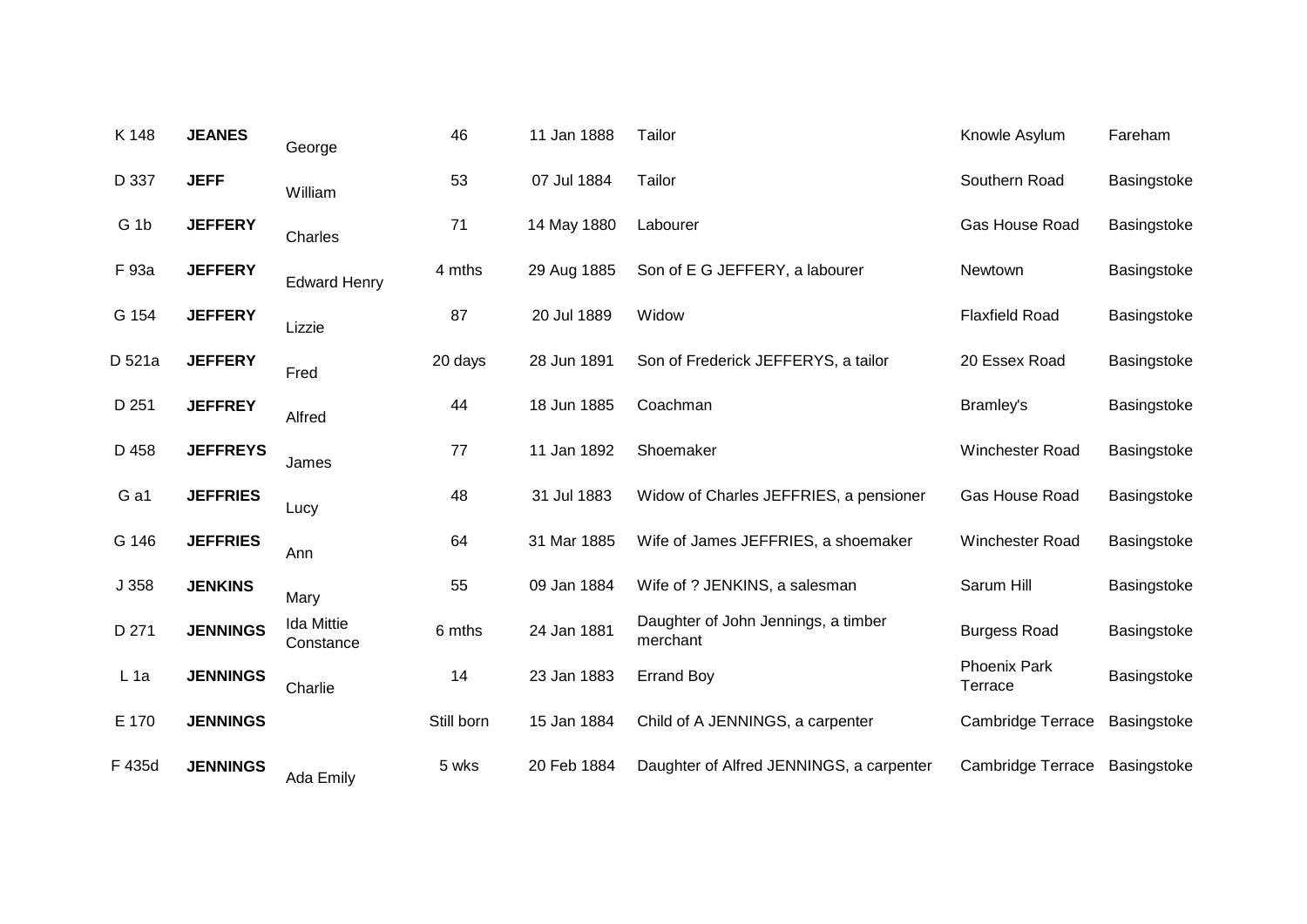| | | | | | | | |
|---|---|---|---|---|---|---|---|
| K 148 | **JEANES** | George | 46 | 11 Jan 1888 | Tailor | Knowle Asylum | Fareham |
| D 337 | **JEFF** | William | 53 | 07 Jul 1884 | Tailor | Southern Road | Basingstoke |
| G 1b | **JEFFERY** | Charles | 71 | 14 May 1880 | Labourer | Gas House Road | Basingstoke |
| F 93a | **JEFFERY** | Edward Henry | 4 mths | 29 Aug 1885 | Son of E G JEFFERY, a labourer | Newtown | Basingstoke |
| G 154 | **JEFFERY** | Lizzie | 87 | 20 Jul 1889 | Widow | Flaxfield Road | Basingstoke |
| D 521a | **JEFFERY** | Fred | 20 days | 28 Jun 1891 | Son of Frederick JEFFERYS, a tailor | 20 Essex Road | Basingstoke |
| D 251 | **JEFFREY** | Alfred | 44 | 18 Jun 1885 | Coachman | Bramley's | Basingstoke |
| D 458 | **JEFFREYS** | James | 77 | 11 Jan 1892 | Shoemaker | Winchester Road | Basingstoke |
| G a1 | **JEFFRIES** | Lucy | 48 | 31 Jul 1883 | Widow of Charles JEFFRIES, a pensioner | Gas House Road | Basingstoke |
| G 146 | **JEFFRIES** | Ann | 64 | 31 Mar 1885 | Wife of James JEFFRIES, a shoemaker | Winchester Road | Basingstoke |
| J 358 | **JENKINS** | Mary | 55 | 09 Jan 1884 | Wife of ? JENKINS, a salesman | Sarum Hill | Basingstoke |
| D 271 | **JENNINGS** | Ida Mittie Constance | 6 mths | 24 Jan 1881 | Daughter of John Jennings, a timber merchant | Burgess Road | Basingstoke |
| L 1a | **JENNINGS** | Charlie | 14 | 23 Jan 1883 | Errand Boy | Phoenix Park Terrace | Basingstoke |
| E 170 | **JENNINGS** | | Still born | 15 Jan 1884 | Child of A JENNINGS, a carpenter | Cambridge Terrace | Basingstoke |
| F 435d | **JENNINGS** | Ada Emily | 5 wks | 20 Feb 1884 | Daughter of Alfred JENNINGS, a carpenter | Cambridge Terrace | Basingstoke |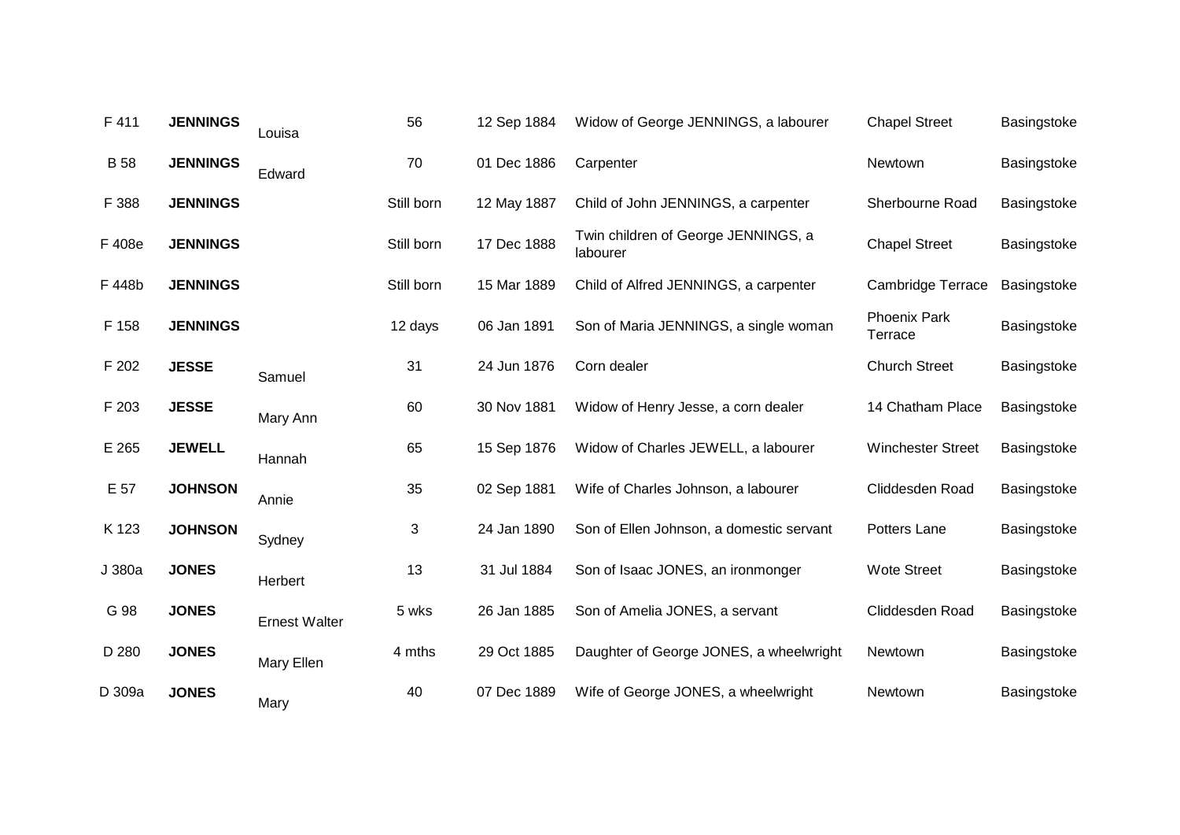| F 411 | **JENNINGS** | Louisa | 56 | 12 Sep 1884 | Widow of George JENNINGS, a labourer | Chapel Street | Basingstoke |
|---|---|---|---|---|---|---|---|
| B 58 | **JENNINGS** | Edward | 70 | 01 Dec 1886 | Carpenter | Newtown | Basingstoke |
| F 388 | **JENNINGS** | | Still born | 12 May 1887 | Child of John JENNINGS, a carpenter | Sherbourne Road | Basingstoke |
| F 408e | **JENNINGS** | | Still born | 17 Dec 1888 | Twin children of George JENNINGS, a labourer | Chapel Street | Basingstoke |
| F 448b | **JENNINGS** | | Still born | 15 Mar 1889 | Child of Alfred JENNINGS, a carpenter | Cambridge Terrace | Basingstoke |
| F 158 | **JENNINGS** | | 12 days | 06 Jan 1891 | Son of Maria JENNINGS, a single woman | Phoenix Park Terrace | Basingstoke |
| F 202 | **JESSE** | Samuel | 31 | 24 Jun 1876 | Corn dealer | Church Street | Basingstoke |
| F 203 | **JESSE** | Mary Ann | 60 | 30 Nov 1881 | Widow of Henry Jesse, a corn dealer | 14 Chatham Place | Basingstoke |
| E 265 | **JEWELL** | Hannah | 65 | 15 Sep 1876 | Widow of Charles JEWELL, a labourer | Winchester Street | Basingstoke |
| E 57 | **JOHNSON** | Annie | 35 | 02 Sep 1881 | Wife of Charles Johnson, a labourer | Cliddesden Road | Basingstoke |
| K 123 | **JOHNSON** | Sydney | 3 | 24 Jan 1890 | Son of Ellen Johnson, a domestic servant | Potters Lane | Basingstoke |
| J 380a | **JONES** | Herbert | 13 | 31 Jul 1884 | Son of Isaac JONES, an ironmonger | Wote Street | Basingstoke |
| G 98 | **JONES** | Ernest Walter | 5 wks | 26 Jan 1885 | Son of Amelia JONES, a servant | Cliddesden Road | Basingstoke |
| D 280 | **JONES** | Mary Ellen | 4 mths | 29 Oct 1885 | Daughter of George JONES, a wheelwright | Newtown | Basingstoke |
| D 309a | **JONES** | Mary | 40 | 07 Dec 1889 | Wife of George JONES, a wheelwright | Newtown | Basingstoke |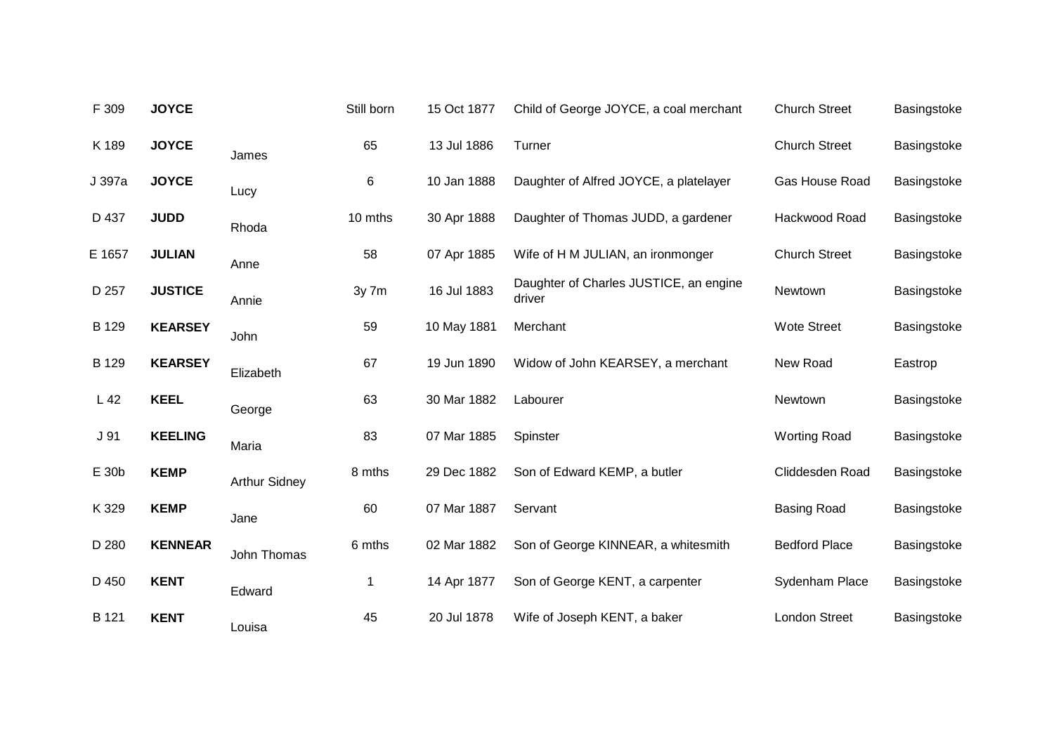| | | | | | | | |
|---|---|---|---|---|---|---|---|
| F 309 | **JOYCE** | | Still born | 15 Oct 1877 | Child of George JOYCE, a coal merchant | Church Street | Basingstoke |
| K 189 | **JOYCE** | James | 65 | 13 Jul 1886 | Turner | Church Street | Basingstoke |
| J 397a | **JOYCE** | Lucy | 6 | 10 Jan 1888 | Daughter of Alfred JOYCE, a platelayer | Gas House Road | Basingstoke |
| D 437 | **JUDD** | Rhoda | 10 mths | 30 Apr 1888 | Daughter of Thomas JUDD, a gardener | Hackwood Road | Basingstoke |
| E 1657 | **JULIAN** | Anne | 58 | 07 Apr 1885 | Wife of H M JULIAN, an ironmonger | Church Street | Basingstoke |
| D 257 | **JUSTICE** | Annie | 3y 7m | 16 Jul 1883 | Daughter of Charles JUSTICE, an engine driver | Newtown | Basingstoke |
| B 129 | **KEARSEY** | John | 59 | 10 May 1881 | Merchant | Wote Street | Basingstoke |
| B 129 | **KEARSEY** | Elizabeth | 67 | 19 Jun 1890 | Widow of John KEARSEY, a merchant | New Road | Eastrop |
| L 42 | **KEEL** | George | 63 | 30 Mar 1882 | Labourer | Newtown | Basingstoke |
| J 91 | **KEELING** | Maria | 83 | 07 Mar 1885 | Spinster | Worting Road | Basingstoke |
| E 30b | **KEMP** | Arthur Sidney | 8 mths | 29 Dec 1882 | Son of Edward KEMP, a butler | Cliddesden Road | Basingstoke |
| K 329 | **KEMP** | Jane | 60 | 07 Mar 1887 | Servant | Basing Road | Basingstoke |
| D 280 | **KENNEAR** | John Thomas | 6 mths | 02 Mar 1882 | Son of George KINNEAR, a whitesmith | Bedford Place | Basingstoke |
| D 450 | **KENT** | Edward | 1 | 14 Apr 1877 | Son of George KENT, a carpenter | Sydenham Place | Basingstoke |
| B 121 | **KENT** | Louisa | 45 | 20 Jul 1878 | Wife of Joseph KENT, a baker | London Street | Basingstoke |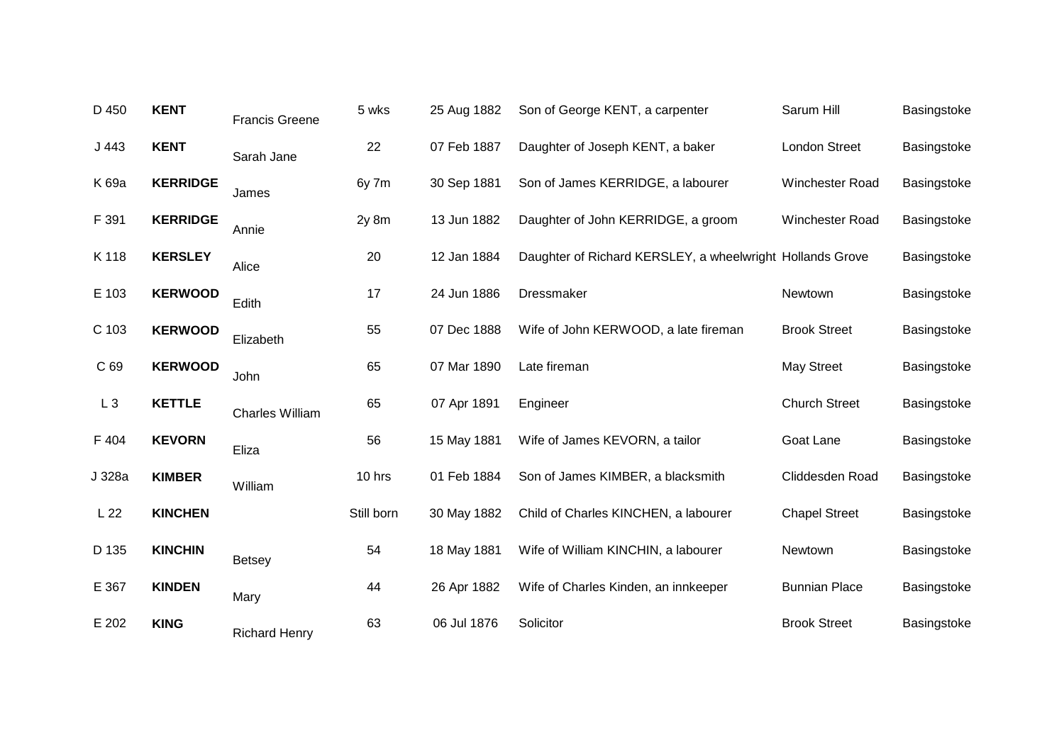| | | | | | | | |
|---|---|---|---|---|---|---|---|
| D 450 | **KENT** | Francis Greene | 5 wks | 25 Aug 1882 | Son of George KENT, a carpenter | Sarum Hill | Basingstoke |
| J 443 | **KENT** | Sarah Jane | 22 | 07 Feb 1887 | Daughter of Joseph KENT, a baker | London Street | Basingstoke |
| K 69a | **KERRIDGE** | James | 6y 7m | 30 Sep 1881 | Son of James KERRIDGE, a labourer | Winchester Road | Basingstoke |
| F 391 | **KERRIDGE** | Annie | 2y 8m | 13 Jun 1882 | Daughter of John KERRIDGE, a groom | Winchester Road | Basingstoke |
| K 118 | **KERSLEY** | Alice | 20 | 12 Jan 1884 | Daughter of Richard KERSLEY, a wheelwright | Hollands Grove | Basingstoke |
| E 103 | **KERWOOD** | Edith | 17 | 24 Jun 1886 | Dressmaker | Newtown | Basingstoke |
| C 103 | **KERWOOD** | Elizabeth | 55 | 07 Dec 1888 | Wife of John KERWOOD, a late fireman | Brook Street | Basingstoke |
| C 69 | **KERWOOD** | John | 65 | 07 Mar 1890 | Late fireman | May Street | Basingstoke |
| L 3 | **KETTLE** | Charles William | 65 | 07 Apr 1891 | Engineer | Church Street | Basingstoke |
| F 404 | **KEVORN** | Eliza | 56 | 15 May 1881 | Wife of James KEVORN, a tailor | Goat Lane | Basingstoke |
| J 328a | **KIMBER** | William | 10 hrs | 01 Feb 1884 | Son of James KIMBER, a blacksmith | Cliddesden Road | Basingstoke |
| L 22 | **KINCHEN** | | Still born | 30 May 1882 | Child of Charles KINCHEN, a labourer | Chapel Street | Basingstoke |
| D 135 | **KINCHIN** | Betsey | 54 | 18 May 1881 | Wife of William KINCHIN, a labourer | Newtown | Basingstoke |
| E 367 | **KINDEN** | Mary | 44 | 26 Apr 1882 | Wife of Charles Kinden, an innkeeper | Bunnian Place | Basingstoke |
| E 202 | **KING** | Richard Henry | 63 | 06 Jul 1876 | Solicitor | Brook Street | Basingstoke |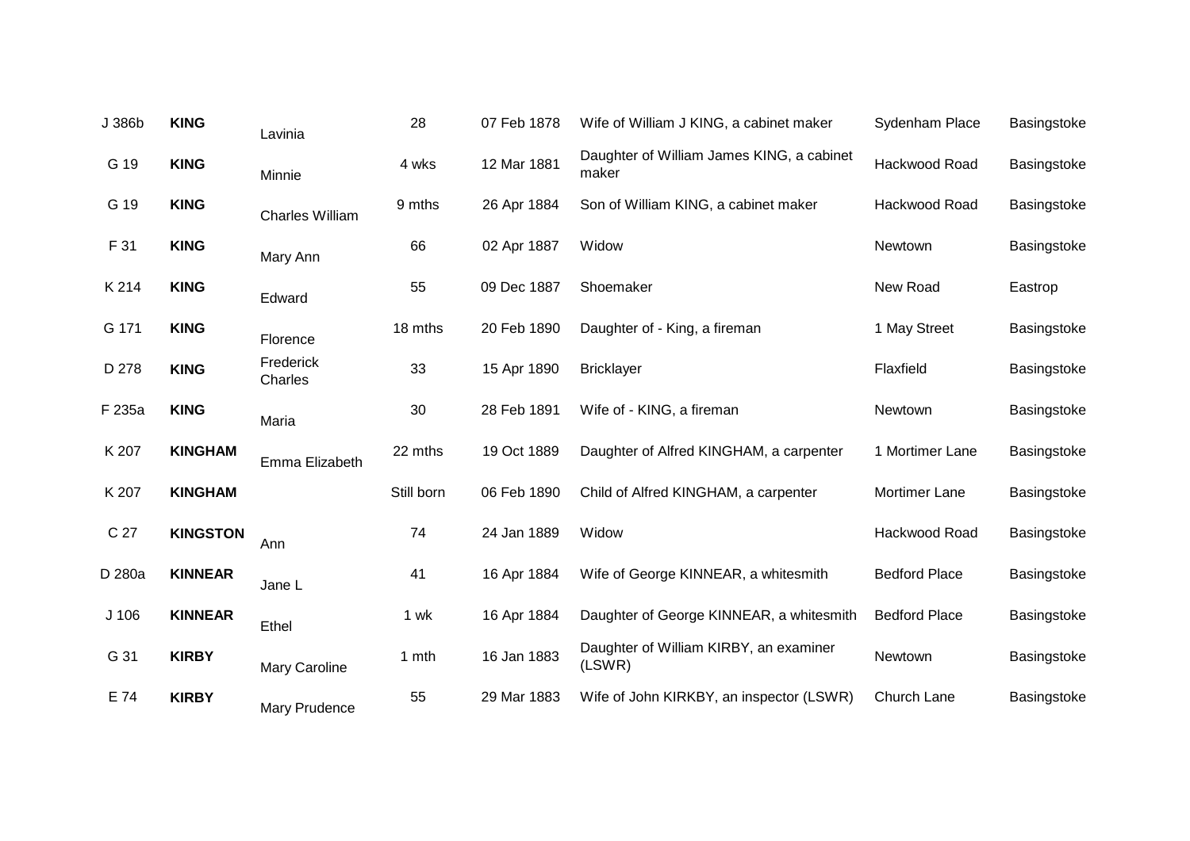| | | | | | | | |
|---|---|---|---|---|---|---|---|
| J 386b | **KING** | Lavinia | 28 | 07 Feb 1878 | Wife of William J KING, a cabinet maker | Sydenham Place | Basingstoke |
| G 19 | **KING** | Minnie | 4 wks | 12 Mar 1881 | Daughter of William James KING, a cabinet maker | Hackwood Road | Basingstoke |
| G 19 | **KING** | Charles William | 9 mths | 26 Apr 1884 | Son of William KING, a cabinet maker | Hackwood Road | Basingstoke |
| F 31 | **KING** | Mary Ann | 66 | 02 Apr 1887 | Widow | Newtown | Basingstoke |
| K 214 | **KING** | Edward | 55 | 09 Dec 1887 | Shoemaker | New Road | Eastrop |
| G 171 | **KING** | Florence | 18 mths | 20 Feb 1890 | Daughter of - King, a fireman | 1 May Street | Basingstoke |
| D 278 | **KING** | Frederick Charles | 33 | 15 Apr 1890 | Bricklayer | Flaxfield | Basingstoke |
| F 235a | **KING** | Maria | 30 | 28 Feb 1891 | Wife of - KING, a fireman | Newtown | Basingstoke |
| K 207 | **KINGHAM** | Emma Elizabeth | 22 mths | 19 Oct 1889 | Daughter of Alfred KINGHAM, a carpenter | 1 Mortimer Lane | Basingstoke |
| K 207 | **KINGHAM** | | Still born | 06 Feb 1890 | Child of Alfred KINGHAM, a carpenter | Mortimer Lane | Basingstoke |
| C 27 | **KINGSTON** | Ann | 74 | 24 Jan 1889 | Widow | Hackwood Road | Basingstoke |
| D 280a | **KINNEAR** | Jane L | 41 | 16 Apr 1884 | Wife of George KINNEAR, a whitesmith | Bedford Place | Basingstoke |
| J 106 | **KINNEAR** | Ethel | 1 wk | 16 Apr 1884 | Daughter of George KINNEAR, a whitesmith | Bedford Place | Basingstoke |
| G 31 | **KIRBY** | Mary Caroline | 1 mth | 16 Jan 1883 | Daughter of William KIRBY, an examiner (LSWR) | Newtown | Basingstoke |
| E 74 | **KIRBY** | Mary Prudence | 55 | 29 Mar 1883 | Wife of John KIRKBY, an inspector (LSWR) | Church Lane | Basingstoke |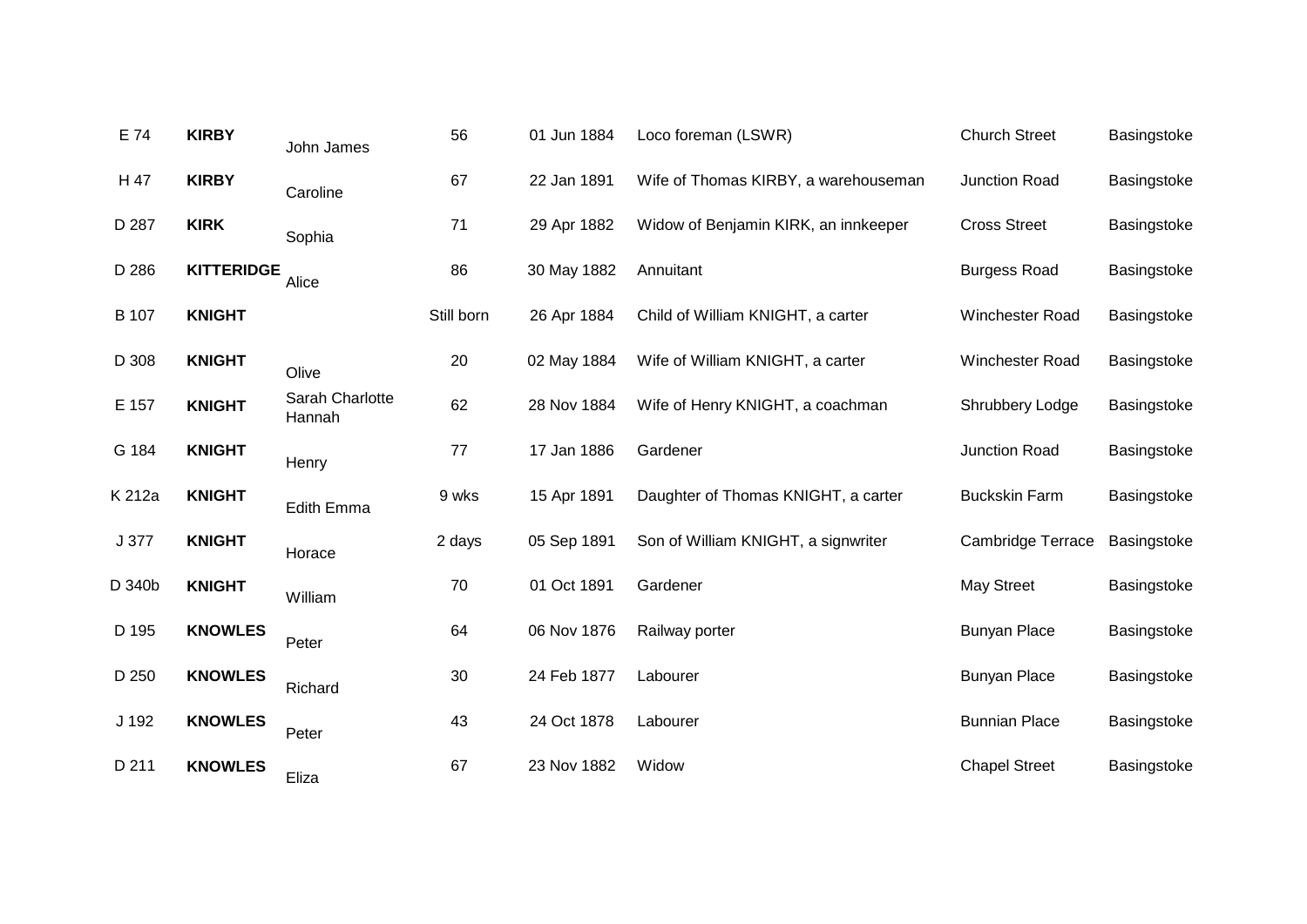| | | | | | | | |
|---|---|---|---|---|---|---|---|
| E 74 | **KIRBY** | John James | 56 | 01 Jun 1884 | Loco foreman (LSWR) | Church Street | Basingstoke |
| H 47 | **KIRBY** | Caroline | 67 | 22 Jan 1891 | Wife of Thomas KIRBY, a warehouseman | Junction Road | Basingstoke |
| D 287 | **KIRK** | Sophia | 71 | 29 Apr 1882 | Widow of Benjamin KIRK, an innkeeper | Cross Street | Basingstoke |
| D 286 | **KITTERIDGE** | Alice | 86 | 30 May 1882 | Annuitant | Burgess Road | Basingstoke |
| B 107 | **KNIGHT** | | Still born | 26 Apr 1884 | Child of William KNIGHT, a carter | Winchester Road | Basingstoke |
| D 308 | **KNIGHT** | Olive | 20 | 02 May 1884 | Wife of William KNIGHT, a carter | Winchester Road | Basingstoke |
| E 157 | **KNIGHT** | Sarah Charlotte Hannah | 62 | 28 Nov 1884 | Wife of Henry KNIGHT, a coachman | Shrubbery Lodge | Basingstoke |
| G 184 | **KNIGHT** | Henry | 77 | 17 Jan 1886 | Gardener | Junction Road | Basingstoke |
| K 212a | **KNIGHT** | Edith Emma | 9 wks | 15 Apr 1891 | Daughter of Thomas KNIGHT, a carter | Buckskin Farm | Basingstoke |
| J 377 | **KNIGHT** | Horace | 2 days | 05 Sep 1891 | Son of William KNIGHT, a signwriter | Cambridge Terrace | Basingstoke |
| D 340b | **KNIGHT** | William | 70 | 01 Oct 1891 | Gardener | May Street | Basingstoke |
| D 195 | **KNOWLES** | Peter | 64 | 06 Nov 1876 | Railway porter | Bunyan Place | Basingstoke |
| D 250 | **KNOWLES** | Richard | 30 | 24 Feb 1877 | Labourer | Bunyan Place | Basingstoke |
| J 192 | **KNOWLES** | Peter | 43 | 24 Oct 1878 | Labourer | Bunnian Place | Basingstoke |
| D 211 | **KNOWLES** | Eliza | 67 | 23 Nov 1882 | Widow | Chapel Street | Basingstoke |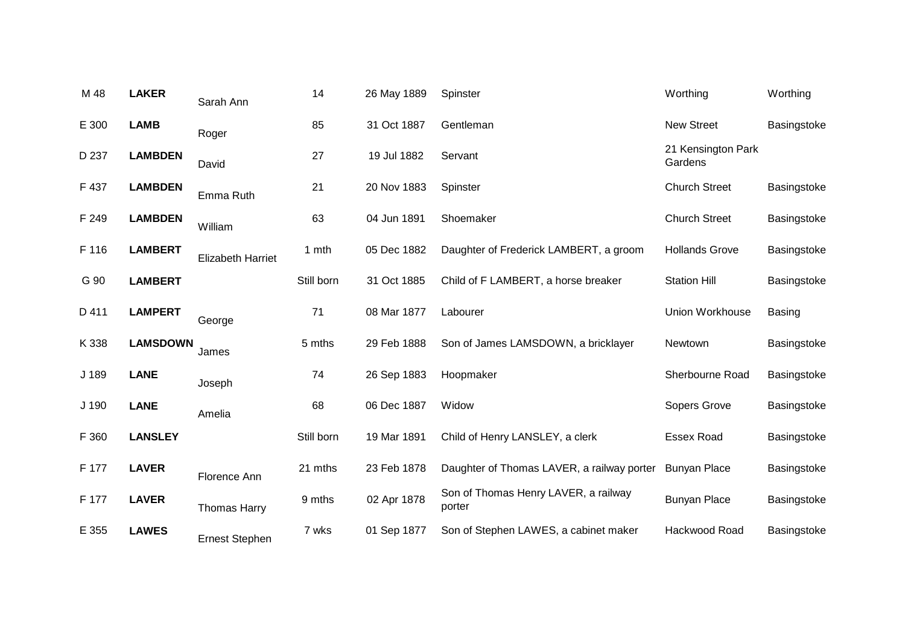| | | | | | | | |
|---|---|---|---|---|---|---|---|
| M 48 | **LAKER** | Sarah Ann | 14 | 26 May 1889 | Spinster | Worthing | Worthing |
| E 300 | **LAMB** | Roger | 85 | 31 Oct 1887 | Gentleman | New Street | Basingstoke |
| D 237 | **LAMBDEN** | David | 27 | 19 Jul 1882 | Servant | 21 Kensington Park Gardens | |
| F 437 | **LAMBDEN** | Emma Ruth | 21 | 20 Nov 1883 | Spinster | Church Street | Basingstoke |
| F 249 | **LAMBDEN** | William | 63 | 04 Jun 1891 | Shoemaker | Church Street | Basingstoke |
| F 116 | **LAMBERT** | Elizabeth Harriet | 1 mth | 05 Dec 1882 | Daughter of Frederick LAMBERT, a groom | Hollands Grove | Basingstoke |
| G 90 | **LAMBERT** | | Still born | 31 Oct 1885 | Child of F LAMBERT, a horse breaker | Station Hill | Basingstoke |
| D 411 | **LAMPERT** | George | 71 | 08 Mar 1877 | Labourer | Union Workhouse | Basing |
| K 338 | **LAMSDOWN** | James | 5 mths | 29 Feb 1888 | Son of James LAMSDOWN, a bricklayer | Newtown | Basingstoke |
| J 189 | **LANE** | Joseph | 74 | 26 Sep 1883 | Hoopmaker | Sherbourne Road | Basingstoke |
| J 190 | **LANE** | Amelia | 68 | 06 Dec 1887 | Widow | Sopers Grove | Basingstoke |
| F 360 | **LANSLEY** | | Still born | 19 Mar 1891 | Child of Henry LANSLEY, a clerk | Essex Road | Basingstoke |
| F 177 | **LAVER** | Florence Ann | 21 mths | 23 Feb 1878 | Daughter of Thomas LAVER, a railway porter | Bunyan Place | Basingstoke |
| F 177 | **LAVER** | Thomas Harry | 9 mths | 02 Apr 1878 | Son of Thomas Henry LAVER, a railway porter | Bunyan Place | Basingstoke |
| E 355 | **LAWES** | Ernest Stephen | 7 wks | 01 Sep 1877 | Son of Stephen LAWES, a cabinet maker | Hackwood Road | Basingstoke |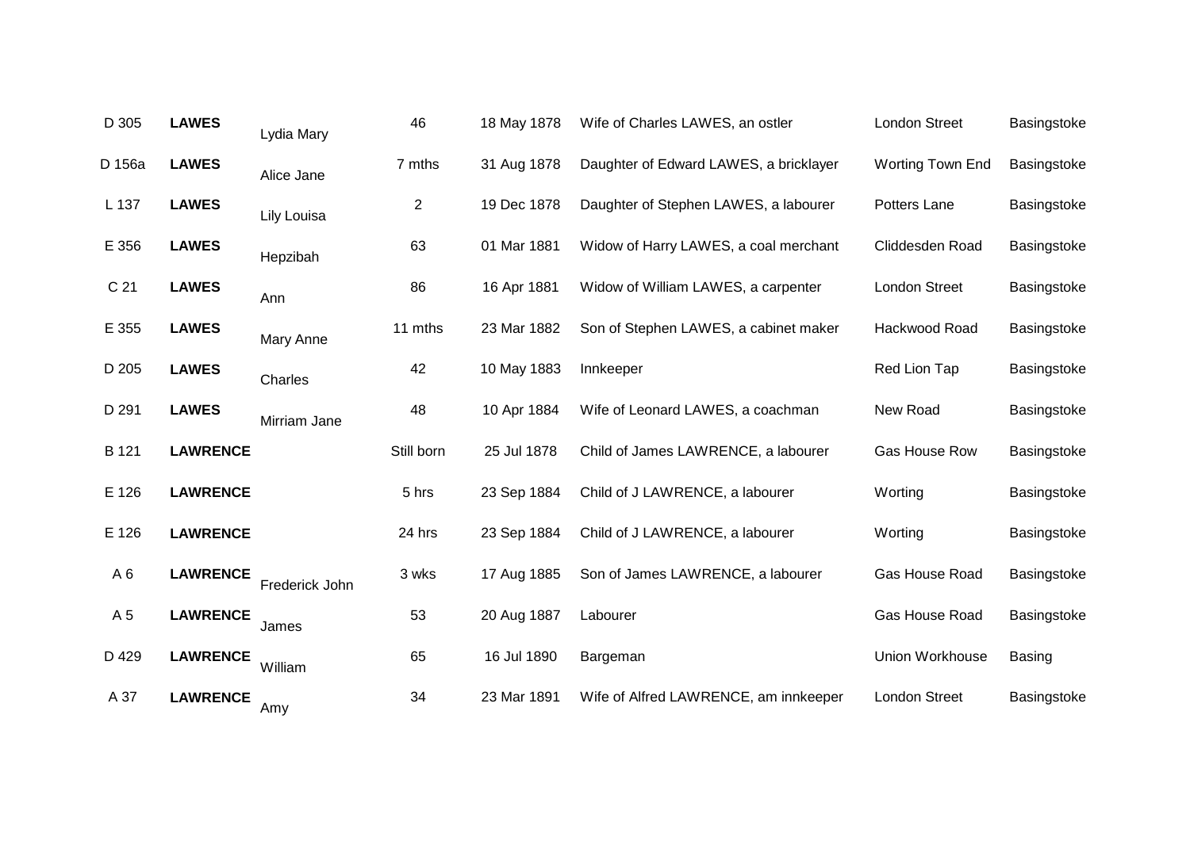| | | | | | | | |
|---|---|---|---|---|---|---|---|
| D 305 | **LAWES** | Lydia Mary | 46 | 18 May 1878 | Wife of Charles LAWES, an ostler | London Street | Basingstoke |
| D 156a | **LAWES** | Alice Jane | 7 mths | 31 Aug 1878 | Daughter of Edward LAWES, a bricklayer | Worting Town End | Basingstoke |
| L 137 | **LAWES** | Lily Louisa | 2 | 19 Dec 1878 | Daughter of Stephen LAWES, a labourer | Potters Lane | Basingstoke |
| E 356 | **LAWES** | Hepzibah | 63 | 01 Mar 1881 | Widow of Harry LAWES, a coal merchant | Cliddesden Road | Basingstoke |
| C 21 | **LAWES** | Ann | 86 | 16 Apr 1881 | Widow of William LAWES, a carpenter | London Street | Basingstoke |
| E 355 | **LAWES** | Mary Anne | 11 mths | 23 Mar 1882 | Son of Stephen LAWES, a cabinet maker | Hackwood Road | Basingstoke |
| D 205 | **LAWES** | Charles | 42 | 10 May 1883 | Innkeeper | Red Lion Tap | Basingstoke |
| D 291 | **LAWES** | Mirriam Jane | 48 | 10 Apr 1884 | Wife of Leonard LAWES, a coachman | New Road | Basingstoke |
| B 121 | **LAWRENCE** | | Still born | 25 Jul 1878 | Child of James LAWRENCE, a labourer | Gas House Row | Basingstoke |
| E 126 | **LAWRENCE** | | 5 hrs | 23 Sep 1884 | Child of J LAWRENCE, a labourer | Worting | Basingstoke |
| E 126 | **LAWRENCE** | | 24 hrs | 23 Sep 1884 | Child of J LAWRENCE, a labourer | Worting | Basingstoke |
| A 6 | **LAWRENCE** | Frederick John | 3 wks | 17 Aug 1885 | Son of James LAWRENCE, a labourer | Gas House Road | Basingstoke |
| A 5 | **LAWRENCE** | James | 53 | 20 Aug 1887 | Labourer | Gas House Road | Basingstoke |
| D 429 | **LAWRENCE** | William | 65 | 16 Jul 1890 | Bargeman | Union Workhouse | Basing |
| A 37 | **LAWRENCE** | Amy | 34 | 23 Mar 1891 | Wife of Alfred LAWRENCE, am innkeeper | London Street | Basingstoke |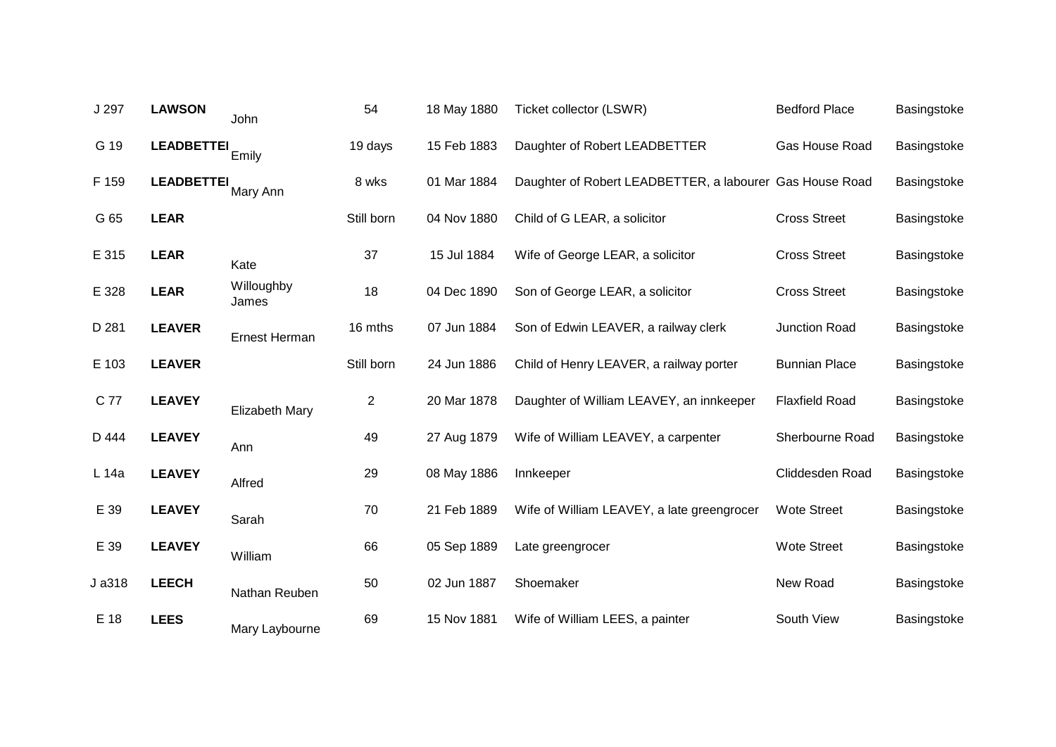| | | | | | | | |
|---|---|---|---|---|---|---|---|
| J 297 | **LAWSON** | John | 54 | 18 May 1880 | Ticket collector (LSWR) | Bedford Place | Basingstoke |
| G 19 | **LEADBETTEI** | Emily | 19 days | 15 Feb 1883 | Daughter of Robert LEADBETTER | Gas House Road | Basingstoke |
| F 159 | **LEADBETTEI** | Mary Ann | 8 wks | 01 Mar 1884 | Daughter of Robert LEADBETTER, a labourer | Gas House Road | Basingstoke |
| G 65 | **LEAR** | | Still born | 04 Nov 1880 | Child of G LEAR, a solicitor | Cross Street | Basingstoke |
| E 315 | **LEAR** | Kate | 37 | 15 Jul 1884 | Wife of George LEAR, a solicitor | Cross Street | Basingstoke |
| E 328 | **LEAR** | Willoughby James | 18 | 04 Dec 1890 | Son of George LEAR, a solicitor | Cross Street | Basingstoke |
| D 281 | **LEAVER** | Ernest Herman | 16 mths | 07 Jun 1884 | Son of Edwin LEAVER, a railway clerk | Junction Road | Basingstoke |
| E 103 | **LEAVER** | | Still born | 24 Jun 1886 | Child of Henry LEAVER, a railway porter | Bunnian Place | Basingstoke |
| C 77 | **LEAVEY** | Elizabeth Mary | 2 | 20 Mar 1878 | Daughter of William LEAVEY, an innkeeper | Flaxfield Road | Basingstoke |
| D 444 | **LEAVEY** | Ann | 49 | 27 Aug 1879 | Wife of William LEAVEY, a carpenter | Sherbourne Road | Basingstoke |
| L 14a | **LEAVEY** | Alfred | 29 | 08 May 1886 | Innkeeper | Cliddesden Road | Basingstoke |
| E 39 | **LEAVEY** | Sarah | 70 | 21 Feb 1889 | Wife of William LEAVEY, a late greengrocer | Wote Street | Basingstoke |
| E 39 | **LEAVEY** | William | 66 | 05 Sep 1889 | Late greengrocer | Wote Street | Basingstoke |
| J a318 | **LEECH** | Nathan Reuben | 50 | 02 Jun 1887 | Shoemaker | New Road | Basingstoke |
| E 18 | **LEES** | Mary Laybourne | 69 | 15 Nov 1881 | Wife of William LEES, a painter | South View | Basingstoke |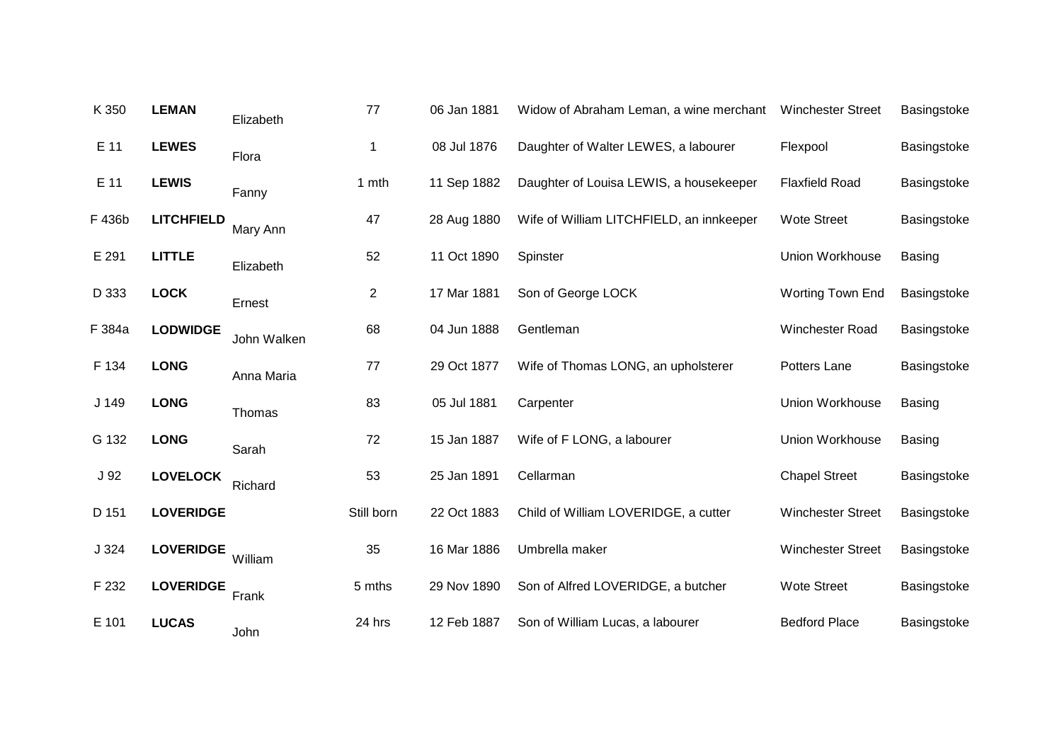| K 350 | **LEMAN** | Elizabeth | 77 | 06 Jan 1881 | Widow of Abraham Leman, a wine merchant | Winchester Street | Basingstoke |
|---|---|---|---|---|---|---|---|
| E 11 | **LEWES** | Flora | 1 | 08 Jul 1876 | Daughter of Walter LEWES, a labourer | Flexpool | Basingstoke |
| E 11 | **LEWIS** | Fanny | 1 mth | 11 Sep 1882 | Daughter of Louisa LEWIS, a housekeeper | Flaxfield Road | Basingstoke |
| F 436b | **LITCHFIELD** | Mary Ann | 47 | 28 Aug 1880 | Wife of William LITCHFIELD, an innkeeper | Wote Street | Basingstoke |
| E 291 | **LITTLE** | Elizabeth | 52 | 11 Oct 1890 | Spinster | Union Workhouse | Basing |
| D 333 | **LOCK** | Ernest | 2 | 17 Mar 1881 | Son of George LOCK | Worting Town End | Basingstoke |
| F 384a | **LODWIDGE** | John Walken | 68 | 04 Jun 1888 | Gentleman | Winchester Road | Basingstoke |
| F 134 | **LONG** | Anna Maria | 77 | 29 Oct 1877 | Wife of Thomas LONG, an upholsterer | Potters Lane | Basingstoke |
| J 149 | **LONG** | Thomas | 83 | 05 Jul 1881 | Carpenter | Union Workhouse | Basing |
| G 132 | **LONG** | Sarah | 72 | 15 Jan 1887 | Wife of F LONG, a labourer | Union Workhouse | Basing |
| J 92 | **LOVELOCK** | Richard | 53 | 25 Jan 1891 | Cellarman | Chapel Street | Basingstoke |
| D 151 | **LOVERIDGE** | | Still born | 22 Oct 1883 | Child of William LOVERIDGE, a cutter | Winchester Street | Basingstoke |
| J 324 | **LOVERIDGE** | William | 35 | 16 Mar 1886 | Umbrella maker | Winchester Street | Basingstoke |
| F 232 | **LOVERIDGE** | Frank | 5 mths | 29 Nov 1890 | Son of Alfred LOVERIDGE, a butcher | Wote Street | Basingstoke |
| E 101 | **LUCAS** | John | 24 hrs | 12 Feb 1887 | Son of William Lucas, a labourer | Bedford Place | Basingstoke |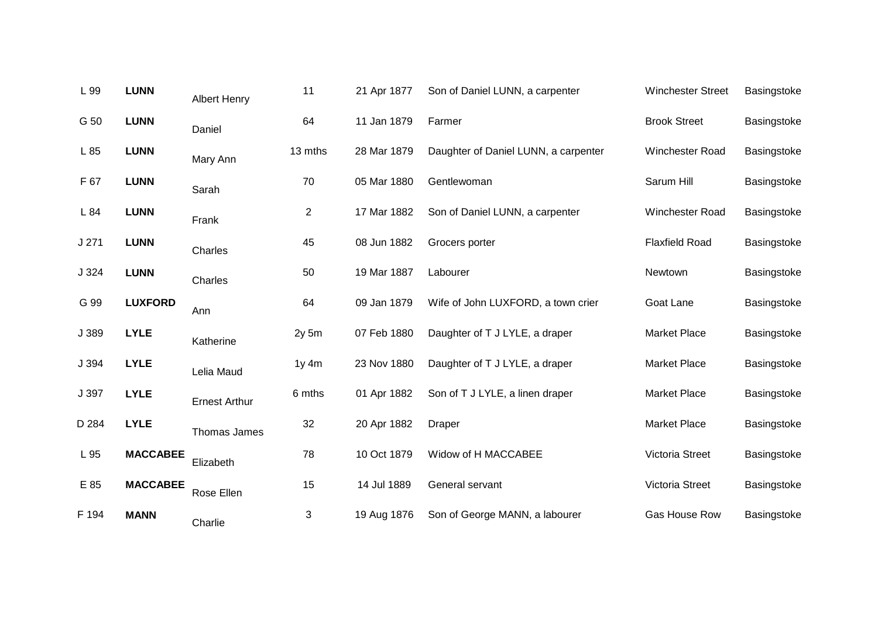| | | | | | | | |
|---|---|---|---|---|---|---|---|
| L 99 | **LUNN** | Albert Henry | 11 | 21 Apr 1877 | Son of Daniel LUNN, a carpenter | Winchester Street | Basingstoke |
| G 50 | **LUNN** | Daniel | 64 | 11 Jan 1879 | Farmer | Brook Street | Basingstoke |
| L 85 | **LUNN** | Mary Ann | 13 mths | 28 Mar 1879 | Daughter of Daniel LUNN, a carpenter | Winchester Road | Basingstoke |
| F 67 | **LUNN** | Sarah | 70 | 05 Mar 1880 | Gentlewoman | Sarum Hill | Basingstoke |
| L 84 | **LUNN** | Frank | 2 | 17 Mar 1882 | Son of Daniel LUNN, a carpenter | Winchester Road | Basingstoke |
| J 271 | **LUNN** | Charles | 45 | 08 Jun 1882 | Grocers porter | Flaxfield Road | Basingstoke |
| J 324 | **LUNN** | Charles | 50 | 19 Mar 1887 | Labourer | Newtown | Basingstoke |
| G 99 | **LUXFORD** | Ann | 64 | 09 Jan 1879 | Wife of John LUXFORD, a town crier | Goat Lane | Basingstoke |
| J 389 | **LYLE** | Katherine | 2y 5m | 07 Feb 1880 | Daughter of T J LYLE, a draper | Market Place | Basingstoke |
| J 394 | **LYLE** | Lelia Maud | 1y 4m | 23 Nov 1880 | Daughter of T J LYLE, a draper | Market Place | Basingstoke |
| J 397 | **LYLE** | Ernest Arthur | 6 mths | 01 Apr 1882 | Son of T J LYLE, a linen draper | Market Place | Basingstoke |
| D 284 | **LYLE** | Thomas James | 32 | 20 Apr 1882 | Draper | Market Place | Basingstoke |
| L 95 | **MACCABEE** | Elizabeth | 78 | 10 Oct 1879 | Widow of H MACCABEE | Victoria Street | Basingstoke |
| E 85 | **MACCABEE** | Rose Ellen | 15 | 14 Jul 1889 | General servant | Victoria Street | Basingstoke |
| F 194 | **MANN** | Charlie | 3 | 19 Aug 1876 | Son of George MANN, a labourer | Gas House Row | Basingstoke |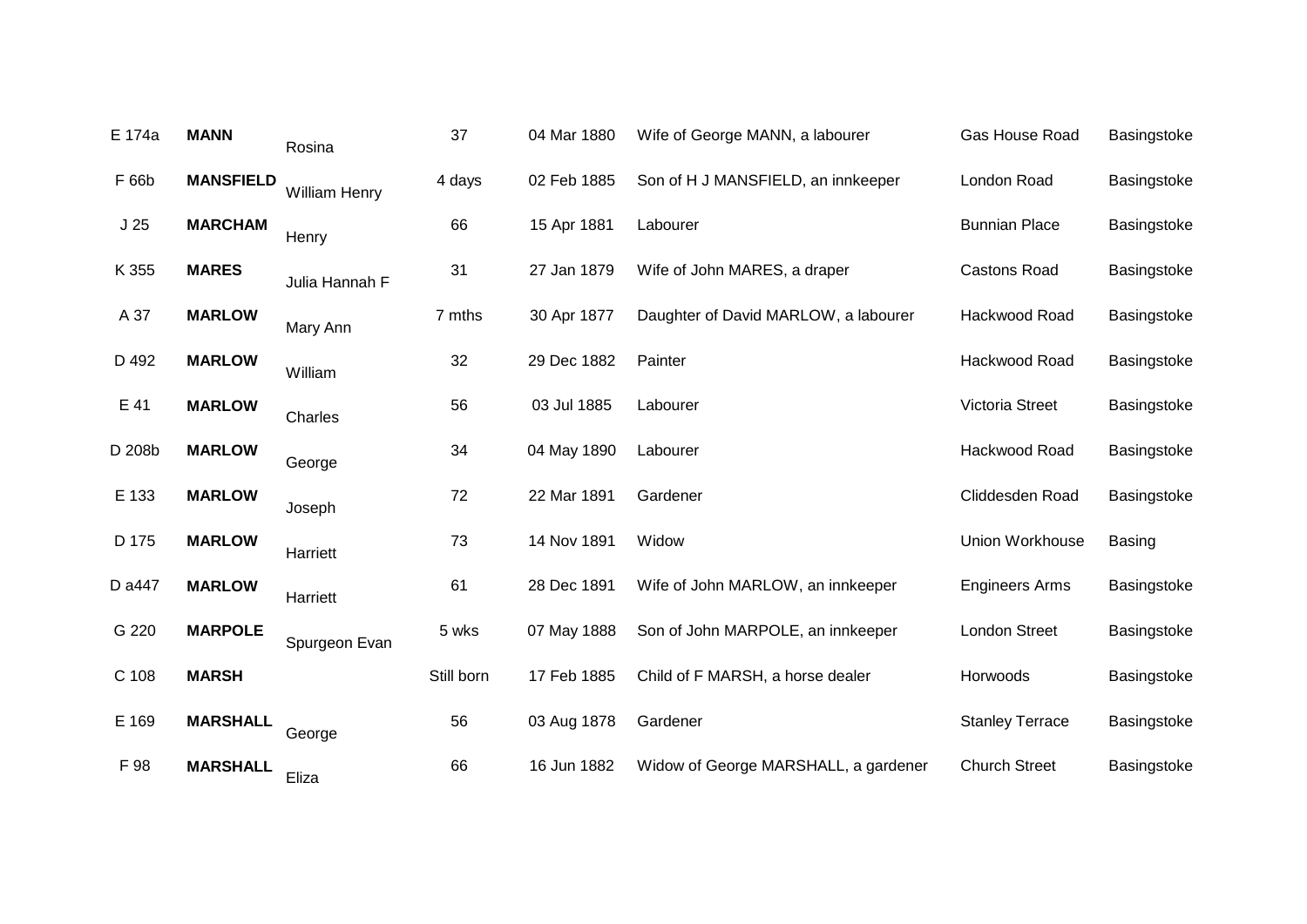| | | | | | | | |
|---|---|---|---|---|---|---|---|
| E 174a | **MANN** | Rosina | 37 | 04 Mar 1880 | Wife of George MANN, a labourer | Gas House Road | Basingstoke |
| F 66b | **MANSFIELD** | William Henry | 4 days | 02 Feb 1885 | Son of H J MANSFIELD, an innkeeper | London Road | Basingstoke |
| J 25 | **MARCHAM** | Henry | 66 | 15 Apr 1881 | Labourer | Bunnian Place | Basingstoke |
| K 355 | **MARES** | Julia Hannah F | 31 | 27 Jan 1879 | Wife of John MARES, a draper | Castons Road | Basingstoke |
| A 37 | **MARLOW** | Mary Ann | 7 mths | 30 Apr 1877 | Daughter of David MARLOW, a labourer | Hackwood Road | Basingstoke |
| D 492 | **MARLOW** | William | 32 | 29 Dec 1882 | Painter | Hackwood Road | Basingstoke |
| E 41 | **MARLOW** | Charles | 56 | 03 Jul 1885 | Labourer | Victoria Street | Basingstoke |
| D 208b | **MARLOW** | George | 34 | 04 May 1890 | Labourer | Hackwood Road | Basingstoke |
| E 133 | **MARLOW** | Joseph | 72 | 22 Mar 1891 | Gardener | Cliddesden Road | Basingstoke |
| D 175 | **MARLOW** | Harriett | 73 | 14 Nov 1891 | Widow | Union Workhouse | Basing |
| D a447 | **MARLOW** | Harriett | 61 | 28 Dec 1891 | Wife of John MARLOW, an innkeeper | Engineers Arms | Basingstoke |
| G 220 | **MARPOLE** | Spurgeon Evan | 5 wks | 07 May 1888 | Son of John MARPOLE, an innkeeper | London Street | Basingstoke |
| C 108 | **MARSH** | | Still born | 17 Feb 1885 | Child of F MARSH, a horse dealer | Horwoods | Basingstoke |
| E 169 | **MARSHALL** | George | 56 | 03 Aug 1878 | Gardener | Stanley Terrace | Basingstoke |
| F 98 | **MARSHALL** | Eliza | 66 | 16 Jun 1882 | Widow of George MARSHALL, a gardener | Church Street | Basingstoke |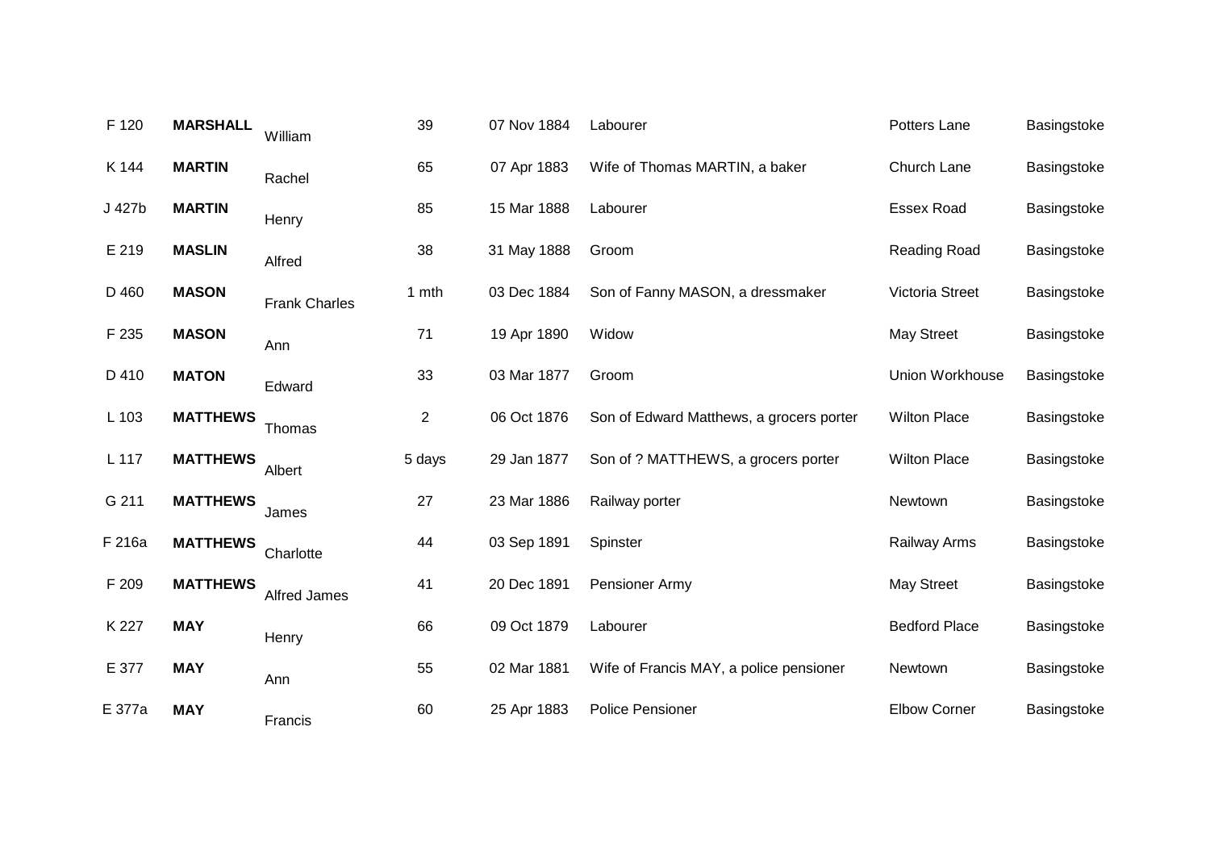| | | | | | | | |
|---|---|---|---|---|---|---|---|
| F 120 | **MARSHALL** | William | 39 | 07 Nov 1884 | Labourer | Potters Lane | Basingstoke |
| K 144 | **MARTIN** | Rachel | 65 | 07 Apr 1883 | Wife of Thomas MARTIN, a baker | Church Lane | Basingstoke |
| J 427b | **MARTIN** | Henry | 85 | 15 Mar 1888 | Labourer | Essex Road | Basingstoke |
| E 219 | **MASLIN** | Alfred | 38 | 31 May 1888 | Groom | Reading Road | Basingstoke |
| D 460 | **MASON** | Frank Charles | 1 mth | 03 Dec 1884 | Son of Fanny MASON, a dressmaker | Victoria Street | Basingstoke |
| F 235 | **MASON** | Ann | 71 | 19 Apr 1890 | Widow | May Street | Basingstoke |
| D 410 | **MATON** | Edward | 33 | 03 Mar 1877 | Groom | Union Workhouse | Basingstoke |
| L 103 | **MATTHEWS** | Thomas | 2 | 06 Oct 1876 | Son of Edward Matthews, a grocers porter | Wilton Place | Basingstoke |
| L 117 | **MATTHEWS** | Albert | 5 days | 29 Jan 1877 | Son of ? MATTHEWS, a grocers porter | Wilton Place | Basingstoke |
| G 211 | **MATTHEWS** | James | 27 | 23 Mar 1886 | Railway porter | Newtown | Basingstoke |
| F 216a | **MATTHEWS** | Charlotte | 44 | 03 Sep 1891 | Spinster | Railway Arms | Basingstoke |
| F 209 | **MATTHEWS** | Alfred James | 41 | 20 Dec 1891 | Pensioner Army | May Street | Basingstoke |
| K 227 | **MAY** | Henry | 66 | 09 Oct 1879 | Labourer | Bedford Place | Basingstoke |
| E 377 | **MAY** | Ann | 55 | 02 Mar 1881 | Wife of Francis MAY, a police pensioner | Newtown | Basingstoke |
| E 377a | **MAY** | Francis | 60 | 25 Apr 1883 | Police Pensioner | Elbow Corner | Basingstoke |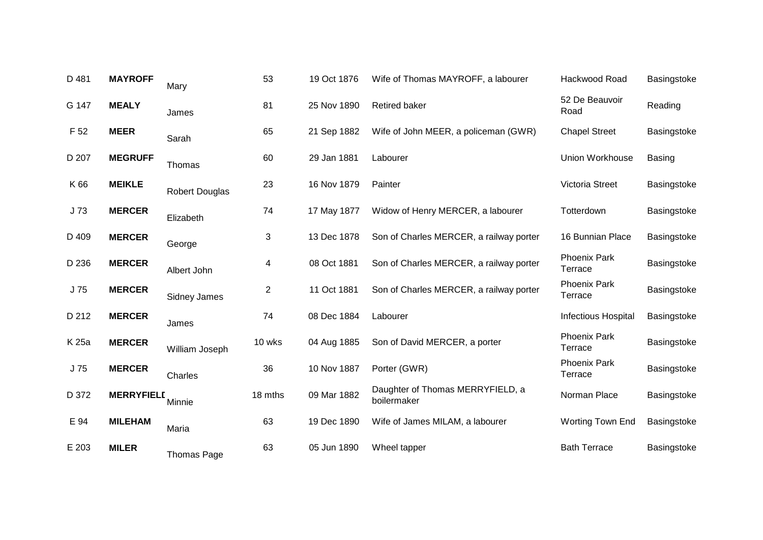| | | | | | | | |
|---|---|---|---|---|---|---|---|
| D 481 | **MAYROFF** | Mary | 53 | 19 Oct 1876 | Wife of Thomas MAYROFF, a labourer | Hackwood Road | Basingstoke |
| G 147 | **MEALY** | James | 81 | 25 Nov 1890 | Retired baker | 52 De Beauvoir Road | Reading |
| F 52 | **MEER** | Sarah | 65 | 21 Sep 1882 | Wife of John MEER, a policeman (GWR) | Chapel Street | Basingstoke |
| D 207 | **MEGRUFF** | Thomas | 60 | 29 Jan 1881 | Labourer | Union Workhouse | Basing |
| K 66 | **MEIKLE** | Robert Douglas | 23 | 16 Nov 1879 | Painter | Victoria Street | Basingstoke |
| J 73 | **MERCER** | Elizabeth | 74 | 17 May 1877 | Widow of Henry MERCER, a labourer | Totterdown | Basingstoke |
| D 409 | **MERCER** | George | 3 | 13 Dec 1878 | Son of Charles MERCER, a railway porter | 16 Bunnian Place | Basingstoke |
| D 236 | **MERCER** | Albert John | 4 | 08 Oct 1881 | Son of Charles MERCER, a railway porter | Phoenix Park Terrace | Basingstoke |
| J 75 | **MERCER** | Sidney James | 2 | 11 Oct 1881 | Son of Charles MERCER, a railway porter | Phoenix Park Terrace | Basingstoke |
| D 212 | **MERCER** | James | 74 | 08 Dec 1884 | Labourer | Infectious Hospital | Basingstoke |
| K 25a | **MERCER** | William Joseph | 10 wks | 04 Aug 1885 | Son of David MERCER, a porter | Phoenix Park Terrace | Basingstoke |
| J 75 | **MERCER** | Charles | 36 | 10 Nov 1887 | Porter (GWR) | Phoenix Park Terrace | Basingstoke |
| D 372 | **MERRYFIELD** | Minnie | 18 mths | 09 Mar 1882 | Daughter of Thomas MERRYFIELD, a boilermaker | Norman Place | Basingstoke |
| E 94 | **MILEHAM** | Maria | 63 | 19 Dec 1890 | Wife of James MILAM, a labourer | Worting Town End | Basingstoke |
| E 203 | **MILER** | Thomas Page | 63 | 05 Jun 1890 | Wheel tapper | Bath Terrace | Basingstoke |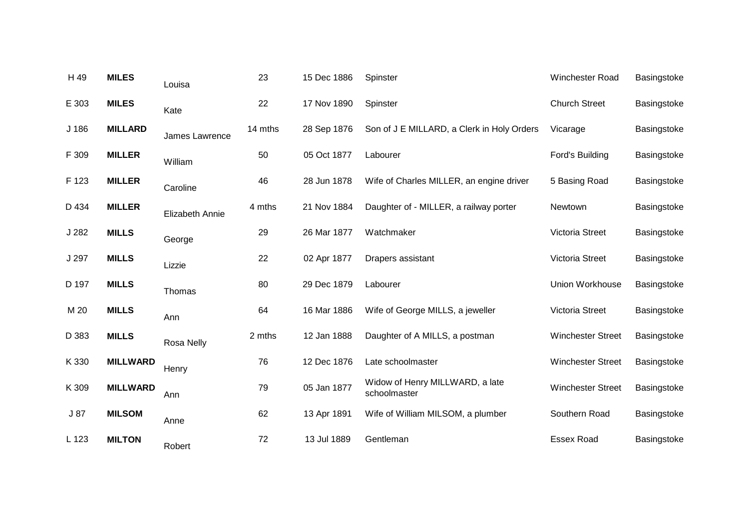| | | | | | | | |
|---|---|---|---|---|---|---|---|
| H 49 | **MILES** | Louisa | 23 | 15 Dec 1886 | Spinster | Winchester Road | Basingstoke |
| E 303 | **MILES** | Kate | 22 | 17 Nov 1890 | Spinster | Church Street | Basingstoke |
| J 186 | **MILLARD** | James Lawrence | 14 mths | 28 Sep 1876 | Son of J E MILLARD, a Clerk in Holy Orders | Vicarage | Basingstoke |
| F 309 | **MILLER** | William | 50 | 05 Oct 1877 | Labourer | Ford's Building | Basingstoke |
| F 123 | **MILLER** | Caroline | 46 | 28 Jun 1878 | Wife of Charles MILLER, an engine driver | 5 Basing Road | Basingstoke |
| D 434 | **MILLER** | Elizabeth Annie | 4 mths | 21 Nov 1884 | Daughter of - MILLER, a railway porter | Newtown | Basingstoke |
| J 282 | **MILLS** | George | 29 | 26 Mar 1877 | Watchmaker | Victoria Street | Basingstoke |
| J 297 | **MILLS** | Lizzie | 22 | 02 Apr 1877 | Drapers assistant | Victoria Street | Basingstoke |
| D 197 | **MILLS** | Thomas | 80 | 29 Dec 1879 | Labourer | Union Workhouse | Basingstoke |
| M 20 | **MILLS** | Ann | 64 | 16 Mar 1886 | Wife of George MILLS, a jeweller | Victoria Street | Basingstoke |
| D 383 | **MILLS** | Rosa Nelly | 2 mths | 12 Jan 1888 | Daughter of A MILLS, a postman | Winchester Street | Basingstoke |
| K 330 | **MILLWARD** | Henry | 76 | 12 Dec 1876 | Late schoolmaster | Winchester Street | Basingstoke |
| K 309 | **MILLWARD** | Ann | 79 | 05 Jan 1877 | Widow of Henry MILLWARD, a late schoolmaster | Winchester Street | Basingstoke |
| J 87 | **MILSOM** | Anne | 62 | 13 Apr 1891 | Wife of William MILSOM, a plumber | Southern Road | Basingstoke |
| L 123 | **MILTON** | Robert | 72 | 13 Jul 1889 | Gentleman | Essex Road | Basingstoke |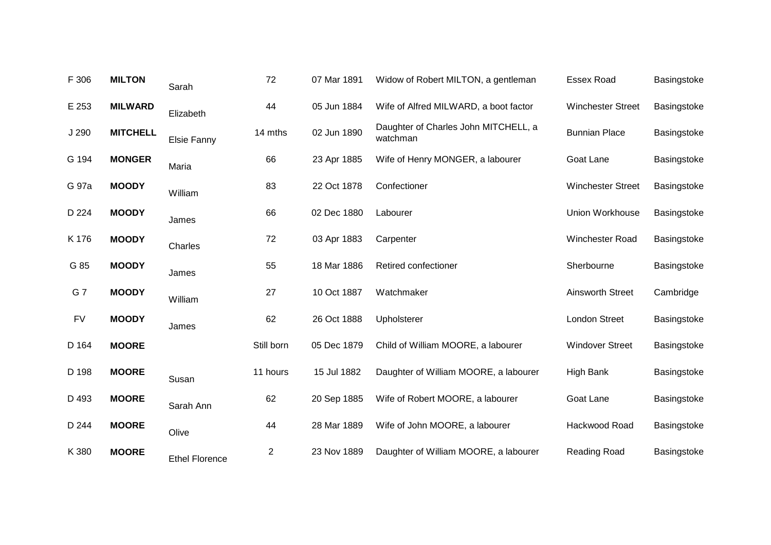| | | | | | | | |
|---|---|---|---|---|---|---|---|
| F 306 | **MILTON** | Sarah | 72 | 07 Mar 1891 | Widow of Robert MILTON, a gentleman | Essex Road | Basingstoke |
| E 253 | **MILWARD** | Elizabeth | 44 | 05 Jun 1884 | Wife of Alfred MILWARD, a boot factor | Winchester Street | Basingstoke |
| J 290 | **MITCHELL** | Elsie Fanny | 14 mths | 02 Jun 1890 | Daughter of Charles John MITCHELL, a watchman | Bunnian Place | Basingstoke |
| G 194 | **MONGER** | Maria | 66 | 23 Apr 1885 | Wife of Henry MONGER, a labourer | Goat Lane | Basingstoke |
| G 97a | **MOODY** | William | 83 | 22 Oct 1878 | Confectioner | Winchester Street | Basingstoke |
| D 224 | **MOODY** | James | 66 | 02 Dec 1880 | Labourer | Union Workhouse | Basingstoke |
| K 176 | **MOODY** | Charles | 72 | 03 Apr 1883 | Carpenter | Winchester Road | Basingstoke |
| G 85 | **MOODY** | James | 55 | 18 Mar 1886 | Retired confectioner | Sherbourne | Basingstoke |
| G 7 | **MOODY** | William | 27 | 10 Oct 1887 | Watchmaker | Ainsworth Street | Cambridge |
| FV | **MOODY** | James | 62 | 26 Oct 1888 | Upholsterer | London Street | Basingstoke |
| D 164 | **MOORE** | | Still born | 05 Dec 1879 | Child of William MOORE, a labourer | Windover Street | Basingstoke |
| D 198 | **MOORE** | Susan | 11 hours | 15 Jul 1882 | Daughter of William MOORE, a labourer | High Bank | Basingstoke |
| D 493 | **MOORE** | Sarah Ann | 62 | 20 Sep 1885 | Wife of Robert MOORE, a labourer | Goat Lane | Basingstoke |
| D 244 | **MOORE** | Olive | 44 | 28 Mar 1889 | Wife of John MOORE, a labourer | Hackwood Road | Basingstoke |
| K 380 | **MOORE** | Ethel Florence | 2 | 23 Nov 1889 | Daughter of William MOORE, a labourer | Reading Road | Basingstoke |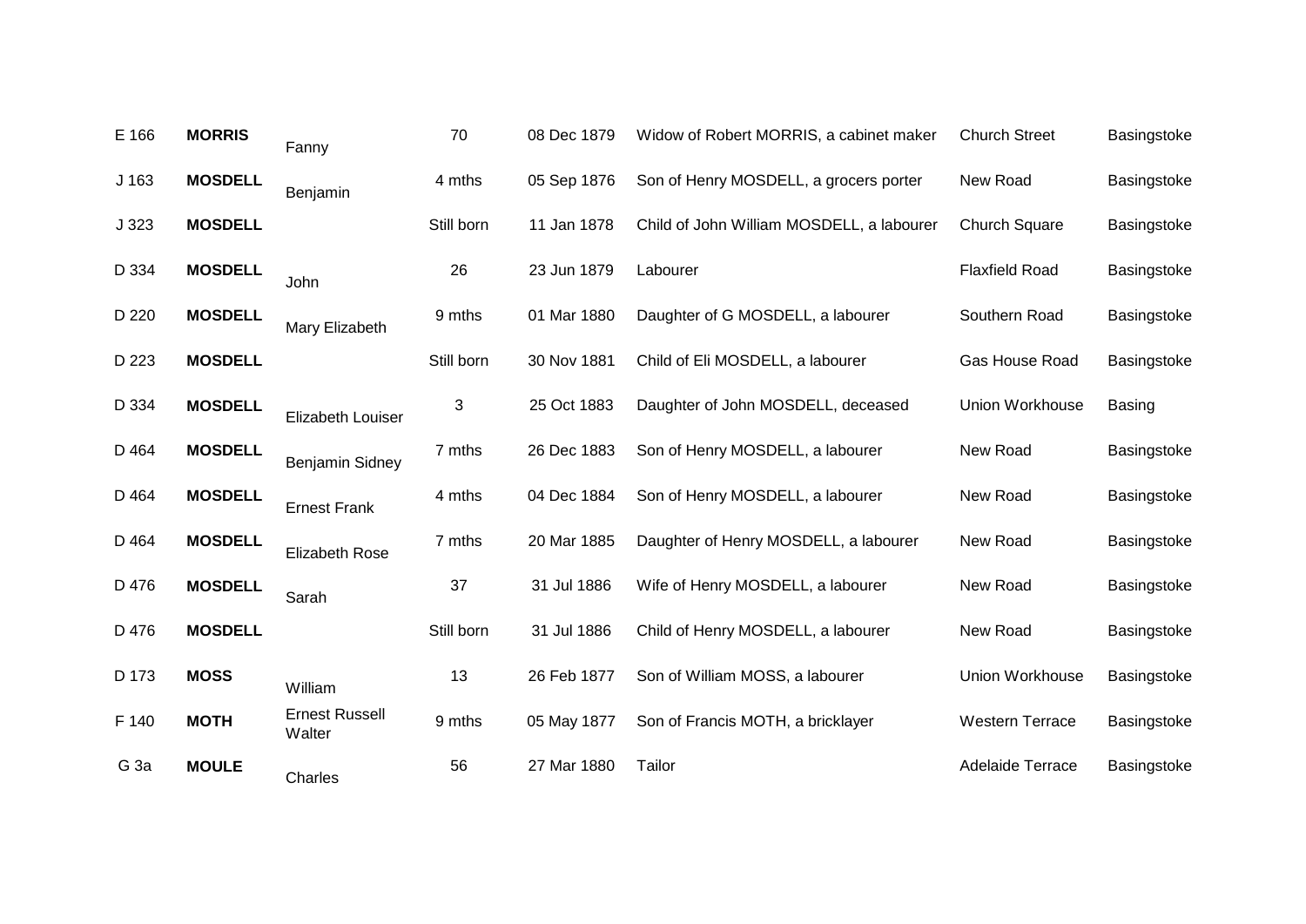| | | | | | | | |
|---|---|---|---|---|---|---|---|
| E 166 | **MORRIS** | Fanny | 70 | 08 Dec 1879 | Widow of Robert MORRIS, a cabinet maker | Church Street | Basingstoke |
| J 163 | **MOSDELL** | Benjamin | 4 mths | 05 Sep 1876 | Son of Henry MOSDELL, a grocers porter | New Road | Basingstoke |
| J 323 | **MOSDELL** | | Still born | 11 Jan 1878 | Child of John William MOSDELL, a labourer | Church Square | Basingstoke |
| D 334 | **MOSDELL** | John | 26 | 23 Jun 1879 | Labourer | Flaxfield Road | Basingstoke |
| D 220 | **MOSDELL** | Mary Elizabeth | 9 mths | 01 Mar 1880 | Daughter of G MOSDELL, a labourer | Southern Road | Basingstoke |
| D 223 | **MOSDELL** | | Still born | 30 Nov 1881 | Child of Eli MOSDELL, a labourer | Gas House Road | Basingstoke |
| D 334 | **MOSDELL** | Elizabeth Louiser | 3 | 25 Oct 1883 | Daughter of John MOSDELL, deceased | Union Workhouse | Basing |
| D 464 | **MOSDELL** | Benjamin Sidney | 7 mths | 26 Dec 1883 | Son of Henry MOSDELL, a labourer | New Road | Basingstoke |
| D 464 | **MOSDELL** | Ernest Frank | 4 mths | 04 Dec 1884 | Son of Henry MOSDELL, a labourer | New Road | Basingstoke |
| D 464 | **MOSDELL** | Elizabeth Rose | 7 mths | 20 Mar 1885 | Daughter of Henry MOSDELL, a labourer | New Road | Basingstoke |
| D 476 | **MOSDELL** | Sarah | 37 | 31 Jul 1886 | Wife of Henry MOSDELL, a labourer | New Road | Basingstoke |
| D 476 | **MOSDELL** | | Still born | 31 Jul 1886 | Child of Henry MOSDELL, a labourer | New Road | Basingstoke |
| D 173 | **MOSS** | William | 13 | 26 Feb 1877 | Son of William MOSS, a labourer | Union Workhouse | Basingstoke |
| F 140 | **MOTH** | Ernest Russell Walter | 9 mths | 05 May 1877 | Son of Francis MOTH, a bricklayer | Western Terrace | Basingstoke |
| G 3a | **MOULE** | Charles | 56 | 27 Mar 1880 | Tailor | Adelaide Terrace | Basingstoke |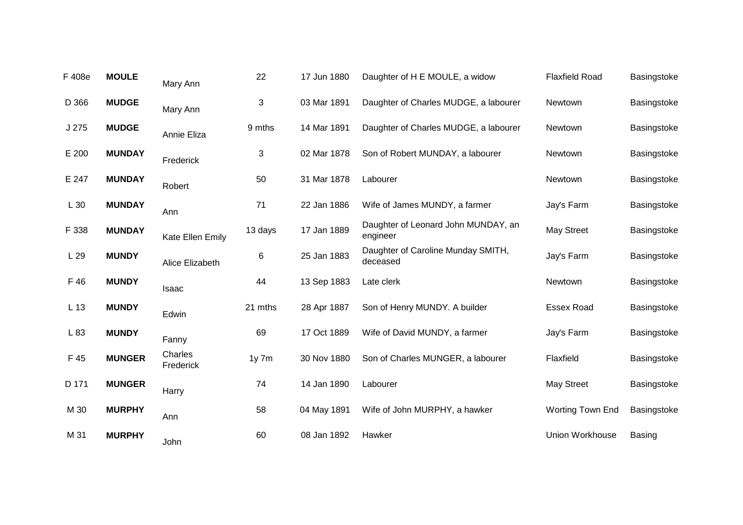| | | | | | | | |
|---|---|---|---|---|---|---|---|
| F 408e | **MOULE** | Mary Ann | 22 | 17 Jun 1880 | Daughter of H E MOULE, a widow | Flaxfield Road | Basingstoke |
| D 366 | **MUDGE** | Mary Ann | 3 | 03 Mar 1891 | Daughter of Charles MUDGE, a labourer | Newtown | Basingstoke |
| J 275 | **MUDGE** | Annie Eliza | 9 mths | 14 Mar 1891 | Daughter of Charles MUDGE, a labourer | Newtown | Basingstoke |
| E 200 | **MUNDAY** | Frederick | 3 | 02 Mar 1878 | Son of Robert MUNDAY, a labourer | Newtown | Basingstoke |
| E 247 | **MUNDAY** | Robert | 50 | 31 Mar 1878 | Labourer | Newtown | Basingstoke |
| L 30 | **MUNDAY** | Ann | 71 | 22 Jan 1886 | Wife of James MUNDY, a farmer | Jay's Farm | Basingstoke |
| F 338 | **MUNDAY** | Kate Ellen Emily | 13 days | 17 Jan 1889 | Daughter of Leonard John MUNDAY, an engineer | May Street | Basingstoke |
| L 29 | **MUNDY** | Alice Elizabeth | 6 | 25 Jan 1883 | Daughter of Caroline Munday SMITH, deceased | Jay's Farm | Basingstoke |
| F 46 | **MUNDY** | Isaac | 44 | 13 Sep 1883 | Late clerk | Newtown | Basingstoke |
| L 13 | **MUNDY** | Edwin | 21 mths | 28 Apr 1887 | Son of Henry MUNDY. A builder | Essex Road | Basingstoke |
| L 83 | **MUNDY** | Fanny | 69 | 17 Oct 1889 | Wife of David MUNDY, a farmer | Jay's Farm | Basingstoke |
| F 45 | **MUNGER** | Charles Frederick | 1y 7m | 30 Nov 1880 | Son of Charles MUNGER, a labourer | Flaxfield | Basingstoke |
| D 171 | **MUNGER** | Harry | 74 | 14 Jan 1890 | Labourer | May Street | Basingstoke |
| M 30 | **MURPHY** | Ann | 58 | 04 May 1891 | Wife of John MURPHY, a hawker | Worting Town End | Basingstoke |
| M 31 | **MURPHY** | John | 60 | 08 Jan 1892 | Hawker | Union Workhouse | Basing |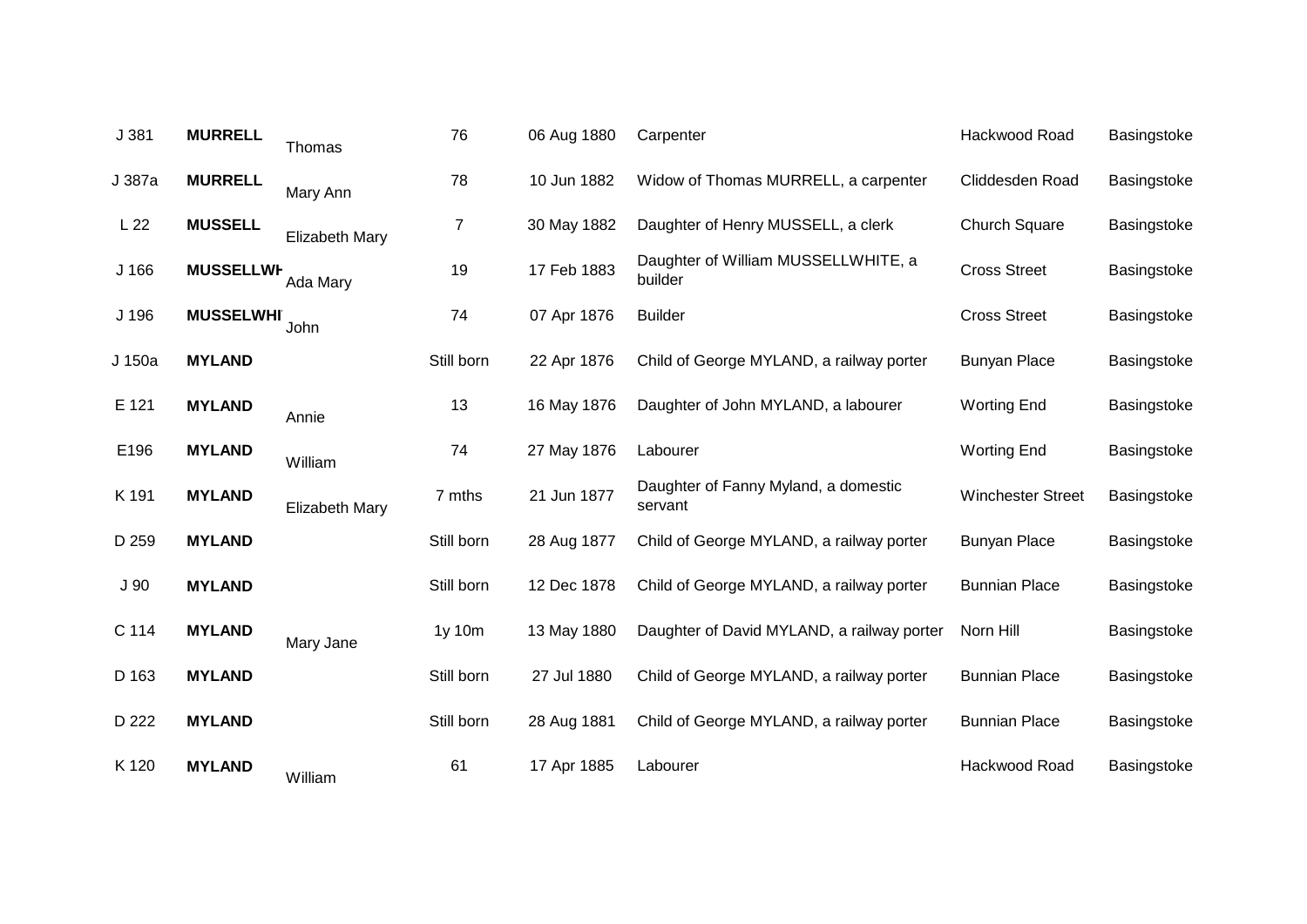| | | | | | | | |
|---|---|---|---|---|---|---|---|
| J 381 | **MURRELL** | Thomas | 76 | 06 Aug 1880 | Carpenter | Hackwood Road | Basingstoke |
| J 387a | **MURRELL** | Mary Ann | 78 | 10 Jun 1882 | Widow of Thomas MURRELL, a carpenter | Cliddesden Road | Basingstoke |
| L 22 | **MUSSELL** | Elizabeth Mary | 7 | 30 May 1882 | Daughter of Henry MUSSELL, a clerk | Church Square | Basingstoke |
| J 166 | **MUSSELLWH** | Ada Mary | 19 | 17 Feb 1883 | Daughter of William MUSSELLWHITE, a builder | Cross Street | Basingstoke |
| J 196 | **MUSSELWHI** | John | 74 | 07 Apr 1876 | Builder | Cross Street | Basingstoke |
| J 150a | **MYLAND** | | Still born | 22 Apr 1876 | Child of George MYLAND, a railway porter | Bunyan Place | Basingstoke |
| E 121 | **MYLAND** | Annie | 13 | 16 May 1876 | Daughter of John MYLAND, a labourer | Worting End | Basingstoke |
| E196 | **MYLAND** | William | 74 | 27 May 1876 | Labourer | Worting End | Basingstoke |
| K 191 | **MYLAND** | Elizabeth Mary | 7 mths | 21 Jun 1877 | Daughter of Fanny Myland, a domestic servant | Winchester Street | Basingstoke |
| D 259 | **MYLAND** | | Still born | 28 Aug 1877 | Child of George MYLAND, a railway porter | Bunyan Place | Basingstoke |
| J 90 | **MYLAND** | | Still born | 12 Dec 1878 | Child of George MYLAND, a railway porter | Bunnian Place | Basingstoke |
| C 114 | **MYLAND** | Mary Jane | 1y 10m | 13 May 1880 | Daughter of David MYLAND, a railway porter | Norn Hill | Basingstoke |
| D 163 | **MYLAND** | | Still born | 27 Jul 1880 | Child of George MYLAND, a railway porter | Bunnian Place | Basingstoke |
| D 222 | **MYLAND** | | Still born | 28 Aug 1881 | Child of George MYLAND, a railway porter | Bunnian Place | Basingstoke |
| K 120 | **MYLAND** | William | 61 | 17 Apr 1885 | Labourer | Hackwood Road | Basingstoke |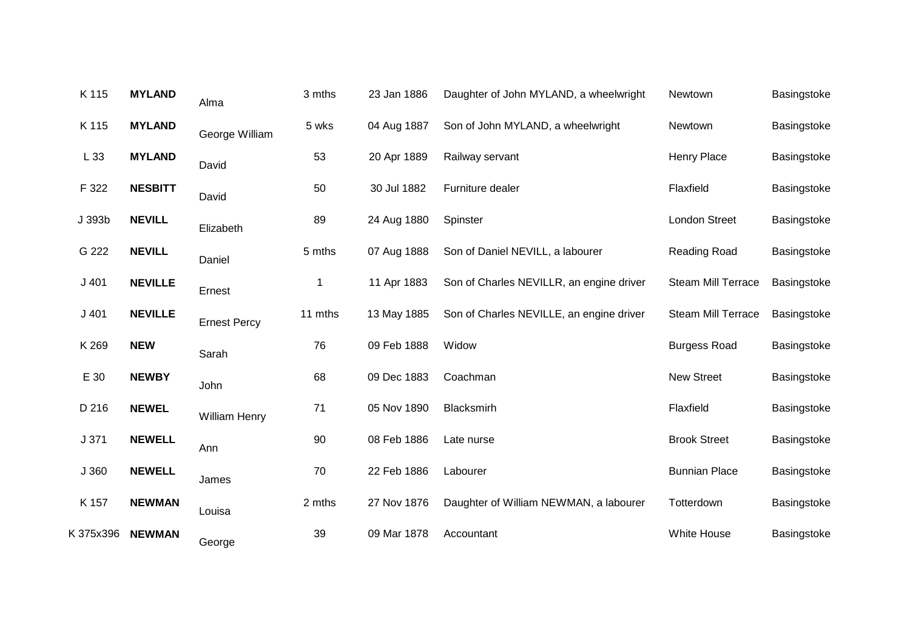| | | | | | | | |
|---|---|---|---|---|---|---|---|
| K 115 | **MYLAND** | Alma | 3 mths | 23 Jan 1886 | Daughter of John MYLAND, a wheelwright | Newtown | Basingstoke |
| K 115 | **MYLAND** | George William | 5 wks | 04 Aug 1887 | Son of John MYLAND, a wheelwright | Newtown | Basingstoke |
| L 33 | **MYLAND** | David | 53 | 20 Apr 1889 | Railway servant | Henry Place | Basingstoke |
| F 322 | **NESBITT** | David | 50 | 30 Jul 1882 | Furniture dealer | Flaxfield | Basingstoke |
| J 393b | **NEVILL** | Elizabeth | 89 | 24 Aug 1880 | Spinster | London Street | Basingstoke |
| G 222 | **NEVILL** | Daniel | 5 mths | 07 Aug 1888 | Son of Daniel NEVILL, a labourer | Reading Road | Basingstoke |
| J 401 | **NEVILLE** | Ernest | 1 | 11 Apr 1883 | Son of Charles NEVILLR, an engine driver | Steam Mill Terrace | Basingstoke |
| J 401 | **NEVILLE** | Ernest Percy | 11 mths | 13 May 1885 | Son of Charles NEVILLE, an engine driver | Steam Mill Terrace | Basingstoke |
| K 269 | **NEW** | Sarah | 76 | 09 Feb 1888 | Widow | Burgess Road | Basingstoke |
| E 30 | **NEWBY** | John | 68 | 09 Dec 1883 | Coachman | New Street | Basingstoke |
| D 216 | **NEWEL** | William Henry | 71 | 05 Nov 1890 | Blacksmirh | Flaxfield | Basingstoke |
| J 371 | **NEWELL** | Ann | 90 | 08 Feb 1886 | Late nurse | Brook Street | Basingstoke |
| J 360 | **NEWELL** | James | 70 | 22 Feb 1886 | Labourer | Bunnian Place | Basingstoke |
| K 157 | **NEWMAN** | Louisa | 2 mths | 27 Nov 1876 | Daughter of William NEWMAN, a labourer | Totterdown | Basingstoke |
| K 375x396 | **NEWMAN** | George | 39 | 09 Mar 1878 | Accountant | White House | Basingstoke |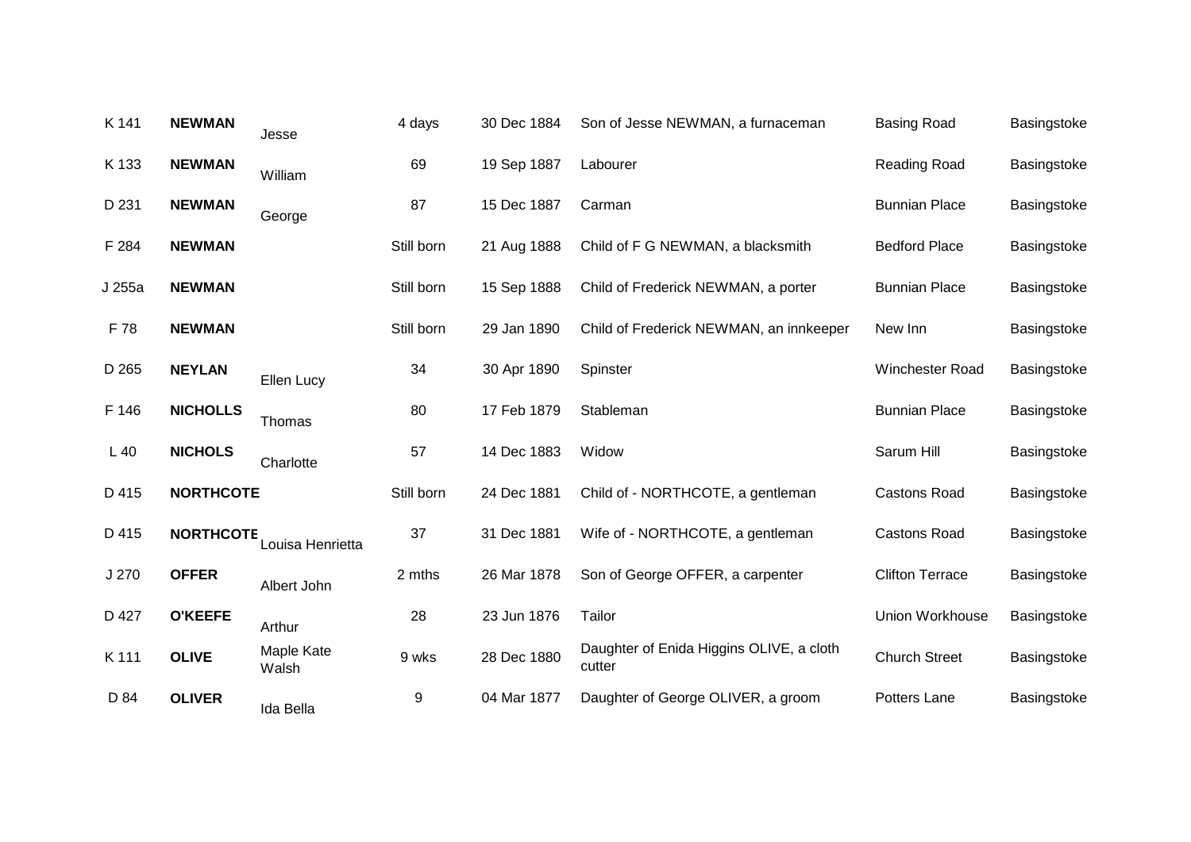| | | | | | | | |
|---|---|---|---|---|---|---|---|
| K 141 | **NEWMAN** | Jesse | 4 days | 30 Dec 1884 | Son of Jesse NEWMAN, a furnaceman | Basing Road | Basingstoke |
| K 133 | **NEWMAN** | William | 69 | 19 Sep 1887 | Labourer | Reading Road | Basingstoke |
| D 231 | **NEWMAN** | George | 87 | 15 Dec 1887 | Carman | Bunnian Place | Basingstoke |
| F 284 | **NEWMAN** | | Still born | 21 Aug 1888 | Child of F G NEWMAN, a blacksmith | Bedford Place | Basingstoke |
| J 255a | **NEWMAN** | | Still born | 15 Sep 1888 | Child of Frederick NEWMAN, a porter | Bunnian Place | Basingstoke |
| F 78 | **NEWMAN** | | Still born | 29 Jan 1890 | Child of Frederick NEWMAN, an innkeeper | New Inn | Basingstoke |
| D 265 | **NEYLAN** | Ellen Lucy | 34 | 30 Apr 1890 | Spinster | Winchester Road | Basingstoke |
| F 146 | **NICHOLLS** | Thomas | 80 | 17 Feb 1879 | Stableman | Bunnian Place | Basingstoke |
| L 40 | **NICHOLS** | Charlotte | 57 | 14 Dec 1883 | Widow | Sarum Hill | Basingstoke |
| D 415 | **NORTHCOTE** | | Still born | 24 Dec 1881 | Child of - NORTHCOTE, a gentleman | Castons Road | Basingstoke |
| D 415 | **NORTHCOTE** | Louisa Henrietta | 37 | 31 Dec 1881 | Wife of - NORTHCOTE, a gentleman | Castons Road | Basingstoke |
| J 270 | **OFFER** | Albert John | 2 mths | 26 Mar 1878 | Son of George OFFER, a carpenter | Clifton Terrace | Basingstoke |
| D 427 | **O'KEEFE** | Arthur | 28 | 23 Jun 1876 | Tailor | Union Workhouse | Basingstoke |
| K 111 | **OLIVE** | Maple Kate Walsh | 9 wks | 28 Dec 1880 | Daughter of Enida Higgins OLIVE, a cloth cutter | Church Street | Basingstoke |
| D 84 | **OLIVER** | Ida Bella | 9 | 04 Mar 1877 | Daughter of George OLIVER, a groom | Potters Lane | Basingstoke |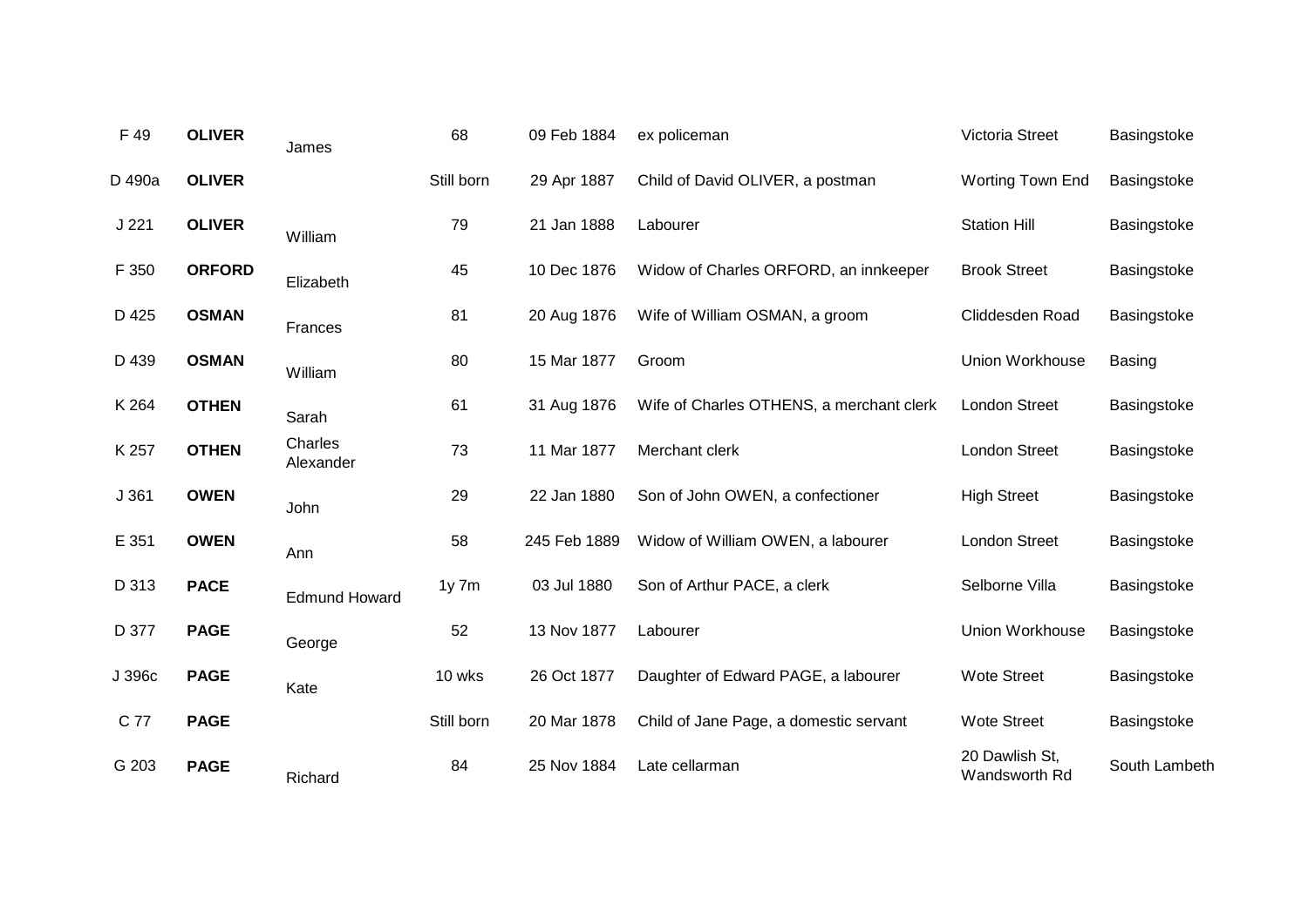| | | | | | | | |
|---|---|---|---|---|---|---|---|
| F 49 | **OLIVER** | James | 68 | 09 Feb 1884 | ex policeman | Victoria Street | Basingstoke |
| D 490a | **OLIVER** | | Still born | 29 Apr 1887 | Child of David OLIVER, a postman | Worting Town End | Basingstoke |
| J 221 | **OLIVER** | William | 79 | 21 Jan 1888 | Labourer | Station Hill | Basingstoke |
| F 350 | **ORFORD** | Elizabeth | 45 | 10 Dec 1876 | Widow of Charles ORFORD, an innkeeper | Brook Street | Basingstoke |
| D 425 | **OSMAN** | Frances | 81 | 20 Aug 1876 | Wife of William OSMAN, a groom | Cliddesden Road | Basingstoke |
| D 439 | **OSMAN** | William | 80 | 15 Mar 1877 | Groom | Union Workhouse | Basing |
| K 264 | **OTHEN** | Sarah | 61 | 31 Aug 1876 | Wife of Charles OTHENS, a merchant clerk | London Street | Basingstoke |
| K 257 | **OTHEN** | Charles Alexander | 73 | 11 Mar 1877 | Merchant clerk | London Street | Basingstoke |
| J 361 | **OWEN** | John | 29 | 22 Jan 1880 | Son of John OWEN, a confectioner | High Street | Basingstoke |
| E 351 | **OWEN** | Ann | 58 | 245 Feb 1889 | Widow of William OWEN, a labourer | London Street | Basingstoke |
| D 313 | **PACE** | Edmund Howard | 1y 7m | 03 Jul 1880 | Son of Arthur PACE, a clerk | Selborne Villa | Basingstoke |
| D 377 | **PAGE** | George | 52 | 13 Nov 1877 | Labourer | Union Workhouse | Basingstoke |
| J 396c | **PAGE** | Kate | 10 wks | 26 Oct 1877 | Daughter of Edward PAGE, a labourer | Wote Street | Basingstoke |
| C 77 | **PAGE** | | Still born | 20 Mar 1878 | Child of Jane Page, a domestic servant | Wote Street | Basingstoke |
| G 203 | **PAGE** | Richard | 84 | 25 Nov 1884 | Late cellarman | 20 Dawlish St, Wandsworth Rd | South Lambeth |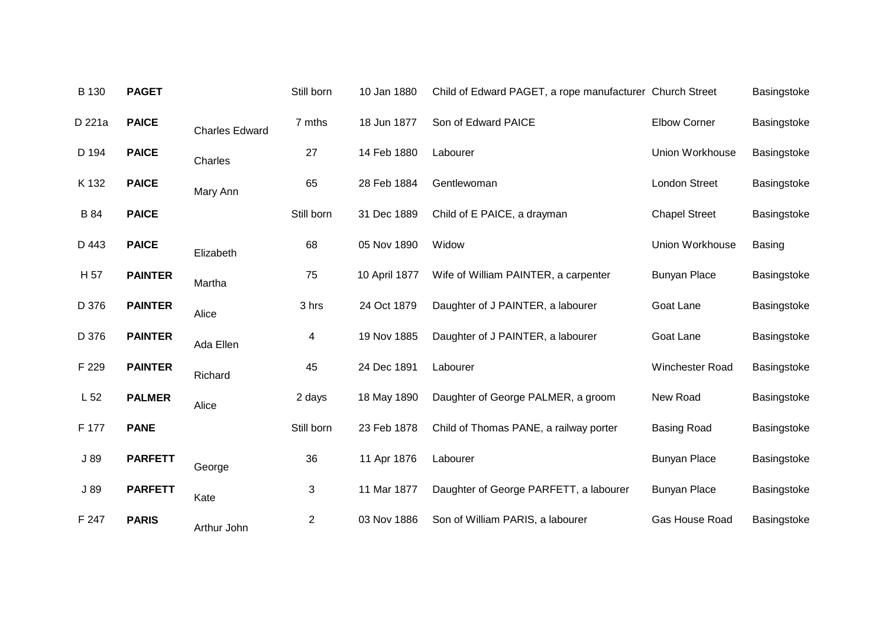| | | | | | | | |
|---|---|---|---|---|---|---|---|
| B 130 | **PAGET** | | Still born | 10 Jan 1880 | Child of Edward PAGET, a rope manufacturer | Church Street | Basingstoke |
| D 221a | **PAICE** | Charles Edward | 7 mths | 18 Jun 1877 | Son of Edward PAICE | Elbow Corner | Basingstoke |
| D 194 | **PAICE** | Charles | 27 | 14 Feb 1880 | Labourer | Union Workhouse | Basingstoke |
| K 132 | **PAICE** | Mary Ann | 65 | 28 Feb 1884 | Gentlewoman | London Street | Basingstoke |
| B 84 | **PAICE** | | Still born | 31 Dec 1889 | Child of E PAICE, a drayman | Chapel Street | Basingstoke |
| D 443 | **PAICE** | Elizabeth | 68 | 05 Nov 1890 | Widow | Union Workhouse | Basing |
| H 57 | **PAINTER** | Martha | 75 | 10 April 1877 | Wife of William PAINTER, a carpenter | Bunyan Place | Basingstoke |
| D 376 | **PAINTER** | Alice | 3 hrs | 24 Oct 1879 | Daughter of J PAINTER, a labourer | Goat Lane | Basingstoke |
| D 376 | **PAINTER** | Ada Ellen | 4 | 19 Nov 1885 | Daughter of J PAINTER, a labourer | Goat Lane | Basingstoke |
| F 229 | **PAINTER** | Richard | 45 | 24 Dec 1891 | Labourer | Winchester Road | Basingstoke |
| L 52 | **PALMER** | Alice | 2 days | 18 May 1890 | Daughter of George PALMER, a groom | New Road | Basingstoke |
| F 177 | **PANE** | | Still born | 23 Feb 1878 | Child of Thomas PANE, a railway porter | Basing Road | Basingstoke |
| J 89 | **PARFETT** | George | 36 | 11 Apr 1876 | Labourer | Bunyan Place | Basingstoke |
| J 89 | **PARFETT** | Kate | 3 | 11 Mar 1877 | Daughter of George PARFETT, a labourer | Bunyan Place | Basingstoke |
| F 247 | **PARIS** | Arthur John | 2 | 03 Nov 1886 | Son of William PARIS, a labourer | Gas House Road | Basingstoke |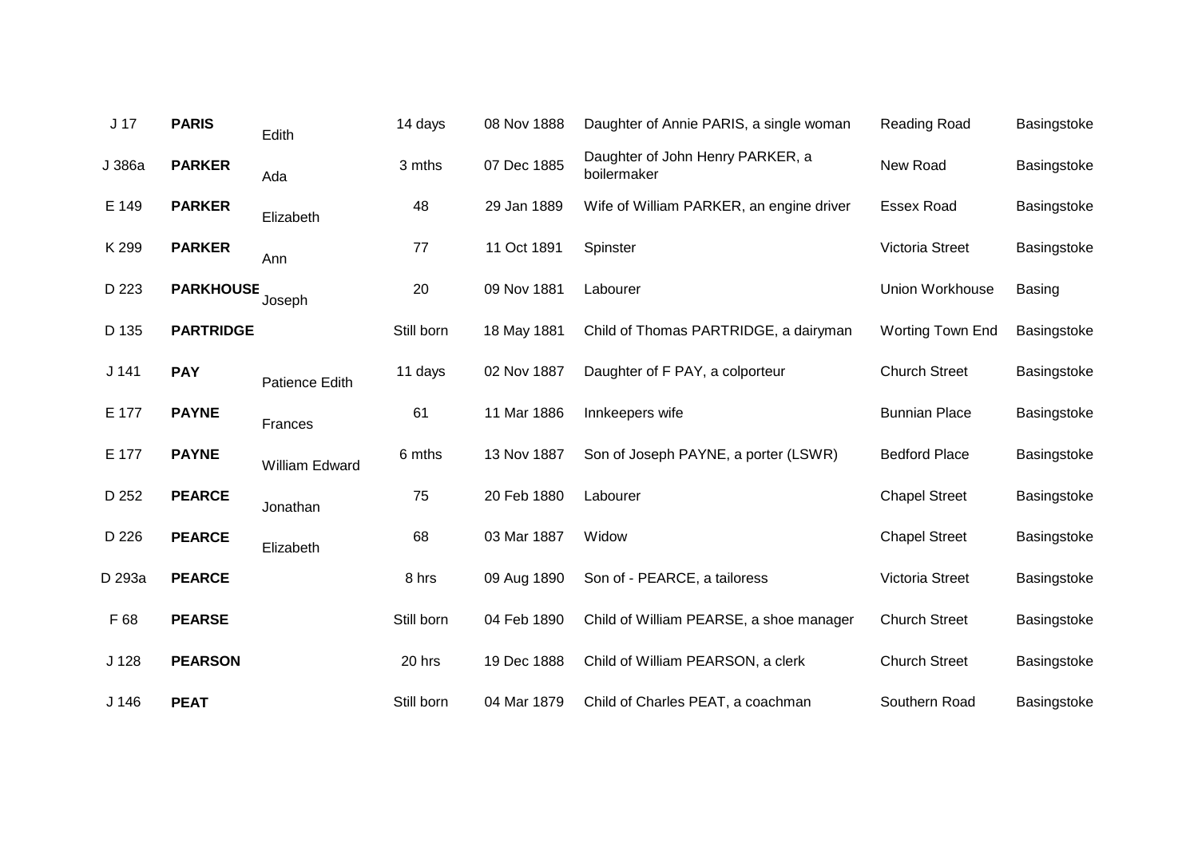| | | | | | | | |
|---|---|---|---|---|---|---|---|
| J 17 | **PARIS** | Edith | 14 days | 08 Nov 1888 | Daughter of Annie PARIS, a single woman | Reading Road | Basingstoke |
| J 386a | **PARKER** | Ada | 3 mths | 07 Dec 1885 | Daughter of John Henry PARKER, a boilermaker | New Road | Basingstoke |
| E 149 | **PARKER** | Elizabeth | 48 | 29 Jan 1889 | Wife of William PARKER, an engine driver | Essex Road | Basingstoke |
| K 299 | **PARKER** | Ann | 77 | 11 Oct 1891 | Spinster | Victoria Street | Basingstoke |
| D 223 | **PARKHOUSE** | Joseph | 20 | 09 Nov 1881 | Labourer | Union Workhouse | Basing |
| D 135 | **PARTRIDGE** | | Still born | 18 May 1881 | Child of Thomas PARTRIDGE, a dairyman | Worting Town End | Basingstoke |
| J 141 | **PAY** | Patience Edith | 11 days | 02 Nov 1887 | Daughter of F PAY, a colporteur | Church Street | Basingstoke |
| E 177 | **PAYNE** | Frances | 61 | 11 Mar 1886 | Innkeepers wife | Bunnian Place | Basingstoke |
| E 177 | **PAYNE** | William Edward | 6 mths | 13 Nov 1887 | Son of Joseph PAYNE, a porter (LSWR) | Bedford Place | Basingstoke |
| D 252 | **PEARCE** | Jonathan | 75 | 20 Feb 1880 | Labourer | Chapel Street | Basingstoke |
| D 226 | **PEARCE** | Elizabeth | 68 | 03 Mar 1887 | Widow | Chapel Street | Basingstoke |
| D 293a | **PEARCE** | | 8 hrs | 09 Aug 1890 | Son of - PEARCE, a tailoress | Victoria Street | Basingstoke |
| F 68 | **PEARSE** | | Still born | 04 Feb 1890 | Child of William PEARSE, a shoe manager | Church Street | Basingstoke |
| J 128 | **PEARSON** | | 20 hrs | 19 Dec 1888 | Child of William PEARSON, a clerk | Church Street | Basingstoke |
| J 146 | **PEAT** | | Still born | 04 Mar 1879 | Child of Charles PEAT, a coachman | Southern Road | Basingstoke |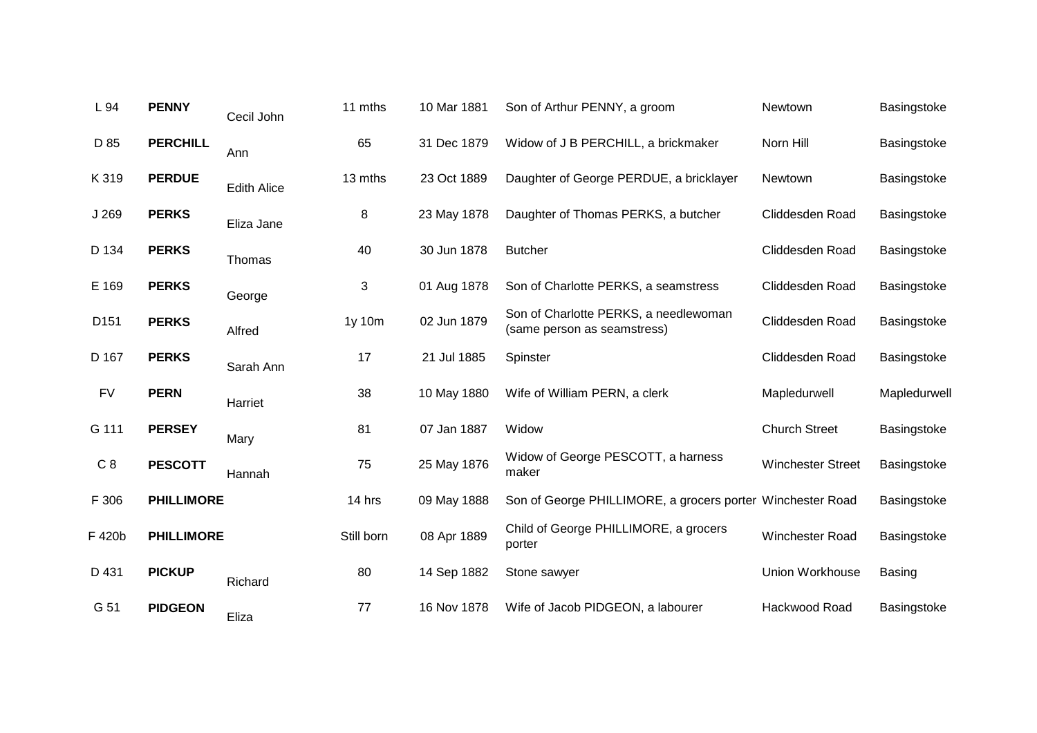| | | | | | | | |
|---|---|---|---|---|---|---|---|
| L 94 | **PENNY** | Cecil John | 11 mths | 10 Mar 1881 | Son of Arthur PENNY, a groom | Newtown | Basingstoke |
| D 85 | **PERCHILL** | Ann | 65 | 31 Dec 1879 | Widow of J B PERCHILL, a brickmaker | Norn Hill | Basingstoke |
| K 319 | **PERDUE** | Edith Alice | 13 mths | 23 Oct 1889 | Daughter of George PERDUE, a bricklayer | Newtown | Basingstoke |
| J 269 | **PERKS** | Eliza Jane | 8 | 23 May 1878 | Daughter of Thomas PERKS, a butcher | Cliddesden Road | Basingstoke |
| D 134 | **PERKS** | Thomas | 40 | 30 Jun 1878 | Butcher | Cliddesden Road | Basingstoke |
| E 169 | **PERKS** | George | 3 | 01 Aug 1878 | Son of Charlotte PERKS, a seamstress | Cliddesden Road | Basingstoke |
| D151 | **PERKS** | Alfred | 1y 10m | 02 Jun 1879 | Son of Charlotte PERKS, a needlewoman (same person as seamstress) | Cliddesden Road | Basingstoke |
| D 167 | **PERKS** | Sarah Ann | 17 | 21 Jul 1885 | Spinster | Cliddesden Road | Basingstoke |
| FV | **PERN** | Harriet | 38 | 10 May 1880 | Wife of William PERN, a clerk | Mapledurwell | Mapledurwell |
| G 111 | **PERSEY** | Mary | 81 | 07 Jan 1887 | Widow | Church Street | Basingstoke |
| C 8 | **PESCOTT** | Hannah | 75 | 25 May 1876 | Widow of George PESCOTT, a harness maker | Winchester Street | Basingstoke |
| F 306 | **PHILLIMORE** | | 14 hrs | 09 May 1888 | Son of George PHILLIMORE, a grocers porter | Winchester Road | Basingstoke |
| F 420b | **PHILLIMORE** | | Still born | 08 Apr 1889 | Child of George PHILLIMORE, a grocers porter | Winchester Road | Basingstoke |
| D 431 | **PICKUP** | Richard | 80 | 14 Sep 1882 | Stone sawyer | Union Workhouse | Basing |
| G 51 | **PIDGEON** | Eliza | 77 | 16 Nov 1878 | Wife of Jacob PIDGEON, a labourer | Hackwood Road | Basingstoke |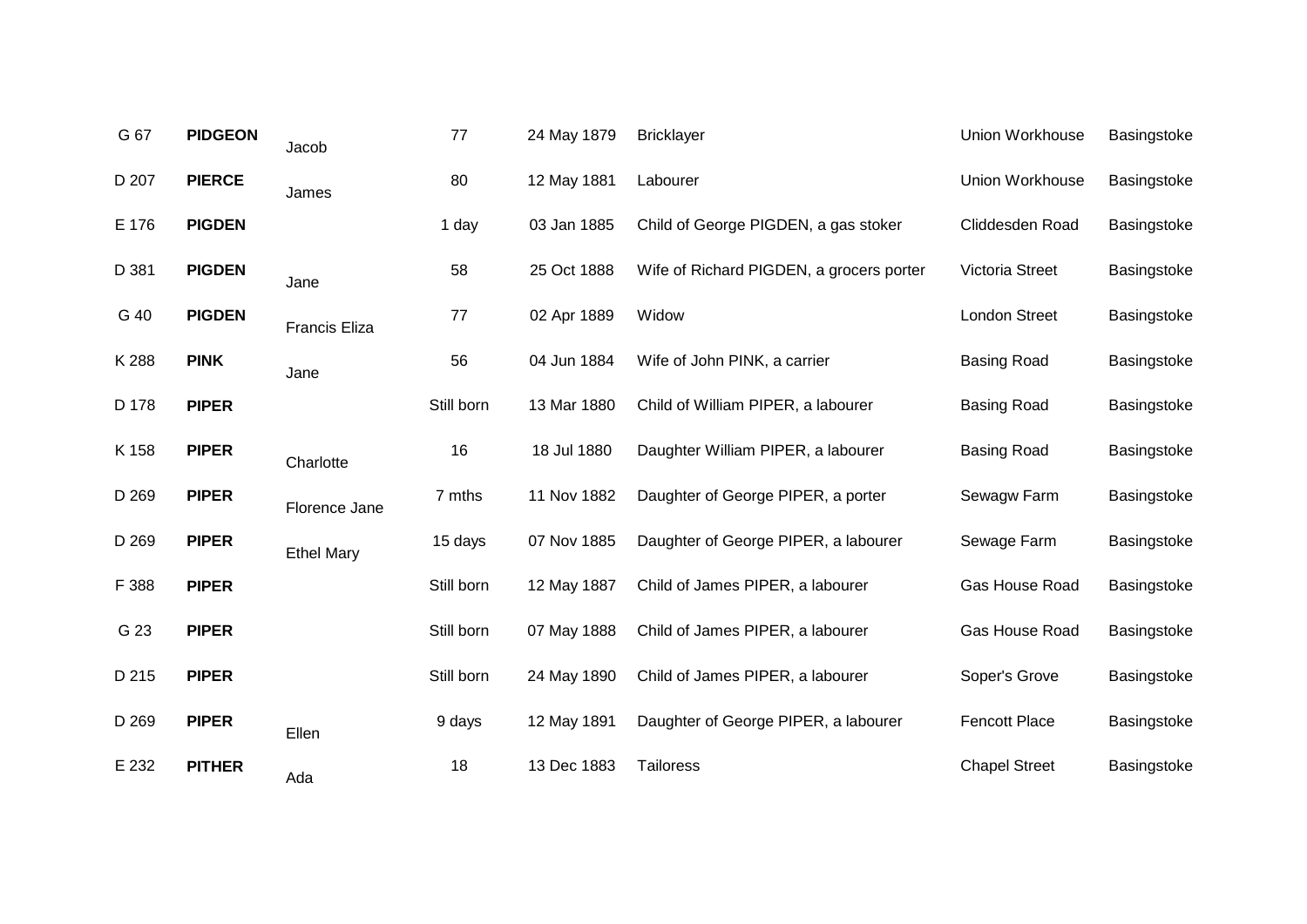| | | | | | | | |
|---|---|---|---|---|---|---|---|
| G 67 | **PIDGEON** | Jacob | 77 | 24 May 1879 | Bricklayer | Union Workhouse | Basingstoke |
| D 207 | **PIERCE** | James | 80 | 12 May 1881 | Labourer | Union Workhouse | Basingstoke |
| E 176 | **PIGDEN** | | 1 day | 03 Jan 1885 | Child of George PIGDEN, a gas stoker | Cliddesden Road | Basingstoke |
| D 381 | **PIGDEN** | Jane | 58 | 25 Oct 1888 | Wife of Richard PIGDEN, a grocers porter | Victoria Street | Basingstoke |
| G 40 | **PIGDEN** | Francis Eliza | 77 | 02 Apr 1889 | Widow | London Street | Basingstoke |
| K 288 | **PINK** | Jane | 56 | 04 Jun 1884 | Wife of John PINK, a carrier | Basing Road | Basingstoke |
| D 178 | **PIPER** | | Still born | 13 Mar 1880 | Child of William PIPER, a labourer | Basing Road | Basingstoke |
| K 158 | **PIPER** | Charlotte | 16 | 18 Jul 1880 | Daughter William PIPER, a labourer | Basing Road | Basingstoke |
| D 269 | **PIPER** | Florence Jane | 7 mths | 11 Nov 1882 | Daughter of George PIPER, a porter | Sewagw Farm | Basingstoke |
| D 269 | **PIPER** | Ethel Mary | 15 days | 07 Nov 1885 | Daughter of George PIPER, a labourer | Sewage Farm | Basingstoke |
| F 388 | **PIPER** | | Still born | 12 May 1887 | Child of James PIPER, a labourer | Gas House Road | Basingstoke |
| G 23 | **PIPER** | | Still born | 07 May 1888 | Child of James PIPER, a labourer | Gas House Road | Basingstoke |
| D 215 | **PIPER** | | Still born | 24 May 1890 | Child of James PIPER, a labourer | Soper's Grove | Basingstoke |
| D 269 | **PIPER** | Ellen | 9 days | 12 May 1891 | Daughter of George PIPER, a labourer | Fencott Place | Basingstoke |
| E 232 | **PITHER** | Ada | 18 | 13 Dec 1883 | Tailoress | Chapel Street | Basingstoke |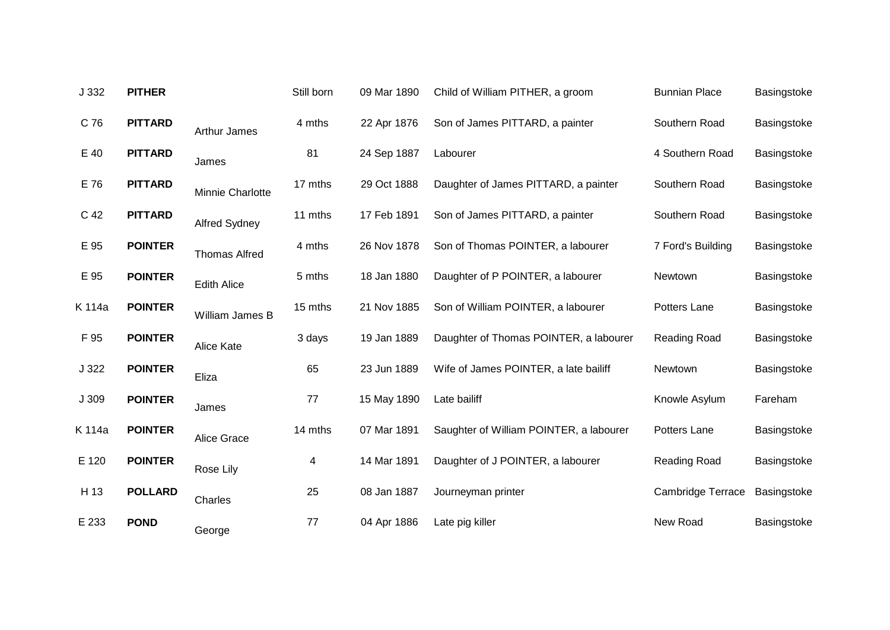| | | | | | | | |
|---|---|---|---|---|---|---|---|
| J 332 | **PITHER** | | Still born | 09 Mar 1890 | Child of William PITHER, a groom | Bunnian Place | Basingstoke |
| C 76 | **PITTARD** | Arthur James | 4 mths | 22 Apr 1876 | Son of James PITTARD, a painter | Southern Road | Basingstoke |
| E 40 | **PITTARD** | James | 81 | 24 Sep 1887 | Labourer | 4 Southern Road | Basingstoke |
| E 76 | **PITTARD** | Minnie Charlotte | 17 mths | 29 Oct 1888 | Daughter of James PITTARD, a painter | Southern Road | Basingstoke |
| C 42 | **PITTARD** | Alfred Sydney | 11 mths | 17 Feb 1891 | Son of James PITTARD, a painter | Southern Road | Basingstoke |
| E 95 | **POINTER** | Thomas Alfred | 4 mths | 26 Nov 1878 | Son of Thomas POINTER, a labourer | 7 Ford's Building | Basingstoke |
| E 95 | **POINTER** | Edith Alice | 5 mths | 18 Jan 1880 | Daughter of P POINTER, a labourer | Newtown | Basingstoke |
| K 114a | **POINTER** | William James B | 15 mths | 21 Nov 1885 | Son of William POINTER, a labourer | Potters Lane | Basingstoke |
| F 95 | **POINTER** | Alice Kate | 3 days | 19 Jan 1889 | Daughter of Thomas POINTER, a labourer | Reading Road | Basingstoke |
| J 322 | **POINTER** | Eliza | 65 | 23 Jun 1889 | Wife of James POINTER, a late bailiff | Newtown | Basingstoke |
| J 309 | **POINTER** | James | 77 | 15 May 1890 | Late bailiff | Knowle Asylum | Fareham |
| K 114a | **POINTER** | Alice Grace | 14 mths | 07 Mar 1891 | Saughter of William POINTER, a labourer | Potters Lane | Basingstoke |
| E 120 | **POINTER** | Rose Lily | 4 | 14 Mar 1891 | Daughter of J POINTER, a labourer | Reading Road | Basingstoke |
| H 13 | **POLLARD** | Charles | 25 | 08 Jan 1887 | Journeyman printer | Cambridge Terrace | Basingstoke |
| E 233 | **POND** | George | 77 | 04 Apr 1886 | Late pig killer | New Road | Basingstoke |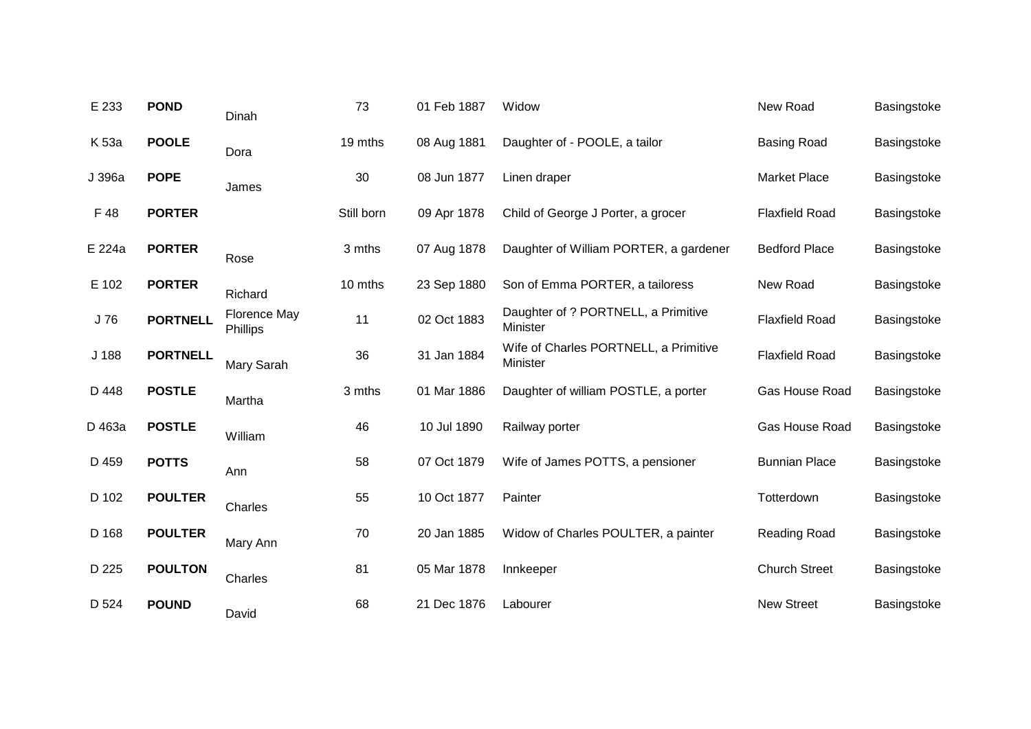| | | | | | | | |
|---|---|---|---|---|---|---|---|
| E 233 | **POND** | Dinah | 73 | 01 Feb 1887 | Widow | New Road | Basingstoke |
| K 53a | **POOLE** | Dora | 19 mths | 08 Aug 1881 | Daughter of - POOLE, a tailor | Basing Road | Basingstoke |
| J 396a | **POPE** | James | 30 | 08 Jun 1877 | Linen draper | Market Place | Basingstoke |
| F 48 | **PORTER** | | Still born | 09 Apr 1878 | Child of George J Porter, a grocer | Flaxfield Road | Basingstoke |
| E 224a | **PORTER** | Rose | 3 mths | 07 Aug 1878 | Daughter of William PORTER, a gardener | Bedford Place | Basingstoke |
| E 102 | **PORTER** | Richard | 10 mths | 23 Sep 1880 | Son of Emma PORTER, a tailoress | New Road | Basingstoke |
| J 76 | **PORTNELL** | Florence May Phillips | 11 | 02 Oct 1883 | Daughter of ? PORTNELL, a Primitive Minister | Flaxfield Road | Basingstoke |
| J 188 | **PORTNELL** | Mary Sarah | 36 | 31 Jan 1884 | Wife of Charles PORTNELL, a Primitive Minister | Flaxfield Road | Basingstoke |
| D 448 | **POSTLE** | Martha | 3 mths | 01 Mar 1886 | Daughter of william POSTLE, a porter | Gas House Road | Basingstoke |
| D 463a | **POSTLE** | William | 46 | 10 Jul 1890 | Railway porter | Gas House Road | Basingstoke |
| D 459 | **POTTS** | Ann | 58 | 07 Oct 1879 | Wife of James POTTS, a pensioner | Bunnian Place | Basingstoke |
| D 102 | **POULTER** | Charles | 55 | 10 Oct 1877 | Painter | Totterdown | Basingstoke |
| D 168 | **POULTER** | Mary Ann | 70 | 20 Jan 1885 | Widow of Charles POULTER, a painter | Reading Road | Basingstoke |
| D 225 | **POULTON** | Charles | 81 | 05 Mar 1878 | Innkeeper | Church Street | Basingstoke |
| D 524 | **POUND** | David | 68 | 21 Dec 1876 | Labourer | New Street | Basingstoke |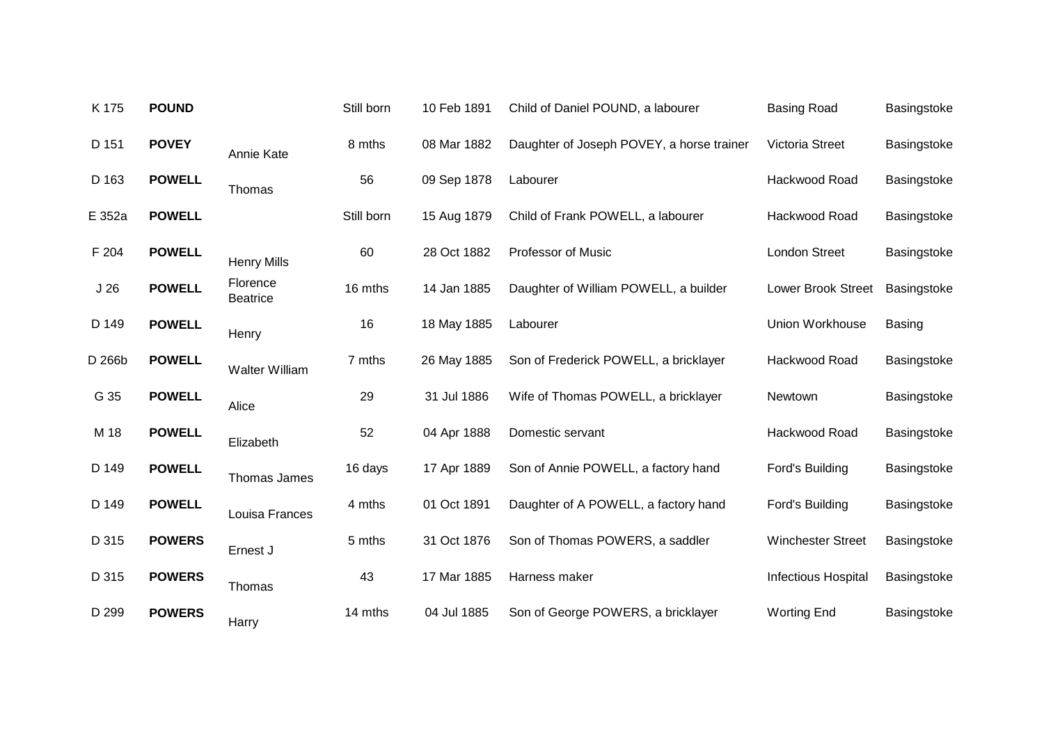| | | | | | | | |
|---|---|---|---|---|---|---|---|
| K 175 | **POUND** | | Still born | 10 Feb 1891 | Child of Daniel POUND, a labourer | Basing Road | Basingstoke |
| D 151 | **POVEY** | Annie Kate | 8 mths | 08 Mar 1882 | Daughter of Joseph POVEY, a horse trainer | Victoria Street | Basingstoke |
| D 163 | **POWELL** | Thomas | 56 | 09 Sep 1878 | Labourer | Hackwood Road | Basingstoke |
| E 352a | **POWELL** | | Still born | 15 Aug 1879 | Child of Frank POWELL, a labourer | Hackwood Road | Basingstoke |
| F 204 | **POWELL** | Henry Mills | 60 | 28 Oct 1882 | Professor of Music | London Street | Basingstoke |
| J 26 | **POWELL** | Florence Beatrice | 16 mths | 14 Jan 1885 | Daughter of William POWELL, a builder | Lower Brook Street | Basingstoke |
| D 149 | **POWELL** | Henry | 16 | 18 May 1885 | Labourer | Union Workhouse | Basing |
| D 266b | **POWELL** | Walter William | 7 mths | 26 May 1885 | Son of Frederick POWELL, a bricklayer | Hackwood Road | Basingstoke |
| G 35 | **POWELL** | Alice | 29 | 31 Jul 1886 | Wife of Thomas POWELL, a bricklayer | Newtown | Basingstoke |
| M 18 | **POWELL** | Elizabeth | 52 | 04 Apr 1888 | Domestic servant | Hackwood Road | Basingstoke |
| D 149 | **POWELL** | Thomas James | 16 days | 17 Apr 1889 | Son of Annie POWELL, a factory hand | Ford's Building | Basingstoke |
| D 149 | **POWELL** | Louisa Frances | 4 mths | 01 Oct 1891 | Daughter of A POWELL, a factory hand | Ford's Building | Basingstoke |
| D 315 | **POWERS** | Ernest J | 5 mths | 31 Oct 1876 | Son of Thomas POWERS, a saddler | Winchester Street | Basingstoke |
| D 315 | **POWERS** | Thomas | 43 | 17 Mar 1885 | Harness maker | Infectious Hospital | Basingstoke |
| D 299 | **POWERS** | Harry | 14 mths | 04 Jul 1885 | Son of George POWERS, a bricklayer | Worting End | Basingstoke |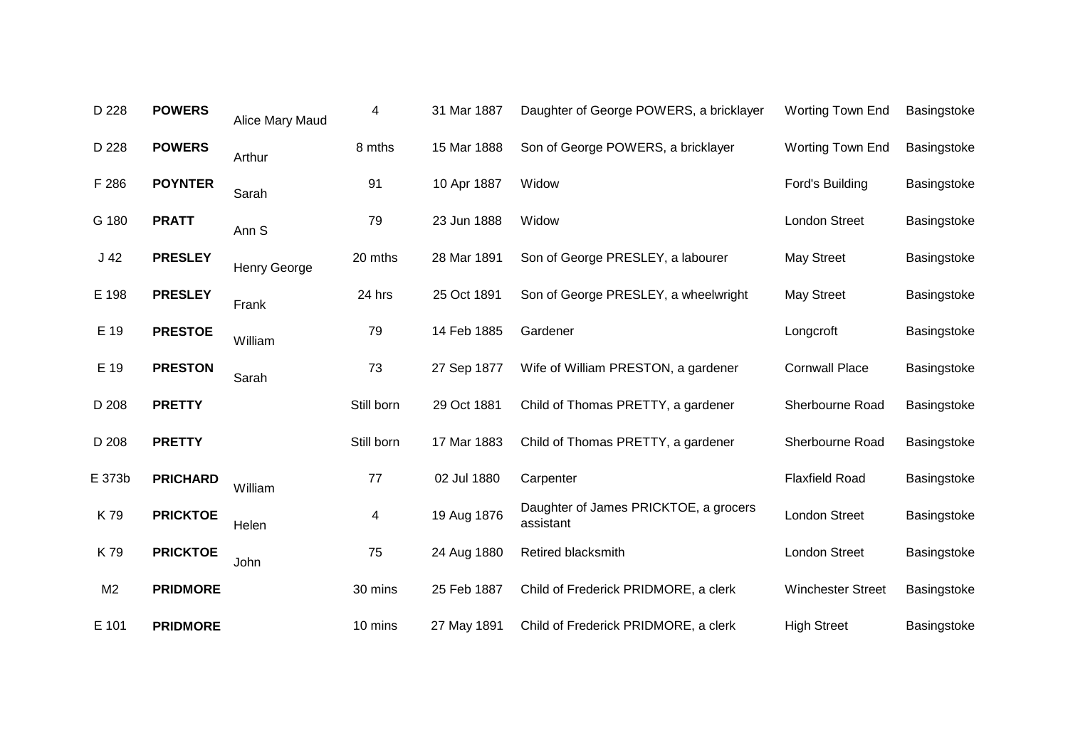| | | | | | | | |
|---|---|---|---|---|---|---|---|
| D 228 | **POWERS** | Alice Mary Maud | 4 | 31 Mar 1887 | Daughter of George POWERS, a bricklayer | Worting Town End | Basingstoke |
| D 228 | **POWERS** | Arthur | 8 mths | 15 Mar 1888 | Son of George POWERS, a bricklayer | Worting Town End | Basingstoke |
| F 286 | **POYNTER** | Sarah | 91 | 10 Apr 1887 | Widow | Ford's Building | Basingstoke |
| G 180 | **PRATT** | Ann S | 79 | 23 Jun 1888 | Widow | London Street | Basingstoke |
| J 42 | **PRESLEY** | Henry George | 20 mths | 28 Mar 1891 | Son of George PRESLEY, a labourer | May Street | Basingstoke |
| E 198 | **PRESLEY** | Frank | 24 hrs | 25 Oct 1891 | Son of George PRESLEY, a wheelwright | May Street | Basingstoke |
| E 19 | **PRESTOE** | William | 79 | 14 Feb 1885 | Gardener | Longcroft | Basingstoke |
| E 19 | **PRESTON** | Sarah | 73 | 27 Sep 1877 | Wife of William PRESTON, a gardener | Cornwall Place | Basingstoke |
| D 208 | **PRETTY** | | Still born | 29 Oct 1881 | Child of Thomas PRETTY, a gardener | Sherbourne Road | Basingstoke |
| D 208 | **PRETTY** | | Still born | 17 Mar 1883 | Child of Thomas PRETTY, a gardener | Sherbourne Road | Basingstoke |
| E 373b | **PRICHARD** | William | 77 | 02 Jul 1880 | Carpenter | Flaxfield Road | Basingstoke |
| K 79 | **PRICKTOE** | Helen | 4 | 19 Aug 1876 | Daughter of James PRICKTOE, a grocers assistant | London Street | Basingstoke |
| K 79 | **PRICKTOE** | John | 75 | 24 Aug 1880 | Retired blacksmith | London Street | Basingstoke |
| M2 | **PRIDMORE** | | 30 mins | 25 Feb 1887 | Child of Frederick PRIDMORE, a clerk | Winchester Street | Basingstoke |
| E 101 | **PRIDMORE** | | 10 mins | 27 May 1891 | Child of Frederick PRIDMORE, a clerk | High Street | Basingstoke |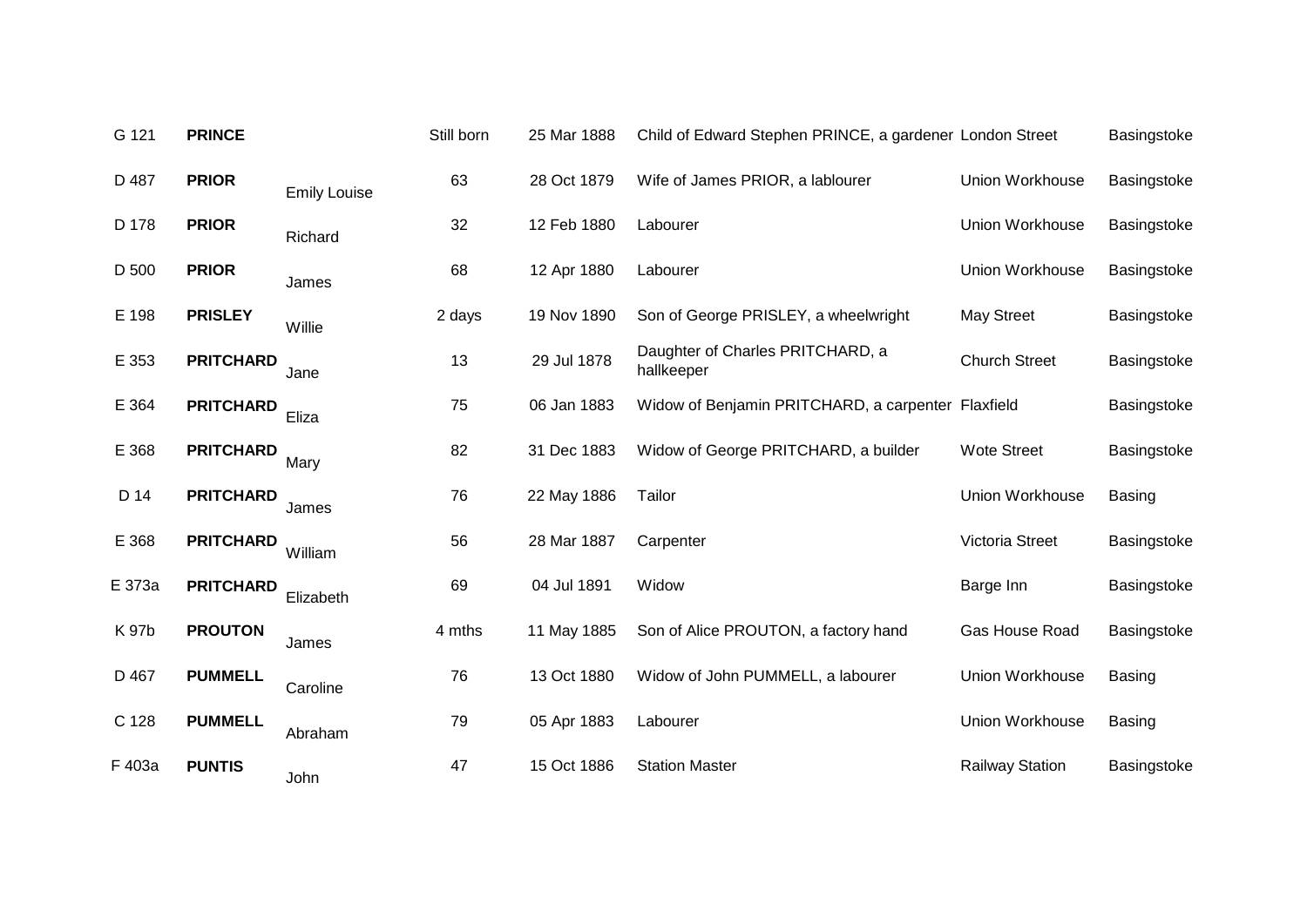| | | | | | | | |
|---|---|---|---|---|---|---|---|
| G 121 | **PRINCE** | | Still born | 25 Mar 1888 | Child of Edward Stephen PRINCE, a gardener | London Street | Basingstoke |
| D 487 | **PRIOR** | Emily Louise | 63 | 28 Oct 1879 | Wife of James PRIOR, a lablourer | Union Workhouse | Basingstoke |
| D 178 | **PRIOR** | Richard | 32 | 12 Feb 1880 | Labourer | Union Workhouse | Basingstoke |
| D 500 | **PRIOR** | James | 68 | 12 Apr 1880 | Labourer | Union Workhouse | Basingstoke |
| E 198 | **PRISLEY** | Willie | 2 days | 19 Nov 1890 | Son of George PRISLEY, a wheelwright | May Street | Basingstoke |
| E 353 | **PRITCHARD** | Jane | 13 | 29 Jul 1878 | Daughter of Charles PRITCHARD, a hallkeeper | Church Street | Basingstoke |
| E 364 | **PRITCHARD** | Eliza | 75 | 06 Jan 1883 | Widow of Benjamin PRITCHARD, a carpenter | Flaxfield | Basingstoke |
| E 368 | **PRITCHARD** | Mary | 82 | 31 Dec 1883 | Widow of George PRITCHARD, a builder | Wote Street | Basingstoke |
| D 14 | **PRITCHARD** | James | 76 | 22 May 1886 | Tailor | Union Workhouse | Basing |
| E 368 | **PRITCHARD** | William | 56 | 28 Mar 1887 | Carpenter | Victoria Street | Basingstoke |
| E 373a | **PRITCHARD** | Elizabeth | 69 | 04 Jul 1891 | Widow | Barge Inn | Basingstoke |
| K 97b | **PROUTON** | James | 4 mths | 11 May 1885 | Son of Alice PROUTON, a factory hand | Gas House Road | Basingstoke |
| D 467 | **PUMMELL** | Caroline | 76 | 13 Oct 1880 | Widow of John PUMMELL, a labourer | Union Workhouse | Basing |
| C 128 | **PUMMELL** | Abraham | 79 | 05 Apr 1883 | Labourer | Union Workhouse | Basing |
| F 403a | **PUNTIS** | John | 47 | 15 Oct 1886 | Station Master | Railway Station | Basingstoke |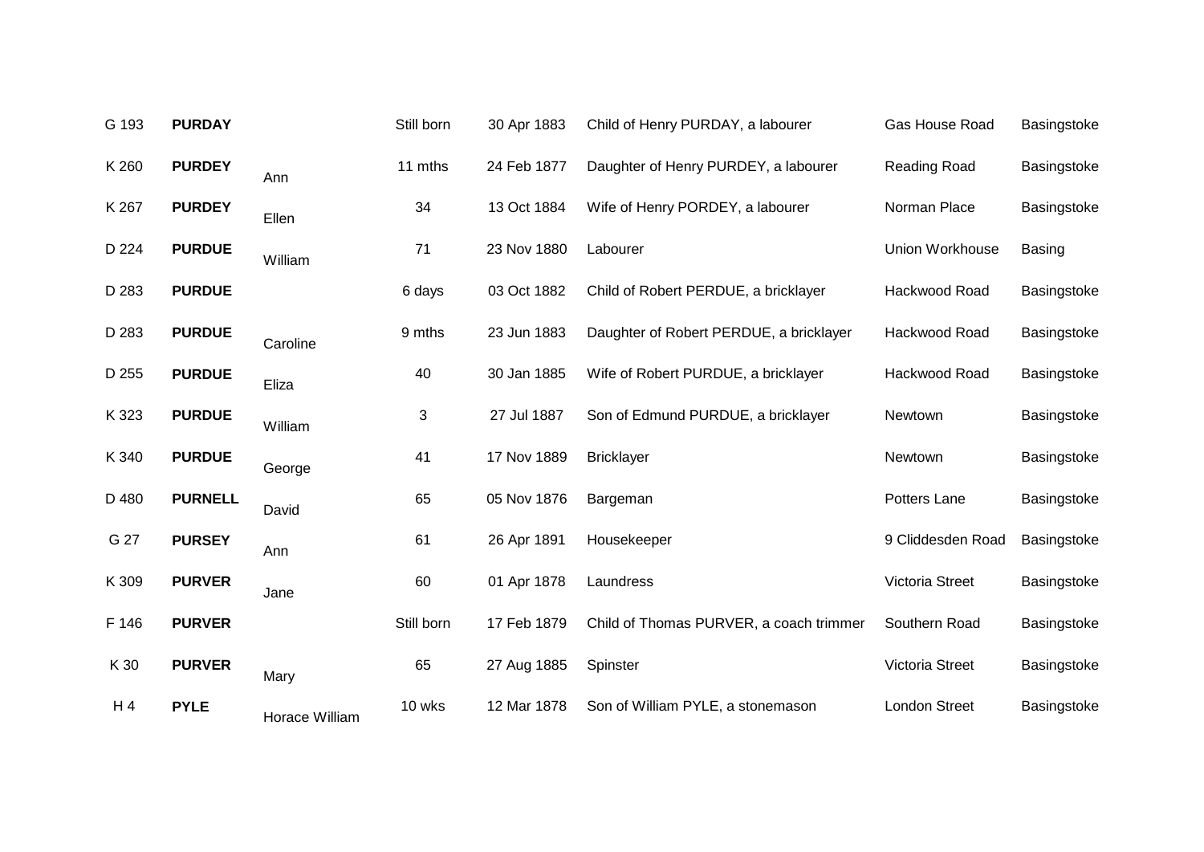| | | | | | | | |
|---|---|---|---|---|---|---|---|
| G 193 | **PURDAY** | | Still born | 30 Apr 1883 | Child of Henry PURDAY, a labourer | Gas House Road | Basingstoke |
| K 260 | **PURDEY** | Ann | 11 mths | 24 Feb 1877 | Daughter of Henry PURDEY, a labourer | Reading Road | Basingstoke |
| K 267 | **PURDEY** | Ellen | 34 | 13 Oct 1884 | Wife of Henry PORDEY, a labourer | Norman Place | Basingstoke |
| D 224 | **PURDUE** | William | 71 | 23 Nov 1880 | Labourer | Union Workhouse | Basing |
| D 283 | **PURDUE** | | 6 days | 03 Oct 1882 | Child of Robert PERDUE, a bricklayer | Hackwood Road | Basingstoke |
| D 283 | **PURDUE** | Caroline | 9 mths | 23 Jun 1883 | Daughter of Robert PERDUE, a bricklayer | Hackwood Road | Basingstoke |
| D 255 | **PURDUE** | Eliza | 40 | 30 Jan 1885 | Wife of Robert PURDUE, a bricklayer | Hackwood Road | Basingstoke |
| K 323 | **PURDUE** | William | 3 | 27 Jul 1887 | Son of Edmund PURDUE, a bricklayer | Newtown | Basingstoke |
| K 340 | **PURDUE** | George | 41 | 17 Nov 1889 | Bricklayer | Newtown | Basingstoke |
| D 480 | **PURNELL** | David | 65 | 05 Nov 1876 | Bargeman | Potters Lane | Basingstoke |
| G 27 | **PURSEY** | Ann | 61 | 26 Apr 1891 | Housekeeper | 9 Cliddesden Road | Basingstoke |
| K 309 | **PURVER** | Jane | 60 | 01 Apr 1878 | Laundress | Victoria Street | Basingstoke |
| F 146 | **PURVER** | | Still born | 17 Feb 1879 | Child of Thomas PURVER, a coach trimmer | Southern Road | Basingstoke |
| K 30 | **PURVER** | Mary | 65 | 27 Aug 1885 | Spinster | Victoria Street | Basingstoke |
| H 4 | **PYLE** | Horace William | 10 wks | 12 Mar 1878 | Son of William PYLE, a stonemason | London Street | Basingstoke |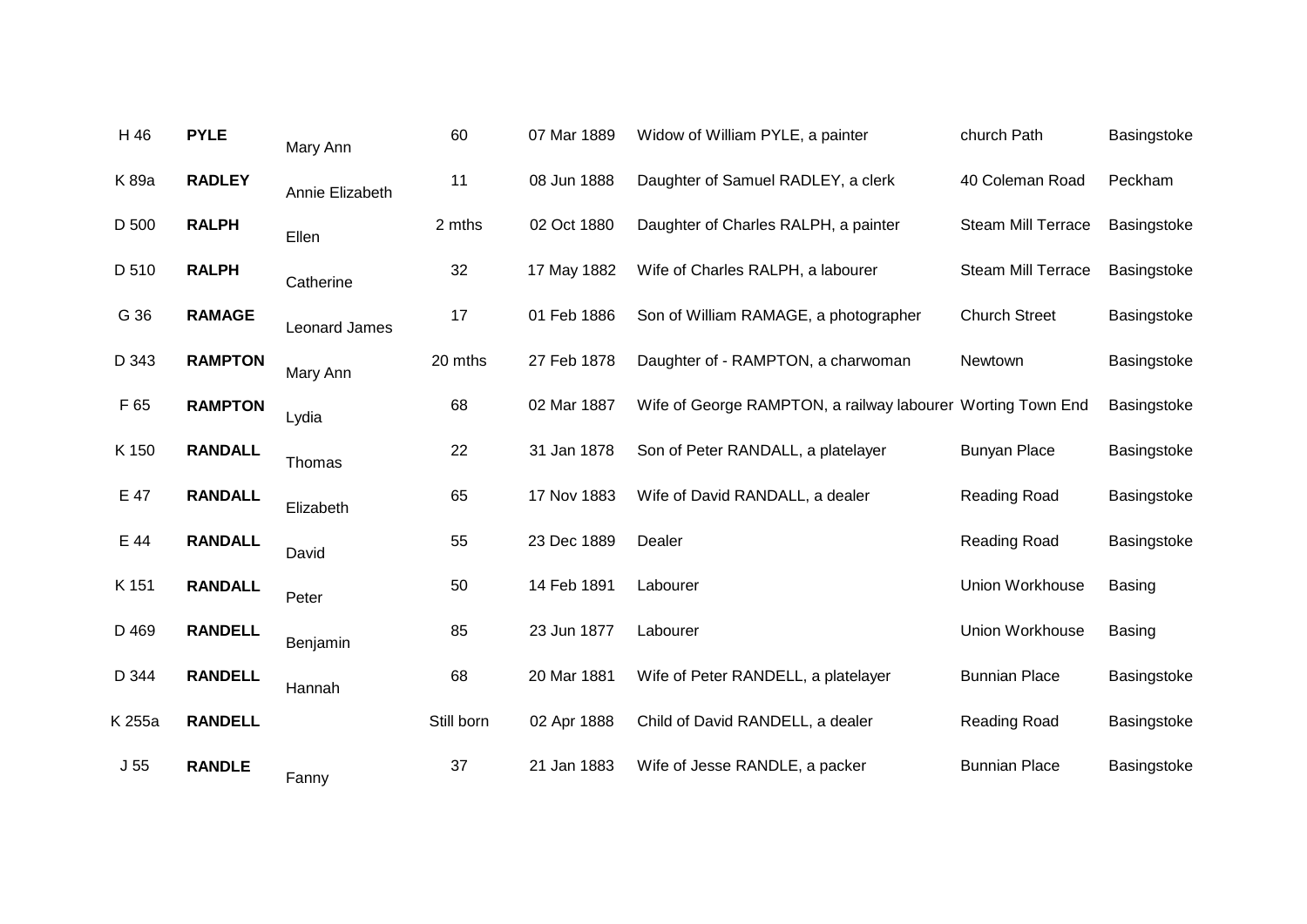| H 46 | **PYLE** | Mary Ann | 60 | 07 Mar 1889 | Widow of William PYLE, a painter | church Path | Basingstoke |
|---|---|---|---|---|---|---|---|
| K 89a | **RADLEY** | Annie Elizabeth | 11 | 08 Jun 1888 | Daughter of Samuel RADLEY, a clerk | 40 Coleman Road | Peckham |
| D 500 | **RALPH** | Ellen | 2 mths | 02 Oct 1880 | Daughter of Charles RALPH, a painter | Steam Mill Terrace | Basingstoke |
| D 510 | **RALPH** | Catherine | 32 | 17 May 1882 | Wife of Charles RALPH, a labourer | Steam Mill Terrace | Basingstoke |
| G 36 | **RAMAGE** | Leonard James | 17 | 01 Feb 1886 | Son of William RAMAGE, a photographer | Church Street | Basingstoke |
| D 343 | **RAMPTON** | Mary Ann | 20 mths | 27 Feb 1878 | Daughter of - RAMPTON, a charwoman | Newtown | Basingstoke |
| F 65 | **RAMPTON** | Lydia | 68 | 02 Mar 1887 | Wife of George RAMPTON, a railway labourer | Worting Town End | Basingstoke |
| K 150 | **RANDALL** | Thomas | 22 | 31 Jan 1878 | Son of Peter RANDALL, a platelayer | Bunyan Place | Basingstoke |
| E 47 | **RANDALL** | Elizabeth | 65 | 17 Nov 1883 | Wife of David RANDALL, a dealer | Reading Road | Basingstoke |
| E 44 | **RANDALL** | David | 55 | 23 Dec 1889 | Dealer | Reading Road | Basingstoke |
| K 151 | **RANDALL** | Peter | 50 | 14 Feb 1891 | Labourer | Union Workhouse | Basing |
| D 469 | **RANDELL** | Benjamin | 85 | 23 Jun 1877 | Labourer | Union Workhouse | Basing |
| D 344 | **RANDELL** | Hannah | 68 | 20 Mar 1881 | Wife of Peter RANDELL, a platelayer | Bunnian Place | Basingstoke |
| K 255a | **RANDELL** | | Still born | 02 Apr 1888 | Child of David RANDELL, a dealer | Reading Road | Basingstoke |
| J 55 | **RANDLE** | Fanny | 37 | 21 Jan 1883 | Wife of Jesse RANDLE, a packer | Bunnian Place | Basingstoke |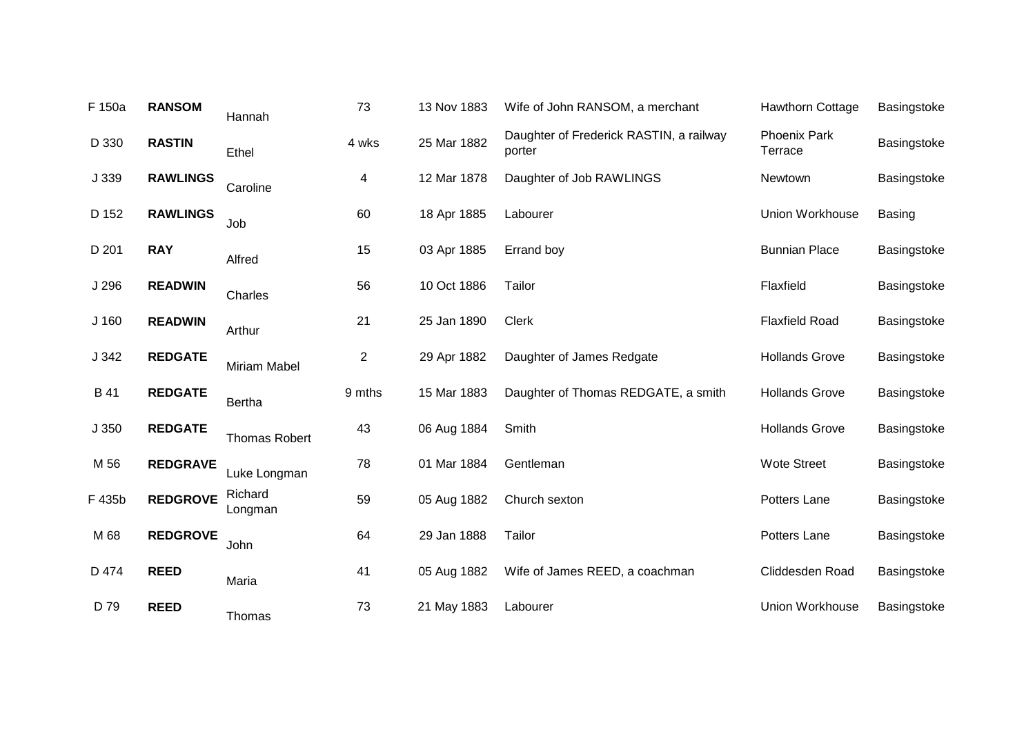| | | | | | | | |
|---|---|---|---|---|---|---|---|
| F 150a | **RANSOM** | Hannah | 73 | 13 Nov 1883 | Wife of John RANSOM, a merchant | Hawthorn Cottage | Basingstoke |
| D 330 | **RASTIN** | Ethel | 4 wks | 25 Mar 1882 | Daughter of Frederick RASTIN, a railway porter | Phoenix Park Terrace | Basingstoke |
| J 339 | **RAWLINGS** | Caroline | 4 | 12 Mar 1878 | Daughter of Job RAWLINGS | Newtown | Basingstoke |
| D 152 | **RAWLINGS** | Job | 60 | 18 Apr 1885 | Labourer | Union Workhouse | Basing |
| D 201 | **RAY** | Alfred | 15 | 03 Apr 1885 | Errand boy | Bunnian Place | Basingstoke |
| J 296 | **READWIN** | Charles | 56 | 10 Oct 1886 | Tailor | Flaxfield | Basingstoke |
| J 160 | **READWIN** | Arthur | 21 | 25 Jan 1890 | Clerk | Flaxfield Road | Basingstoke |
| J 342 | **REDGATE** | Miriam Mabel | 2 | 29 Apr 1882 | Daughter of James Redgate | Hollands Grove | Basingstoke |
| B 41 | **REDGATE** | Bertha | 9 mths | 15 Mar 1883 | Daughter of Thomas REDGATE, a smith | Hollands Grove | Basingstoke |
| J 350 | **REDGATE** | Thomas Robert | 43 | 06 Aug 1884 | Smith | Hollands Grove | Basingstoke |
| M 56 | **REDGRAVE** | Luke Longman | 78 | 01 Mar 1884 | Gentleman | Wote Street | Basingstoke |
| F 435b | **REDGROVE** | Richard Longman | 59 | 05 Aug 1882 | Church sexton | Potters Lane | Basingstoke |
| M 68 | **REDGROVE** | John | 64 | 29 Jan 1888 | Tailor | Potters Lane | Basingstoke |
| D 474 | **REED** | Maria | 41 | 05 Aug 1882 | Wife of James REED, a coachman | Cliddesden Road | Basingstoke |
| D 79 | **REED** | Thomas | 73 | 21 May 1883 | Labourer | Union Workhouse | Basingstoke |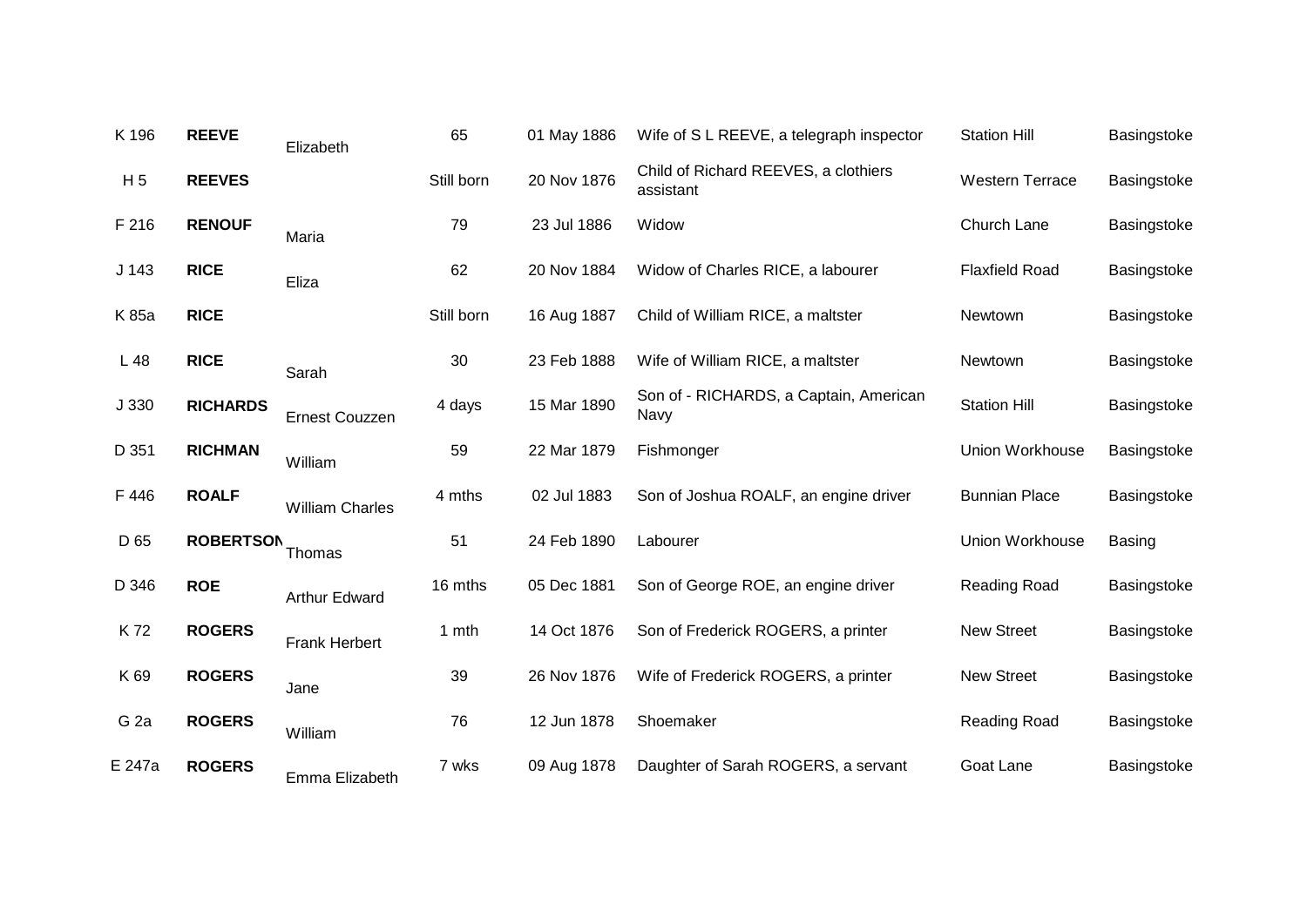| | | | | | | | |
|---|---|---|---|---|---|---|---|
| K 196 | **REEVE** | Elizabeth | 65 | 01 May 1886 | Wife of S L REEVE, a telegraph inspector | Station Hill | Basingstoke |
| H 5 | **REEVES** | | Still born | 20 Nov 1876 | Child of Richard REEVES, a clothiers assistant | Western Terrace | Basingstoke |
| F 216 | **RENOUF** | Maria | 79 | 23 Jul 1886 | Widow | Church Lane | Basingstoke |
| J 143 | **RICE** | Eliza | 62 | 20 Nov 1884 | Widow of Charles RICE, a labourer | Flaxfield Road | Basingstoke |
| K 85a | **RICE** | | Still born | 16 Aug 1887 | Child of William RICE, a maltster | Newtown | Basingstoke |
| L 48 | **RICE** | Sarah | 30 | 23 Feb 1888 | Wife of William RICE, a maltster | Newtown | Basingstoke |
| J 330 | **RICHARDS** | Ernest Couzzen | 4 days | 15 Mar 1890 | Son of - RICHARDS, a Captain, American Navy | Station Hill | Basingstoke |
| D 351 | **RICHMAN** | William | 59 | 22 Mar 1879 | Fishmonger | Union Workhouse | Basingstoke |
| F 446 | **ROALF** | William Charles | 4 mths | 02 Jul 1883 | Son of Joshua ROALF, an engine driver | Bunnian Place | Basingstoke |
| D 65 | **ROBERTSON** | Thomas | 51 | 24 Feb 1890 | Labourer | Union Workhouse | Basing |
| D 346 | **ROE** | Arthur Edward | 16 mths | 05 Dec 1881 | Son of George ROE, an engine driver | Reading Road | Basingstoke |
| K 72 | **ROGERS** | Frank Herbert | 1 mth | 14 Oct 1876 | Son of Frederick ROGERS, a printer | New Street | Basingstoke |
| K 69 | **ROGERS** | Jane | 39 | 26 Nov 1876 | Wife of Frederick ROGERS, a printer | New Street | Basingstoke |
| G 2a | **ROGERS** | William | 76 | 12 Jun 1878 | Shoemaker | Reading Road | Basingstoke |
| E 247a | **ROGERS** | Emma Elizabeth | 7 wks | 09 Aug 1878 | Daughter of Sarah ROGERS, a servant | Goat Lane | Basingstoke |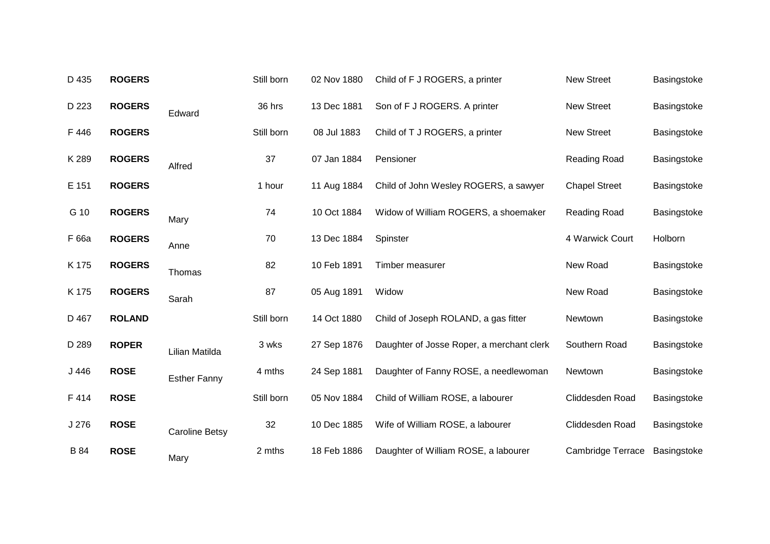| | | | | | | | |
|---|---|---|---|---|---|---|---|
| D 435 | **ROGERS** | | Still born | 02 Nov 1880 | Child of F J ROGERS, a printer | New Street | Basingstoke |
| D 223 | **ROGERS** | Edward | 36 hrs | 13 Dec 1881 | Son of F J ROGERS. A printer | New Street | Basingstoke |
| F 446 | **ROGERS** | | Still born | 08 Jul 1883 | Child of T J ROGERS, a printer | New Street | Basingstoke |
| K 289 | **ROGERS** | Alfred | 37 | 07 Jan 1884 | Pensioner | Reading Road | Basingstoke |
| E 151 | **ROGERS** | | 1 hour | 11 Aug 1884 | Child of John Wesley ROGERS, a sawyer | Chapel Street | Basingstoke |
| G 10 | **ROGERS** | Mary | 74 | 10 Oct 1884 | Widow of William ROGERS, a shoemaker | Reading Road | Basingstoke |
| F 66a | **ROGERS** | Anne | 70 | 13 Dec 1884 | Spinster | 4 Warwick Court | Holborn |
| K 175 | **ROGERS** | Thomas | 82 | 10 Feb 1891 | Timber measurer | New Road | Basingstoke |
| K 175 | **ROGERS** | Sarah | 87 | 05 Aug 1891 | Widow | New Road | Basingstoke |
| D 467 | **ROLAND** | | Still born | 14 Oct 1880 | Child of Joseph ROLAND, a gas fitter | Newtown | Basingstoke |
| D 289 | **ROPER** | Lilian Matilda | 3 wks | 27 Sep 1876 | Daughter of Josse Roper, a merchant clerk | Southern Road | Basingstoke |
| J 446 | **ROSE** | Esther Fanny | 4 mths | 24 Sep 1881 | Daughter of Fanny ROSE, a needlewoman | Newtown | Basingstoke |
| F 414 | **ROSE** | | Still born | 05 Nov 1884 | Child of William ROSE, a labourer | Cliddesden Road | Basingstoke |
| J 276 | **ROSE** | Caroline Betsy | 32 | 10 Dec 1885 | Wife of William ROSE, a labourer | Cliddesden Road | Basingstoke |
| B 84 | **ROSE** | Mary | 2 mths | 18 Feb 1886 | Daughter of William ROSE, a labourer | Cambridge Terrace | Basingstoke |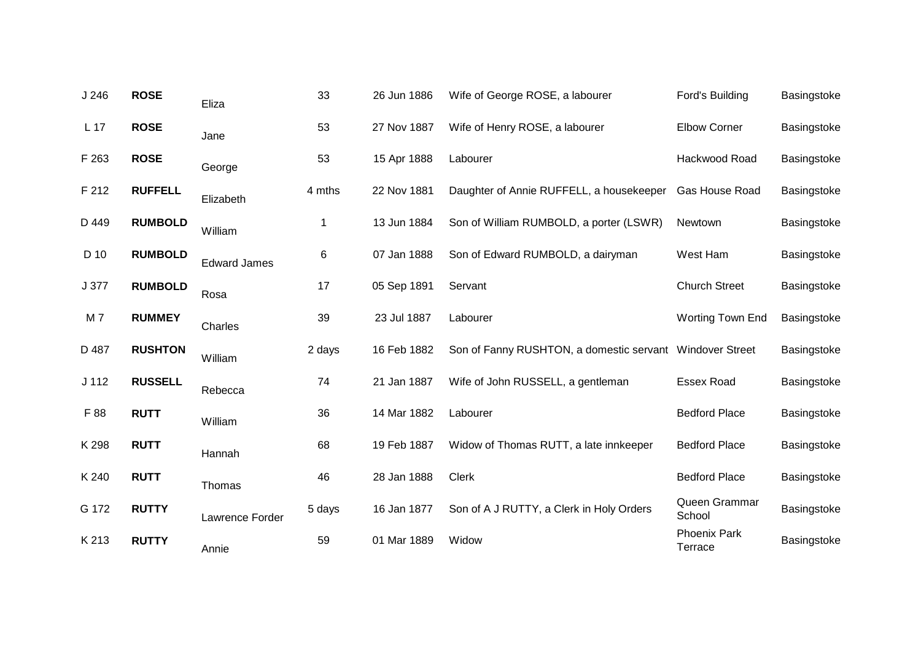| | | | | | | | |
|---|---|---|---|---|---|---|---|
| J 246 | **ROSE** | Eliza | 33 | 26 Jun 1886 | Wife of George ROSE, a labourer | Ford's Building | Basingstoke |
| L 17 | **ROSE** | Jane | 53 | 27 Nov 1887 | Wife of Henry ROSE, a labourer | Elbow Corner | Basingstoke |
| F 263 | **ROSE** | George | 53 | 15 Apr 1888 | Labourer | Hackwood Road | Basingstoke |
| F 212 | **RUFFELL** | Elizabeth | 4 mths | 22 Nov 1881 | Daughter of Annie RUFFELL, a housekeeper | Gas House Road | Basingstoke |
| D 449 | **RUMBOLD** | William | 1 | 13 Jun 1884 | Son of William RUMBOLD, a porter (LSWR) | Newtown | Basingstoke |
| D 10 | **RUMBOLD** | Edward James | 6 | 07 Jan 1888 | Son of Edward RUMBOLD, a dairyman | West Ham | Basingstoke |
| J 377 | **RUMBOLD** | Rosa | 17 | 05 Sep 1891 | Servant | Church Street | Basingstoke |
| M 7 | **RUMMEY** | Charles | 39 | 23 Jul 1887 | Labourer | Worting Town End | Basingstoke |
| D 487 | **RUSHTON** | William | 2 days | 16 Feb 1882 | Son of Fanny RUSHTON, a domestic servant | Windover Street | Basingstoke |
| J 112 | **RUSSELL** | Rebecca | 74 | 21 Jan 1887 | Wife of John RUSSELL, a gentleman | Essex Road | Basingstoke |
| F 88 | **RUTT** | William | 36 | 14 Mar 1882 | Labourer | Bedford Place | Basingstoke |
| K 298 | **RUTT** | Hannah | 68 | 19 Feb 1887 | Widow of Thomas RUTT, a late innkeeper | Bedford Place | Basingstoke |
| K 240 | **RUTT** | Thomas | 46 | 28 Jan 1888 | Clerk | Bedford Place | Basingstoke |
| G 172 | **RUTTY** | Lawrence Forder | 5 days | 16 Jan 1877 | Son of A J RUTTY, a Clerk in Holy Orders | Queen Grammar School | Basingstoke |
| K 213 | **RUTTY** | Annie | 59 | 01 Mar 1889 | Widow | Phoenix Park Terrace | Basingstoke |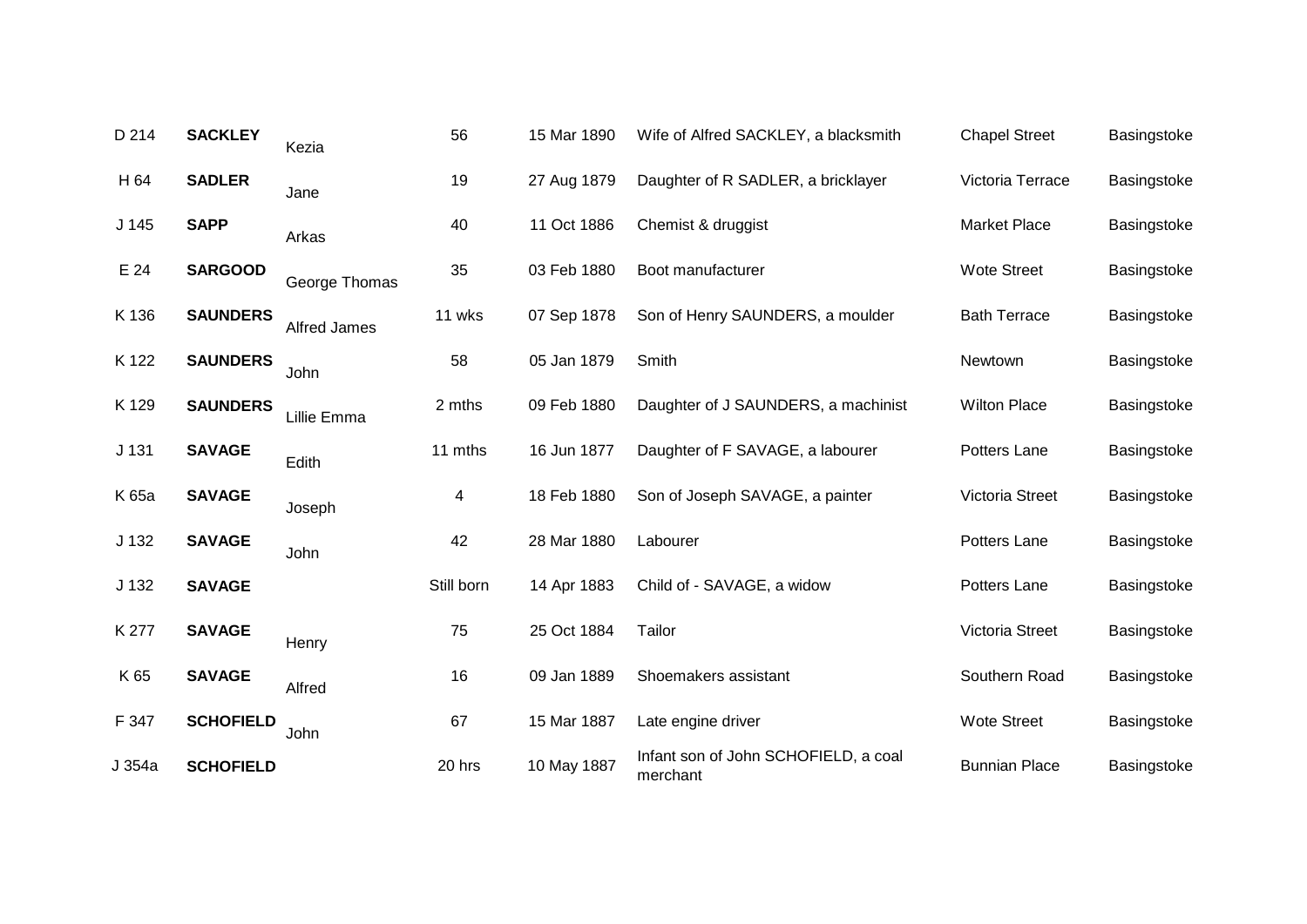| | | | | | | | |
|---|---|---|---|---|---|---|---|
| D 214 | **SACKLEY** | Kezia | 56 | 15 Mar 1890 | Wife of Alfred SACKLEY, a blacksmith | Chapel Street | Basingstoke |
| H 64 | **SADLER** | Jane | 19 | 27 Aug 1879 | Daughter of R SADLER, a bricklayer | Victoria Terrace | Basingstoke |
| J 145 | **SAPP** | Arkas | 40 | 11 Oct 1886 | Chemist & druggist | Market Place | Basingstoke |
| E 24 | **SARGOOD** | George Thomas | 35 | 03 Feb 1880 | Boot manufacturer | Wote Street | Basingstoke |
| K 136 | **SAUNDERS** | Alfred James | 11 wks | 07 Sep 1878 | Son of Henry SAUNDERS, a moulder | Bath Terrace | Basingstoke |
| K 122 | **SAUNDERS** | John | 58 | 05 Jan 1879 | Smith | Newtown | Basingstoke |
| K 129 | **SAUNDERS** | Lillie Emma | 2 mths | 09 Feb 1880 | Daughter of J SAUNDERS, a machinist | Wilton Place | Basingstoke |
| J 131 | **SAVAGE** | Edith | 11 mths | 16 Jun 1877 | Daughter of F SAVAGE, a labourer | Potters Lane | Basingstoke |
| K 65a | **SAVAGE** | Joseph | 4 | 18 Feb 1880 | Son of Joseph SAVAGE, a painter | Victoria Street | Basingstoke |
| J 132 | **SAVAGE** | John | 42 | 28 Mar 1880 | Labourer | Potters Lane | Basingstoke |
| J 132 | **SAVAGE** | | Still born | 14 Apr 1883 | Child of - SAVAGE, a widow | Potters Lane | Basingstoke |
| K 277 | **SAVAGE** | Henry | 75 | 25 Oct 1884 | Tailor | Victoria Street | Basingstoke |
| K 65 | **SAVAGE** | Alfred | 16 | 09 Jan 1889 | Shoemakers assistant | Southern Road | Basingstoke |
| F 347 | **SCHOFIELD** | John | 67 | 15 Mar 1887 | Late engine driver | Wote Street | Basingstoke |
| J 354a | **SCHOFIELD** | | 20 hrs | 10 May 1887 | Infant son of John SCHOFIELD, a coal merchant | Bunnian Place | Basingstoke |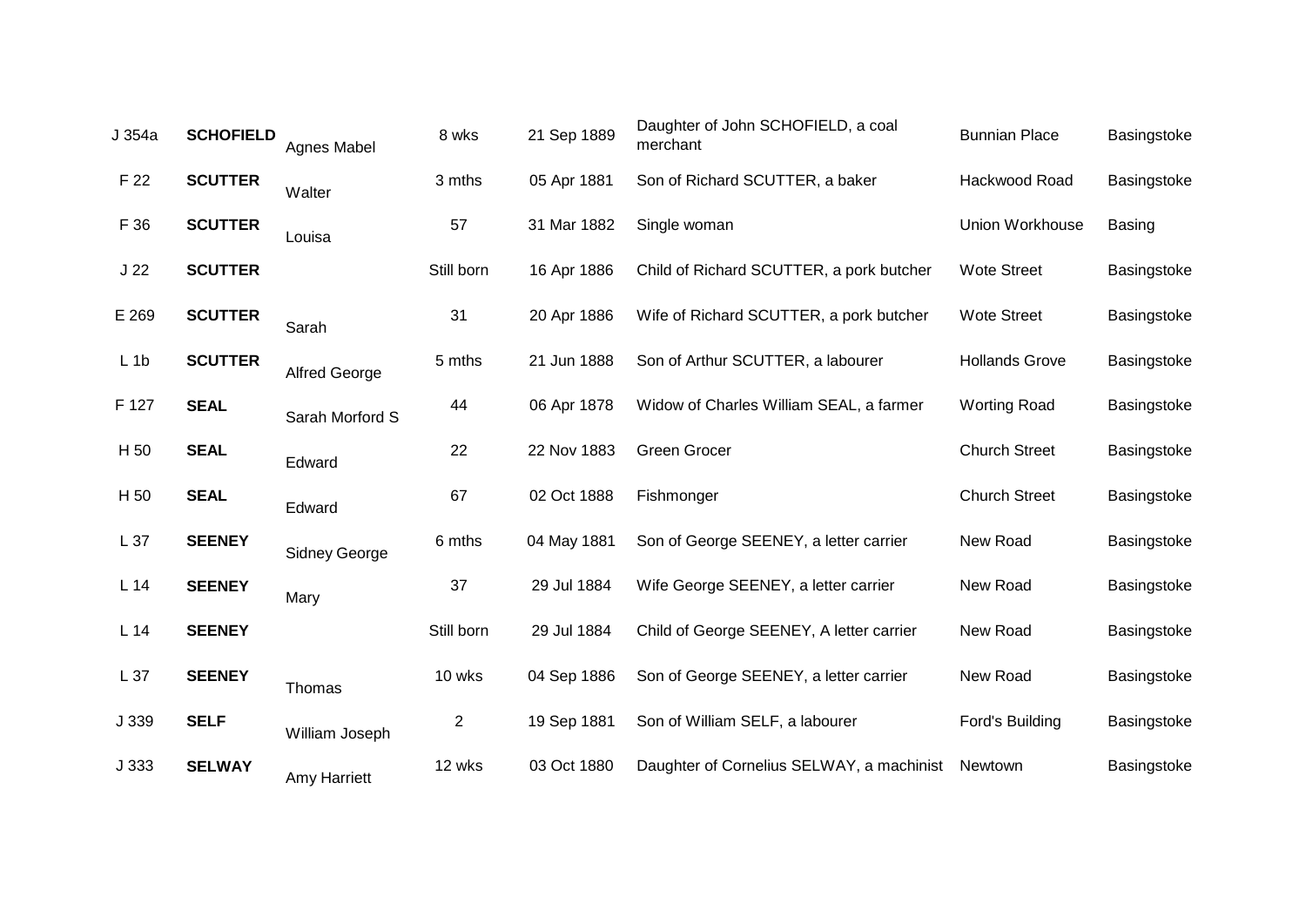| | | | | | | | |
|---|---|---|---|---|---|---|---|
| J 354a | **SCHOFIELD** | Agnes Mabel | 8 wks | 21 Sep 1889 | Daughter of John SCHOFIELD, a coal merchant | Bunnian Place | Basingstoke |
| F 22 | **SCUTTER** | Walter | 3 mths | 05 Apr 1881 | Son of Richard SCUTTER, a baker | Hackwood Road | Basingstoke |
| F 36 | **SCUTTER** | Louisa | 57 | 31 Mar 1882 | Single woman | Union Workhouse | Basing |
| J 22 | **SCUTTER** | | Still born | 16 Apr 1886 | Child of Richard SCUTTER, a pork butcher | Wote Street | Basingstoke |
| E 269 | **SCUTTER** | Sarah | 31 | 20 Apr 1886 | Wife of Richard SCUTTER, a pork butcher | Wote Street | Basingstoke |
| L 1b | **SCUTTER** | Alfred George | 5 mths | 21 Jun 1888 | Son of Arthur SCUTTER, a labourer | Hollands Grove | Basingstoke |
| F 127 | **SEAL** | Sarah Morford S | 44 | 06 Apr 1878 | Widow of Charles William SEAL, a farmer | Worting Road | Basingstoke |
| H 50 | **SEAL** | Edward | 22 | 22 Nov 1883 | Green Grocer | Church Street | Basingstoke |
| H 50 | **SEAL** | Edward | 67 | 02 Oct 1888 | Fishmonger | Church Street | Basingstoke |
| L 37 | **SEENEY** | Sidney George | 6 mths | 04 May 1881 | Son of George SEENEY, a letter carrier | New Road | Basingstoke |
| L 14 | **SEENEY** | Mary | 37 | 29 Jul 1884 | Wife George SEENEY, a letter carrier | New Road | Basingstoke |
| L 14 | **SEENEY** | | Still born | 29 Jul 1884 | Child of George SEENEY, A letter carrier | New Road | Basingstoke |
| L 37 | **SEENEY** | Thomas | 10 wks | 04 Sep 1886 | Son of George SEENEY, a letter carrier | New Road | Basingstoke |
| J 339 | **SELF** | William Joseph | 2 | 19 Sep 1881 | Son of William SELF, a labourer | Ford's Building | Basingstoke |
| J 333 | **SELWAY** | Amy Harriett | 12 wks | 03 Oct 1880 | Daughter of Cornelius SELWAY, a machinist | Newtown | Basingstoke |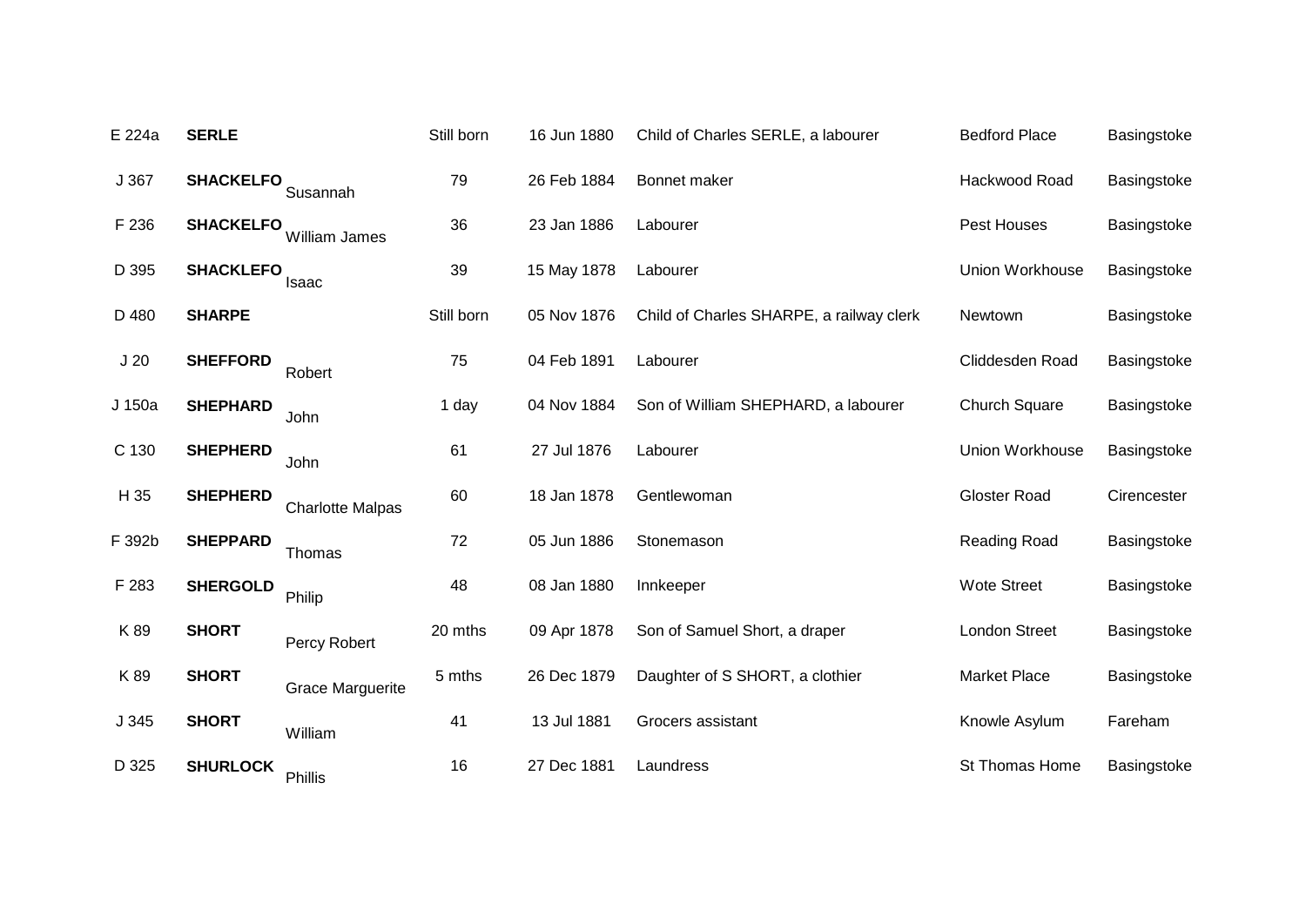| | | | | | | | |
|---|---|---|---|---|---|---|---|
| E 224a | **SERLE** | | Still born | 16 Jun 1880 | Child of Charles SERLE, a labourer | Bedford Place | Basingstoke |
| J 367 | **SHACKELFO** | Susannah | 79 | 26 Feb 1884 | Bonnet maker | Hackwood Road | Basingstoke |
| F 236 | **SHACKELFO** | William James | 36 | 23 Jan 1886 | Labourer | Pest Houses | Basingstoke |
| D 395 | **SHACKLEFO** | Isaac | 39 | 15 May 1878 | Labourer | Union Workhouse | Basingstoke |
| D 480 | **SHARPE** | | Still born | 05 Nov 1876 | Child of Charles SHARPE, a railway clerk | Newtown | Basingstoke |
| J 20 | **SHEFFORD** | Robert | 75 | 04 Feb 1891 | Labourer | Cliddesden Road | Basingstoke |
| J 150a | **SHEPHARD** | John | 1 day | 04 Nov 1884 | Son of William SHEPHARD, a labourer | Church Square | Basingstoke |
| C 130 | **SHEPHERD** | John | 61 | 27 Jul 1876 | Labourer | Union Workhouse | Basingstoke |
| H 35 | **SHEPHERD** | Charlotte Malpas | 60 | 18 Jan 1878 | Gentlewoman | Gloster Road | Cirencester |
| F 392b | **SHEPPARD** | Thomas | 72 | 05 Jun 1886 | Stonemason | Reading Road | Basingstoke |
| F 283 | **SHERGOLD** | Philip | 48 | 08 Jan 1880 | Innkeeper | Wote Street | Basingstoke |
| K 89 | **SHORT** | Percy Robert | 20 mths | 09 Apr 1878 | Son of Samuel Short, a draper | London Street | Basingstoke |
| K 89 | **SHORT** | Grace Marguerite | 5 mths | 26 Dec 1879 | Daughter of S SHORT, a clothier | Market Place | Basingstoke |
| J 345 | **SHORT** | William | 41 | 13 Jul 1881 | Grocers assistant | Knowle Asylum | Fareham |
| D 325 | **SHURLOCK** | Phillis | 16 | 27 Dec 1881 | Laundress | St Thomas Home | Basingstoke |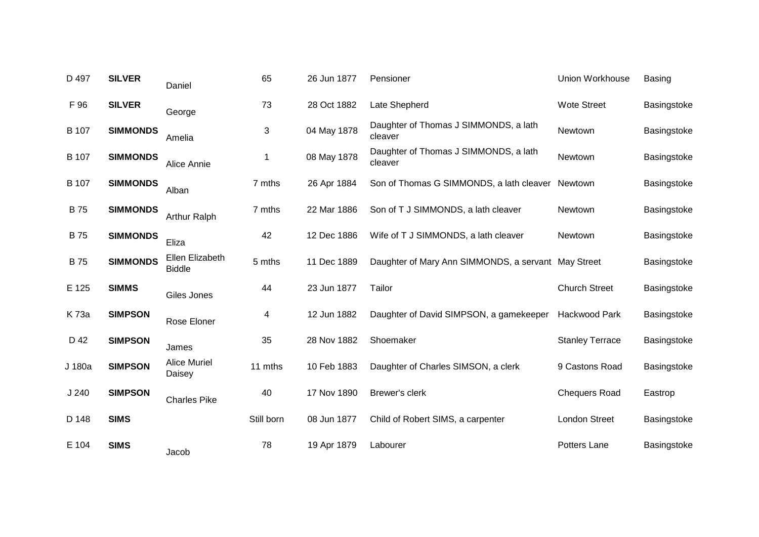| | | | | | | | |
|---|---|---|---|---|---|---|---|
| D 497 | **SILVER** | Daniel | 65 | 26 Jun 1877 | Pensioner | Union Workhouse | Basing |
| F 96 | **SILVER** | George | 73 | 28 Oct 1882 | Late Shepherd | Wote Street | Basingstoke |
| B 107 | **SIMMONDS** | Amelia | 3 | 04 May 1878 | Daughter of Thomas J SIMMONDS, a lath cleaver | Newtown | Basingstoke |
| B 107 | **SIMMONDS** | Alice Annie | 1 | 08 May 1878 | Daughter of Thomas J SIMMONDS, a lath cleaver | Newtown | Basingstoke |
| B 107 | **SIMMONDS** | Alban | 7 mths | 26 Apr 1884 | Son of Thomas G SIMMONDS, a lath cleaver | Newtown | Basingstoke |
| B 75 | **SIMMONDS** | Arthur Ralph | 7 mths | 22 Mar 1886 | Son of T J SIMMONDS, a lath cleaver | Newtown | Basingstoke |
| B 75 | **SIMMONDS** | Eliza | 42 | 12 Dec 1886 | Wife of T J SIMMONDS, a lath cleaver | Newtown | Basingstoke |
| B 75 | **SIMMONDS** | Ellen Elizabeth Biddle | 5 mths | 11 Dec 1889 | Daughter of Mary Ann SIMMONDS, a servant | May Street | Basingstoke |
| E 125 | **SIMMS** | Giles Jones | 44 | 23 Jun 1877 | Tailor | Church Street | Basingstoke |
| K 73a | **SIMPSON** | Rose Eloner | 4 | 12 Jun 1882 | Daughter of David SIMPSON, a gamekeeper | Hackwood Park | Basingstoke |
| D 42 | **SIMPSON** | James | 35 | 28 Nov 1882 | Shoemaker | Stanley Terrace | Basingstoke |
| J 180a | **SIMPSON** | Alice Muriel Daisey | 11 mths | 10 Feb 1883 | Daughter of Charles SIMSON, a clerk | 9 Castons Road | Basingstoke |
| J 240 | **SIMPSON** | Charles Pike | 40 | 17 Nov 1890 | Brewer's clerk | Chequers Road | Eastrop |
| D 148 | **SIMS** | | Still born | 08 Jun 1877 | Child of Robert SIMS, a carpenter | London Street | Basingstoke |
| E 104 | **SIMS** | Jacob | 78 | 19 Apr 1879 | Labourer | Potters Lane | Basingstoke |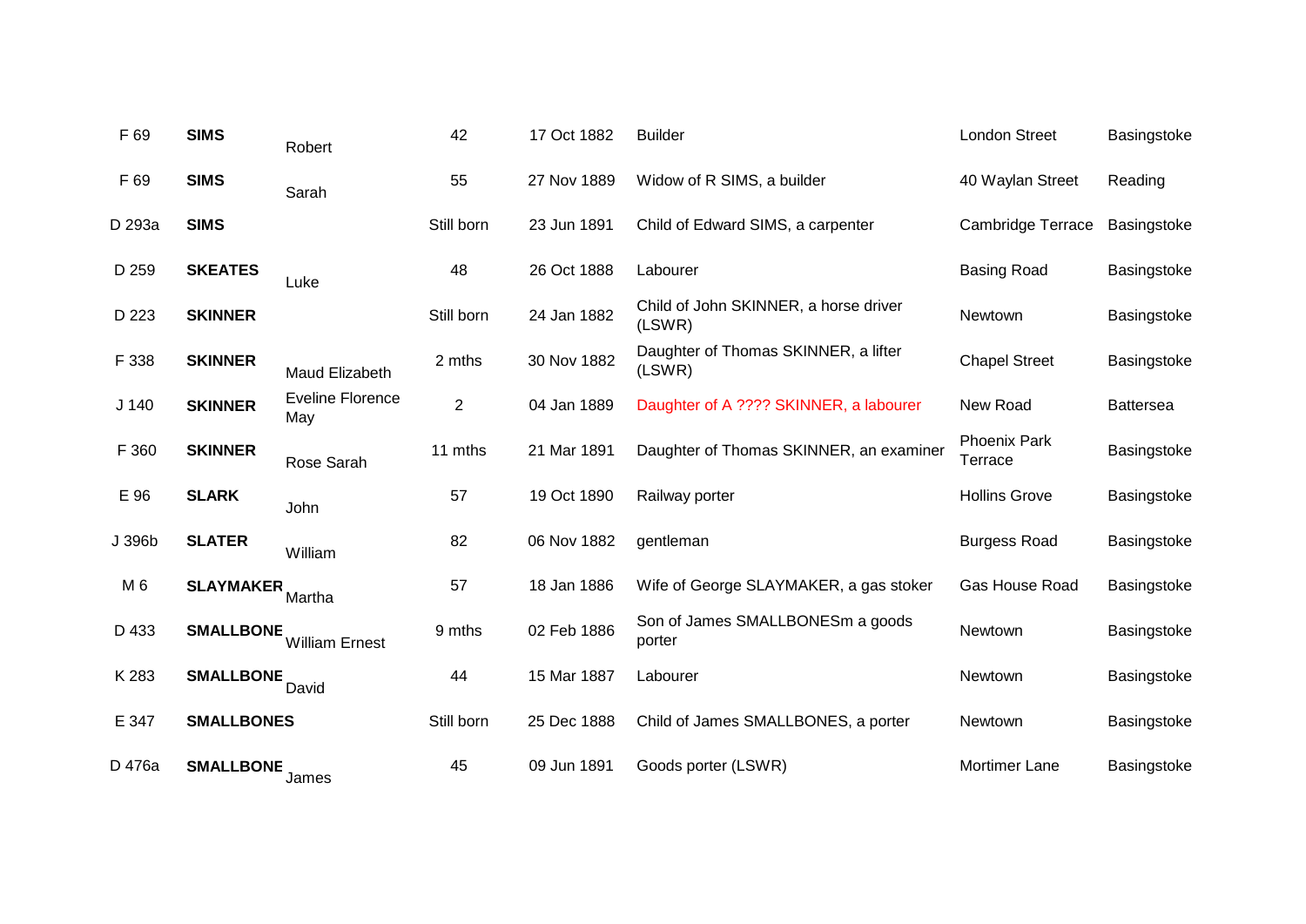| | | | | | | | |
|---|---|---|---|---|---|---|---|
| F 69 | **SIMS** | Robert | 42 | 17 Oct 1882 | Builder | London Street | Basingstoke |
| F 69 | **SIMS** | Sarah | 55 | 27 Nov 1889 | Widow of R SIMS, a builder | 40 Waylan Street | Reading |
| D 293a | **SIMS** | | Still born | 23 Jun 1891 | Child of Edward SIMS, a carpenter | Cambridge Terrace | Basingstoke |
| D 259 | **SKEATES** | Luke | 48 | 26 Oct 1888 | Labourer | Basing Road | Basingstoke |
| D 223 | **SKINNER** | | Still born | 24 Jan 1882 | Child of John SKINNER, a horse driver (LSWR) | Newtown | Basingstoke |
| F 338 | **SKINNER** | Maud Elizabeth | 2 mths | 30 Nov 1882 | Daughter of Thomas SKINNER, a lifter (LSWR) | Chapel Street | Basingstoke |
| J 140 | **SKINNER** | Eveline Florence May | 2 | 04 Jan 1889 | Daughter of A ???? SKINNER, a labourer | New Road | Battersea |
| F 360 | **SKINNER** | Rose Sarah | 11 mths | 21 Mar 1891 | Daughter of Thomas SKINNER, an examiner | Phoenix Park Terrace | Basingstoke |
| E 96 | **SLARK** | John | 57 | 19 Oct 1890 | Railway porter | Hollins Grove | Basingstoke |
| J 396b | **SLATER** | William | 82 | 06 Nov 1882 | gentleman | Burgess Road | Basingstoke |
| M 6 | **SLAYMAKER** | Martha | 57 | 18 Jan 1886 | Wife of George SLAYMAKER, a gas stoker | Gas House Road | Basingstoke |
| D 433 | **SMALLBONE** | William Ernest | 9 mths | 02 Feb 1886 | Son of James SMALLBONESm a goods porter | Newtown | Basingstoke |
| K 283 | **SMALLBONE** | David | 44 | 15 Mar 1887 | Labourer | Newtown | Basingstoke |
| E 347 | **SMALLBONES** | | Still born | 25 Dec 1888 | Child of James SMALLBONES, a porter | Newtown | Basingstoke |
| D 476a | **SMALLBONE** | James | 45 | 09 Jun 1891 | Goods porter (LSWR) | Mortimer Lane | Basingstoke |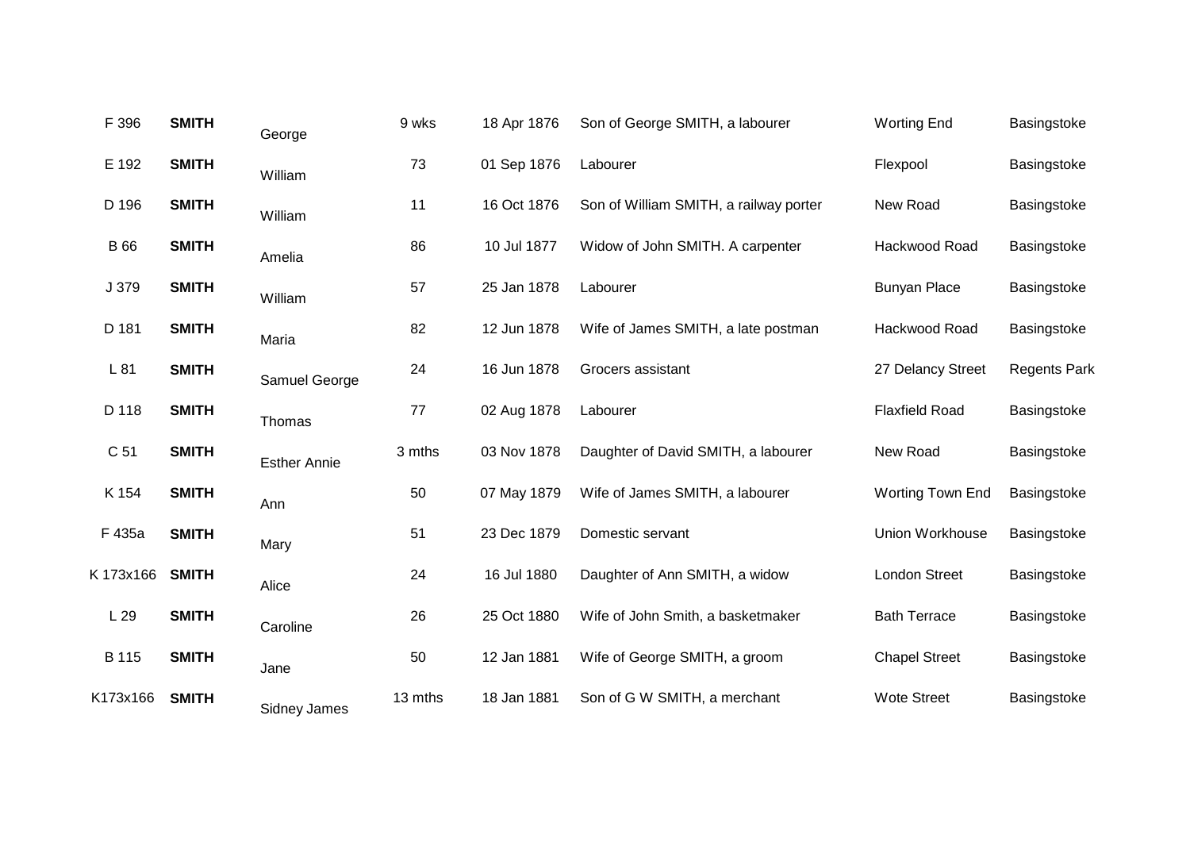| | | | | | | | |
|---|---|---|---|---|---|---|---|
| F 396 | **SMITH** | George | 9 wks | 18 Apr 1876 | Son of George SMITH, a labourer | Worting End | Basingstoke |
| E 192 | **SMITH** | William | 73 | 01 Sep 1876 | Labourer | Flexpool | Basingstoke |
| D 196 | **SMITH** | William | 11 | 16 Oct 1876 | Son of William SMITH, a railway porter | New Road | Basingstoke |
| B 66 | **SMITH** | Amelia | 86 | 10 Jul 1877 | Widow of John SMITH. A carpenter | Hackwood Road | Basingstoke |
| J 379 | **SMITH** | William | 57 | 25 Jan 1878 | Labourer | Bunyan Place | Basingstoke |
| D 181 | **SMITH** | Maria | 82 | 12 Jun 1878 | Wife of James SMITH, a late postman | Hackwood Road | Basingstoke |
| L 81 | **SMITH** | Samuel George | 24 | 16 Jun 1878 | Grocers assistant | 27 Delancy Street | Regents Park |
| D 118 | **SMITH** | Thomas | 77 | 02 Aug 1878 | Labourer | Flaxfield Road | Basingstoke |
| C 51 | **SMITH** | Esther Annie | 3 mths | 03 Nov 1878 | Daughter of David SMITH, a labourer | New Road | Basingstoke |
| K 154 | **SMITH** | Ann | 50 | 07 May 1879 | Wife of James SMITH, a labourer | Worting Town End | Basingstoke |
| F 435a | **SMITH** | Mary | 51 | 23 Dec 1879 | Domestic servant | Union Workhouse | Basingstoke |
| K 173x166 | **SMITH** | Alice | 24 | 16 Jul 1880 | Daughter of Ann SMITH, a widow | London Street | Basingstoke |
| L 29 | **SMITH** | Caroline | 26 | 25 Oct 1880 | Wife of John Smith, a basketmaker | Bath Terrace | Basingstoke |
| B 115 | **SMITH** | Jane | 50 | 12 Jan 1881 | Wife of George SMITH, a groom | Chapel Street | Basingstoke |
| K173x166 | **SMITH** | Sidney James | 13 mths | 18 Jan 1881 | Son of G W SMITH, a merchant | Wote Street | Basingstoke |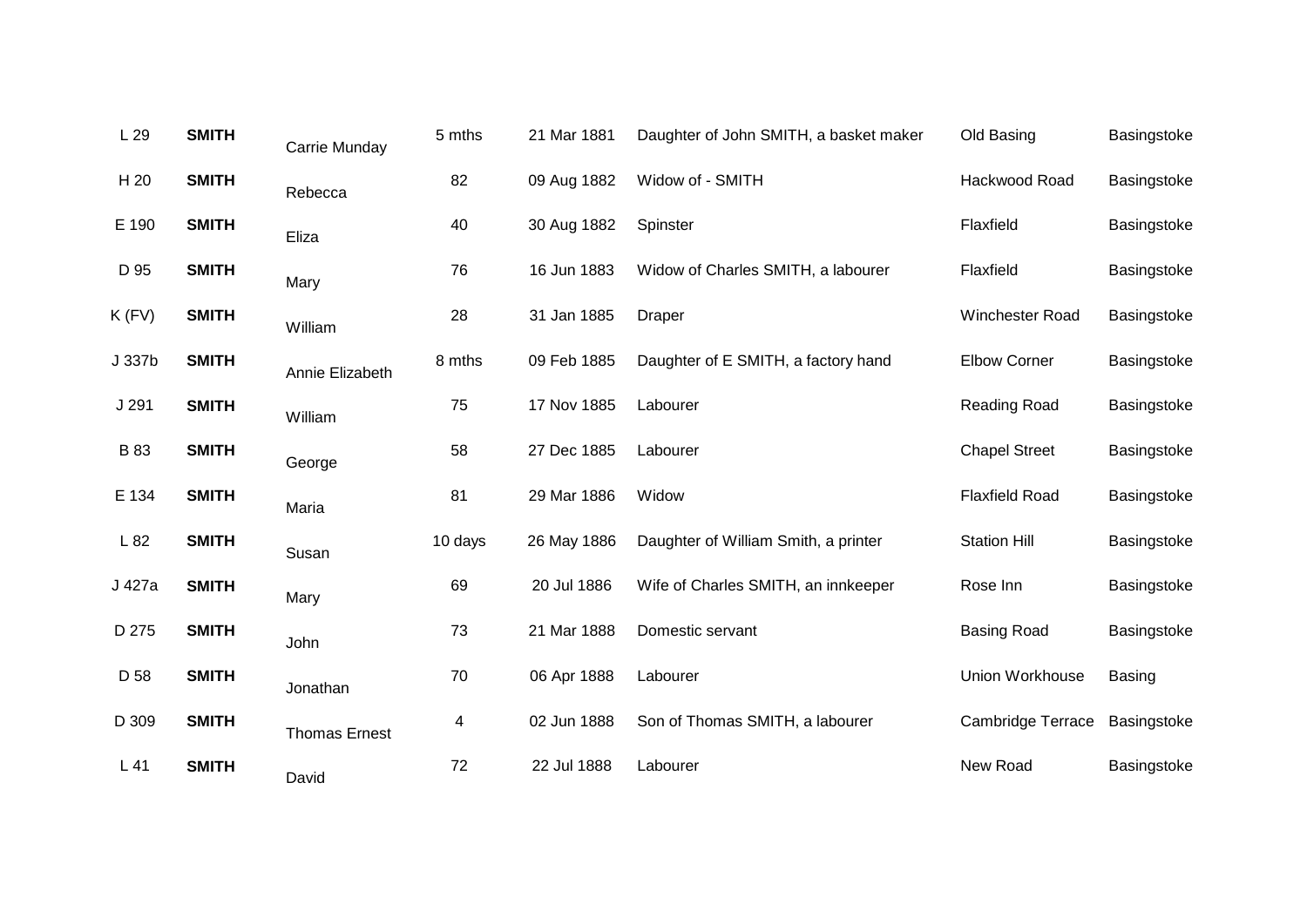| | | | | | | | |
|---|---|---|---|---|---|---|---|
| L 29 | **SMITH** | Carrie Munday | 5 mths | 21 Mar 1881 | Daughter of John SMITH, a basket maker | Old Basing | Basingstoke |
| H 20 | **SMITH** | Rebecca | 82 | 09 Aug 1882 | Widow of - SMITH | Hackwood Road | Basingstoke |
| E 190 | **SMITH** | Eliza | 40 | 30 Aug 1882 | Spinster | Flaxfield | Basingstoke |
| D 95 | **SMITH** | Mary | 76 | 16 Jun 1883 | Widow of Charles SMITH, a labourer | Flaxfield | Basingstoke |
| K (FV) | **SMITH** | William | 28 | 31 Jan 1885 | Draper | Winchester Road | Basingstoke |
| J 337b | **SMITH** | Annie Elizabeth | 8 mths | 09 Feb 1885 | Daughter of E SMITH, a factory hand | Elbow Corner | Basingstoke |
| J 291 | **SMITH** | William | 75 | 17 Nov 1885 | Labourer | Reading Road | Basingstoke |
| B 83 | **SMITH** | George | 58 | 27 Dec 1885 | Labourer | Chapel Street | Basingstoke |
| E 134 | **SMITH** | Maria | 81 | 29 Mar 1886 | Widow | Flaxfield Road | Basingstoke |
| L 82 | **SMITH** | Susan | 10 days | 26 May 1886 | Daughter of William Smith, a printer | Station Hill | Basingstoke |
| J 427a | **SMITH** | Mary | 69 | 20 Jul 1886 | Wife of Charles SMITH, an innkeeper | Rose Inn | Basingstoke |
| D 275 | **SMITH** | John | 73 | 21 Mar 1888 | Domestic servant | Basing Road | Basingstoke |
| D 58 | **SMITH** | Jonathan | 70 | 06 Apr 1888 | Labourer | Union Workhouse | Basing |
| D 309 | **SMITH** | Thomas Ernest | 4 | 02 Jun 1888 | Son of Thomas SMITH, a labourer | Cambridge Terrace | Basingstoke |
| L 41 | **SMITH** | David | 72 | 22 Jul 1888 | Labourer | New Road | Basingstoke |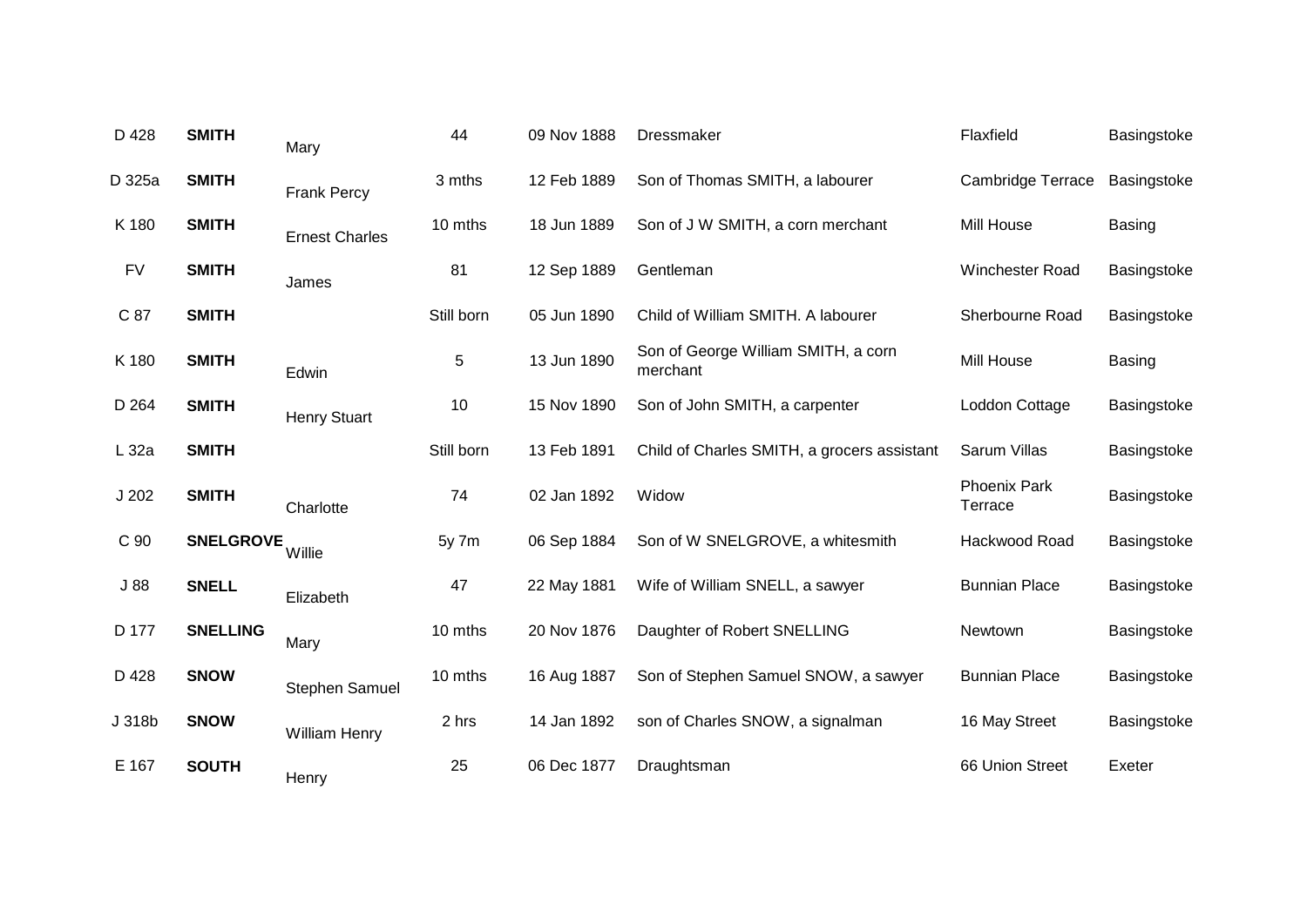| | | | | | | | |
|---|---|---|---|---|---|---|---|
| D 428 | **SMITH** | Mary | 44 | 09 Nov 1888 | Dressmaker | Flaxfield | Basingstoke |
| D 325a | **SMITH** | Frank Percy | 3 mths | 12 Feb 1889 | Son of Thomas SMITH, a labourer | Cambridge Terrace | Basingstoke |
| K 180 | **SMITH** | Ernest Charles | 10 mths | 18 Jun 1889 | Son of J W SMITH, a corn merchant | Mill House | Basing |
| FV | **SMITH** | James | 81 | 12 Sep 1889 | Gentleman | Winchester Road | Basingstoke |
| C 87 | **SMITH** | | Still born | 05 Jun 1890 | Child of William SMITH. A labourer | Sherbourne Road | Basingstoke |
| K 180 | **SMITH** | Edwin | 5 | 13 Jun 1890 | Son of George William SMITH, a corn merchant | Mill House | Basing |
| D 264 | **SMITH** | Henry Stuart | 10 | 15 Nov 1890 | Son of John SMITH, a carpenter | Loddon Cottage | Basingstoke |
| L 32a | **SMITH** | | Still born | 13 Feb 1891 | Child of Charles SMITH, a grocers assistant | Sarum Villas | Basingstoke |
| J 202 | **SMITH** | Charlotte | 74 | 02 Jan 1892 | Widow | Phoenix Park Terrace | Basingstoke |
| C 90 | **SNELGROVE** | Willie | 5y 7m | 06 Sep 1884 | Son of W SNELGROVE, a whitesmith | Hackwood Road | Basingstoke |
| J 88 | **SNELL** | Elizabeth | 47 | 22 May 1881 | Wife of William SNELL, a sawyer | Bunnian Place | Basingstoke |
| D 177 | **SNELLING** | Mary | 10 mths | 20 Nov 1876 | Daughter of Robert SNELLING | Newtown | Basingstoke |
| D 428 | **SNOW** | Stephen Samuel | 10 mths | 16 Aug 1887 | Son of Stephen Samuel SNOW, a sawyer | Bunnian Place | Basingstoke |
| J 318b | **SNOW** | William Henry | 2 hrs | 14 Jan 1892 | son of Charles SNOW, a signalman | 16 May Street | Basingstoke |
| E 167 | **SOUTH** | Henry | 25 | 06 Dec 1877 | Draughtsman | 66 Union Street | Exeter |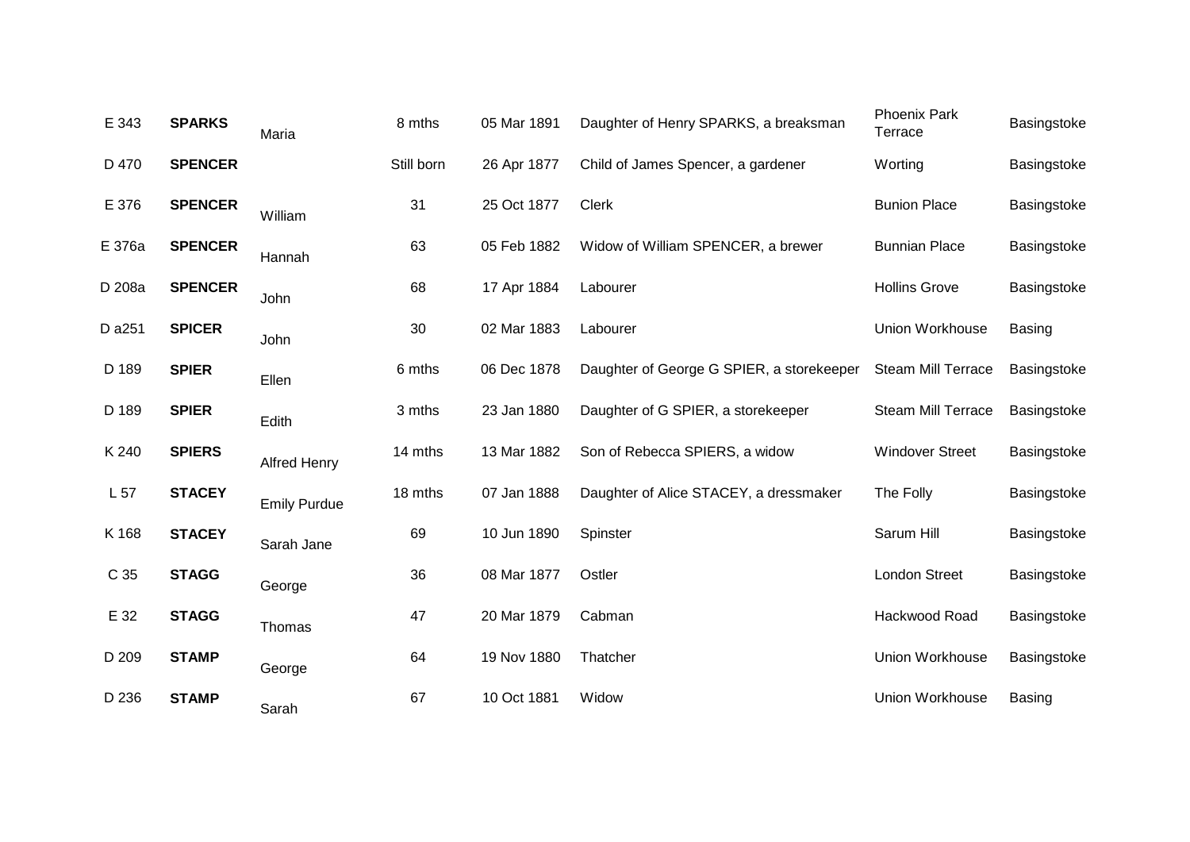| | | | | | | | |
|---|---|---|---|---|---|---|---|
| E 343 | **SPARKS** | Maria | 8 mths | 05 Mar 1891 | Daughter of Henry SPARKS, a breaksman | Phoenix Park Terrace | Basingstoke |
| D 470 | **SPENCER** | | Still born | 26 Apr 1877 | Child of James Spencer, a gardener | Worting | Basingstoke |
| E 376 | **SPENCER** | William | 31 | 25 Oct 1877 | Clerk | Bunion Place | Basingstoke |
| E 376a | **SPENCER** | Hannah | 63 | 05 Feb 1882 | Widow of William SPENCER, a brewer | Bunnian Place | Basingstoke |
| D 208a | **SPENCER** | John | 68 | 17 Apr 1884 | Labourer | Hollins Grove | Basingstoke |
| D a251 | **SPICER** | John | 30 | 02 Mar 1883 | Labourer | Union Workhouse | Basing |
| D 189 | **SPIER** | Ellen | 6 mths | 06 Dec 1878 | Daughter of George G SPIER, a storekeeper | Steam Mill Terrace | Basingstoke |
| D 189 | **SPIER** | Edith | 3 mths | 23 Jan 1880 | Daughter of G SPIER, a storekeeper | Steam Mill Terrace | Basingstoke |
| K 240 | **SPIERS** | Alfred Henry | 14 mths | 13 Mar 1882 | Son of Rebecca SPIERS, a widow | Windover Street | Basingstoke |
| L 57 | **STACEY** | Emily Purdue | 18 mths | 07 Jan 1888 | Daughter of Alice STACEY, a dressmaker | The Folly | Basingstoke |
| K 168 | **STACEY** | Sarah Jane | 69 | 10 Jun 1890 | Spinster | Sarum Hill | Basingstoke |
| C 35 | **STAGG** | George | 36 | 08 Mar 1877 | Ostler | London Street | Basingstoke |
| E 32 | **STAGG** | Thomas | 47 | 20 Mar 1879 | Cabman | Hackwood Road | Basingstoke |
| D 209 | **STAMP** | George | 64 | 19 Nov 1880 | Thatcher | Union Workhouse | Basingstoke |
| D 236 | **STAMP** | Sarah | 67 | 10 Oct 1881 | Widow | Union Workhouse | Basing |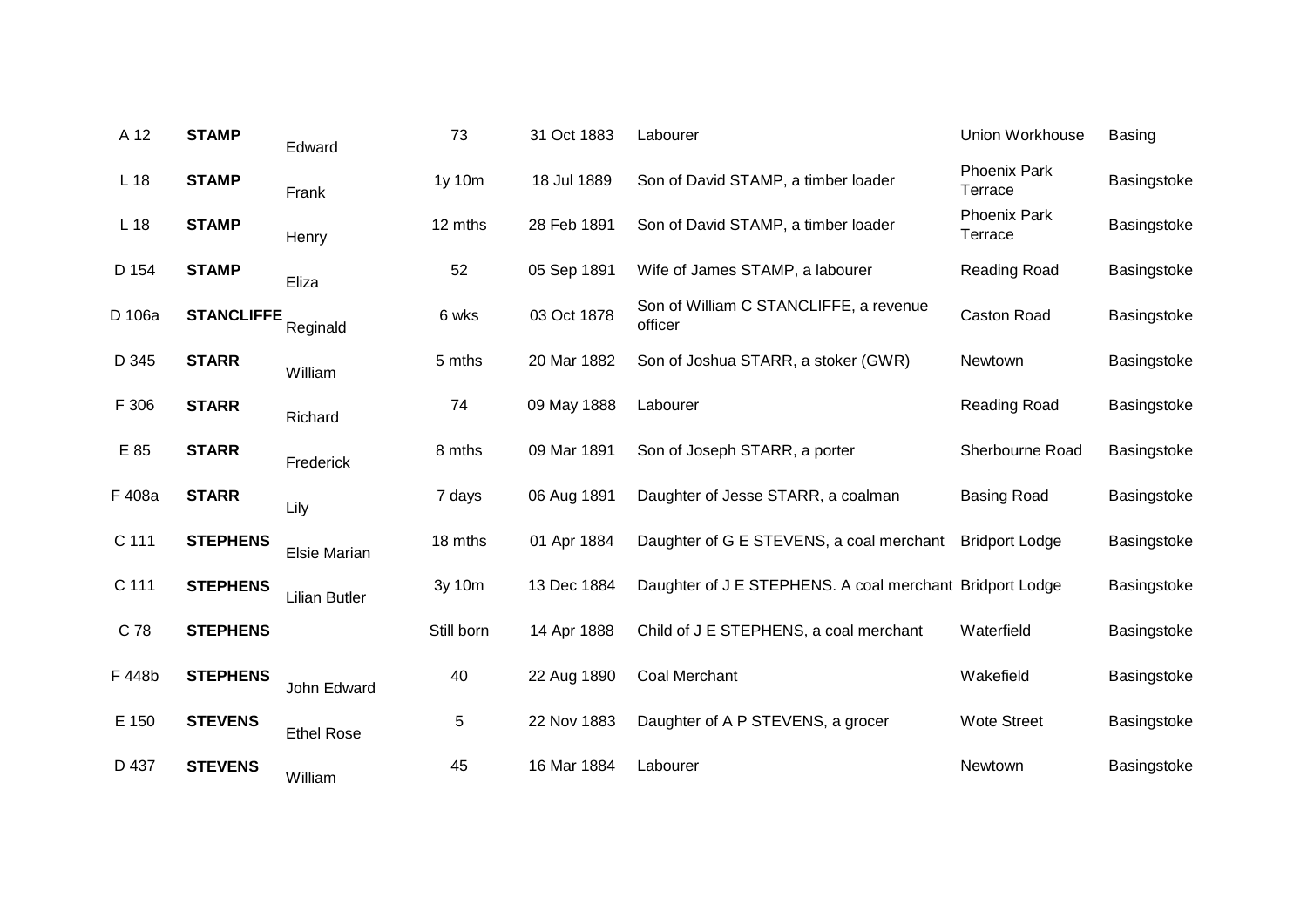| A 12 | **STAMP** | Edward | 73 | 31 Oct 1883 | Labourer | Union Workhouse | Basing |
|---|---|---|---|---|---|---|---|
| L 18 | **STAMP** | Frank | 1y 10m | 18 Jul 1889 | Son of David STAMP, a timber loader | Phoenix Park Terrace | Basingstoke |
| L 18 | **STAMP** | Henry | 12 mths | 28 Feb 1891 | Son of David STAMP, a timber loader | Phoenix Park Terrace | Basingstoke |
| D 154 | **STAMP** | Eliza | 52 | 05 Sep 1891 | Wife of James STAMP, a labourer | Reading Road | Basingstoke |
| D 106a | **STANCLIFFE** | Reginald | 6 wks | 03 Oct 1878 | Son of William C STANCLIFFE, a revenue officer | Caston Road | Basingstoke |
| D 345 | **STARR** | William | 5 mths | 20 Mar 1882 | Son of Joshua STARR, a stoker (GWR) | Newtown | Basingstoke |
| F 306 | **STARR** | Richard | 74 | 09 May 1888 | Labourer | Reading Road | Basingstoke |
| E 85 | **STARR** | Frederick | 8 mths | 09 Mar 1891 | Son of Joseph STARR, a porter | Sherbourne Road | Basingstoke |
| F 408a | **STARR** | Lily | 7 days | 06 Aug 1891 | Daughter of Jesse STARR, a coalman | Basing Road | Basingstoke |
| C 111 | **STEPHENS** | Elsie Marian | 18 mths | 01 Apr 1884 | Daughter of G E STEVENS, a coal merchant | Bridport Lodge | Basingstoke |
| C 111 | **STEPHENS** | Lilian Butler | 3y 10m | 13 Dec 1884 | Daughter of J E STEPHENS. A coal merchant | Bridport Lodge | Basingstoke |
| C 78 | **STEPHENS** | | Still born | 14 Apr 1888 | Child of J E STEPHENS, a coal merchant | Waterfield | Basingstoke |
| F 448b | **STEPHENS** | John Edward | 40 | 22 Aug 1890 | Coal Merchant | Wakefield | Basingstoke |
| E 150 | **STEVENS** | Ethel Rose | 5 | 22 Nov 1883 | Daughter of A P STEVENS, a grocer | Wote Street | Basingstoke |
| D 437 | **STEVENS** | William | 45 | 16 Mar 1884 | Labourer | Newtown | Basingstoke |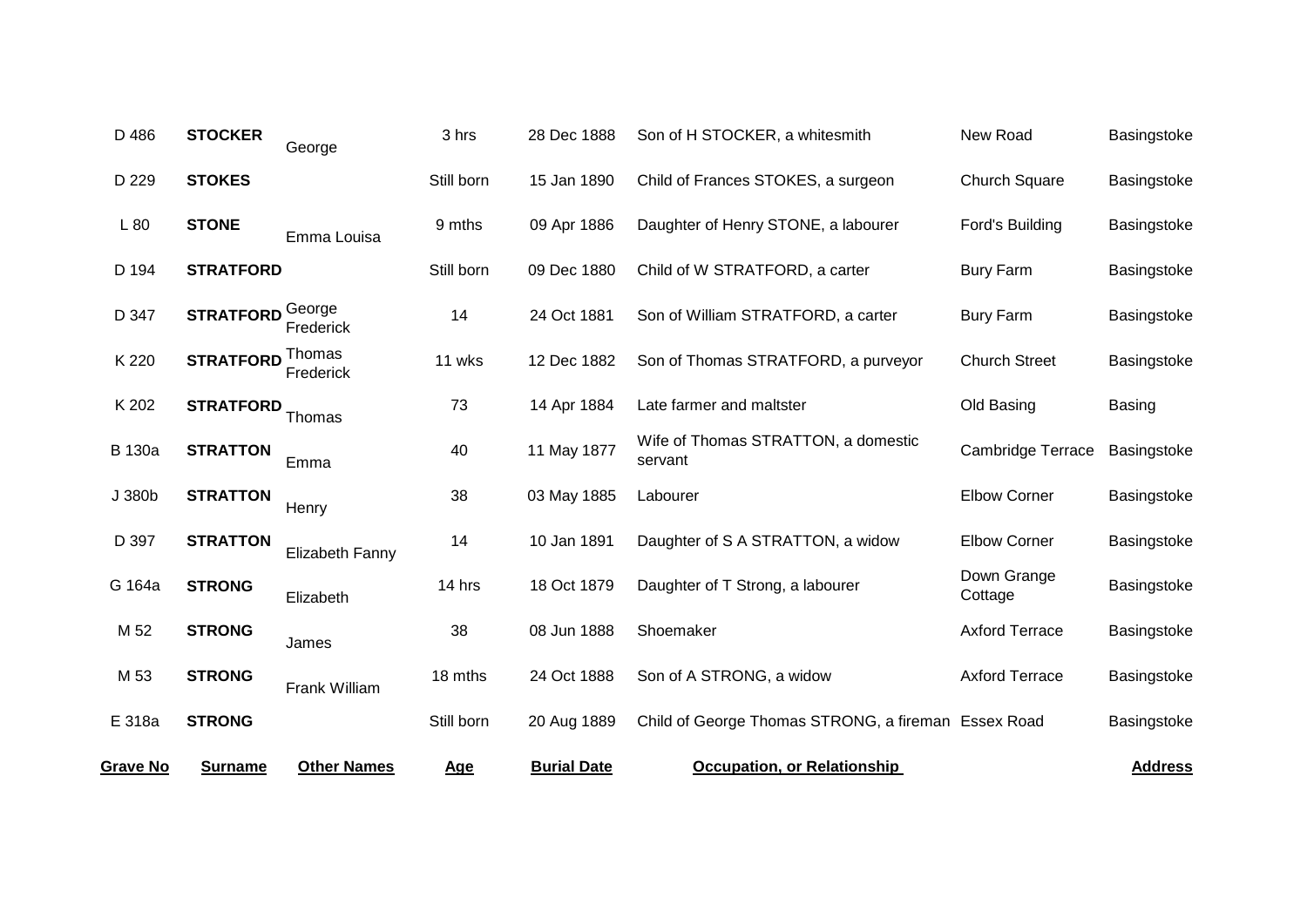| Grave No | Surname | Other Names | Age | Burial Date | Occupation, or Relationship | | Address |
|---|---|---|---|---|---|---|---|
| D 486 | **STOCKER** | George | 3 hrs | 28 Dec 1888 | Son of H STOCKER, a whitesmith | New Road | Basingstoke |
| D 229 | **STOKES** | | Still born | 15 Jan 1890 | Child of Frances STOKES, a surgeon | Church Square | Basingstoke |
| L 80 | **STONE** | Emma Louisa | 9 mths | 09 Apr 1886 | Daughter of Henry STONE, a labourer | Ford's Building | Basingstoke |
| D 194 | **STRATFORD** | | Still born | 09 Dec 1880 | Child of W STRATFORD, a carter | Bury Farm | Basingstoke |
| D 347 | **STRATFORD** | George Frederick | 14 | 24 Oct 1881 | Son of William STRATFORD, a carter | Bury Farm | Basingstoke |
| K 220 | **STRATFORD** | Thomas Frederick | 11 wks | 12 Dec 1882 | Son of Thomas STRATFORD, a purveyor | Church Street | Basingstoke |
| K 202 | **STRATFORD** | Thomas | 73 | 14 Apr 1884 | Late farmer and maltster | Old Basing | Basing |
| B 130a | **STRATTON** | Emma | 40 | 11 May 1877 | Wife of Thomas STRATTON, a domestic servant | Cambridge Terrace | Basingstoke |
| J 380b | **STRATTON** | Henry | 38 | 03 May 1885 | Labourer | Elbow Corner | Basingstoke |
| D 397 | **STRATTON** | Elizabeth Fanny | 14 | 10 Jan 1891 | Daughter of S A STRATTON, a widow | Elbow Corner | Basingstoke |
| G 164a | **STRONG** | Elizabeth | 14 hrs | 18 Oct 1879 | Daughter of T Strong, a labourer | Down Grange Cottage | Basingstoke |
| M 52 | **STRONG** | James | 38 | 08 Jun 1888 | Shoemaker | Axford Terrace | Basingstoke |
| M 53 | **STRONG** | Frank William | 18 mths | 24 Oct 1888 | Son of A STRONG, a widow | Axford Terrace | Basingstoke |
| E 318a | **STRONG** | | Still born | 20 Aug 1889 | Child of George Thomas STRONG, a fireman | Essex Road | Basingstoke |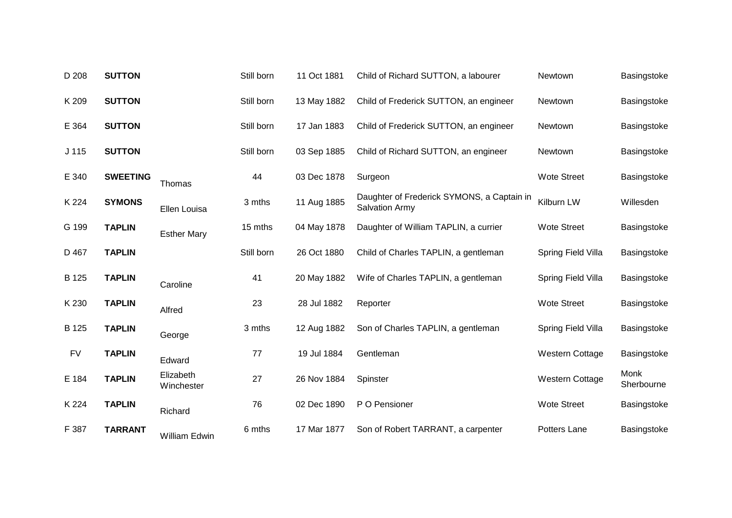| | | | | | | | |
|---|---|---|---|---|---|---|---|
| D 208 | **SUTTON** | | Still born | 11 Oct 1881 | Child of Richard SUTTON, a labourer | Newtown | Basingstoke |
| K 209 | **SUTTON** | | Still born | 13 May 1882 | Child of Frederick SUTTON, an engineer | Newtown | Basingstoke |
| E 364 | **SUTTON** | | Still born | 17 Jan 1883 | Child of Frederick SUTTON, an engineer | Newtown | Basingstoke |
| J 115 | **SUTTON** | | Still born | 03 Sep 1885 | Child of Richard SUTTON, an engineer | Newtown | Basingstoke |
| E 340 | **SWEETING** | Thomas | 44 | 03 Dec 1878 | Surgeon | Wote Street | Basingstoke |
| K 224 | **SYMONS** | Ellen Louisa | 3 mths | 11 Aug 1885 | Daughter of Frederick SYMONS, a Captain in Salvation Army | Kilburn LW | Willesden |
| G 199 | **TAPLIN** | Esther Mary | 15 mths | 04 May 1878 | Daughter of William TAPLIN, a currier | Wote Street | Basingstoke |
| D 467 | **TAPLIN** | | Still born | 26 Oct 1880 | Child of Charles TAPLIN, a gentleman | Spring Field Villa | Basingstoke |
| B 125 | **TAPLIN** | Caroline | 41 | 20 May 1882 | Wife of Charles TAPLIN, a gentleman | Spring Field Villa | Basingstoke |
| K 230 | **TAPLIN** | Alfred | 23 | 28 Jul 1882 | Reporter | Wote Street | Basingstoke |
| B 125 | **TAPLIN** | George | 3 mths | 12 Aug 1882 | Son of Charles TAPLIN, a gentleman | Spring Field Villa | Basingstoke |
| FV | **TAPLIN** | Edward | 77 | 19 Jul 1884 | Gentleman | Western Cottage | Basingstoke |
| E 184 | **TAPLIN** | Elizabeth Winchester | 27 | 26 Nov 1884 | Spinster | Western Cottage | Monk Sherbourne |
| K 224 | **TAPLIN** | Richard | 76 | 02 Dec 1890 | P O Pensioner | Wote Street | Basingstoke |
| F 387 | **TARRANT** | William Edwin | 6 mths | 17 Mar 1877 | Son of Robert TARRANT, a carpenter | Potters Lane | Basingstoke |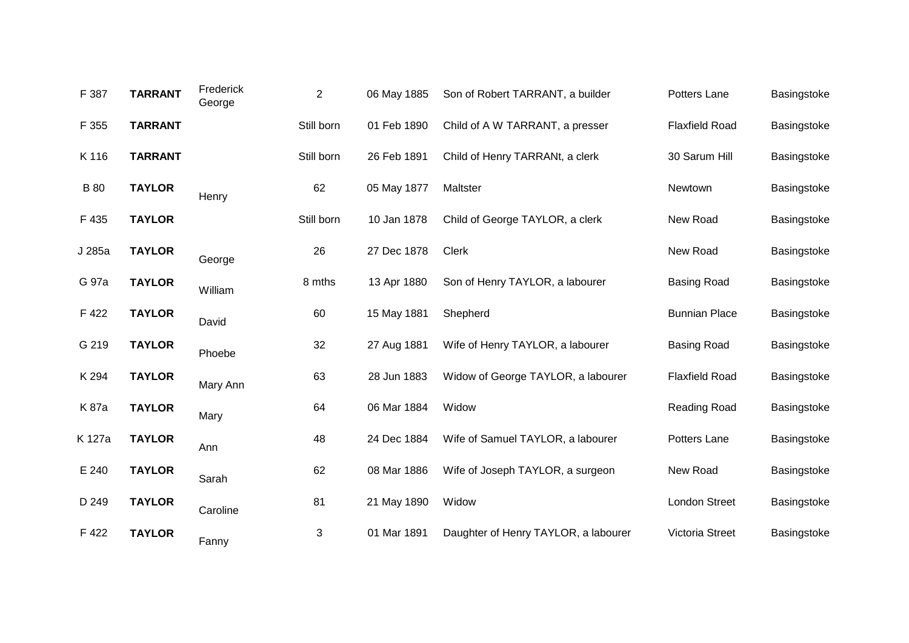| | | | | | | | |
|---|---|---|---|---|---|---|---|
| F 387 | **TARRANT** | Frederick George | 2 | 06 May 1885 | Son of Robert TARRANT, a builder | Potters Lane | Basingstoke |
| F 355 | **TARRANT** | | Still born | 01 Feb 1890 | Child of A W TARRANT, a presser | Flaxfield Road | Basingstoke |
| K 116 | **TARRANT** | | Still born | 26 Feb 1891 | Child of Henry TARRANt, a clerk | 30 Sarum Hill | Basingstoke |
| B 80 | **TAYLOR** | Henry | 62 | 05 May 1877 | Maltster | Newtown | Basingstoke |
| F 435 | **TAYLOR** | | Still born | 10 Jan 1878 | Child of George TAYLOR, a clerk | New Road | Basingstoke |
| J 285a | **TAYLOR** | George | 26 | 27 Dec 1878 | Clerk | New Road | Basingstoke |
| G 97a | **TAYLOR** | William | 8 mths | 13 Apr 1880 | Son of Henry TAYLOR, a labourer | Basing Road | Basingstoke |
| F 422 | **TAYLOR** | David | 60 | 15 May 1881 | Shepherd | Bunnian Place | Basingstoke |
| G 219 | **TAYLOR** | Phoebe | 32 | 27 Aug 1881 | Wife of Henry TAYLOR, a labourer | Basing Road | Basingstoke |
| K 294 | **TAYLOR** | Mary Ann | 63 | 28 Jun 1883 | Widow of George TAYLOR, a labourer | Flaxfield Road | Basingstoke |
| K 87a | **TAYLOR** | Mary | 64 | 06 Mar 1884 | Widow | Reading Road | Basingstoke |
| K 127a | **TAYLOR** | Ann | 48 | 24 Dec 1884 | Wife of Samuel TAYLOR, a labourer | Potters Lane | Basingstoke |
| E 240 | **TAYLOR** | Sarah | 62 | 08 Mar 1886 | Wife of Joseph TAYLOR, a surgeon | New Road | Basingstoke |
| D 249 | **TAYLOR** | Caroline | 81 | 21 May 1890 | Widow | London Street | Basingstoke |
| F 422 | **TAYLOR** | Fanny | 3 | 01 Mar 1891 | Daughter of Henry TAYLOR, a labourer | Victoria Street | Basingstoke |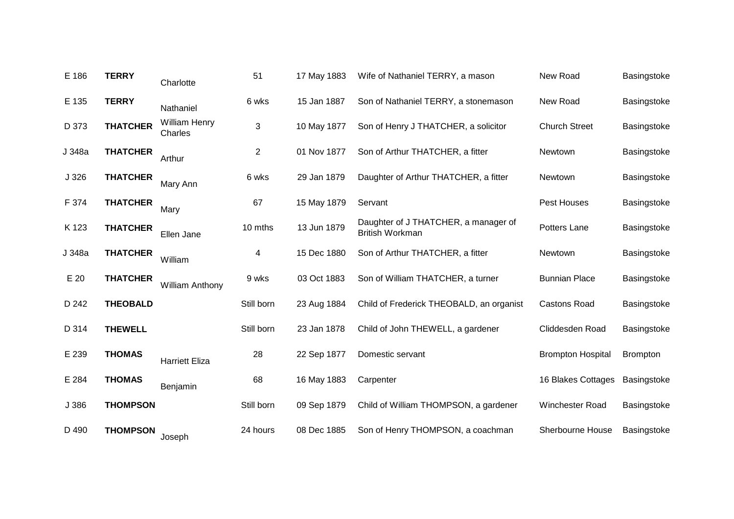| | | | | | | | |
|---|---|---|---|---|---|---|---|
| E 186 | **TERRY** | Charlotte | 51 | 17 May 1883 | Wife of Nathaniel TERRY, a mason | New Road | Basingstoke |
| E 135 | **TERRY** | Nathaniel | 6 wks | 15 Jan 1887 | Son of Nathaniel TERRY, a stonemason | New Road | Basingstoke |
| D 373 | **THATCHER** | William Henry Charles | 3 | 10 May 1877 | Son of Henry J THATCHER, a solicitor | Church Street | Basingstoke |
| J 348a | **THATCHER** | Arthur | 2 | 01 Nov 1877 | Son of Arthur THATCHER, a fitter | Newtown | Basingstoke |
| J 326 | **THATCHER** | Mary Ann | 6 wks | 29 Jan 1879 | Daughter of Arthur THATCHER, a fitter | Newtown | Basingstoke |
| F 374 | **THATCHER** | Mary | 67 | 15 May 1879 | Servant | Pest Houses | Basingstoke |
| K 123 | **THATCHER** | Ellen Jane | 10 mths | 13 Jun 1879 | Daughter of J THATCHER, a manager of British Workman | Potters Lane | Basingstoke |
| J 348a | **THATCHER** | William | 4 | 15 Dec 1880 | Son of Arthur THATCHER, a fitter | Newtown | Basingstoke |
| E 20 | **THATCHER** | William Anthony | 9 wks | 03 Oct 1883 | Son of William THATCHER, a turner | Bunnian Place | Basingstoke |
| D 242 | **THEOBALD** | | Still born | 23 Aug 1884 | Child of Frederick THEOBALD, an organist | Castons Road | Basingstoke |
| D 314 | **THEWELL** | | Still born | 23 Jan 1878 | Child of John THEWELL, a gardener | Cliddesden Road | Basingstoke |
| E 239 | **THOMAS** | Harriett Eliza | 28 | 22 Sep 1877 | Domestic servant | Brompton Hospital | Brompton |
| E 284 | **THOMAS** | Benjamin | 68 | 16 May 1883 | Carpenter | 16 Blakes Cottages | Basingstoke |
| J 386 | **THOMPSON** | | Still born | 09 Sep 1879 | Child of William THOMPSON, a gardener | Winchester Road | Basingstoke |
| D 490 | **THOMPSON** | Joseph | 24 hours | 08 Dec 1885 | Son of Henry THOMPSON, a coachman | Sherbourne House | Basingstoke |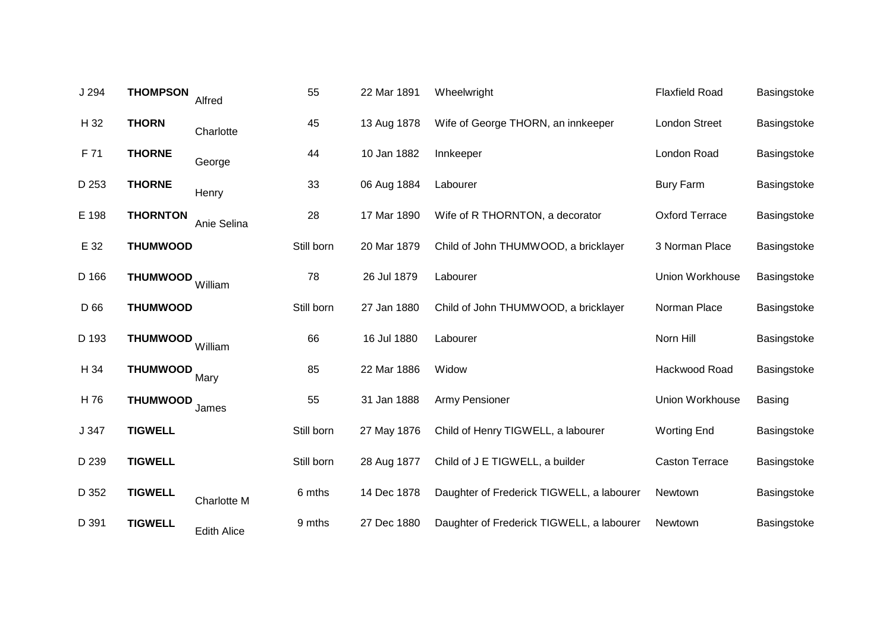| | | | | | | | |
|---|---|---|---|---|---|---|---|
| J 294 | **THOMPSON** | Alfred | 55 | 22 Mar 1891 | Wheelwright | Flaxfield Road | Basingstoke |
| H 32 | **THORN** | Charlotte | 45 | 13 Aug 1878 | Wife of George THORN, an innkeeper | London Street | Basingstoke |
| F 71 | **THORNE** | George | 44 | 10 Jan 1882 | Innkeeper | London Road | Basingstoke |
| D 253 | **THORNE** | Henry | 33 | 06 Aug 1884 | Labourer | Bury Farm | Basingstoke |
| E 198 | **THORNTON** | Anie Selina | 28 | 17 Mar 1890 | Wife of R THORNTON, a decorator | Oxford Terrace | Basingstoke |
| E 32 | **THUMWOOD** | | Still born | 20 Mar 1879 | Child of John THUMWOOD, a bricklayer | 3 Norman Place | Basingstoke |
| D 166 | **THUMWOOD** | William | 78 | 26 Jul 1879 | Labourer | Union Workhouse | Basingstoke |
| D 66 | **THUMWOOD** | | Still born | 27 Jan 1880 | Child of John THUMWOOD, a bricklayer | Norman Place | Basingstoke |
| D 193 | **THUMWOOD** | William | 66 | 16 Jul 1880 | Labourer | Norn Hill | Basingstoke |
| H 34 | **THUMWOOD** | Mary | 85 | 22 Mar 1886 | Widow | Hackwood Road | Basingstoke |
| H 76 | **THUMWOOD** | James | 55 | 31 Jan 1888 | Army Pensioner | Union Workhouse | Basing |
| J 347 | **TIGWELL** | | Still born | 27 May 1876 | Child of Henry TIGWELL, a labourer | Worting End | Basingstoke |
| D 239 | **TIGWELL** | | Still born | 28 Aug 1877 | Child of J E TIGWELL, a builder | Caston Terrace | Basingstoke |
| D 352 | **TIGWELL** | Charlotte M | 6 mths | 14 Dec 1878 | Daughter of Frederick TIGWELL, a labourer | Newtown | Basingstoke |
| D 391 | **TIGWELL** | Edith Alice | 9 mths | 27 Dec 1880 | Daughter of Frederick TIGWELL, a labourer | Newtown | Basingstoke |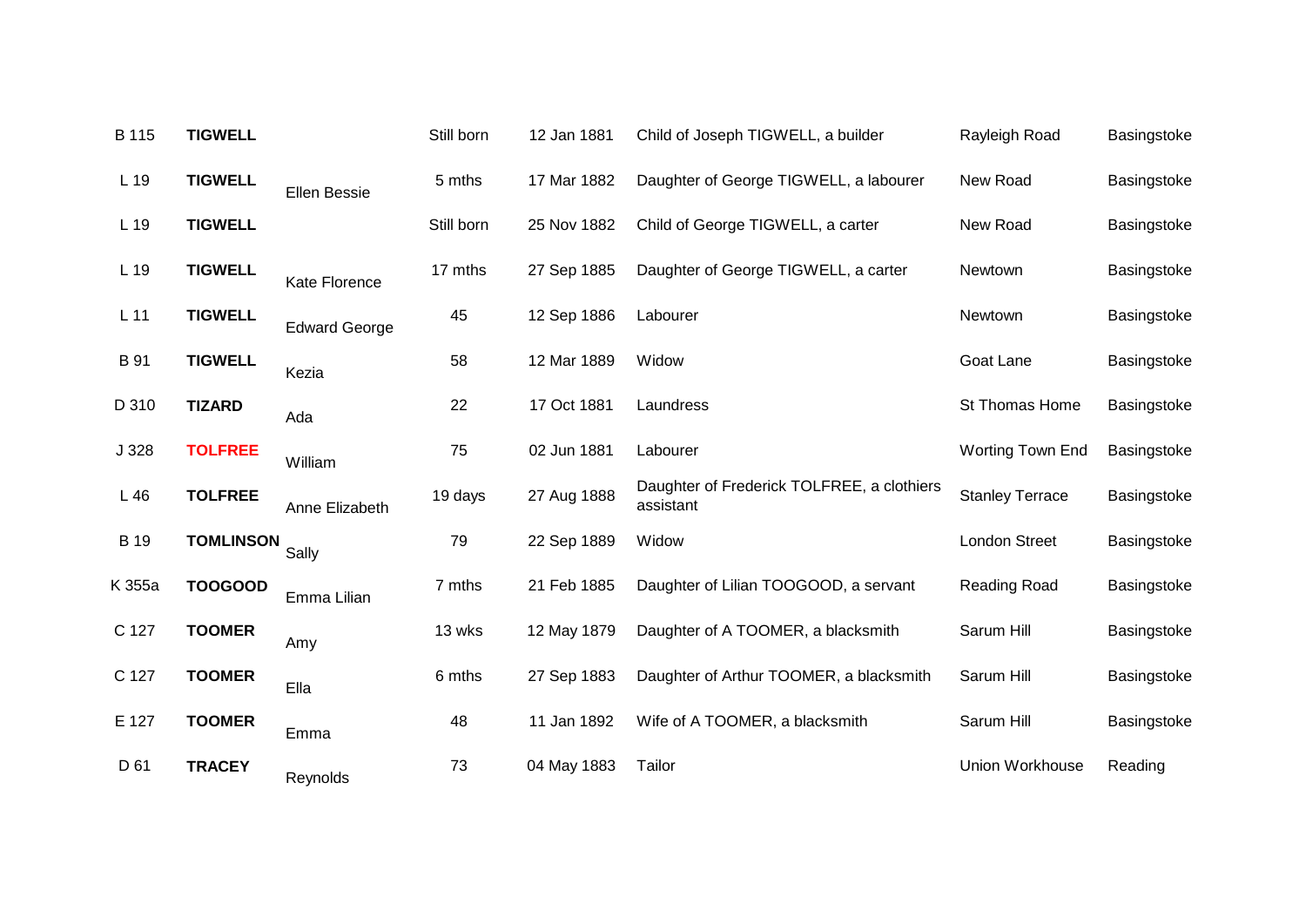| | | | | | | | |
|---|---|---|---|---|---|---|---|
| B 115 | **TIGWELL** | | Still born | 12 Jan 1881 | Child of Joseph TIGWELL, a builder | Rayleigh Road | Basingstoke |
| L 19 | **TIGWELL** | Ellen Bessie | 5 mths | 17 Mar 1882 | Daughter of George TIGWELL, a labourer | New Road | Basingstoke |
| L 19 | **TIGWELL** | | Still born | 25 Nov 1882 | Child of George TIGWELL, a carter | New Road | Basingstoke |
| L 19 | **TIGWELL** | Kate Florence | 17 mths | 27 Sep 1885 | Daughter of George TIGWELL, a carter | Newtown | Basingstoke |
| L 11 | **TIGWELL** | Edward George | 45 | 12 Sep 1886 | Labourer | Newtown | Basingstoke |
| B 91 | **TIGWELL** | Kezia | 58 | 12 Mar 1889 | Widow | Goat Lane | Basingstoke |
| D 310 | **TIZARD** | Ada | 22 | 17 Oct 1881 | Laundress | St Thomas Home | Basingstoke |
| J 328 | **TOLFREE** | William | 75 | 02 Jun 1881 | Labourer | Worting Town End | Basingstoke |
| L 46 | **TOLFREE** | Anne Elizabeth | 19 days | 27 Aug 1888 | Daughter of Frederick TOLFREE, a clothiers assistant | Stanley Terrace | Basingstoke |
| B 19 | **TOMLINSON** | Sally | 79 | 22 Sep 1889 | Widow | London Street | Basingstoke |
| K 355a | **TOOGOOD** | Emma Lilian | 7 mths | 21 Feb 1885 | Daughter of Lilian TOOGOOD, a servant | Reading Road | Basingstoke |
| C 127 | **TOOMER** | Amy | 13 wks | 12 May 1879 | Daughter of A TOOMER, a blacksmith | Sarum Hill | Basingstoke |
| C 127 | **TOOMER** | Ella | 6 mths | 27 Sep 1883 | Daughter of Arthur TOOMER, a blacksmith | Sarum Hill | Basingstoke |
| E 127 | **TOOMER** | Emma | 48 | 11 Jan 1892 | Wife of A TOOMER, a blacksmith | Sarum Hill | Basingstoke |
| D 61 | **TRACEY** | Reynolds | 73 | 04 May 1883 | Tailor | Union Workhouse | Reading |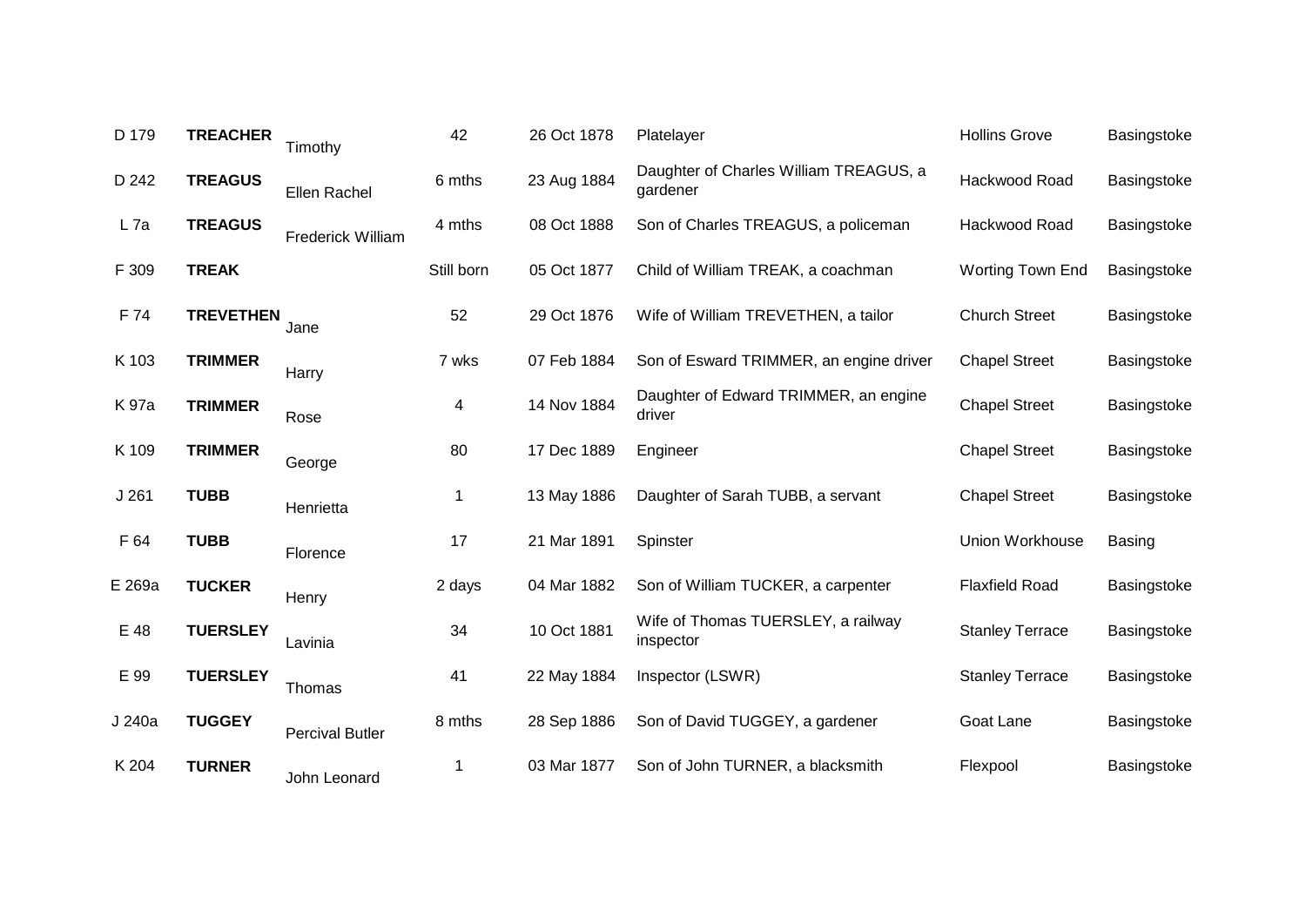| | | | | | | | |
|---|---|---|---|---|---|---|---|
| D 179 | **TREACHER** | Timothy | 42 | 26 Oct 1878 | Platelayer | Hollins Grove | Basingstoke |
| D 242 | **TREAGUS** | Ellen Rachel | 6 mths | 23 Aug 1884 | Daughter of Charles William TREAGUS, a gardener | Hackwood Road | Basingstoke |
| L 7a | **TREAGUS** | Frederick William | 4 mths | 08 Oct 1888 | Son of Charles TREAGUS, a policeman | Hackwood Road | Basingstoke |
| F 309 | **TREAK** | | Still born | 05 Oct 1877 | Child of William TREAK, a coachman | Worting Town End | Basingstoke |
| F 74 | **TREVETHEN** | Jane | 52 | 29 Oct 1876 | Wife of William TREVETHEN, a tailor | Church Street | Basingstoke |
| K 103 | **TRIMMER** | Harry | 7 wks | 07 Feb 1884 | Son of Esward TRIMMER, an engine driver | Chapel Street | Basingstoke |
| K 97a | **TRIMMER** | Rose | 4 | 14 Nov 1884 | Daughter of Edward TRIMMER, an engine driver | Chapel Street | Basingstoke |
| K 109 | **TRIMMER** | George | 80 | 17 Dec 1889 | Engineer | Chapel Street | Basingstoke |
| J 261 | **TUBB** | Henrietta | 1 | 13 May 1886 | Daughter of Sarah TUBB, a servant | Chapel Street | Basingstoke |
| F 64 | **TUBB** | Florence | 17 | 21 Mar 1891 | Spinster | Union Workhouse | Basing |
| E 269a | **TUCKER** | Henry | 2 days | 04 Mar 1882 | Son of William TUCKER, a carpenter | Flaxfield Road | Basingstoke |
| E 48 | **TUERSLEY** | Lavinia | 34 | 10 Oct 1881 | Wife of Thomas TUERSLEY, a railway inspector | Stanley Terrace | Basingstoke |
| E 99 | **TUERSLEY** | Thomas | 41 | 22 May 1884 | Inspector (LSWR) | Stanley Terrace | Basingstoke |
| J 240a | **TUGGEY** | Percival Butler | 8 mths | 28 Sep 1886 | Son of David TUGGEY, a gardener | Goat Lane | Basingstoke |
| K 204 | **TURNER** | John Leonard | 1 | 03 Mar 1877 | Son of John TURNER, a blacksmith | Flexpool | Basingstoke |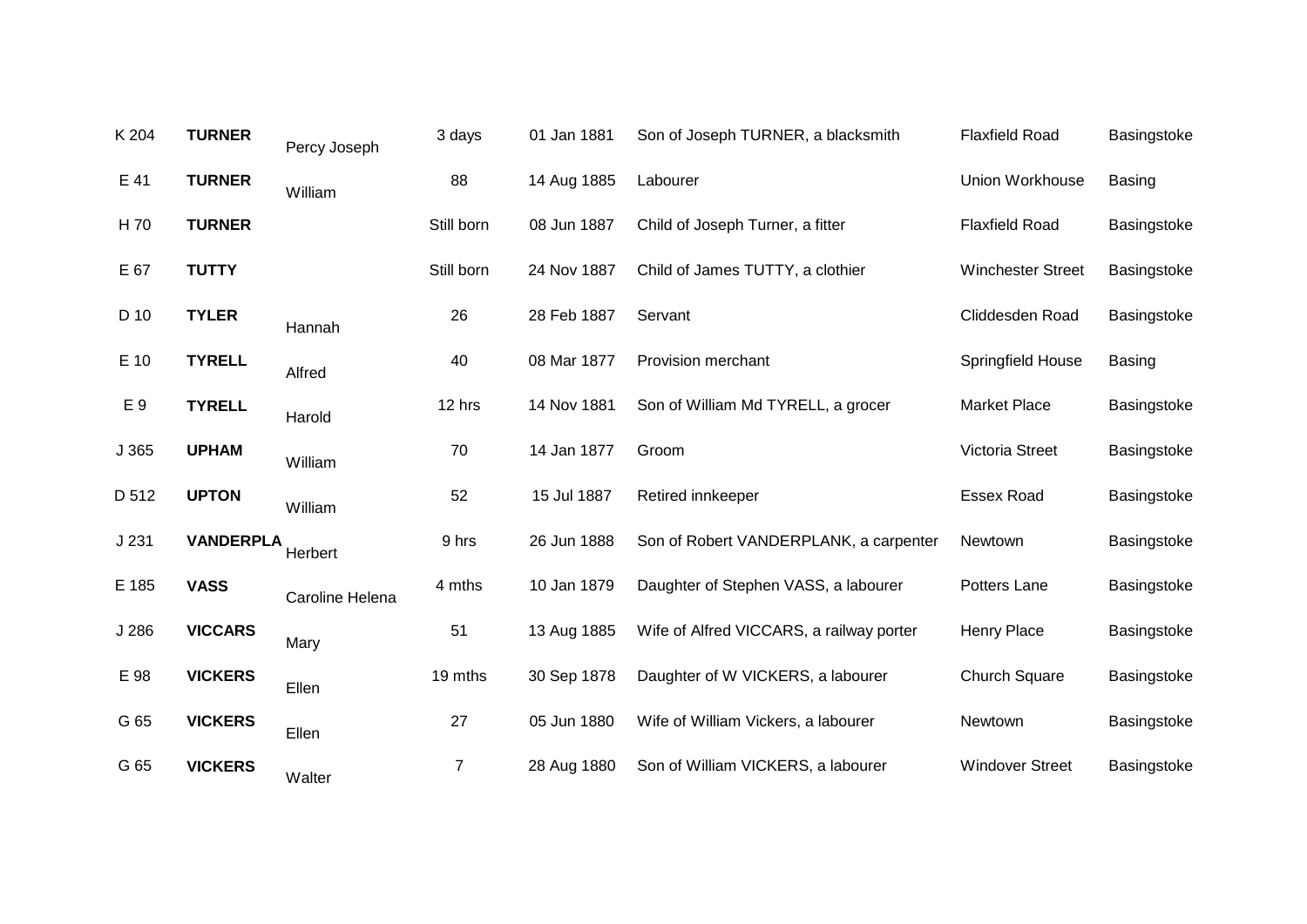| | | | | | | | |
|---|---|---|---|---|---|---|---|
| K 204 | **TURNER** | Percy Joseph | 3 days | 01 Jan 1881 | Son of Joseph TURNER, a blacksmith | Flaxfield Road | Basingstoke |
| E 41 | **TURNER** | William | 88 | 14 Aug 1885 | Labourer | Union Workhouse | Basing |
| H 70 | **TURNER** | | Still born | 08 Jun 1887 | Child of Joseph Turner, a fitter | Flaxfield Road | Basingstoke |
| E 67 | **TUTTY** | | Still born | 24 Nov 1887 | Child of James TUTTY, a clothier | Winchester Street | Basingstoke |
| D 10 | **TYLER** | Hannah | 26 | 28 Feb 1887 | Servant | Cliddesden Road | Basingstoke |
| E 10 | **TYRELL** | Alfred | 40 | 08 Mar 1877 | Provision merchant | Springfield House | Basing |
| E 9 | **TYRELL** | Harold | 12 hrs | 14 Nov 1881 | Son of William Md TYRELL, a grocer | Market Place | Basingstoke |
| J 365 | **UPHAM** | William | 70 | 14 Jan 1877 | Groom | Victoria Street | Basingstoke |
| D 512 | **UPTON** | William | 52 | 15 Jul 1887 | Retired innkeeper | Essex Road | Basingstoke |
| J 231 | **VANDERPLA** | Herbert | 9 hrs | 26 Jun 1888 | Son of Robert VANDERPLANK, a carpenter | Newtown | Basingstoke |
| E 185 | **VASS** | Caroline Helena | 4 mths | 10 Jan 1879 | Daughter of Stephen VASS, a labourer | Potters Lane | Basingstoke |
| J 286 | **VICCARS** | Mary | 51 | 13 Aug 1885 | Wife of Alfred VICCARS, a railway porter | Henry Place | Basingstoke |
| E 98 | **VICKERS** | Ellen | 19 mths | 30 Sep 1878 | Daughter of W VICKERS, a labourer | Church Square | Basingstoke |
| G 65 | **VICKERS** | Ellen | 27 | 05 Jun 1880 | Wife of William Vickers, a labourer | Newtown | Basingstoke |
| G 65 | **VICKERS** | Walter | 7 | 28 Aug 1880 | Son of William VICKERS, a labourer | Windover Street | Basingstoke |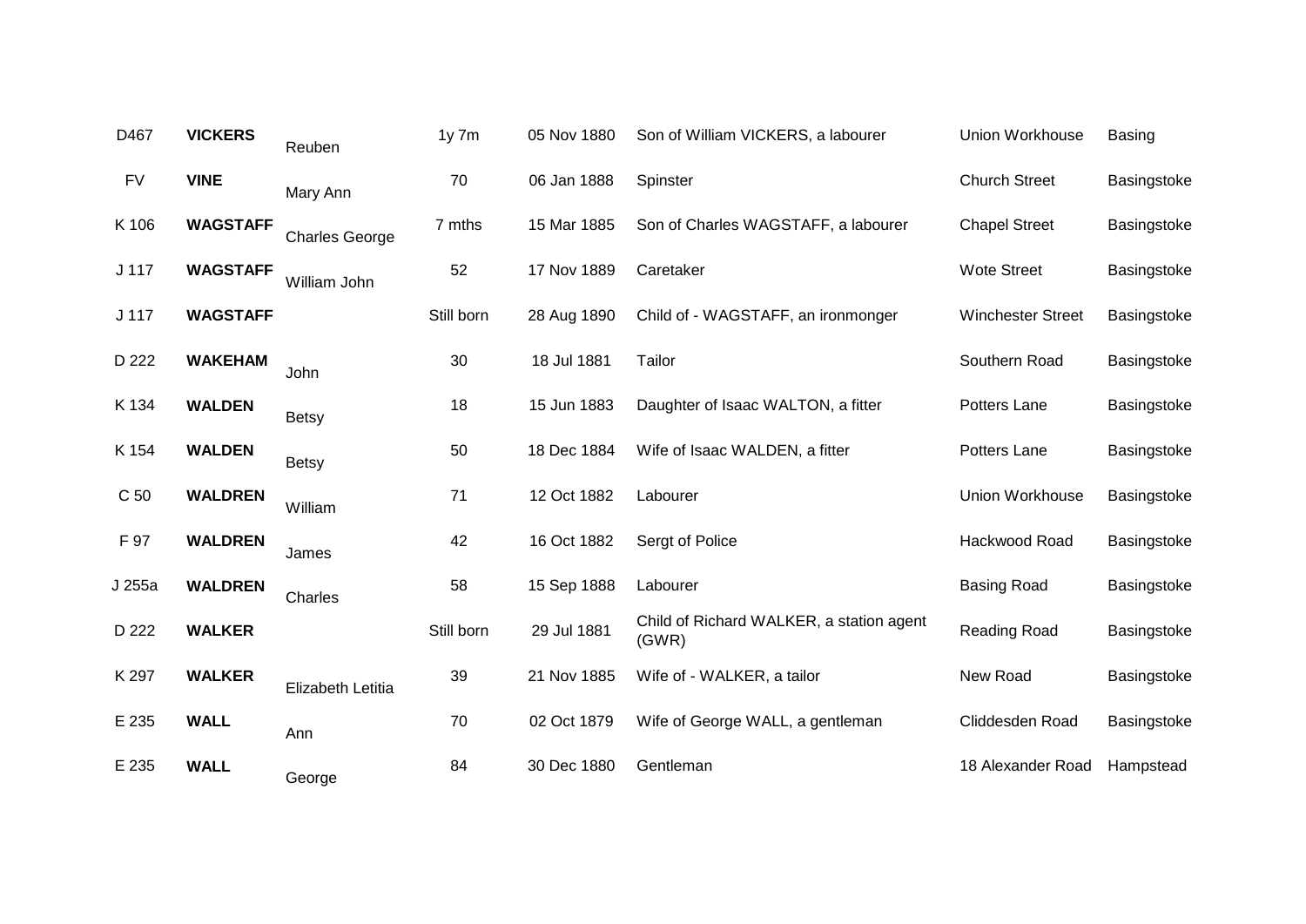| | | | | | | | |
|---|---|---|---|---|---|---|---|
| D467 | **VICKERS** | Reuben | 1y 7m | 05 Nov 1880 | Son of William VICKERS, a labourer | Union Workhouse | Basing |
| FV | **VINE** | Mary Ann | 70 | 06 Jan 1888 | Spinster | Church Street | Basingstoke |
| K 106 | **WAGSTAFF** | Charles George | 7 mths | 15 Mar 1885 | Son of Charles WAGSTAFF, a labourer | Chapel Street | Basingstoke |
| J 117 | **WAGSTAFF** | William John | 52 | 17 Nov 1889 | Caretaker | Wote Street | Basingstoke |
| J 117 | **WAGSTAFF** | | Still born | 28 Aug 1890 | Child of - WAGSTAFF, an ironmonger | Winchester Street | Basingstoke |
| D 222 | **WAKEHAM** | John | 30 | 18 Jul 1881 | Tailor | Southern Road | Basingstoke |
| K 134 | **WALDEN** | Betsy | 18 | 15 Jun 1883 | Daughter of Isaac WALTON, a fitter | Potters Lane | Basingstoke |
| K 154 | **WALDEN** | Betsy | 50 | 18 Dec 1884 | Wife of Isaac WALDEN, a fitter | Potters Lane | Basingstoke |
| C 50 | **WALDREN** | William | 71 | 12 Oct 1882 | Labourer | Union Workhouse | Basingstoke |
| F 97 | **WALDREN** | James | 42 | 16 Oct 1882 | Sergt of Police | Hackwood Road | Basingstoke |
| J 255a | **WALDREN** | Charles | 58 | 15 Sep 1888 | Labourer | Basing Road | Basingstoke |
| D 222 | **WALKER** | | Still born | 29 Jul 1881 | Child of Richard WALKER, a station agent (GWR) | Reading Road | Basingstoke |
| K 297 | **WALKER** | Elizabeth Letitia | 39 | 21 Nov 1885 | Wife of - WALKER, a tailor | New Road | Basingstoke |
| E 235 | **WALL** | Ann | 70 | 02 Oct 1879 | Wife of George WALL, a gentleman | Cliddesden Road | Basingstoke |
| E 235 | **WALL** | George | 84 | 30 Dec 1880 | Gentleman | 18 Alexander Road | Hampstead |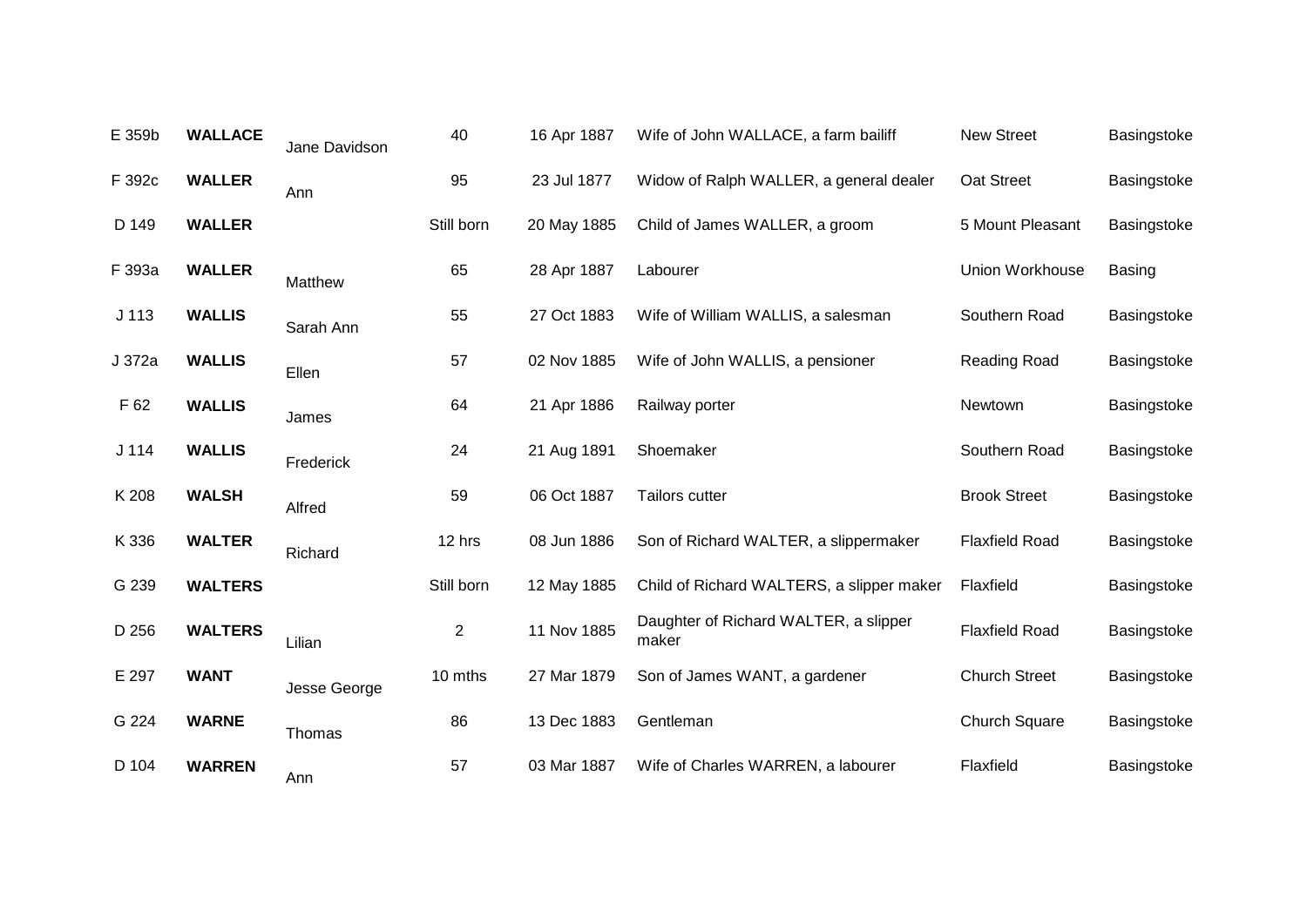| | | | | | | | |
|---|---|---|---|---|---|---|---|
| E 359b | **WALLACE** | Jane Davidson | 40 | 16 Apr 1887 | Wife of John WALLACE, a farm bailiff | New Street | Basingstoke |
| F 392c | **WALLER** | Ann | 95 | 23 Jul 1877 | Widow of Ralph WALLER, a general dealer | Oat Street | Basingstoke |
| D 149 | **WALLER** | | Still born | 20 May 1885 | Child of James WALLER, a groom | 5 Mount Pleasant | Basingstoke |
| F 393a | **WALLER** | Matthew | 65 | 28 Apr 1887 | Labourer | Union Workhouse | Basing |
| J 113 | **WALLIS** | Sarah Ann | 55 | 27 Oct 1883 | Wife of William WALLIS, a salesman | Southern Road | Basingstoke |
| J 372a | **WALLIS** | Ellen | 57 | 02 Nov 1885 | Wife of John WALLIS, a pensioner | Reading Road | Basingstoke |
| F 62 | **WALLIS** | James | 64 | 21 Apr 1886 | Railway porter | Newtown | Basingstoke |
| J 114 | **WALLIS** | Frederick | 24 | 21 Aug 1891 | Shoemaker | Southern Road | Basingstoke |
| K 208 | **WALSH** | Alfred | 59 | 06 Oct 1887 | Tailors cutter | Brook Street | Basingstoke |
| K 336 | **WALTER** | Richard | 12 hrs | 08 Jun 1886 | Son of Richard WALTER, a slippermaker | Flaxfield Road | Basingstoke |
| G 239 | **WALTERS** | | Still born | 12 May 1885 | Child of Richard WALTERS, a slipper maker | Flaxfield | Basingstoke |
| D 256 | **WALTERS** | Lilian | 2 | 11 Nov 1885 | Daughter of Richard WALTER, a slipper maker | Flaxfield Road | Basingstoke |
| E 297 | **WANT** | Jesse George | 10 mths | 27 Mar 1879 | Son of James WANT, a gardener | Church Street | Basingstoke |
| G 224 | **WARNE** | Thomas | 86 | 13 Dec 1883 | Gentleman | Church Square | Basingstoke |
| D 104 | **WARREN** | Ann | 57 | 03 Mar 1887 | Wife of Charles WARREN, a labourer | Flaxfield | Basingstoke |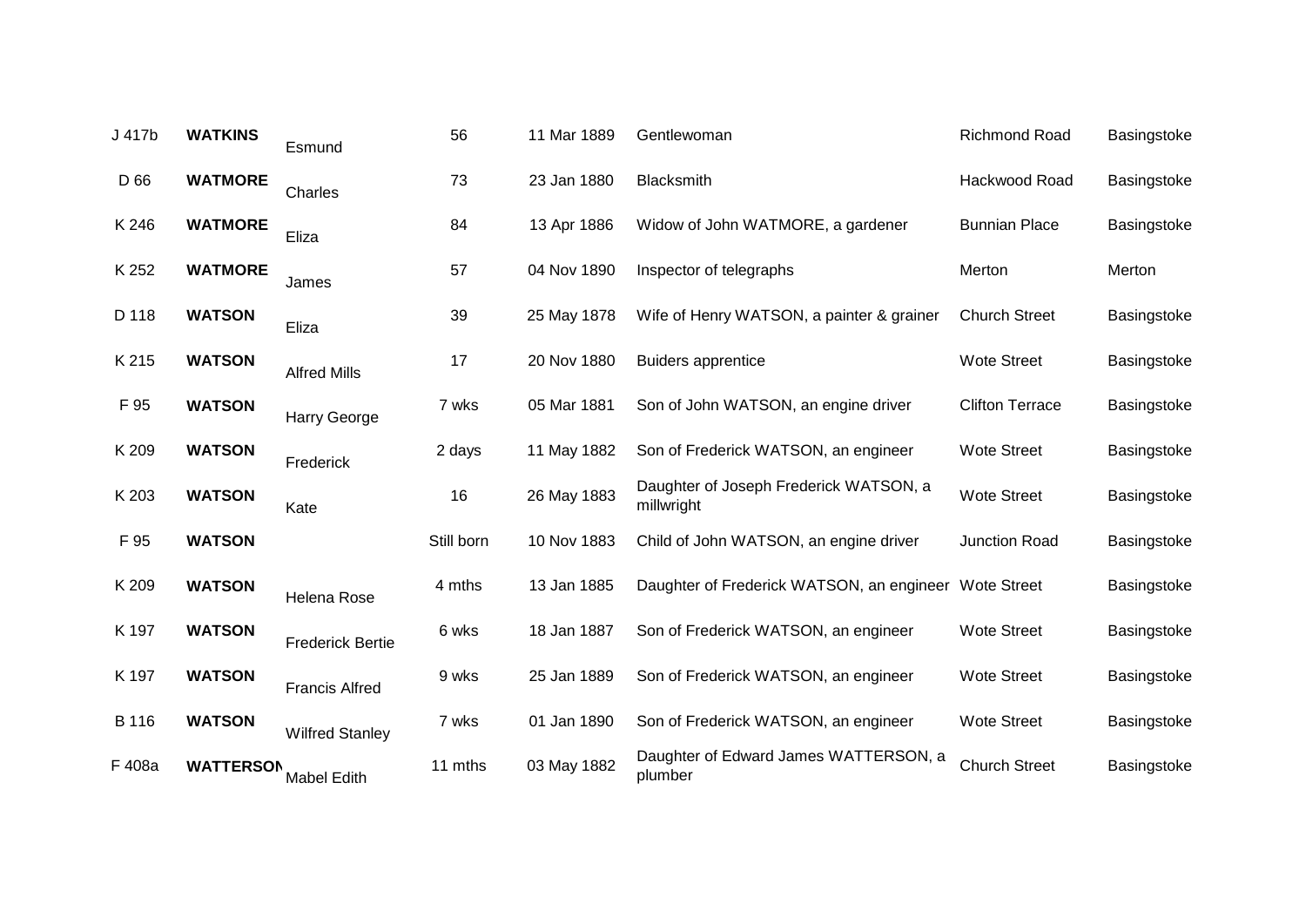| | | | | | | | |
|---|---|---|---|---|---|---|---|
| J 417b | **WATKINS** | Esmund | 56 | 11 Mar 1889 | Gentlewoman | Richmond Road | Basingstoke |
| D 66 | **WATMORE** | Charles | 73 | 23 Jan 1880 | Blacksmith | Hackwood Road | Basingstoke |
| K 246 | **WATMORE** | Eliza | 84 | 13 Apr 1886 | Widow of John WATMORE, a gardener | Bunnian Place | Basingstoke |
| K 252 | **WATMORE** | James | 57 | 04 Nov 1890 | Inspector of telegraphs | Merton | Merton |
| D 118 | **WATSON** | Eliza | 39 | 25 May 1878 | Wife of Henry WATSON, a painter & grainer | Church Street | Basingstoke |
| K 215 | **WATSON** | Alfred Mills | 17 | 20 Nov 1880 | Buiders apprentice | Wote Street | Basingstoke |
| F 95 | **WATSON** | Harry George | 7 wks | 05 Mar 1881 | Son of John WATSON, an engine driver | Clifton Terrace | Basingstoke |
| K 209 | **WATSON** | Frederick | 2 days | 11 May 1882 | Son of Frederick WATSON, an engineer | Wote Street | Basingstoke |
| K 203 | **WATSON** | Kate | 16 | 26 May 1883 | Daughter of Joseph Frederick WATSON, a millwright | Wote Street | Basingstoke |
| F 95 | **WATSON** | | Still born | 10 Nov 1883 | Child of John WATSON, an engine driver | Junction Road | Basingstoke |
| K 209 | **WATSON** | Helena Rose | 4 mths | 13 Jan 1885 | Daughter of Frederick WATSON, an engineer | Wote Street | Basingstoke |
| K 197 | **WATSON** | Frederick Bertie | 6 wks | 18 Jan 1887 | Son of Frederick WATSON, an engineer | Wote Street | Basingstoke |
| K 197 | **WATSON** | Francis Alfred | 9 wks | 25 Jan 1889 | Son of Frederick WATSON, an engineer | Wote Street | Basingstoke |
| B 116 | **WATSON** | Wilfred Stanley | 7 wks | 01 Jan 1890 | Son of Frederick WATSON, an engineer | Wote Street | Basingstoke |
| F 408a | **WATTERSON** | Mabel Edith | 11 mths | 03 May 1882 | Daughter of Edward James WATTERSON, a plumber | Church Street | Basingstoke |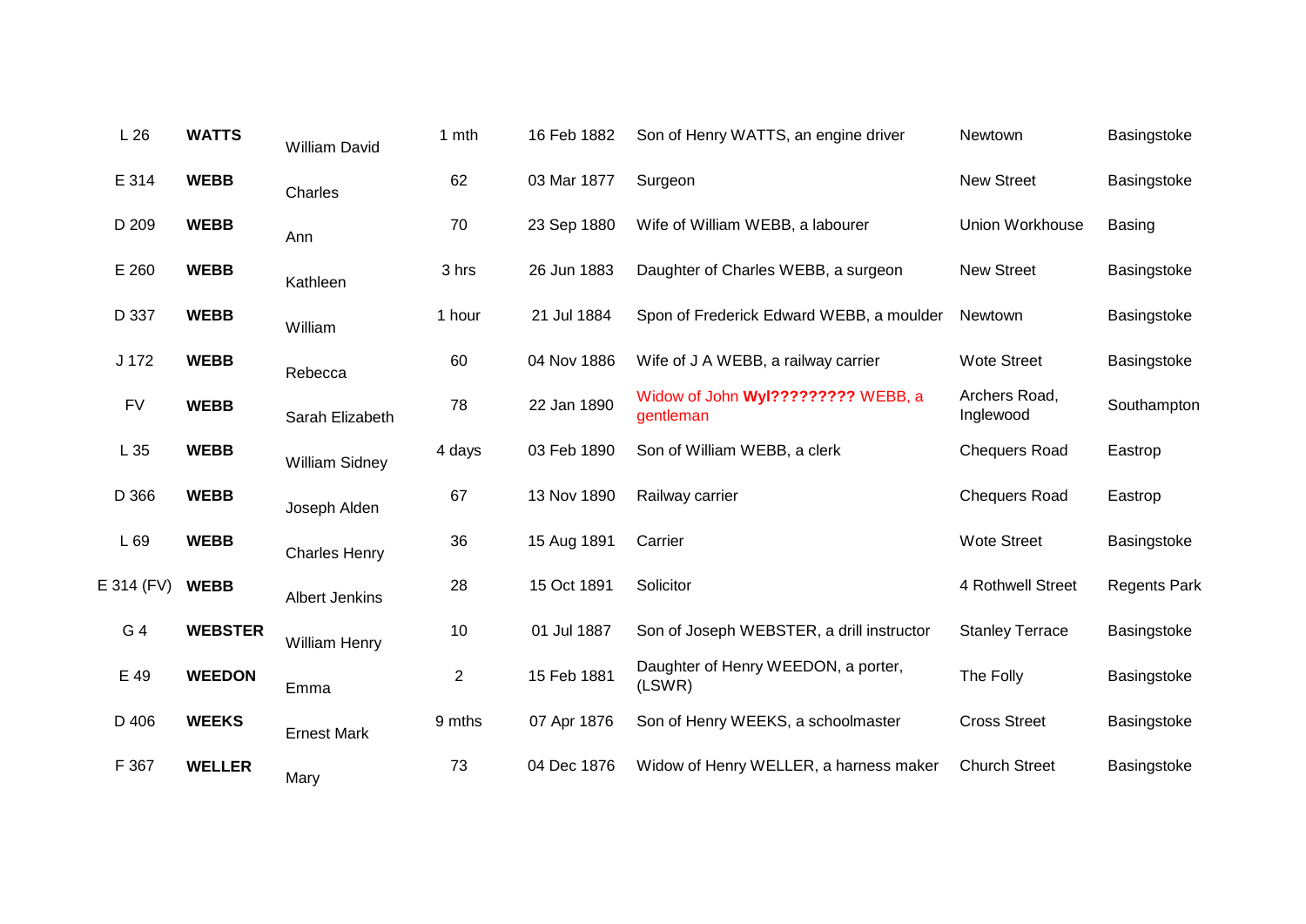| | | | | | | | |
|---|---|---|---|---|---|---|---|
| L 26 | **WATTS** | William David | 1 mth | 16 Feb 1882 | Son of Henry WATTS, an engine driver | Newtown | Basingstoke |
| E 314 | **WEBB** | Charles | 62 | 03 Mar 1877 | Surgeon | New Street | Basingstoke |
| D 209 | **WEBB** | Ann | 70 | 23 Sep 1880 | Wife of William WEBB, a labourer | Union Workhouse | Basing |
| E 260 | **WEBB** | Kathleen | 3 hrs | 26 Jun 1883 | Daughter of Charles WEBB, a surgeon | New Street | Basingstoke |
| D 337 | **WEBB** | William | 1 hour | 21 Jul 1884 | Spon of Frederick Edward WEBB, a moulder | Newtown | Basingstoke |
| J 172 | **WEBB** | Rebecca | 60 | 04 Nov 1886 | Wife of J A WEBB, a railway carrier | Wote Street | Basingstoke |
| FV | **WEBB** | Sarah Elizabeth | 78 | 22 Jan 1890 | Widow of John **Wyl?????????** WEBB, a gentleman | Archers Road, Inglewood | Southampton |
| L 35 | **WEBB** | William Sidney | 4 days | 03 Feb 1890 | Son of William WEBB, a clerk | Chequers Road | Eastrop |
| D 366 | **WEBB** | Joseph Alden | 67 | 13 Nov 1890 | Railway carrier | Chequers Road | Eastrop |
| L 69 | **WEBB** | Charles Henry | 36 | 15 Aug 1891 | Carrier | Wote Street | Basingstoke |
| E 314 (FV) | **WEBB** | Albert Jenkins | 28 | 15 Oct 1891 | Solicitor | 4 Rothwell Street | Regents Park |
| G 4 | **WEBSTER** | William Henry | 10 | 01 Jul 1887 | Son of Joseph WEBSTER, a drill instructor | Stanley Terrace | Basingstoke |
| E 49 | **WEEDON** | Emma | 2 | 15 Feb 1881 | Daughter of Henry WEEDON, a porter, (LSWR) | The Folly | Basingstoke |
| D 406 | **WEEKS** | Ernest Mark | 9 mths | 07 Apr 1876 | Son of Henry WEEKS, a schoolmaster | Cross Street | Basingstoke |
| F 367 | **WELLER** | Mary | 73 | 04 Dec 1876 | Widow of Henry WELLER, a harness maker | Church Street | Basingstoke |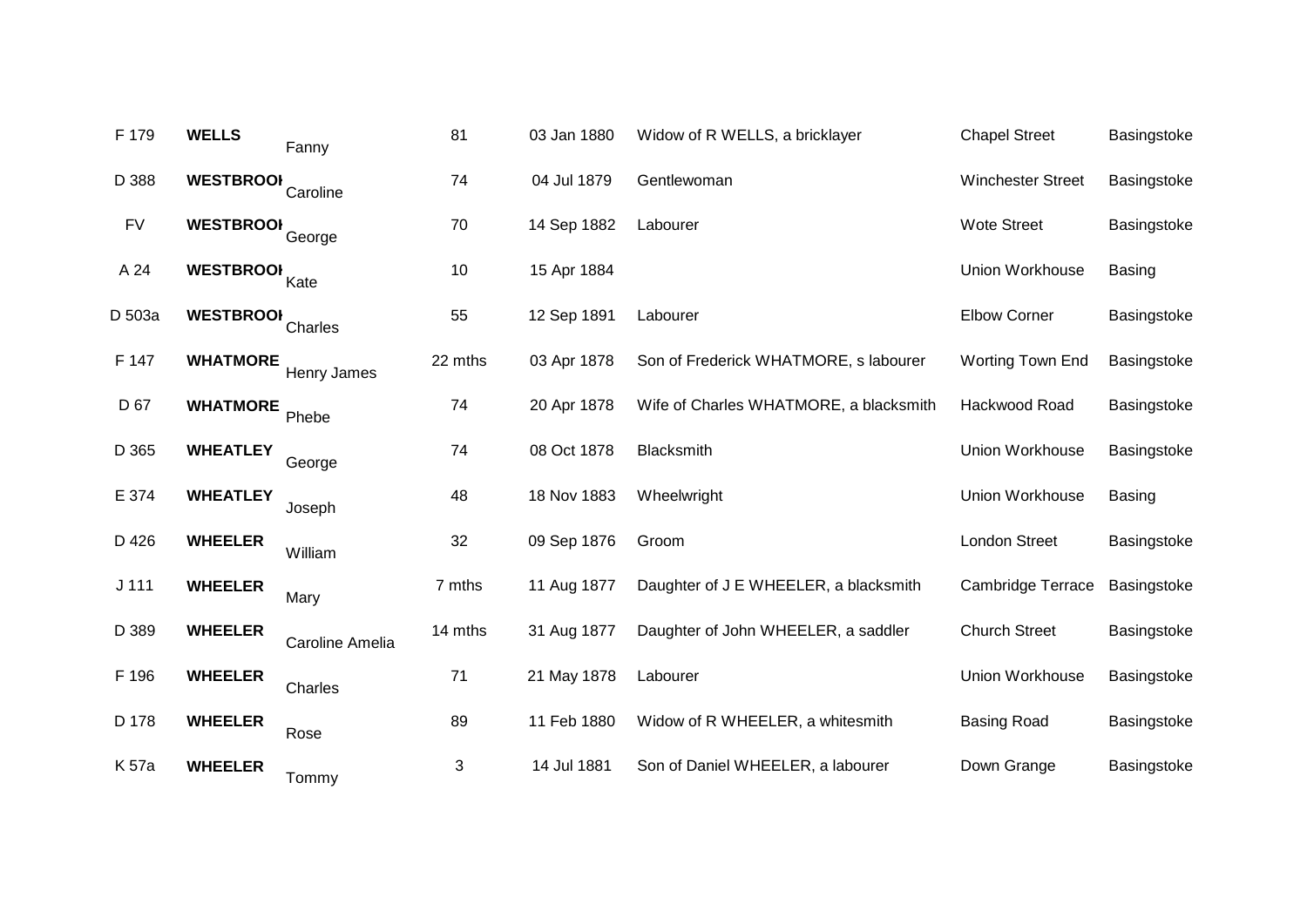| | | | | | | | |
|---|---|---|---|---|---|---|---|
| F 179 | **WELLS** | Fanny | 81 | 03 Jan 1880 | Widow of R WELLS, a bricklayer | Chapel Street | Basingstoke |
| D 388 | **WESTBROOI** | Caroline | 74 | 04 Jul 1879 | Gentlewoman | Winchester Street | Basingstoke |
| FV | **WESTBROOI** | George | 70 | 14 Sep 1882 | Labourer | Wote Street | Basingstoke |
| A 24 | **WESTBROOI** | Kate | 10 | 15 Apr 1884 | | Union Workhouse | Basing |
| D 503a | **WESTBROOI** | Charles | 55 | 12 Sep 1891 | Labourer | Elbow Corner | Basingstoke |
| F 147 | **WHATMORE** | Henry James | 22 mths | 03 Apr 1878 | Son of Frederick WHATMORE, s labourer | Worting Town End | Basingstoke |
| D 67 | **WHATMORE** | Phebe | 74 | 20 Apr 1878 | Wife of Charles WHATMORE, a blacksmith | Hackwood Road | Basingstoke |
| D 365 | **WHEATLEY** | George | 74 | 08 Oct 1878 | Blacksmith | Union Workhouse | Basingstoke |
| E 374 | **WHEATLEY** | Joseph | 48 | 18 Nov 1883 | Wheelwright | Union Workhouse | Basing |
| D 426 | **WHEELER** | William | 32 | 09 Sep 1876 | Groom | London Street | Basingstoke |
| J 111 | **WHEELER** | Mary | 7 mths | 11 Aug 1877 | Daughter of J E WHEELER, a blacksmith | Cambridge Terrace | Basingstoke |
| D 389 | **WHEELER** | Caroline Amelia | 14 mths | 31 Aug 1877 | Daughter of John WHEELER, a saddler | Church Street | Basingstoke |
| F 196 | **WHEELER** | Charles | 71 | 21 May 1878 | Labourer | Union Workhouse | Basingstoke |
| D 178 | **WHEELER** | Rose | 89 | 11 Feb 1880 | Widow of R WHEELER, a whitesmith | Basing Road | Basingstoke |
| K 57a | **WHEELER** | Tommy | 3 | 14 Jul 1881 | Son of Daniel WHEELER, a labourer | Down Grange | Basingstoke |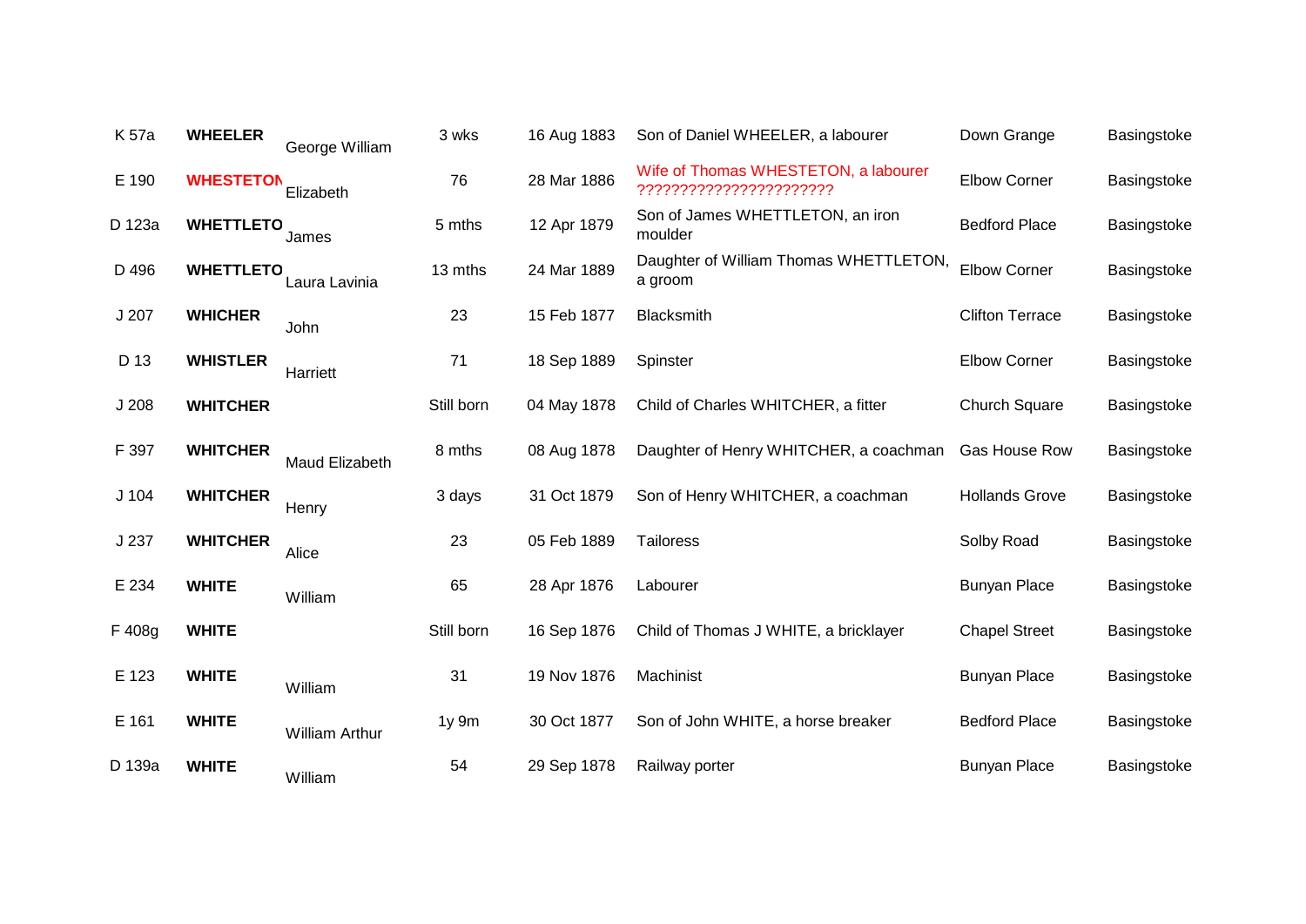| | | | | | | | |
|---|---|---|---|---|---|---|---|
| K 57a | **WHEELER** | George William | 3 wks | 16 Aug 1883 | Son of Daniel WHEELER, a labourer | Down Grange | Basingstoke |
| E 190 | **WHESTETON** | Elizabeth | 76 | 28 Mar 1886 | Wife of Thomas WHESTETON, a labourer ?????????????????????? | Elbow Corner | Basingstoke |
| D 123a | **WHETTLETO** | James | 5 mths | 12 Apr 1879 | Son of James WHETTLETON, an iron moulder | Bedford Place | Basingstoke |
| D 496 | **WHETTLETO** | Laura Lavinia | 13 mths | 24 Mar 1889 | Daughter of William Thomas WHETTLETON, a groom | Elbow Corner | Basingstoke |
| J 207 | **WHICHER** | John | 23 | 15 Feb 1877 | Blacksmith | Clifton Terrace | Basingstoke |
| D 13 | **WHISTLER** | Harriett | 71 | 18 Sep 1889 | Spinster | Elbow Corner | Basingstoke |
| J 208 | **WHITCHER** | | Still born | 04 May 1878 | Child of Charles WHITCHER, a fitter | Church Square | Basingstoke |
| F 397 | **WHITCHER** | Maud Elizabeth | 8 mths | 08 Aug 1878 | Daughter of Henry WHITCHER, a coachman | Gas House Row | Basingstoke |
| J 104 | **WHITCHER** | Henry | 3 days | 31 Oct 1879 | Son of Henry WHITCHER, a coachman | Hollands Grove | Basingstoke |
| J 237 | **WHITCHER** | Alice | 23 | 05 Feb 1889 | Tailoress | Solby Road | Basingstoke |
| E 234 | **WHITE** | William | 65 | 28 Apr 1876 | Labourer | Bunyan Place | Basingstoke |
| F 408g | **WHITE** | | Still born | 16 Sep 1876 | Child of Thomas J WHITE, a bricklayer | Chapel Street | Basingstoke |
| E 123 | **WHITE** | William | 31 | 19 Nov 1876 | Machinist | Bunyan Place | Basingstoke |
| E 161 | **WHITE** | William Arthur | 1y 9m | 30 Oct 1877 | Son of John WHITE, a horse breaker | Bedford Place | Basingstoke |
| D 139a | **WHITE** | William | 54 | 29 Sep 1878 | Railway porter | Bunyan Place | Basingstoke |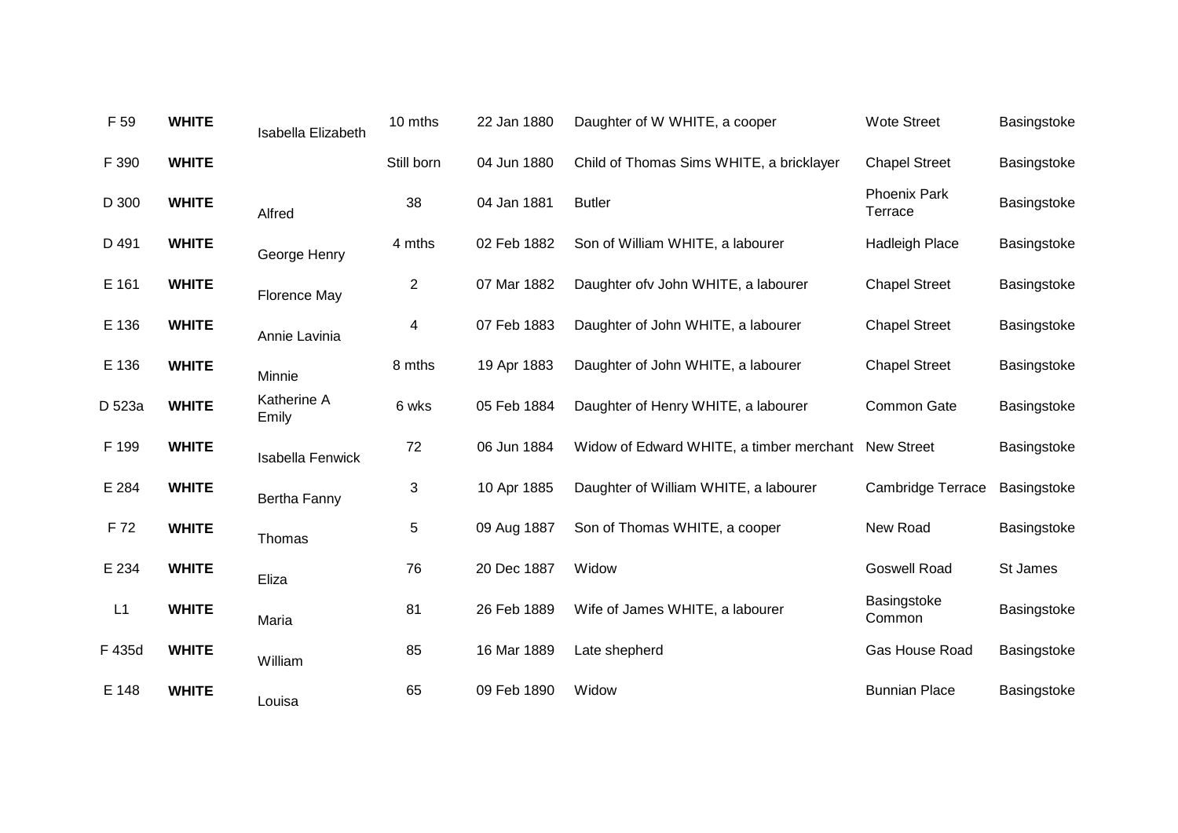| | | | | | | | |
|---|---|---|---|---|---|---|---|
| F 59 | **WHITE** | Isabella Elizabeth | 10 mths | 22 Jan 1880 | Daughter of W WHITE, a cooper | Wote Street | Basingstoke |
| F 390 | **WHITE** | | Still born | 04 Jun 1880 | Child of Thomas Sims WHITE, a bricklayer | Chapel Street | Basingstoke |
| D 300 | **WHITE** | Alfred | 38 | 04 Jan 1881 | Butler | Phoenix Park Terrace | Basingstoke |
| D 491 | **WHITE** | George Henry | 4 mths | 02 Feb 1882 | Son of William WHITE, a labourer | Hadleigh Place | Basingstoke |
| E 161 | **WHITE** | Florence May | 2 | 07 Mar 1882 | Daughter ofv John WHITE, a labourer | Chapel Street | Basingstoke |
| E 136 | **WHITE** | Annie Lavinia | 4 | 07 Feb 1883 | Daughter of John WHITE, a labourer | Chapel Street | Basingstoke |
| E 136 | **WHITE** | Minnie | 8 mths | 19 Apr 1883 | Daughter of John WHITE, a labourer | Chapel Street | Basingstoke |
| D 523a | **WHITE** | Katherine A Emily | 6 wks | 05 Feb 1884 | Daughter of Henry WHITE, a labourer | Common Gate | Basingstoke |
| F 199 | **WHITE** | Isabella Fenwick | 72 | 06 Jun 1884 | Widow of Edward WHITE, a timber merchant | New Street | Basingstoke |
| E 284 | **WHITE** | Bertha Fanny | 3 | 10 Apr 1885 | Daughter of William WHITE, a labourer | Cambridge Terrace | Basingstoke |
| F 72 | **WHITE** | Thomas | 5 | 09 Aug 1887 | Son of Thomas WHITE, a cooper | New Road | Basingstoke |
| E 234 | **WHITE** | Eliza | 76 | 20 Dec 1887 | Widow | Goswell Road | St James |
| L1 | **WHITE** | Maria | 81 | 26 Feb 1889 | Wife of James WHITE, a labourer | Basingstoke Common | Basingstoke |
| F 435d | **WHITE** | William | 85 | 16 Mar 1889 | Late shepherd | Gas House Road | Basingstoke |
| E 148 | **WHITE** | Louisa | 65 | 09 Feb 1890 | Widow | Bunnian Place | Basingstoke |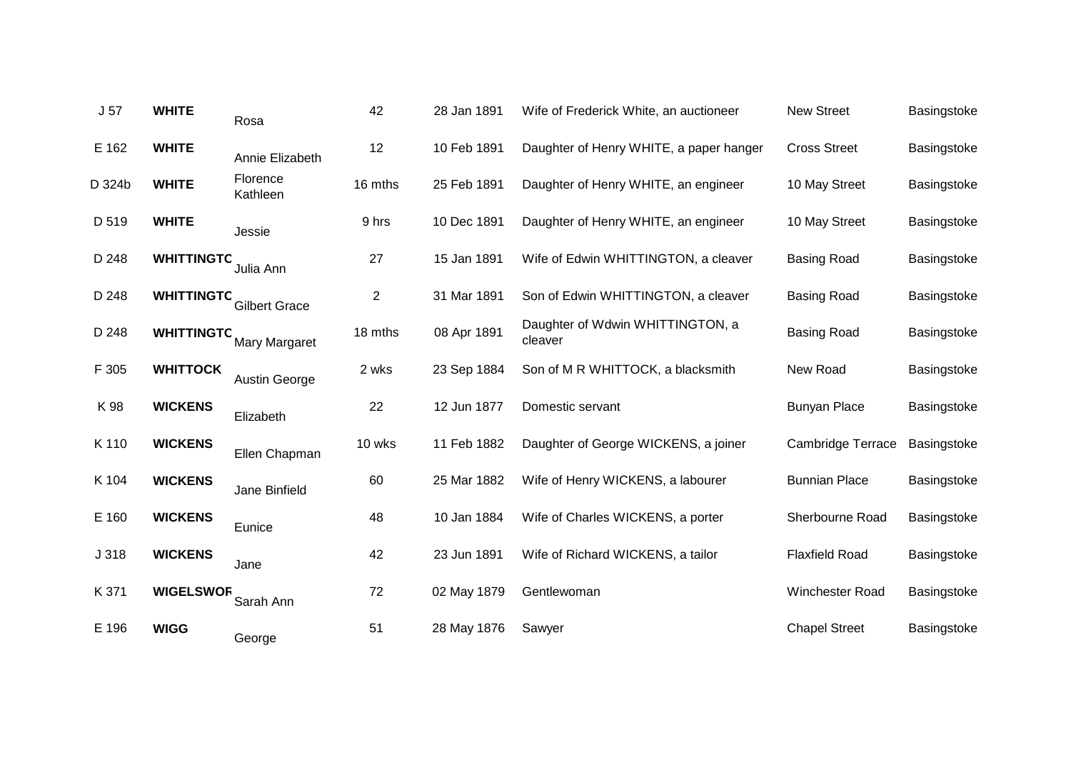| | | | | | | | |
|---|---|---|---|---|---|---|---|
| J 57 | **WHITE** | Rosa | 42 | 28 Jan 1891 | Wife of Frederick White, an auctioneer | New Street | Basingstoke |
| E 162 | **WHITE** | Annie Elizabeth | 12 | 10 Feb 1891 | Daughter of Henry WHITE, a paper hanger | Cross Street | Basingstoke |
| D 324b | **WHITE** | Florence Kathleen | 16 mths | 25 Feb 1891 | Daughter of Henry WHITE, an engineer | 10 May Street | Basingstoke |
| D 519 | **WHITE** | Jessie | 9 hrs | 10 Dec 1891 | Daughter of Henry WHITE, an engineer | 10 May Street | Basingstoke |
| D 248 | **WHITTINGTO** | Julia Ann | 27 | 15 Jan 1891 | Wife of Edwin WHITTINGTON, a cleaver | Basing Road | Basingstoke |
| D 248 | **WHITTINGTO** | Gilbert Grace | 2 | 31 Mar 1891 | Son of Edwin WHITTINGTON, a cleaver | Basing Road | Basingstoke |
| D 248 | **WHITTINGTO** | Mary Margaret | 18 mths | 08 Apr 1891 | Daughter of Wdwin WHITTINGTON, a cleaver | Basing Road | Basingstoke |
| F 305 | **WHITTOCK** | Austin George | 2 wks | 23 Sep 1884 | Son of M R WHITTOCK, a blacksmith | New Road | Basingstoke |
| K 98 | **WICKENS** | Elizabeth | 22 | 12 Jun 1877 | Domestic servant | Bunyan Place | Basingstoke |
| K 110 | **WICKENS** | Ellen Chapman | 10 wks | 11 Feb 1882 | Daughter of George WICKENS, a joiner | Cambridge Terrace | Basingstoke |
| K 104 | **WICKENS** | Jane Binfield | 60 | 25 Mar 1882 | Wife of Henry WICKENS, a labourer | Bunnian Place | Basingstoke |
| E 160 | **WICKENS** | Eunice | 48 | 10 Jan 1884 | Wife of Charles WICKENS, a porter | Sherbourne Road | Basingstoke |
| J 318 | **WICKENS** | Jane | 42 | 23 Jun 1891 | Wife of Richard WICKENS, a tailor | Flaxfield Road | Basingstoke |
| K 371 | **WIGELSWOR** | Sarah Ann | 72 | 02 May 1879 | Gentlewoman | Winchester Road | Basingstoke |
| E 196 | **WIGG** | George | 51 | 28 May 1876 | Sawyer | Chapel Street | Basingstoke |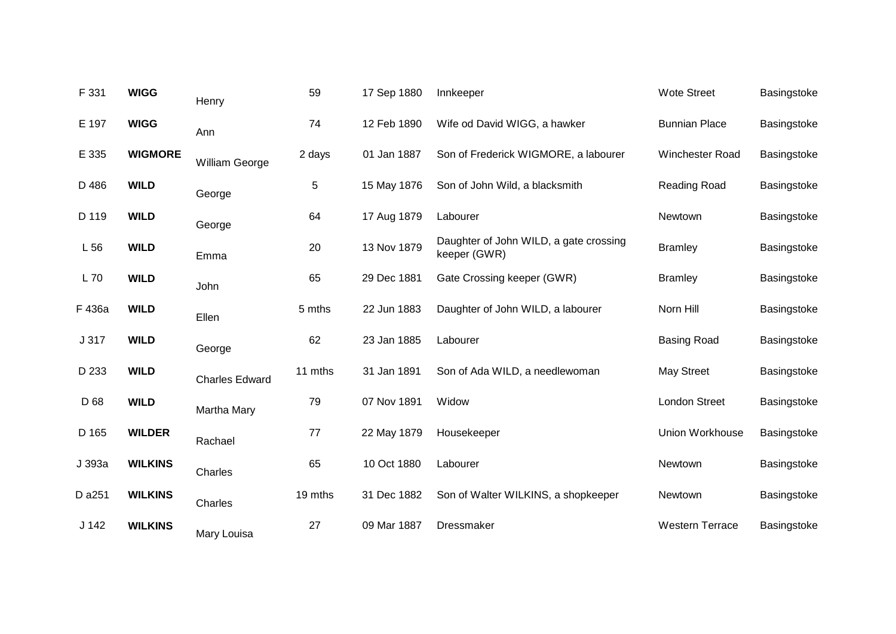| | | | | | | | |
|---|---|---|---|---|---|---|---|
| F 331 | **WIGG** | Henry | 59 | 17 Sep 1880 | Innkeeper | Wote Street | Basingstoke |
| E 197 | **WIGG** | Ann | 74 | 12 Feb 1890 | Wife od David WIGG, a hawker | Bunnian Place | Basingstoke |
| E 335 | **WIGMORE** | William George | 2 days | 01 Jan 1887 | Son of Frederick WIGMORE, a labourer | Winchester Road | Basingstoke |
| D 486 | **WILD** | George | 5 | 15 May 1876 | Son of John Wild, a blacksmith | Reading Road | Basingstoke |
| D 119 | **WILD** | George | 64 | 17 Aug 1879 | Labourer | Newtown | Basingstoke |
| L 56 | **WILD** | Emma | 20 | 13 Nov 1879 | Daughter of John WILD, a gate crossing keeper (GWR) | Bramley | Basingstoke |
| L 70 | **WILD** | John | 65 | 29 Dec 1881 | Gate Crossing keeper (GWR) | Bramley | Basingstoke |
| F 436a | **WILD** | Ellen | 5 mths | 22 Jun 1883 | Daughter of John WILD, a labourer | Norn Hill | Basingstoke |
| J 317 | **WILD** | George | 62 | 23 Jan 1885 | Labourer | Basing Road | Basingstoke |
| D 233 | **WILD** | Charles Edward | 11 mths | 31 Jan 1891 | Son of Ada WILD, a needlewoman | May Street | Basingstoke |
| D 68 | **WILD** | Martha Mary | 79 | 07 Nov 1891 | Widow | London Street | Basingstoke |
| D 165 | **WILDER** | Rachael | 77 | 22 May 1879 | Housekeeper | Union Workhouse | Basingstoke |
| J 393a | **WILKINS** | Charles | 65 | 10 Oct 1880 | Labourer | Newtown | Basingstoke |
| D a251 | **WILKINS** | Charles | 19 mths | 31 Dec 1882 | Son of Walter WILKINS, a shopkeeper | Newtown | Basingstoke |
| J 142 | **WILKINS** | Mary Louisa | 27 | 09 Mar 1887 | Dressmaker | Western Terrace | Basingstoke |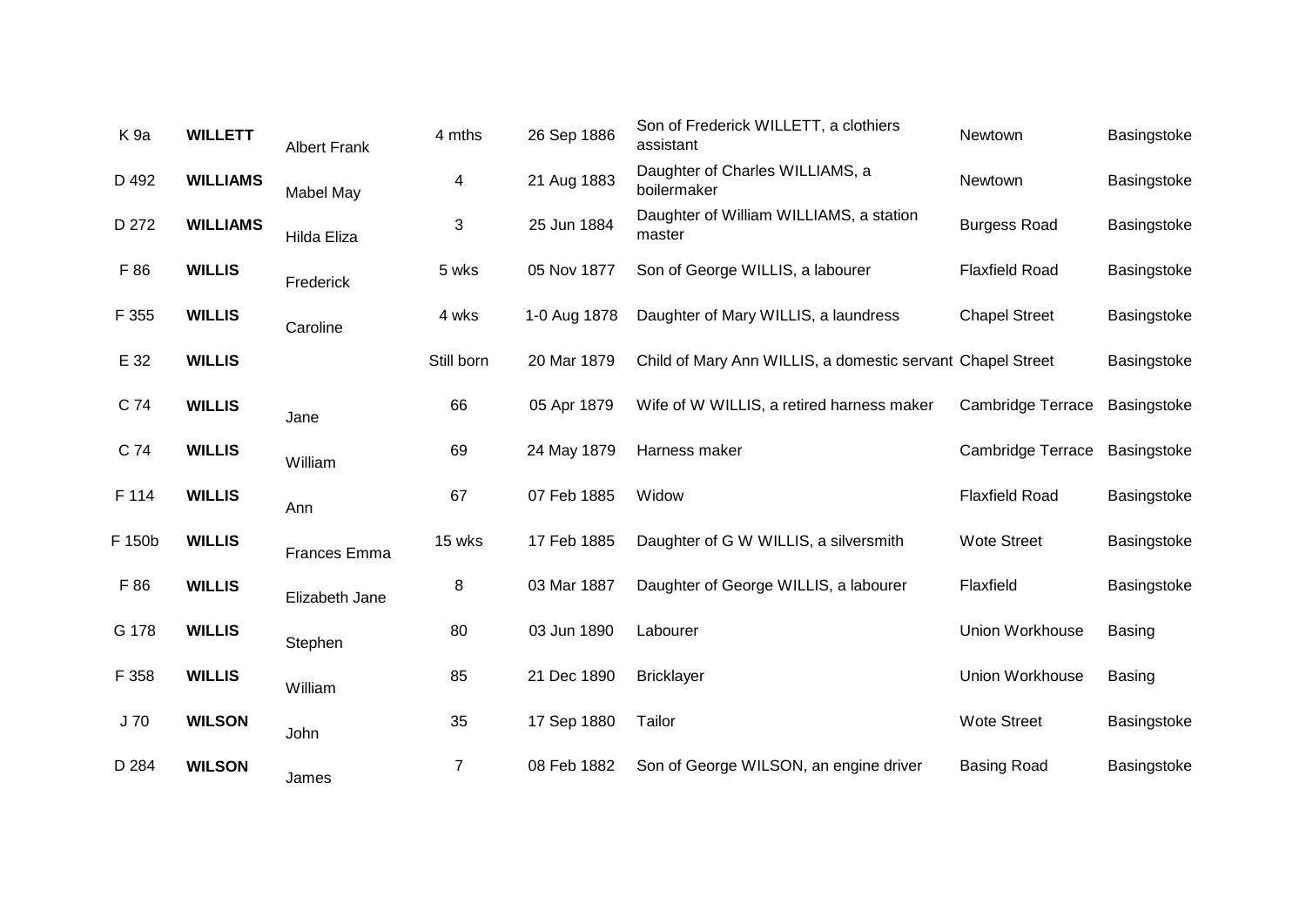| | | | | | | | |
|---|---|---|---|---|---|---|---|
| K 9a | **WILLETT** | Albert Frank | 4 mths | 26 Sep 1886 | Son of Frederick WILLETT, a clothiers assistant | Newtown | Basingstoke |
| D 492 | **WILLIAMS** | Mabel May | 4 | 21 Aug 1883 | Daughter of Charles WILLIAMS, a boilermaker | Newtown | Basingstoke |
| D 272 | **WILLIAMS** | Hilda Eliza | 3 | 25 Jun 1884 | Daughter of William WILLIAMS, a station master | Burgess Road | Basingstoke |
| F 86 | **WILLIS** | Frederick | 5 wks | 05 Nov 1877 | Son of George WILLIS, a labourer | Flaxfield Road | Basingstoke |
| F 355 | **WILLIS** | Caroline | 4 wks | 1-0 Aug 1878 | Daughter of Mary WILLIS, a laundress | Chapel Street | Basingstoke |
| E 32 | **WILLIS** | | Still born | 20 Mar 1879 | Child of Mary Ann WILLIS, a domestic servant | Chapel Street | Basingstoke |
| C 74 | **WILLIS** | Jane | 66 | 05 Apr 1879 | Wife of W WILLIS, a retired harness maker | Cambridge Terrace | Basingstoke |
| C 74 | **WILLIS** | William | 69 | 24 May 1879 | Harness maker | Cambridge Terrace | Basingstoke |
| F 114 | **WILLIS** | Ann | 67 | 07 Feb 1885 | Widow | Flaxfield Road | Basingstoke |
| F 150b | **WILLIS** | Frances Emma | 15 wks | 17 Feb 1885 | Daughter of G W WILLIS, a silversmith | Wote Street | Basingstoke |
| F 86 | **WILLIS** | Elizabeth Jane | 8 | 03 Mar 1887 | Daughter of George WILLIS, a labourer | Flaxfield | Basingstoke |
| G 178 | **WILLIS** | Stephen | 80 | 03 Jun 1890 | Labourer | Union Workhouse | Basing |
| F 358 | **WILLIS** | William | 85 | 21 Dec 1890 | Bricklayer | Union Workhouse | Basing |
| J 70 | **WILSON** | John | 35 | 17 Sep 1880 | Tailor | Wote Street | Basingstoke |
| D 284 | **WILSON** | James | 7 | 08 Feb 1882 | Son of George WILSON, an engine driver | Basing Road | Basingstoke |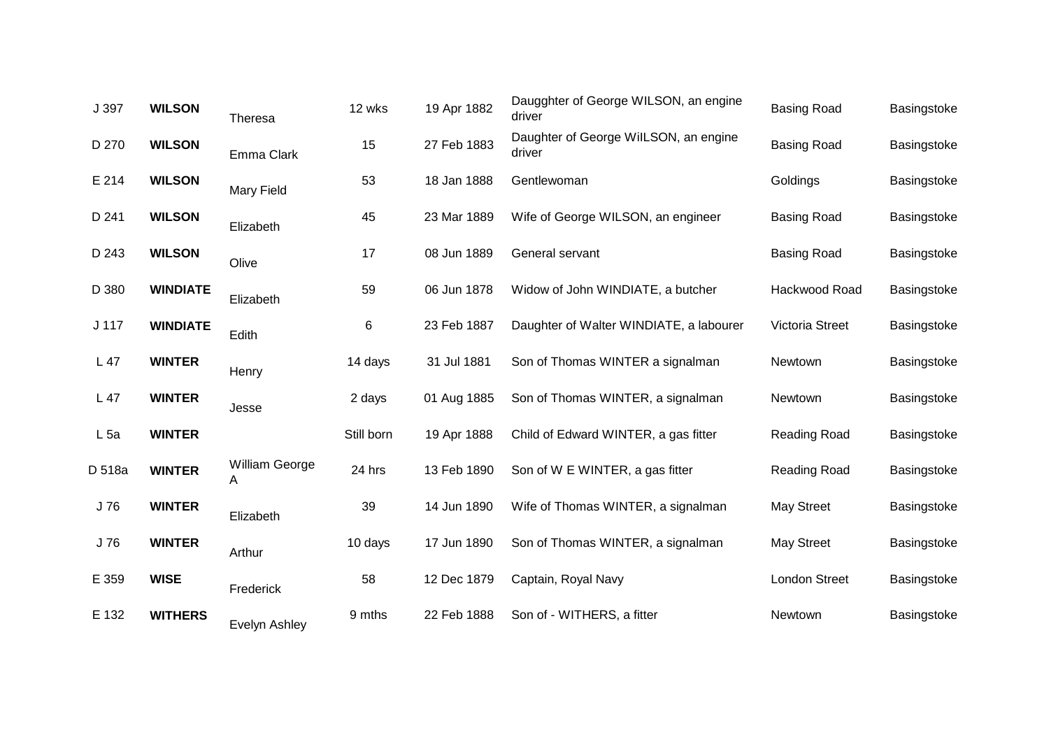| | | | | | | | |
|---|---|---|---|---|---|---|---|
| J 397 | **WILSON** | Theresa | 12 wks | 19 Apr 1882 | Daugghter of George WILSON, an engine driver | Basing Road | Basingstoke |
| D 270 | **WILSON** | Emma Clark | 15 | 27 Feb 1883 | Daughter of George WiILSON, an engine driver | Basing Road | Basingstoke |
| E 214 | **WILSON** | Mary Field | 53 | 18 Jan 1888 | Gentlewoman | Goldings | Basingstoke |
| D 241 | **WILSON** | Elizabeth | 45 | 23 Mar 1889 | Wife of George WILSON, an engineer | Basing Road | Basingstoke |
| D 243 | **WILSON** | Olive | 17 | 08 Jun 1889 | General servant | Basing Road | Basingstoke |
| D 380 | **WINDIATE** | Elizabeth | 59 | 06 Jun 1878 | Widow of John WINDIATE, a butcher | Hackwood Road | Basingstoke |
| J 117 | **WINDIATE** | Edith | 6 | 23 Feb 1887 | Daughter of Walter WINDIATE, a labourer | Victoria Street | Basingstoke |
| L 47 | **WINTER** | Henry | 14 days | 31 Jul 1881 | Son of Thomas WINTER a signalman | Newtown | Basingstoke |
| L 47 | **WINTER** | Jesse | 2 days | 01 Aug 1885 | Son of Thomas WINTER, a signalman | Newtown | Basingstoke |
| L 5a | **WINTER** | | Still born | 19 Apr 1888 | Child of Edward WINTER, a gas fitter | Reading Road | Basingstoke |
| D 518a | **WINTER** | William George A | 24 hrs | 13 Feb 1890 | Son of W E WINTER, a gas fitter | Reading Road | Basingstoke |
| J 76 | **WINTER** | Elizabeth | 39 | 14 Jun 1890 | Wife of Thomas WINTER, a signalman | May Street | Basingstoke |
| J 76 | **WINTER** | Arthur | 10 days | 17 Jun 1890 | Son of Thomas WINTER, a signalman | May Street | Basingstoke |
| E 359 | **WISE** | Frederick | 58 | 12 Dec 1879 | Captain, Royal Navy | London Street | Basingstoke |
| E 132 | **WITHERS** | Evelyn Ashley | 9 mths | 22 Feb 1888 | Son of - WITHERS, a fitter | Newtown | Basingstoke |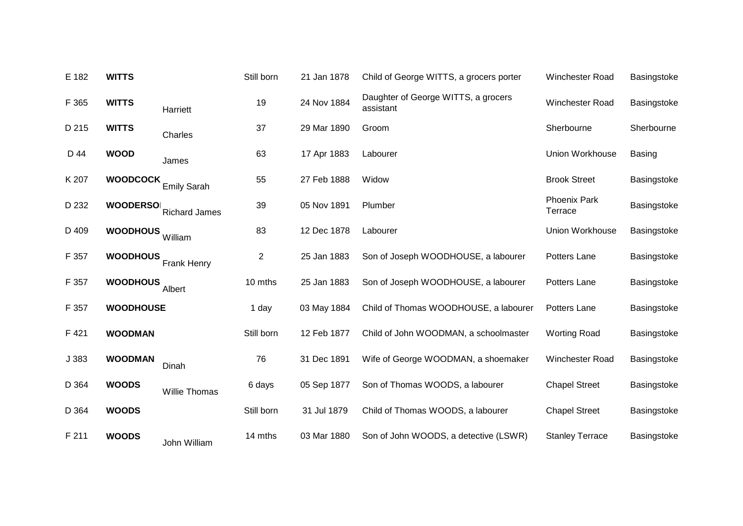| | | | | | | | |
|---|---|---|---|---|---|---|---|
| E 182 | **WITTS** | | Still born | 21 Jan 1878 | Child of George WITTS, a grocers porter | Winchester Road | Basingstoke |
| F 365 | **WITTS** | Harriett | 19 | 24 Nov 1884 | Daughter of George WITTS, a grocers assistant | Winchester Road | Basingstoke |
| D 215 | **WITTS** | Charles | 37 | 29 Mar 1890 | Groom | Sherbourne | Sherbourne |
| D 44 | **WOOD** | James | 63 | 17 Apr 1883 | Labourer | Union Workhouse | Basing |
| K 207 | **WOODCOCK** | Emily Sarah | 55 | 27 Feb 1888 | Widow | Brook Street | Basingstoke |
| D 232 | **WOODERSO** | Richard James | 39 | 05 Nov 1891 | Plumber | Phoenix Park Terrace | Basingstoke |
| D 409 | **WOODHOUS** | William | 83 | 12 Dec 1878 | Labourer | Union Workhouse | Basingstoke |
| F 357 | **WOODHOUS** | Frank Henry | 2 | 25 Jan 1883 | Son of Joseph WOODHOUSE, a labourer | Potters Lane | Basingstoke |
| F 357 | **WOODHOUS** | Albert | 10 mths | 25 Jan 1883 | Son of Joseph WOODHOUSE, a labourer | Potters Lane | Basingstoke |
| F 357 | **WOODHOUSE** | | 1 day | 03 May 1884 | Child of Thomas WOODHOUSE, a labourer | Potters Lane | Basingstoke |
| F 421 | **WOODMAN** | | Still born | 12 Feb 1877 | Child of John WOODMAN, a schoolmaster | Worting Road | Basingstoke |
| J 383 | **WOODMAN** | Dinah | 76 | 31 Dec 1891 | Wife of George WOODMAN, a shoemaker | Winchester Road | Basingstoke |
| D 364 | **WOODS** | Willie Thomas | 6 days | 05 Sep 1877 | Son of Thomas WOODS, a labourer | Chapel Street | Basingstoke |
| D 364 | **WOODS** | | Still born | 31 Jul 1879 | Child of Thomas WOODS, a labourer | Chapel Street | Basingstoke |
| F 211 | **WOODS** | John William | 14 mths | 03 Mar 1880 | Son of John WOODS, a detective (LSWR) | Stanley Terrace | Basingstoke |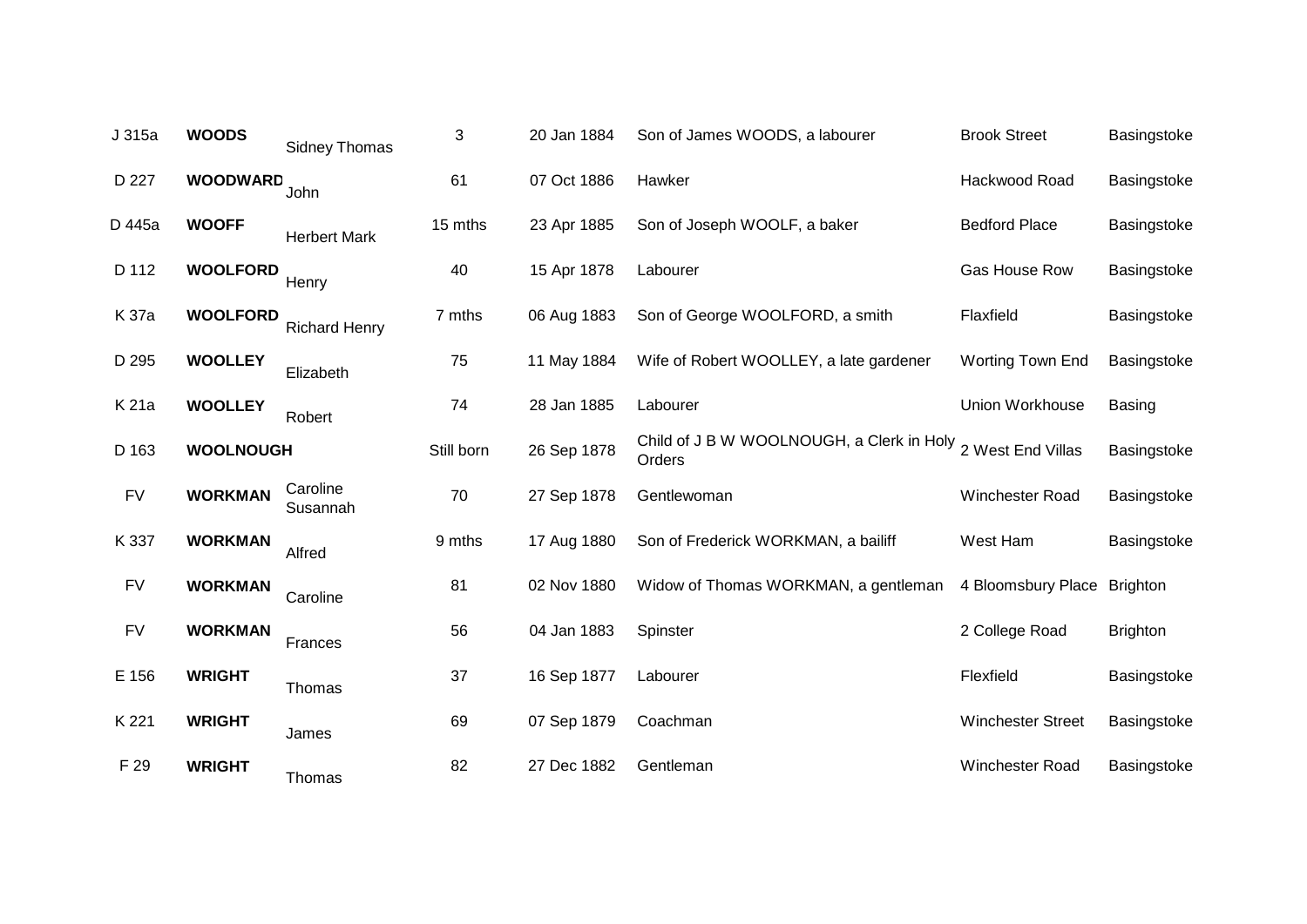| | | | | | | | |
|---|---|---|---|---|---|---|---|
| J 315a | **WOODS** | Sidney Thomas | 3 | 20 Jan 1884 | Son of James WOODS, a labourer | Brook Street | Basingstoke |
| D 227 | **WOODWARD** | John | 61 | 07 Oct 1886 | Hawker | Hackwood Road | Basingstoke |
| D 445a | **WOOFF** | Herbert Mark | 15 mths | 23 Apr 1885 | Son of Joseph WOOLF, a baker | Bedford Place | Basingstoke |
| D 112 | **WOOLFORD** | Henry | 40 | 15 Apr 1878 | Labourer | Gas House Row | Basingstoke |
| K 37a | **WOOLFORD** | Richard Henry | 7 mths | 06 Aug 1883 | Son of George WOOLFORD, a smith | Flaxfield | Basingstoke |
| D 295 | **WOOLLEY** | Elizabeth | 75 | 11 May 1884 | Wife of Robert WOOLLEY, a late gardener | Worting Town End | Basingstoke |
| K 21a | **WOOLLEY** | Robert | 74 | 28 Jan 1885 | Labourer | Union Workhouse | Basing |
| D 163 | **WOOLNOUGH** | | Still born | 26 Sep 1878 | Child of J B W WOOLNOUGH, a Clerk in Holy Orders | 2 West End Villas | Basingstoke |
| FV | **WORKMAN** | Caroline Susannah | 70 | 27 Sep 1878 | Gentlewoman | Winchester Road | Basingstoke |
| K 337 | **WORKMAN** | Alfred | 9 mths | 17 Aug 1880 | Son of Frederick WORKMAN, a bailiff | West Ham | Basingstoke |
| FV | **WORKMAN** | Caroline | 81 | 02 Nov 1880 | Widow of Thomas WORKMAN, a gentleman | 4 Bloomsbury Place | Brighton |
| FV | **WORKMAN** | Frances | 56 | 04 Jan 1883 | Spinster | 2 College Road | Brighton |
| E 156 | **WRIGHT** | Thomas | 37 | 16 Sep 1877 | Labourer | Flexfield | Basingstoke |
| K 221 | **WRIGHT** | James | 69 | 07 Sep 1879 | Coachman | Winchester Street | Basingstoke |
| F 29 | **WRIGHT** | Thomas | 82 | 27 Dec 1882 | Gentleman | Winchester Road | Basingstoke |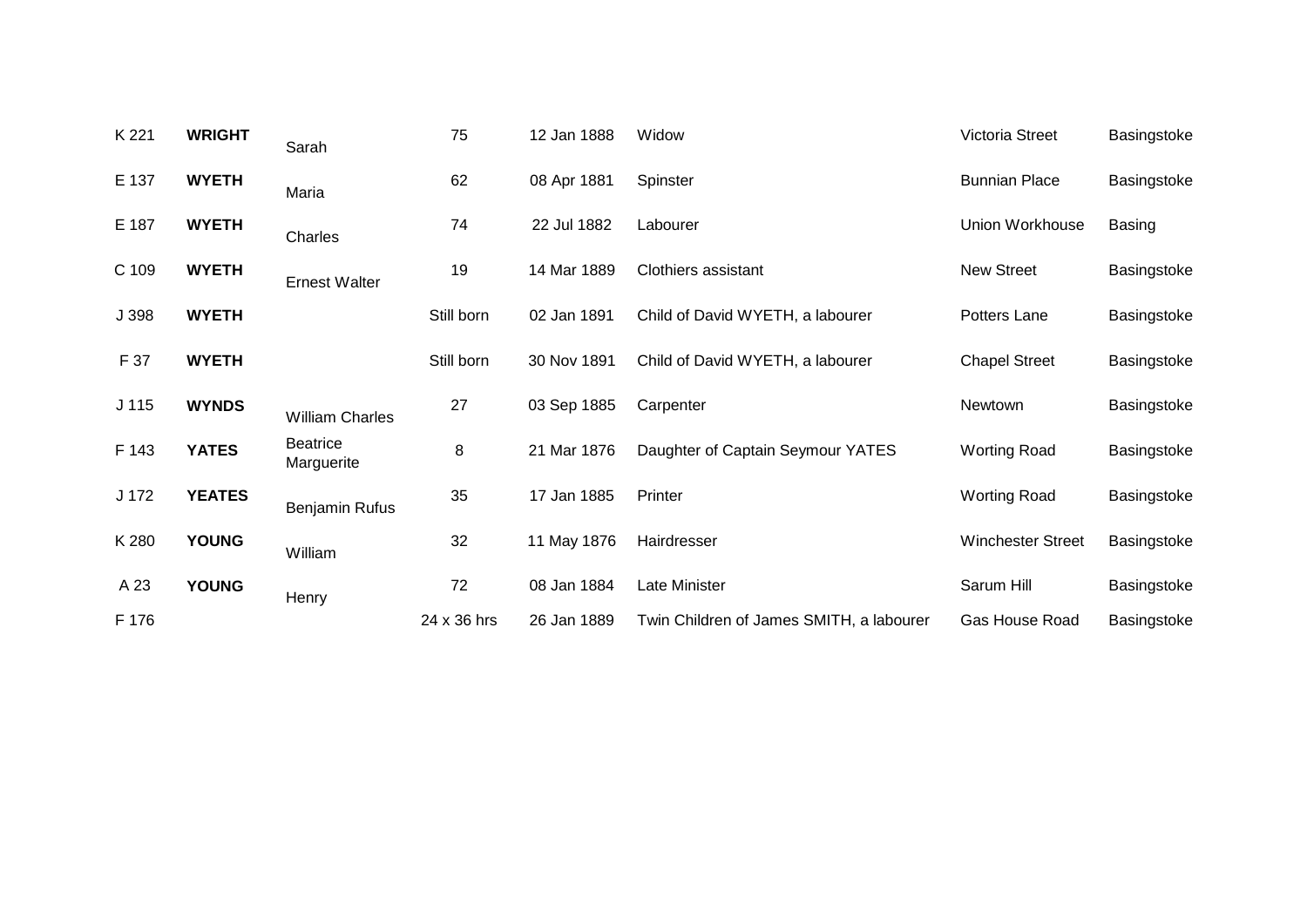| | | | | | | | |
|---|---|---|---|---|---|---|---|
| K 221 | **WRIGHT** | Sarah | 75 | 12 Jan 1888 | Widow | Victoria Street | Basingstoke |
| E 137 | **WYETH** | Maria | 62 | 08 Apr 1881 | Spinster | Bunnian Place | Basingstoke |
| E 187 | **WYETH** | Charles | 74 | 22 Jul 1882 | Labourer | Union Workhouse | Basing |
| C 109 | **WYETH** | Ernest Walter | 19 | 14 Mar 1889 | Clothiers assistant | New Street | Basingstoke |
| J 398 | **WYETH** | | Still born | 02 Jan 1891 | Child of David WYETH, a labourer | Potters Lane | Basingstoke |
| F 37 | **WYETH** | | Still born | 30 Nov 1891 | Child of David WYETH, a labourer | Chapel Street | Basingstoke |
| J 115 | **WYNDS** | William Charles | 27 | 03 Sep 1885 | Carpenter | Newtown | Basingstoke |
| F 143 | **YATES** | Beatrice Marguerite | 8 | 21 Mar 1876 | Daughter of Captain Seymour YATES | Worting Road | Basingstoke |
| J 172 | **YEATES** | Benjamin Rufus | 35 | 17 Jan 1885 | Printer | Worting Road | Basingstoke |
| K 280 | **YOUNG** | William | 32 | 11 May 1876 | Hairdresser | Winchester Street | Basingstoke |
| A 23 | **YOUNG** | Henry | 72 | 08 Jan 1884 | Late Minister | Sarum Hill | Basingstoke |
| F 176 | | | 24 x 36 hrs | 26 Jan 1889 | Twin Children of James SMITH, a labourer | Gas House Road | Basingstoke |